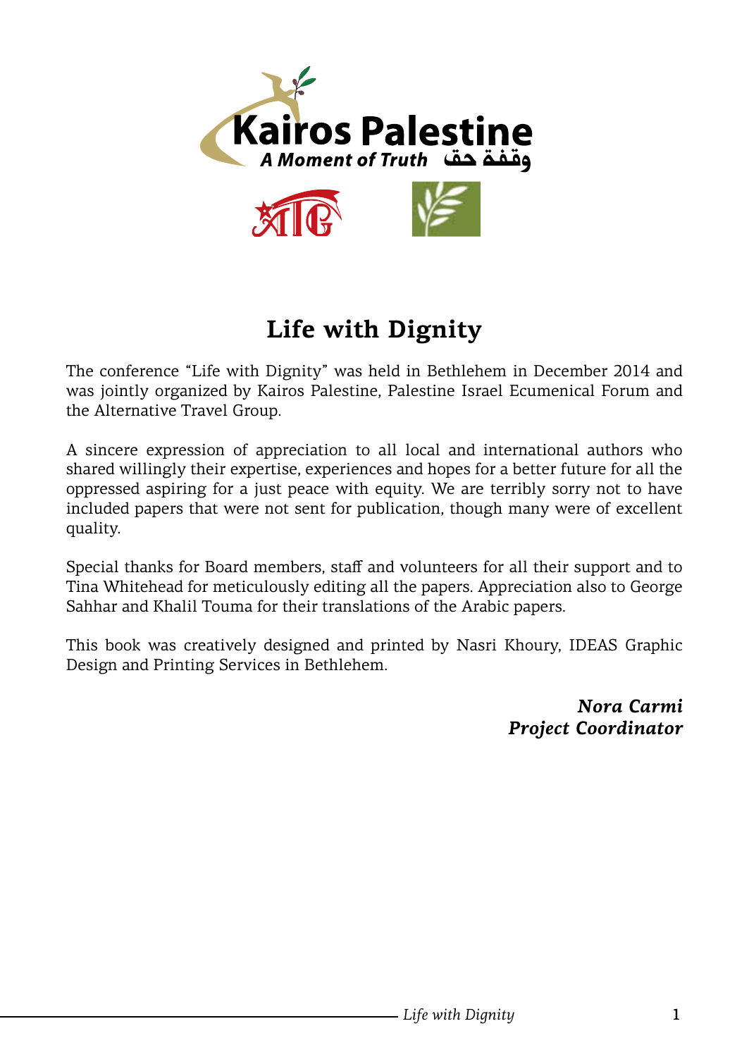# Life with Dignity

The conference "Life with Dignity" was held in Bethlehem in December 2014 and was jointly organized by Kairos Palestine, Palestine Israel Ecumenical Forum and the Alternative Travel Group.

A sincere expression of appreciation to all local and international authors who shared willingly their expertise, experiences and hopes for a better future for all the oppressed aspiring for a just peace with equity. We are terribly sorry not to have included papers that were not sent for publication, though many were of excellent quality.

Special thanks for Board members, staff and volunteers for all their support and to Tina Whitehead for meticulously editing all the papers. Appreciation also to George Sahhar and Khalil Touma for their translations of the Arabic papers.

This book was creatively designed and printed by Nasri Khoury, IDEAS Graphic Design and Printing Services in Bethlehem.

***Nora Carmi***
***Project Coordinator***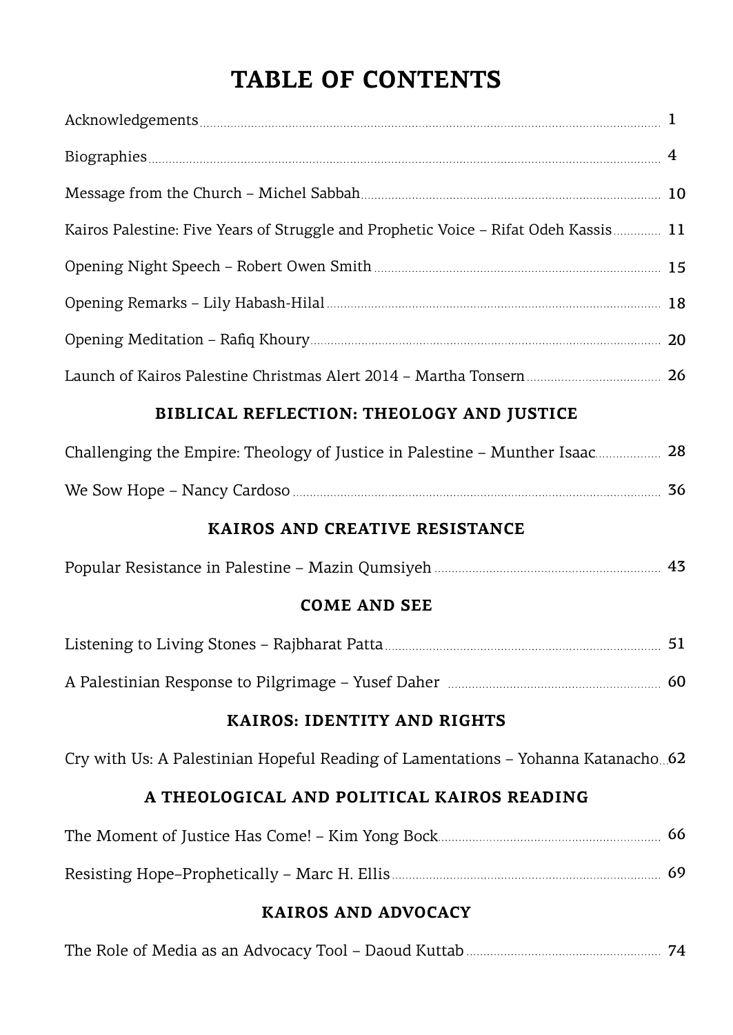# TABLE OF CONTENTS

Acknowledgements ... 1

Biographies ... 4

Message from the Church – Michel Sabbah ... 10

Kairos Palestine: Five Years of Struggle and Prophetic Voice – Rifat Odeh Kassis ... 11

Opening Night Speech – Robert Owen Smith ... 15

Opening Remarks – Lily Habash-Hilal ... 18

Opening Meditation – Rafiq Khoury ... 20

Launch of Kairos Palestine Christmas Alert 2014 – Martha Tonsern ... 26

## BIBLICAL REFLECTION: THEOLOGY AND JUSTICE

Challenging the Empire: Theology of Justice in Palestine – Munther Isaac ... 28

We Sow Hope – Nancy Cardoso ... 36

## KAIROS AND CREATIVE RESISTANCE

Popular Resistance in Palestine – Mazin Qumsiyeh ... 43

## COME AND SEE

Listening to Living Stones – Rajbharat Patta ... 51

A Palestinian Response to Pilgrimage – Yusef Daher ... 60

## KAIROS: IDENTITY AND RIGHTS

Cry with Us: A Palestinian Hopeful Reading of Lamentations – Yohanna Katanacho ... 62

## A THEOLOGICAL AND POLITICAL KAIROS READING

The Moment of Justice Has Come! – Kim Yong Bock ... 66

Resisting Hope–Prophetically – Marc H. Ellis ... 69

## KAIROS AND ADVOCACY

The Role of Media as an Advocacy Tool – Daoud Kuttab ... 74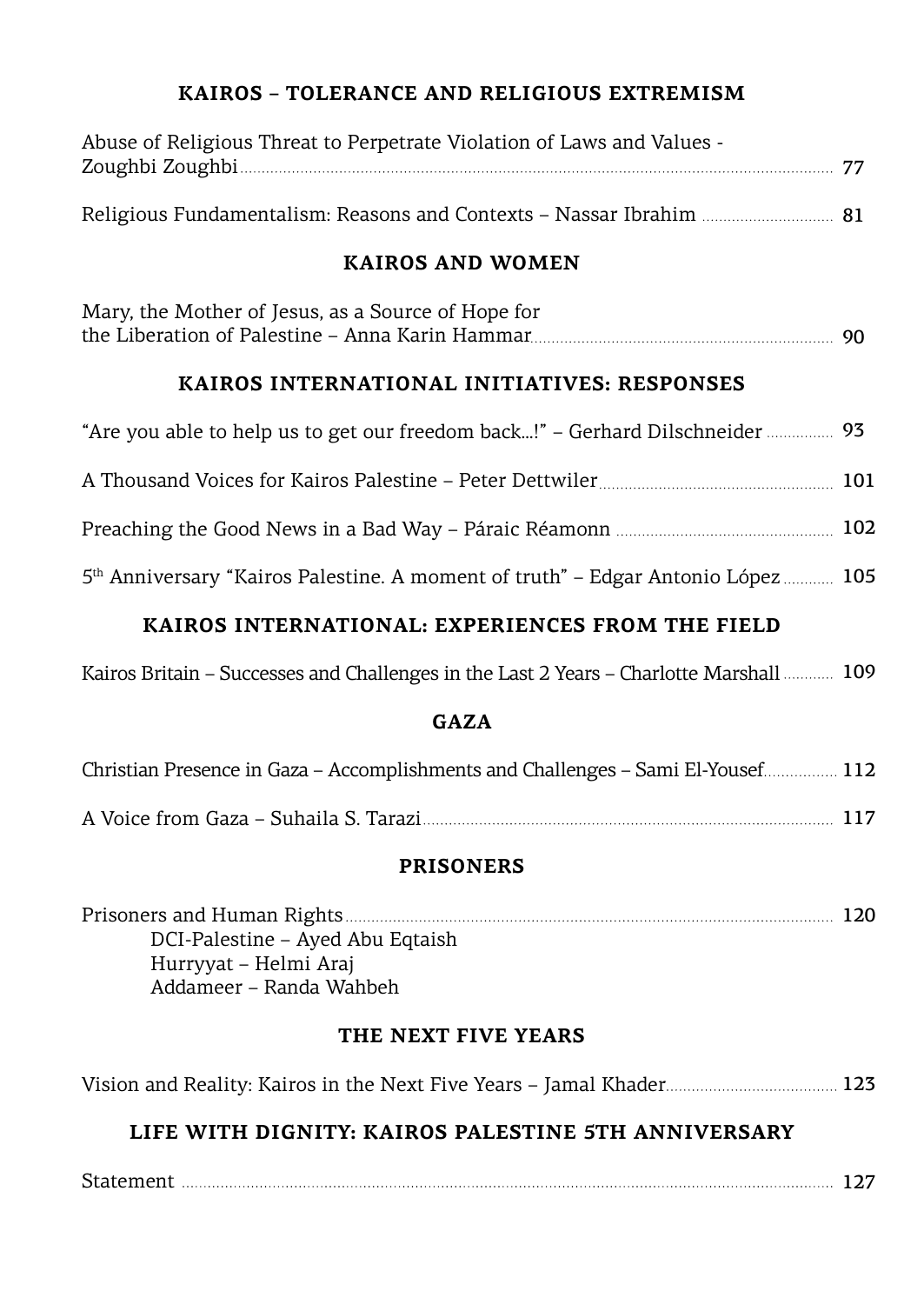## KAIROS – TOLERANCE AND RELIGIOUS EXTREMISM

Abuse of Religious Threat to Perpetrate Violation of Laws and Values - Zoughbi Zoughbi ... 77

Religious Fundamentalism: Reasons and Contexts – Nassar Ibrahim ... 81

## KAIROS AND WOMEN

Mary, the Mother of Jesus, as a Source of Hope for the Liberation of Palestine – Anna Karin Hammar ... 90

## KAIROS INTERNATIONAL INITIATIVES: RESPONSES

"Are you able to help us to get our freedom back…!" – Gerhard Dilschneider ... 93

A Thousand Voices for Kairos Palestine – Peter Dettwiler ... 101

Preaching the Good News in a Bad Way – Páraic Réamonn ... 102

5th Anniversary "Kairos Palestine. A moment of truth" – Edgar Antonio López ... 105

## KAIROS INTERNATIONAL: EXPERIENCES FROM THE FIELD

Kairos Britain – Successes and Challenges in the Last 2 Years – Charlotte Marshall ... 109

## GAZA

Christian Presence in Gaza – Accomplishments and Challenges – Sami El-Yousef ... 112

A Voice from Gaza – Suhaila S. Tarazi ... 117

## PRISONERS

Prisoners and Human Rights ... 120
- DCI-Palestine – Ayed Abu Eqtaish
- Hurryyat – Helmi Araj
- Addameer – Randa Wahbeh

## THE NEXT FIVE YEARS

Vision and Reality: Kairos in the Next Five Years – Jamal Khader ... 123

## LIFE WITH DIGNITY: KAIROS PALESTINE 5TH ANNIVERSARY

Statement ... 127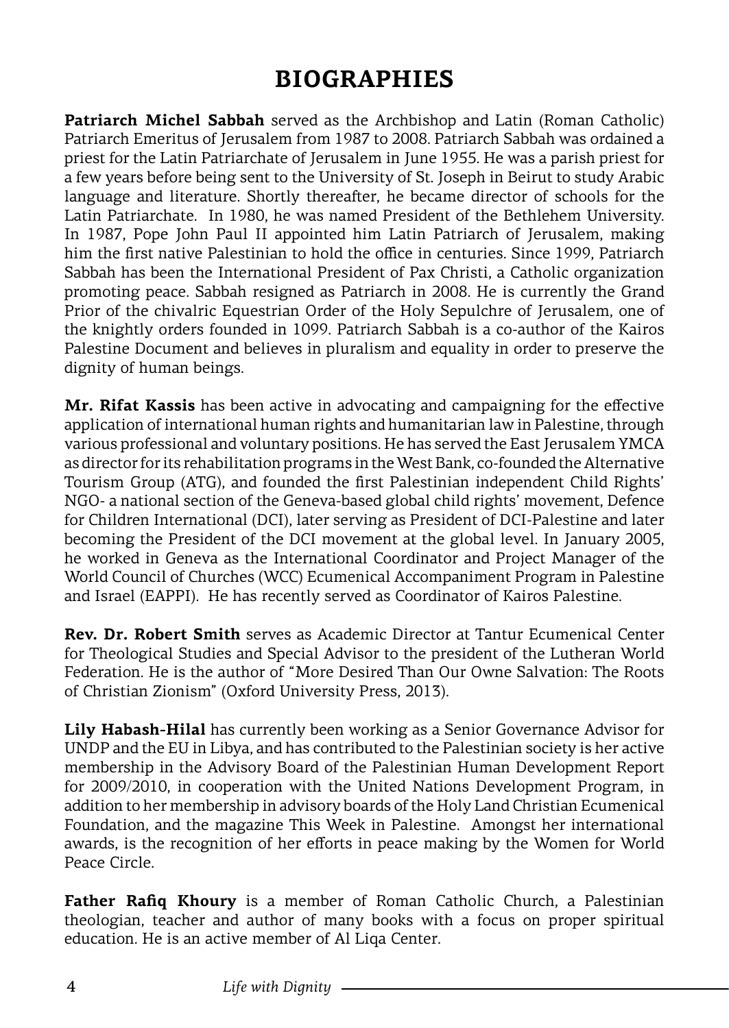# BIOGRAPHIES

**Patriarch Michel Sabbah** served as the Archbishop and Latin (Roman Catholic) Patriarch Emeritus of Jerusalem from 1987 to 2008. Patriarch Sabbah was ordained a priest for the Latin Patriarchate of Jerusalem in June 1955. He was a parish priest for a few years before being sent to the University of St. Joseph in Beirut to study Arabic language and literature. Shortly thereafter, he became director of schools for the Latin Patriarchate. In 1980, he was named President of the Bethlehem University. In 1987, Pope John Paul II appointed him Latin Patriarch of Jerusalem, making him the first native Palestinian to hold the office in centuries. Since 1999, Patriarch Sabbah has been the International President of Pax Christi, a Catholic organization promoting peace. Sabbah resigned as Patriarch in 2008. He is currently the Grand Prior of the chivalric Equestrian Order of the Holy Sepulchre of Jerusalem, one of the knightly orders founded in 1099. Patriarch Sabbah is a co-author of the Kairos Palestine Document and believes in pluralism and equality in order to preserve the dignity of human beings.

**Mr. Rifat Kassis** has been active in advocating and campaigning for the effective application of international human rights and humanitarian law in Palestine, through various professional and voluntary positions. He has served the East Jerusalem YMCA as director for its rehabilitation programs in the West Bank, co-founded the Alternative Tourism Group (ATG), and founded the first Palestinian independent Child Rights' NGO- a national section of the Geneva-based global child rights' movement, Defence for Children International (DCI), later serving as President of DCI-Palestine and later becoming the President of the DCI movement at the global level. In January 2005, he worked in Geneva as the International Coordinator and Project Manager of the World Council of Churches (WCC) Ecumenical Accompaniment Program in Palestine and Israel (EAPPI). He has recently served as Coordinator of Kairos Palestine.

**Rev. Dr. Robert Smith** serves as Academic Director at Tantur Ecumenical Center for Theological Studies and Special Advisor to the president of the Lutheran World Federation. He is the author of "More Desired Than Our Owne Salvation: The Roots of Christian Zionism" (Oxford University Press, 2013).

**Lily Habash-Hilal** has currently been working as a Senior Governance Advisor for UNDP and the EU in Libya, and has contributed to the Palestinian society is her active membership in the Advisory Board of the Palestinian Human Development Report for 2009/2010, in cooperation with the United Nations Development Program, in addition to her membership in advisory boards of the Holy Land Christian Ecumenical Foundation, and the magazine This Week in Palestine. Amongst her international awards, is the recognition of her efforts in peace making by the Women for World Peace Circle.

**Father Rafiq Khoury** is a member of Roman Catholic Church, a Palestinian theologian, teacher and author of many books with a focus on proper spiritual education. He is an active member of Al Liqa Center.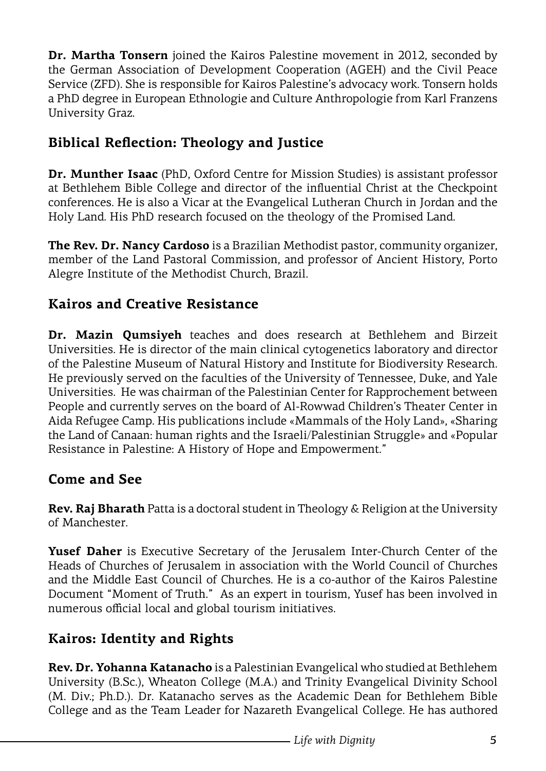**Dr. Martha Tonsern** joined the Kairos Palestine movement in 2012, seconded by the German Association of Development Cooperation (AGEH) and the Civil Peace Service (ZFD). She is responsible for Kairos Palestine's advocacy work. Tonsern holds a PhD degree in European Ethnologie and Culture Anthropologie from Karl Franzens University Graz.

## Biblical Reflection: Theology and Justice

**Dr. Munther Isaac** (PhD, Oxford Centre for Mission Studies) is assistant professor at Bethlehem Bible College and director of the influential Christ at the Checkpoint conferences. He is also a Vicar at the Evangelical Lutheran Church in Jordan and the Holy Land. His PhD research focused on the theology of the Promised Land.

**The Rev. Dr. Nancy Cardoso** is a Brazilian Methodist pastor, community organizer, member of the Land Pastoral Commission, and professor of Ancient History, Porto Alegre Institute of the Methodist Church, Brazil.

## Kairos and Creative Resistance

**Dr. Mazin Qumsiyeh** teaches and does research at Bethlehem and Birzeit Universities. He is director of the main clinical cytogenetics laboratory and director of the Palestine Museum of Natural History and Institute for Biodiversity Research. He previously served on the faculties of the University of Tennessee, Duke, and Yale Universities. He was chairman of the Palestinian Center for Rapprochement between People and currently serves on the board of Al-Rowwad Children's Theater Center in Aida Refugee Camp. His publications include «Mammals of the Holy Land», «Sharing the Land of Canaan: human rights and the Israeli/Palestinian Struggle» and «Popular Resistance in Palestine: A History of Hope and Empowerment."

## Come and See

**Rev. Raj Bharath** Patta is a doctoral student in Theology & Religion at the University of Manchester.

**Yusef Daher** is Executive Secretary of the Jerusalem Inter-Church Center of the Heads of Churches of Jerusalem in association with the World Council of Churches and the Middle East Council of Churches. He is a co-author of the Kairos Palestine Document "Moment of Truth." As an expert in tourism, Yusef has been involved in numerous official local and global tourism initiatives.

## Kairos: Identity and Rights

**Rev. Dr. Yohanna Katanacho** is a Palestinian Evangelical who studied at Bethlehem University (B.Sc.), Wheaton College (M.A.) and Trinity Evangelical Divinity School (M. Div.; Ph.D.). Dr. Katanacho serves as the Academic Dean for Bethlehem Bible College and as the Team Leader for Nazareth Evangelical College. He has authored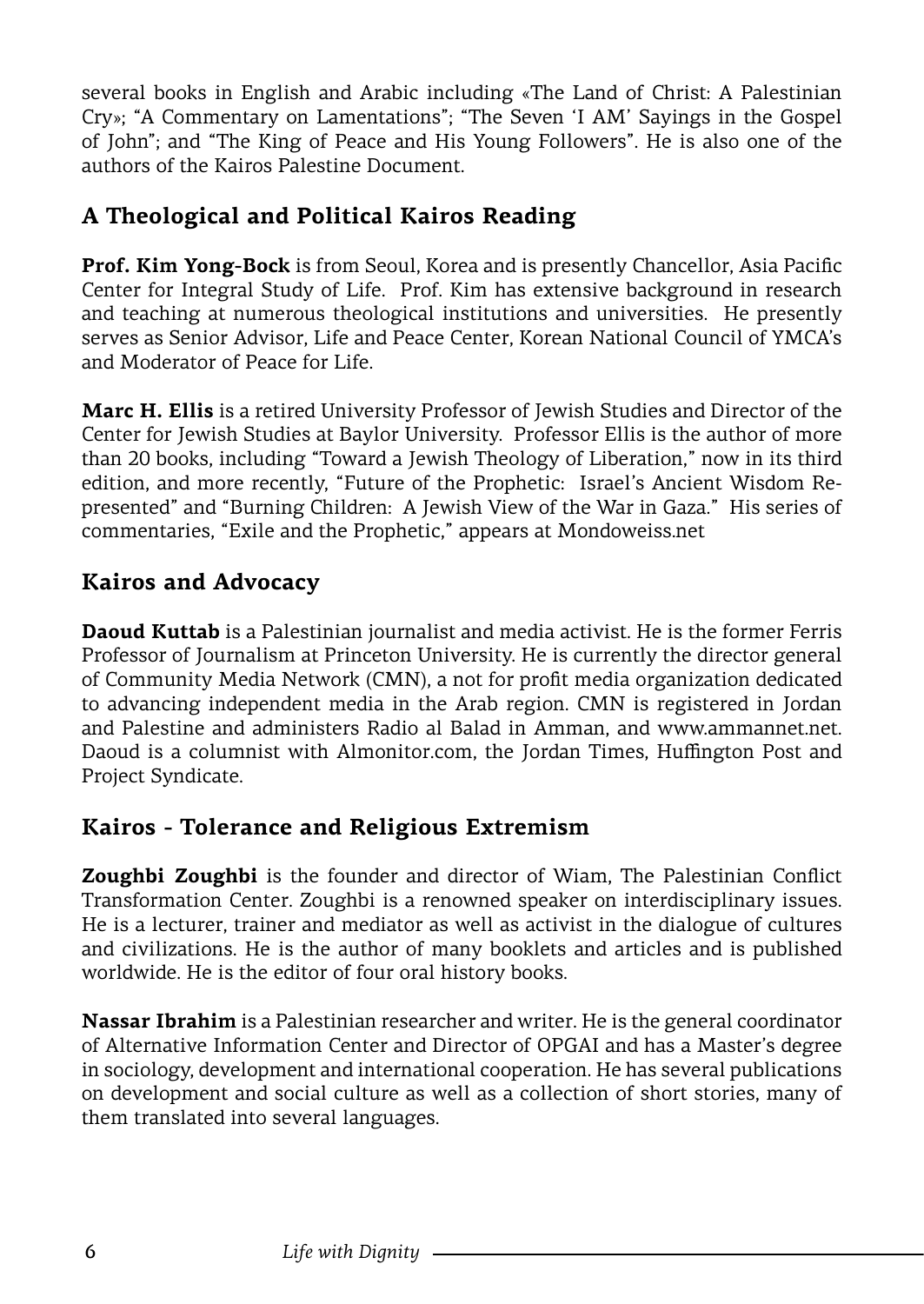several books in English and Arabic including «The Land of Christ: A Palestinian Cry»; "A Commentary on Lamentations"; "The Seven 'I AM' Sayings in the Gospel of John"; and "The King of Peace and His Young Followers". He is also one of the authors of the Kairos Palestine Document.

## A Theological and Political Kairos Reading

**Prof. Kim Yong-Bock** is from Seoul, Korea and is presently Chancellor, Asia Pacific Center for Integral Study of Life. Prof. Kim has extensive background in research and teaching at numerous theological institutions and universities. He presently serves as Senior Advisor, Life and Peace Center, Korean National Council of YMCA's and Moderator of Peace for Life.

**Marc H. Ellis** is a retired University Professor of Jewish Studies and Director of the Center for Jewish Studies at Baylor University. Professor Ellis is the author of more than 20 books, including "Toward a Jewish Theology of Liberation," now in its third edition, and more recently, "Future of the Prophetic: Israel's Ancient Wisdom Re-presented" and "Burning Children: A Jewish View of the War in Gaza." His series of commentaries, "Exile and the Prophetic," appears at Mondoweiss.net

## Kairos and Advocacy

**Daoud Kuttab** is a Palestinian journalist and media activist. He is the former Ferris Professor of Journalism at Princeton University. He is currently the director general of Community Media Network (CMN), a not for profit media organization dedicated to advancing independent media in the Arab region. CMN is registered in Jordan and Palestine and administers Radio al Balad in Amman, and www.ammannet.net. Daoud is a columnist with Almonitor.com, the Jordan Times, Huffington Post and Project Syndicate.

## Kairos - Tolerance and Religious Extremism

**Zoughbi Zoughbi** is the founder and director of Wiam, The Palestinian Conflict Transformation Center. Zoughbi is a renowned speaker on interdisciplinary issues. He is a lecturer, trainer and mediator as well as activist in the dialogue of cultures and civilizations. He is the author of many booklets and articles and is published worldwide. He is the editor of four oral history books.

**Nassar Ibrahim** is a Palestinian researcher and writer. He is the general coordinator of Alternative Information Center and Director of OPGAI and has a Master's degree in sociology, development and international cooperation. He has several publications on development and social culture as well as a collection of short stories, many of them translated into several languages.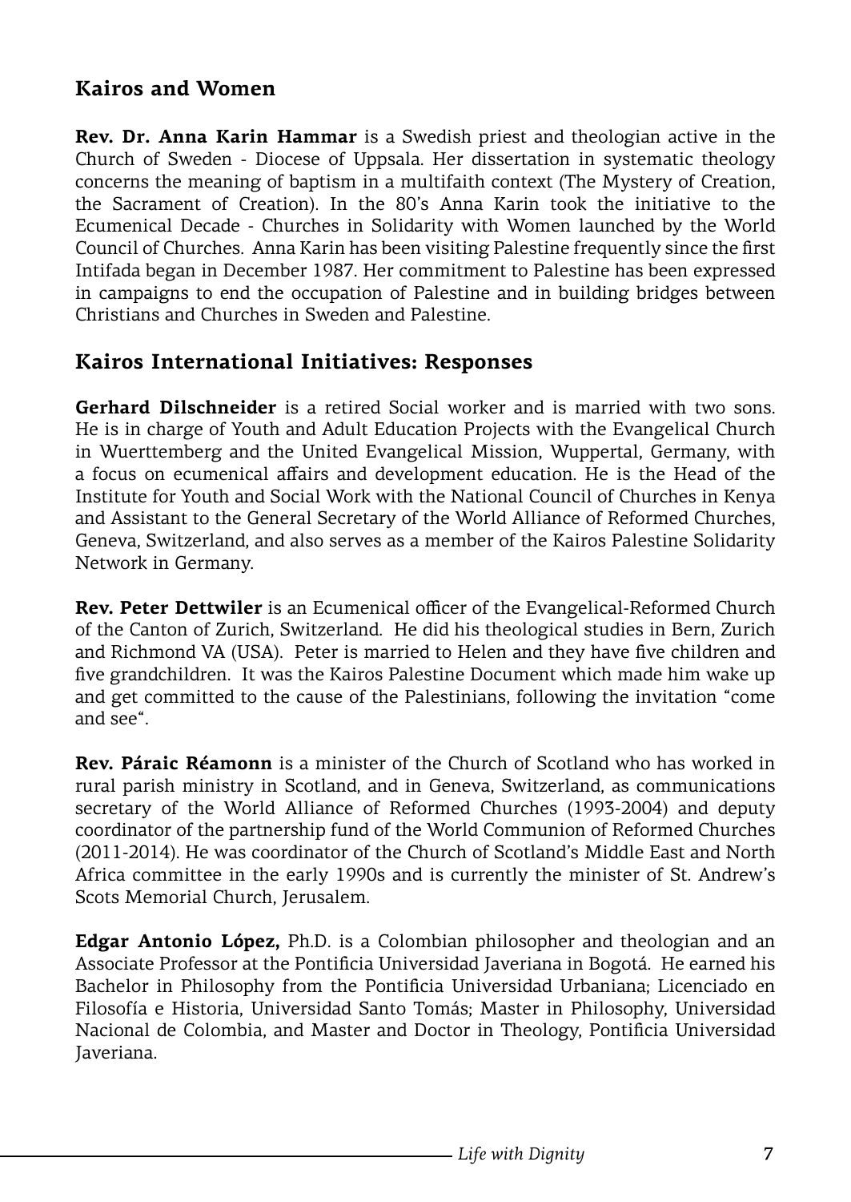## Kairos and Women

**Rev. Dr. Anna Karin Hammar** is a Swedish priest and theologian active in the Church of Sweden - Diocese of Uppsala. Her dissertation in systematic theology concerns the meaning of baptism in a multifaith context (The Mystery of Creation, the Sacrament of Creation). In the 80's Anna Karin took the initiative to the Ecumenical Decade - Churches in Solidarity with Women launched by the World Council of Churches. Anna Karin has been visiting Palestine frequently since the first Intifada began in December 1987. Her commitment to Palestine has been expressed in campaigns to end the occupation of Palestine and in building bridges between Christians and Churches in Sweden and Palestine.

## Kairos International Initiatives: Responses

**Gerhard Dilschneider** is a retired Social worker and is married with two sons. He is in charge of Youth and Adult Education Projects with the Evangelical Church in Wuerttemberg and the United Evangelical Mission, Wuppertal, Germany, with a focus on ecumenical affairs and development education. He is the Head of the Institute for Youth and Social Work with the National Council of Churches in Kenya and Assistant to the General Secretary of the World Alliance of Reformed Churches, Geneva, Switzerland, and also serves as a member of the Kairos Palestine Solidarity Network in Germany.

**Rev. Peter Dettwiler** is an Ecumenical officer of the Evangelical-Reformed Church of the Canton of Zurich, Switzerland. He did his theological studies in Bern, Zurich and Richmond VA (USA). Peter is married to Helen and they have five children and five grandchildren. It was the Kairos Palestine Document which made him wake up and get committed to the cause of the Palestinians, following the invitation "come and see".

**Rev. Páraic Réamonn** is a minister of the Church of Scotland who has worked in rural parish ministry in Scotland, and in Geneva, Switzerland, as communications secretary of the World Alliance of Reformed Churches (1993-2004) and deputy coordinator of the partnership fund of the World Communion of Reformed Churches (2011-2014). He was coordinator of the Church of Scotland's Middle East and North Africa committee in the early 1990s and is currently the minister of St. Andrew's Scots Memorial Church, Jerusalem.

**Edgar Antonio López,** Ph.D. is a Colombian philosopher and theologian and an Associate Professor at the Pontificia Universidad Javeriana in Bogotá. He earned his Bachelor in Philosophy from the Pontificia Universidad Urbaniana; Licenciado en Filosofía e Historia, Universidad Santo Tomás; Master in Philosophy, Universidad Nacional de Colombia, and Master and Doctor in Theology, Pontificia Universidad Javeriana.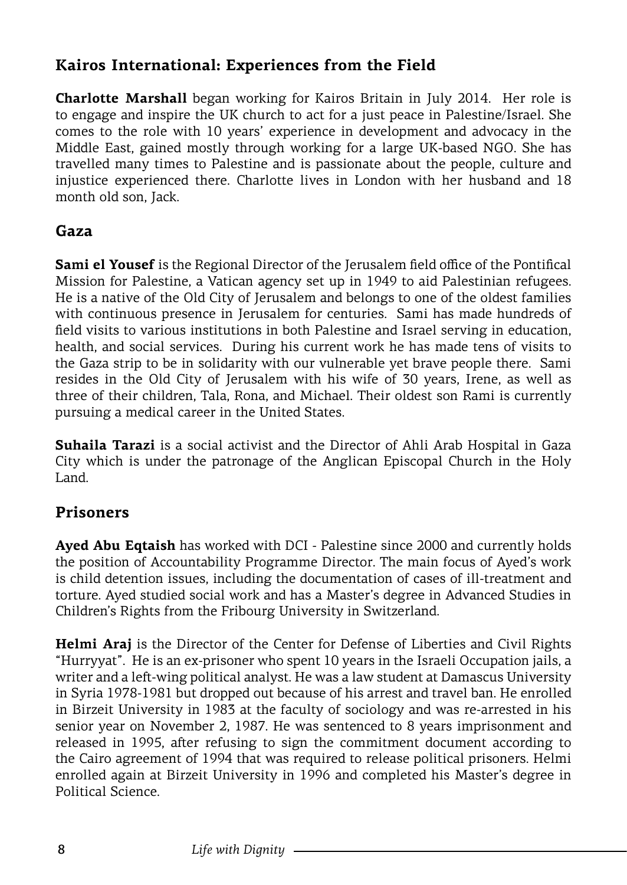## Kairos International: Experiences from the Field

**Charlotte Marshall** began working for Kairos Britain in July 2014. Her role is to engage and inspire the UK church to act for a just peace in Palestine/Israel. She comes to the role with 10 years' experience in development and advocacy in the Middle East, gained mostly through working for a large UK-based NGO. She has travelled many times to Palestine and is passionate about the people, culture and injustice experienced there. Charlotte lives in London with her husband and 18 month old son, Jack.

## Gaza

**Sami el Yousef** is the Regional Director of the Jerusalem field office of the Pontifical Mission for Palestine, a Vatican agency set up in 1949 to aid Palestinian refugees. He is a native of the Old City of Jerusalem and belongs to one of the oldest families with continuous presence in Jerusalem for centuries. Sami has made hundreds of field visits to various institutions in both Palestine and Israel serving in education, health, and social services. During his current work he has made tens of visits to the Gaza strip to be in solidarity with our vulnerable yet brave people there. Sami resides in the Old City of Jerusalem with his wife of 30 years, Irene, as well as three of their children, Tala, Rona, and Michael. Their oldest son Rami is currently pursuing a medical career in the United States.

**Suhaila Tarazi** is a social activist and the Director of Ahli Arab Hospital in Gaza City which is under the patronage of the Anglican Episcopal Church in the Holy Land.

## Prisoners

**Ayed Abu Eqtaish** has worked with DCI - Palestine since 2000 and currently holds the position of Accountability Programme Director. The main focus of Ayed's work is child detention issues, including the documentation of cases of ill-treatment and torture. Ayed studied social work and has a Master's degree in Advanced Studies in Children's Rights from the Fribourg University in Switzerland.

**Helmi Araj** is the Director of the Center for Defense of Liberties and Civil Rights "Hurryyat". He is an ex-prisoner who spent 10 years in the Israeli Occupation jails, a writer and a left-wing political analyst. He was a law student at Damascus University in Syria 1978-1981 but dropped out because of his arrest and travel ban. He enrolled in Birzeit University in 1983 at the faculty of sociology and was re-arrested in his senior year on November 2, 1987. He was sentenced to 8 years imprisonment and released in 1995, after refusing to sign the commitment document according to the Cairo agreement of 1994 that was required to release political prisoners. Helmi enrolled again at Birzeit University in 1996 and completed his Master's degree in Political Science.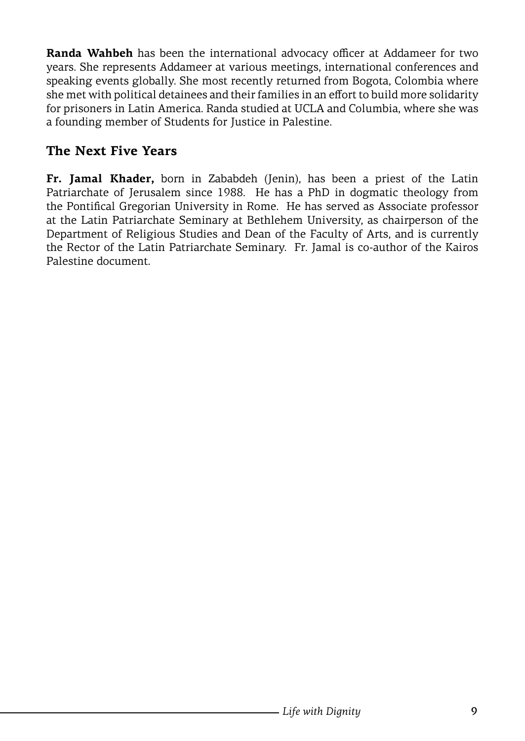**Randa Wahbeh** has been the international advocacy officer at Addameer for two years. She represents Addameer at various meetings, international conferences and speaking events globally. She most recently returned from Bogota, Colombia where she met with political detainees and their families in an effort to build more solidarity for prisoners in Latin America. Randa studied at UCLA and Columbia, where she was a founding member of Students for Justice in Palestine.

## The Next Five Years

**Fr. Jamal Khader,** born in Zababdeh (Jenin), has been a priest of the Latin Patriarchate of Jerusalem since 1988. He has a PhD in dogmatic theology from the Pontifical Gregorian University in Rome. He has served as Associate professor at the Latin Patriarchate Seminary at Bethlehem University, as chairperson of the Department of Religious Studies and Dean of the Faculty of Arts, and is currently the Rector of the Latin Patriarchate Seminary. Fr. Jamal is co-author of the Kairos Palestine document.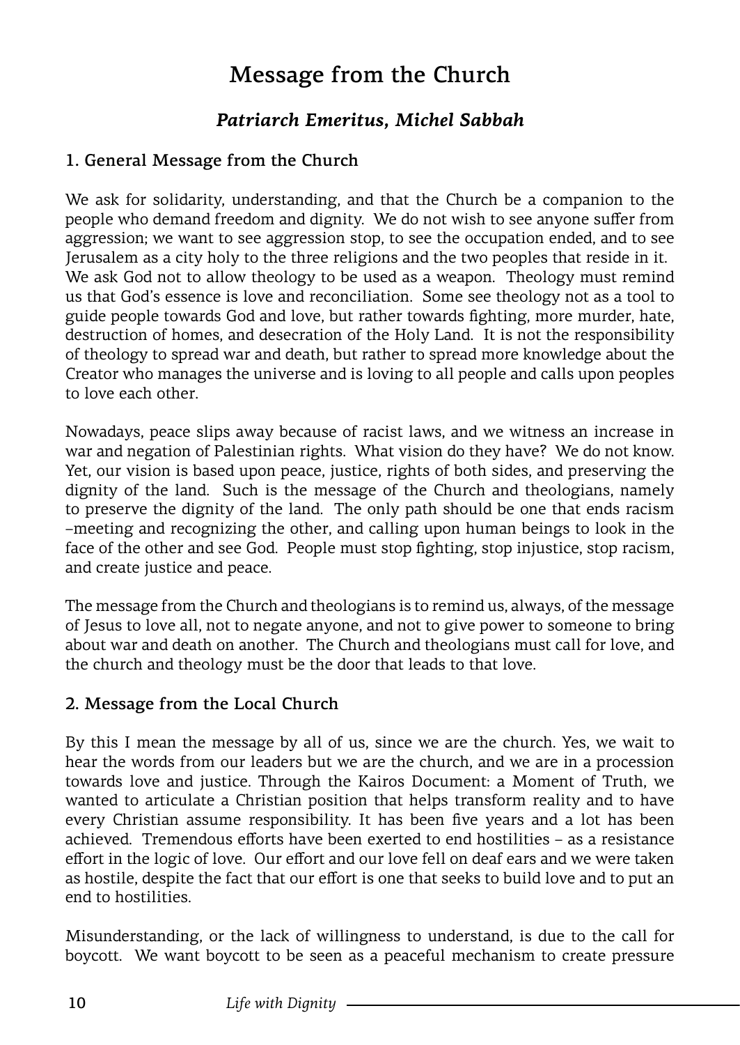# Message from the Church

### *Patriarch Emeritus, Michel Sabbah*

## 1. General Message from the Church

We ask for solidarity, understanding, and that the Church be a companion to the people who demand freedom and dignity. We do not wish to see anyone suffer from aggression; we want to see aggression stop, to see the occupation ended, and to see Jerusalem as a city holy to the three religions and the two peoples that reside in it. We ask God not to allow theology to be used as a weapon. Theology must remind us that God's essence is love and reconciliation. Some see theology not as a tool to guide people towards God and love, but rather towards fighting, more murder, hate, destruction of homes, and desecration of the Holy Land. It is not the responsibility of theology to spread war and death, but rather to spread more knowledge about the Creator who manages the universe and is loving to all people and calls upon peoples to love each other.

Nowadays, peace slips away because of racist laws, and we witness an increase in war and negation of Palestinian rights. What vision do they have? We do not know. Yet, our vision is based upon peace, justice, rights of both sides, and preserving the dignity of the land. Such is the message of the Church and theologians, namely to preserve the dignity of the land. The only path should be one that ends racism –meeting and recognizing the other, and calling upon human beings to look in the face of the other and see God. People must stop fighting, stop injustice, stop racism, and create justice and peace.

The message from the Church and theologians is to remind us, always, of the message of Jesus to love all, not to negate anyone, and not to give power to someone to bring about war and death on another. The Church and theologians must call for love, and the church and theology must be the door that leads to that love.

## 2. Message from the Local Church

By this I mean the message by all of us, since we are the church. Yes, we wait to hear the words from our leaders but we are the church, and we are in a procession towards love and justice. Through the Kairos Document: a Moment of Truth, we wanted to articulate a Christian position that helps transform reality and to have every Christian assume responsibility. It has been five years and a lot has been achieved. Tremendous efforts have been exerted to end hostilities – as a resistance effort in the logic of love. Our effort and our love fell on deaf ears and we were taken as hostile, despite the fact that our effort is one that seeks to build love and to put an end to hostilities.

Misunderstanding, or the lack of willingness to understand, is due to the call for boycott. We want boycott to be seen as a peaceful mechanism to create pressure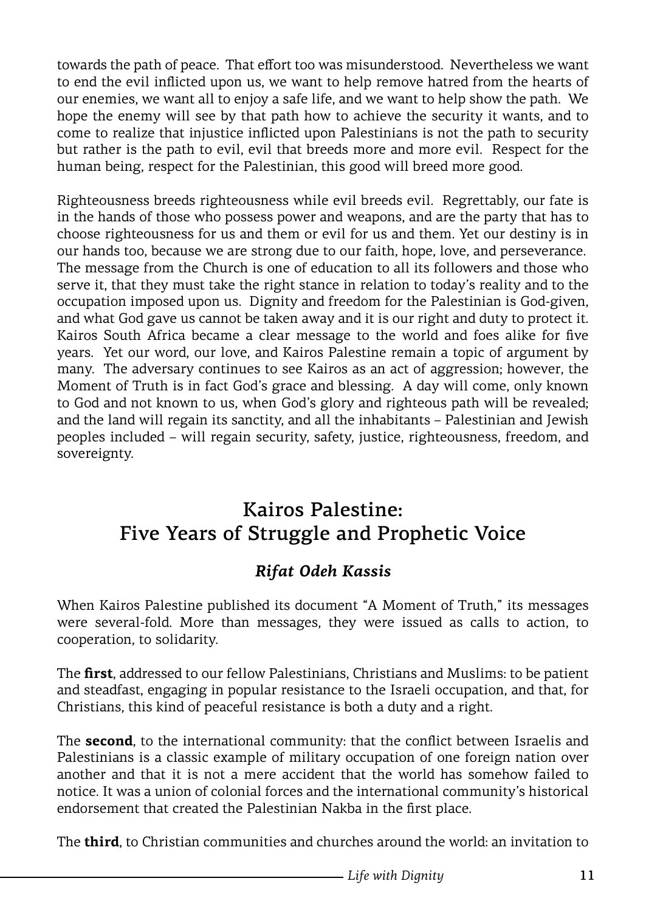towards the path of peace. That effort too was misunderstood. Nevertheless we want to end the evil inflicted upon us, we want to help remove hatred from the hearts of our enemies, we want all to enjoy a safe life, and we want to help show the path. We hope the enemy will see by that path how to achieve the security it wants, and to come to realize that injustice inflicted upon Palestinians is not the path to security but rather is the path to evil, evil that breeds more and more evil. Respect for the human being, respect for the Palestinian, this good will breed more good.

Righteousness breeds righteousness while evil breeds evil. Regrettably, our fate is in the hands of those who possess power and weapons, and are the party that has to choose righteousness for us and them or evil for us and them. Yet our destiny is in our hands too, because we are strong due to our faith, hope, love, and perseverance. The message from the Church is one of education to all its followers and those who serve it, that they must take the right stance in relation to today's reality and to the occupation imposed upon us. Dignity and freedom for the Palestinian is God-given, and what God gave us cannot be taken away and it is our right and duty to protect it. Kairos South Africa became a clear message to the world and foes alike for five years. Yet our word, our love, and Kairos Palestine remain a topic of argument by many. The adversary continues to see Kairos as an act of aggression; however, the Moment of Truth is in fact God's grace and blessing. A day will come, only known to God and not known to us, when God's glory and righteous path will be revealed; and the land will regain its sanctity, and all the inhabitants – Palestinian and Jewish peoples included – will regain security, safety, justice, righteousness, freedom, and sovereignty.

## Kairos Palestine: Five Years of Struggle and Prophetic Voice

***Rifat Odeh Kassis***

When Kairos Palestine published its document "A Moment of Truth," its messages were several-fold. More than messages, they were issued as calls to action, to cooperation, to solidarity.

The **first**, addressed to our fellow Palestinians, Christians and Muslims: to be patient and steadfast, engaging in popular resistance to the Israeli occupation, and that, for Christians, this kind of peaceful resistance is both a duty and a right.

The **second**, to the international community: that the conflict between Israelis and Palestinians is a classic example of military occupation of one foreign nation over another and that it is not a mere accident that the world has somehow failed to notice. It was a union of colonial forces and the international community's historical endorsement that created the Palestinian Nakba in the first place.

The **third**, to Christian communities and churches around the world: an invitation to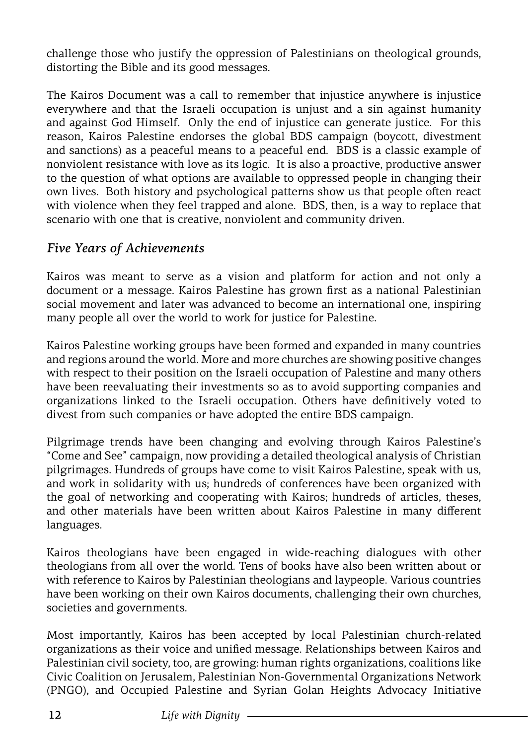challenge those who justify the oppression of Palestinians on theological grounds, distorting the Bible and its good messages.

The Kairos Document was a call to remember that injustice anywhere is injustice everywhere and that the Israeli occupation is unjust and a sin against humanity and against God Himself. Only the end of injustice can generate justice. For this reason, Kairos Palestine endorses the global BDS campaign (boycott, divestment and sanctions) as a peaceful means to a peaceful end. BDS is a classic example of nonviolent resistance with love as its logic. It is also a proactive, productive answer to the question of what options are available to oppressed people in changing their own lives. Both history and psychological patterns show us that people often react with violence when they feel trapped and alone. BDS, then, is a way to replace that scenario with one that is creative, nonviolent and community driven.

### *Five Years of Achievements*

Kairos was meant to serve as a vision and platform for action and not only a document or a message. Kairos Palestine has grown first as a national Palestinian social movement and later was advanced to become an international one, inspiring many people all over the world to work for justice for Palestine.

Kairos Palestine working groups have been formed and expanded in many countries and regions around the world. More and more churches are showing positive changes with respect to their position on the Israeli occupation of Palestine and many others have been reevaluating their investments so as to avoid supporting companies and organizations linked to the Israeli occupation. Others have definitively voted to divest from such companies or have adopted the entire BDS campaign.

Pilgrimage trends have been changing and evolving through Kairos Palestine's "Come and See" campaign, now providing a detailed theological analysis of Christian pilgrimages. Hundreds of groups have come to visit Kairos Palestine, speak with us, and work in solidarity with us; hundreds of conferences have been organized with the goal of networking and cooperating with Kairos; hundreds of articles, theses, and other materials have been written about Kairos Palestine in many different languages.

Kairos theologians have been engaged in wide-reaching dialogues with other theologians from all over the world. Tens of books have also been written about or with reference to Kairos by Palestinian theologians and laypeople. Various countries have been working on their own Kairos documents, challenging their own churches, societies and governments.

Most importantly, Kairos has been accepted by local Palestinian church-related organizations as their voice and unified message. Relationships between Kairos and Palestinian civil society, too, are growing: human rights organizations, coalitions like Civic Coalition on Jerusalem, Palestinian Non-Governmental Organizations Network (PNGO), and Occupied Palestine and Syrian Golan Heights Advocacy Initiative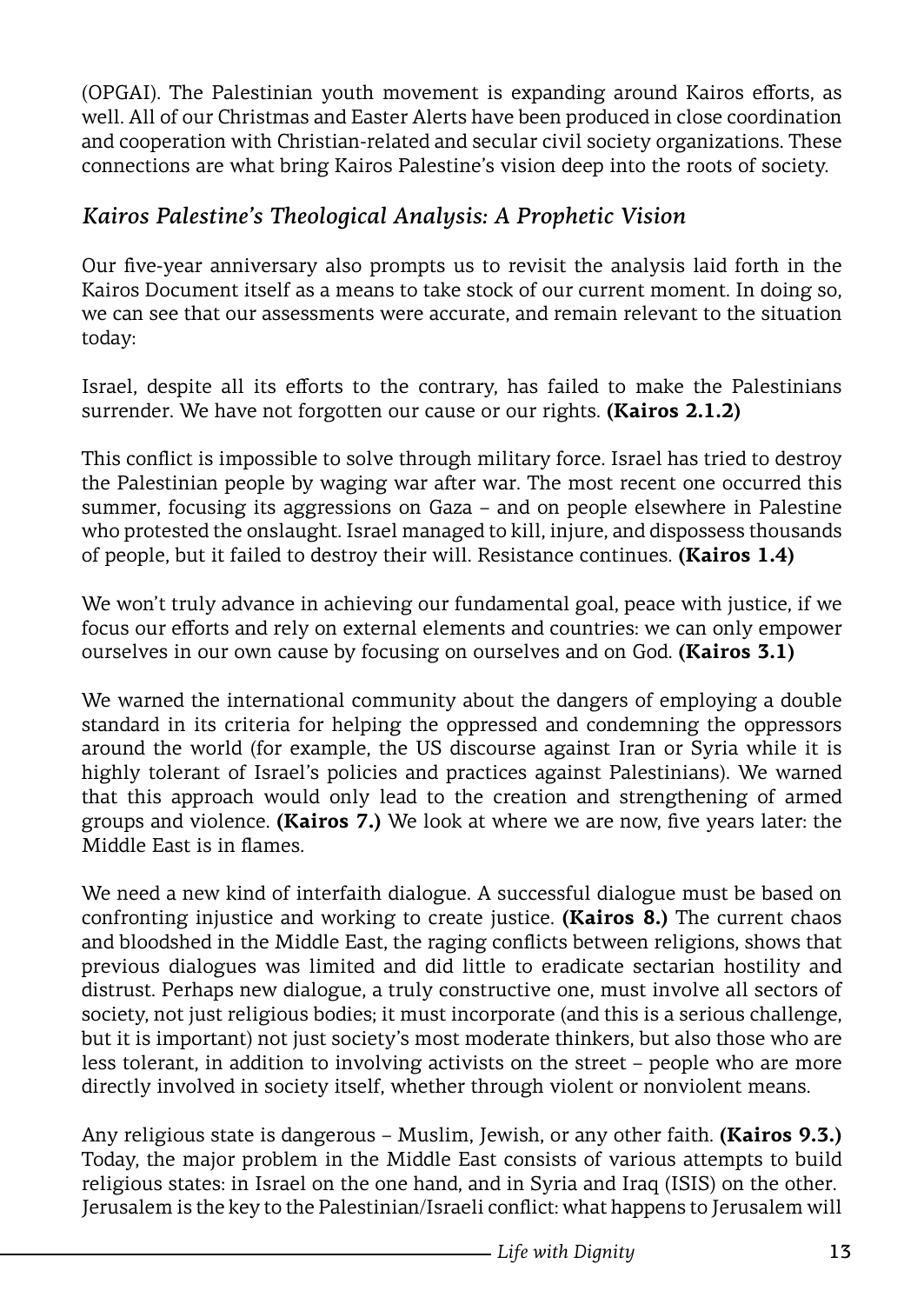(OPGAI). The Palestinian youth movement is expanding around Kairos efforts, as well. All of our Christmas and Easter Alerts have been produced in close coordination and cooperation with Christian-related and secular civil society organizations. These connections are what bring Kairos Palestine's vision deep into the roots of society.

### *Kairos Palestine's Theological Analysis: A Prophetic Vision*

Our five-year anniversary also prompts us to revisit the analysis laid forth in the Kairos Document itself as a means to take stock of our current moment. In doing so, we can see that our assessments were accurate, and remain relevant to the situation today:

Israel, despite all its efforts to the contrary, has failed to make the Palestinians surrender. We have not forgotten our cause or our rights. **(Kairos 2.1.2)**

This conflict is impossible to solve through military force. Israel has tried to destroy the Palestinian people by waging war after war. The most recent one occurred this summer, focusing its aggressions on Gaza – and on people elsewhere in Palestine who protested the onslaught. Israel managed to kill, injure, and dispossess thousands of people, but it failed to destroy their will. Resistance continues. **(Kairos 1.4)**

We won't truly advance in achieving our fundamental goal, peace with justice, if we focus our efforts and rely on external elements and countries: we can only empower ourselves in our own cause by focusing on ourselves and on God. **(Kairos 3.1)**

We warned the international community about the dangers of employing a double standard in its criteria for helping the oppressed and condemning the oppressors around the world (for example, the US discourse against Iran or Syria while it is highly tolerant of Israel's policies and practices against Palestinians). We warned that this approach would only lead to the creation and strengthening of armed groups and violence. **(Kairos 7.)** We look at where we are now, five years later: the Middle East is in flames.

We need a new kind of interfaith dialogue. A successful dialogue must be based on confronting injustice and working to create justice. **(Kairos 8.)** The current chaos and bloodshed in the Middle East, the raging conflicts between religions, shows that previous dialogues was limited and did little to eradicate sectarian hostility and distrust. Perhaps new dialogue, a truly constructive one, must involve all sectors of society, not just religious bodies; it must incorporate (and this is a serious challenge, but it is important) not just society's most moderate thinkers, but also those who are less tolerant, in addition to involving activists on the street – people who are more directly involved in society itself, whether through violent or nonviolent means.

Any religious state is dangerous – Muslim, Jewish, or any other faith. **(Kairos 9.3.)** Today, the major problem in the Middle East consists of various attempts to build religious states: in Israel on the one hand, and in Syria and Iraq (ISIS) on the other. Jerusalem is the key to the Palestinian/Israeli conflict: what happens to Jerusalem will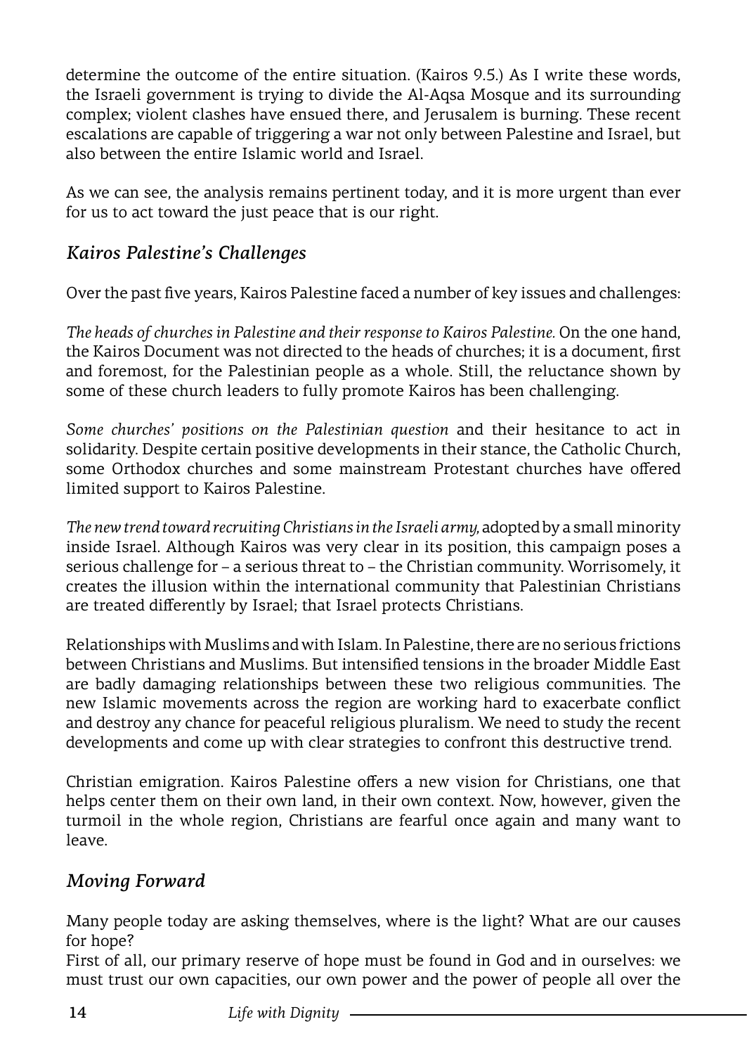determine the outcome of the entire situation. (Kairos 9.5.) As I write these words, the Israeli government is trying to divide the Al-Aqsa Mosque and its surrounding complex; violent clashes have ensued there, and Jerusalem is burning. These recent escalations are capable of triggering a war not only between Palestine and Israel, but also between the entire Islamic world and Israel.

As we can see, the analysis remains pertinent today, and it is more urgent than ever for us to act toward the just peace that is our right.

### *Kairos Palestine's Challenges*

Over the past five years, Kairos Palestine faced a number of key issues and challenges:

*The heads of churches in Palestine and their response to Kairos Palestine.* On the one hand, the Kairos Document was not directed to the heads of churches; it is a document, first and foremost, for the Palestinian people as a whole. Still, the reluctance shown by some of these church leaders to fully promote Kairos has been challenging.

*Some churches' positions on the Palestinian question* and their hesitance to act in solidarity. Despite certain positive developments in their stance, the Catholic Church, some Orthodox churches and some mainstream Protestant churches have offered limited support to Kairos Palestine.

*The new trend toward recruiting Christians in the Israeli army,* adopted by a small minority inside Israel. Although Kairos was very clear in its position, this campaign poses a serious challenge for – a serious threat to – the Christian community. Worrisomely, it creates the illusion within the international community that Palestinian Christians are treated differently by Israel; that Israel protects Christians.

Relationships with Muslims and with Islam. In Palestine, there are no serious frictions between Christians and Muslims. But intensified tensions in the broader Middle East are badly damaging relationships between these two religious communities. The new Islamic movements across the region are working hard to exacerbate conflict and destroy any chance for peaceful religious pluralism. We need to study the recent developments and come up with clear strategies to confront this destructive trend.

Christian emigration. Kairos Palestine offers a new vision for Christians, one that helps center them on their own land, in their own context. Now, however, given the turmoil in the whole region, Christians are fearful once again and many want to leave.

### *Moving Forward*

Many people today are asking themselves, where is the light? What are our causes for hope?

First of all, our primary reserve of hope must be found in God and in ourselves: we must trust our own capacities, our own power and the power of people all over the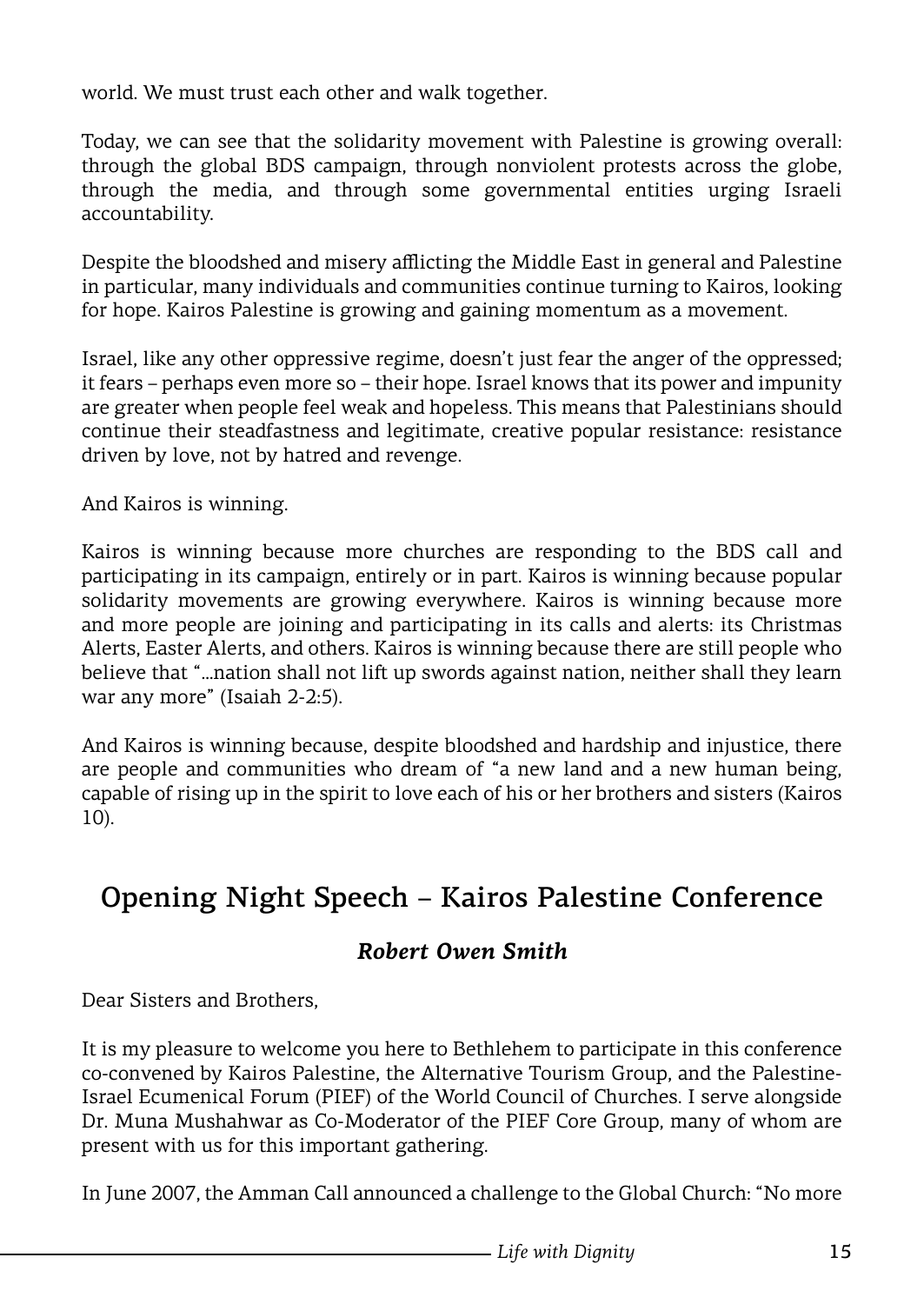world. We must trust each other and walk together.

Today, we can see that the solidarity movement with Palestine is growing overall: through the global BDS campaign, through nonviolent protests across the globe, through the media, and through some governmental entities urging Israeli accountability.

Despite the bloodshed and misery afflicting the Middle East in general and Palestine in particular, many individuals and communities continue turning to Kairos, looking for hope. Kairos Palestine is growing and gaining momentum as a movement.

Israel, like any other oppressive regime, doesn't just fear the anger of the oppressed; it fears – perhaps even more so – their hope. Israel knows that its power and impunity are greater when people feel weak and hopeless. This means that Palestinians should continue their steadfastness and legitimate, creative popular resistance: resistance driven by love, not by hatred and revenge.

And Kairos is winning.

Kairos is winning because more churches are responding to the BDS call and participating in its campaign, entirely or in part. Kairos is winning because popular solidarity movements are growing everywhere. Kairos is winning because more and more people are joining and participating in its calls and alerts: its Christmas Alerts, Easter Alerts, and others. Kairos is winning because there are still people who believe that "...nation shall not lift up swords against nation, neither shall they learn war any more" (Isaiah 2-2:5).

And Kairos is winning because, despite bloodshed and hardship and injustice, there are people and communities who dream of "a new land and a new human being, capable of rising up in the spirit to love each of his or her brothers and sisters (Kairos 10).

## Opening Night Speech – Kairos Palestine Conference

### *Robert Owen Smith*

Dear Sisters and Brothers,

It is my pleasure to welcome you here to Bethlehem to participate in this conference co-convened by Kairos Palestine, the Alternative Tourism Group, and the Palestine-Israel Ecumenical Forum (PIEF) of the World Council of Churches. I serve alongside Dr. Muna Mushahwar as Co-Moderator of the PIEF Core Group, many of whom are present with us for this important gathering.

In June 2007, the Amman Call announced a challenge to the Global Church: "No more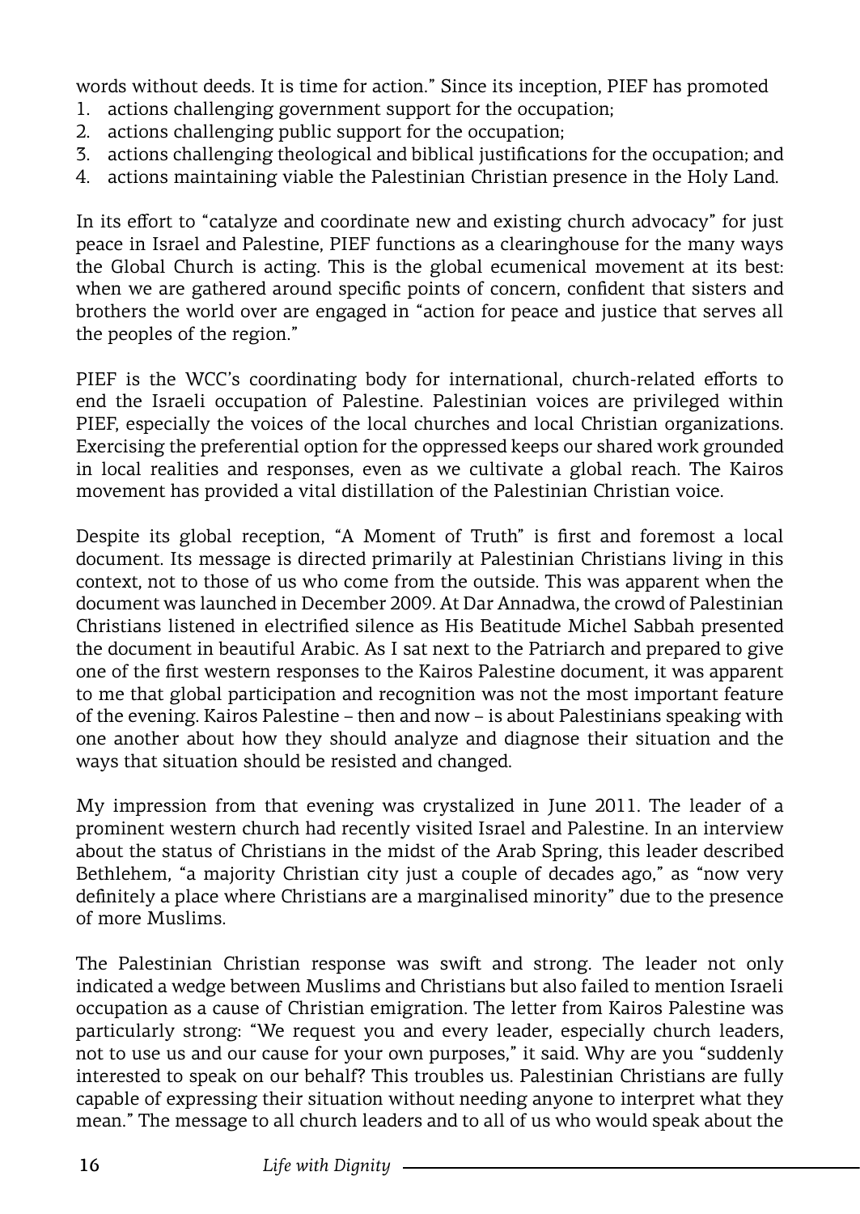words without deeds. It is time for action." Since its inception, PIEF has promoted

1. actions challenging government support for the occupation;
2. actions challenging public support for the occupation;
3. actions challenging theological and biblical justifications for the occupation; and
4. actions maintaining viable the Palestinian Christian presence in the Holy Land.

In its effort to "catalyze and coordinate new and existing church advocacy" for just peace in Israel and Palestine, PIEF functions as a clearinghouse for the many ways the Global Church is acting. This is the global ecumenical movement at its best: when we are gathered around specific points of concern, confident that sisters and brothers the world over are engaged in "action for peace and justice that serves all the peoples of the region."

PIEF is the WCC's coordinating body for international, church-related efforts to end the Israeli occupation of Palestine. Palestinian voices are privileged within PIEF, especially the voices of the local churches and local Christian organizations. Exercising the preferential option for the oppressed keeps our shared work grounded in local realities and responses, even as we cultivate a global reach. The Kairos movement has provided a vital distillation of the Palestinian Christian voice.

Despite its global reception, "A Moment of Truth" is first and foremost a local document. Its message is directed primarily at Palestinian Christians living in this context, not to those of us who come from the outside. This was apparent when the document was launched in December 2009. At Dar Annadwa, the crowd of Palestinian Christians listened in electrified silence as His Beatitude Michel Sabbah presented the document in beautiful Arabic. As I sat next to the Patriarch and prepared to give one of the first western responses to the Kairos Palestine document, it was apparent to me that global participation and recognition was not the most important feature of the evening. Kairos Palestine – then and now – is about Palestinians speaking with one another about how they should analyze and diagnose their situation and the ways that situation should be resisted and changed.

My impression from that evening was crystalized in June 2011. The leader of a prominent western church had recently visited Israel and Palestine. In an interview about the status of Christians in the midst of the Arab Spring, this leader described Bethlehem, "a majority Christian city just a couple of decades ago," as "now very definitely a place where Christians are a marginalised minority" due to the presence of more Muslims.

The Palestinian Christian response was swift and strong. The leader not only indicated a wedge between Muslims and Christians but also failed to mention Israeli occupation as a cause of Christian emigration. The letter from Kairos Palestine was particularly strong: "We request you and every leader, especially church leaders, not to use us and our cause for your own purposes," it said. Why are you "suddenly interested to speak on our behalf? This troubles us. Palestinian Christians are fully capable of expressing their situation without needing anyone to interpret what they mean." The message to all church leaders and to all of us who would speak about the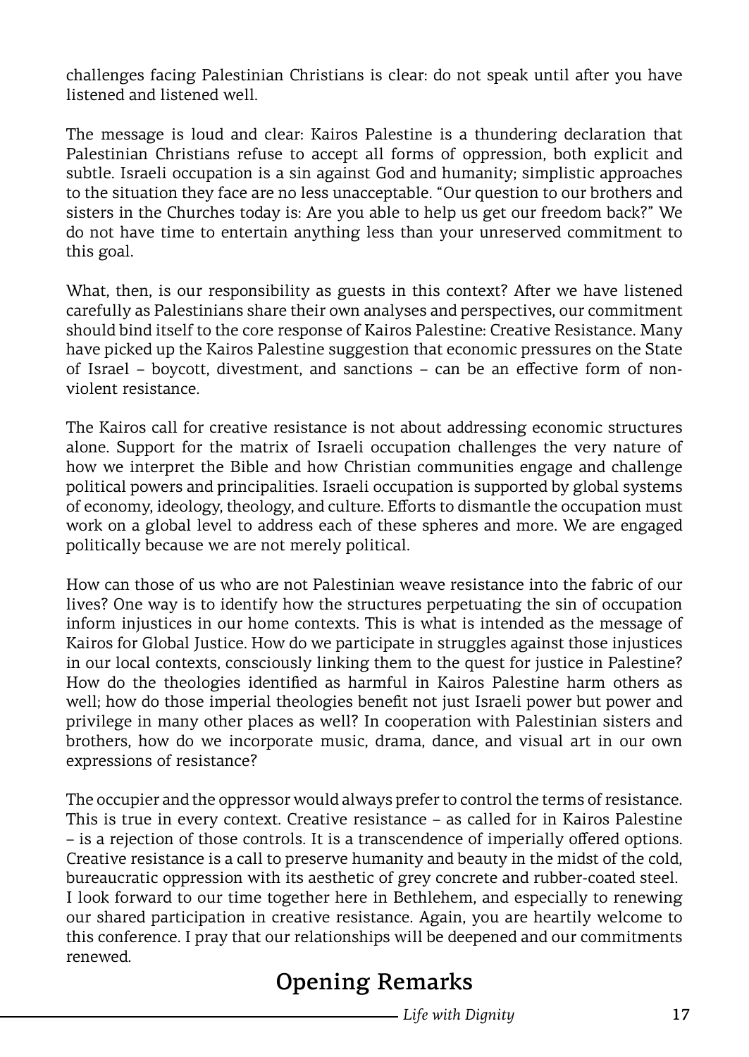challenges facing Palestinian Christians is clear: do not speak until after you have listened and listened well.

The message is loud and clear: Kairos Palestine is a thundering declaration that Palestinian Christians refuse to accept all forms of oppression, both explicit and subtle. Israeli occupation is a sin against God and humanity; simplistic approaches to the situation they face are no less unacceptable. "Our question to our brothers and sisters in the Churches today is: Are you able to help us get our freedom back?" We do not have time to entertain anything less than your unreserved commitment to this goal.

What, then, is our responsibility as guests in this context? After we have listened carefully as Palestinians share their own analyses and perspectives, our commitment should bind itself to the core response of Kairos Palestine: Creative Resistance. Many have picked up the Kairos Palestine suggestion that economic pressures on the State of Israel – boycott, divestment, and sanctions – can be an effective form of non-violent resistance.

The Kairos call for creative resistance is not about addressing economic structures alone. Support for the matrix of Israeli occupation challenges the very nature of how we interpret the Bible and how Christian communities engage and challenge political powers and principalities. Israeli occupation is supported by global systems of economy, ideology, theology, and culture. Efforts to dismantle the occupation must work on a global level to address each of these spheres and more. We are engaged politically because we are not merely political.

How can those of us who are not Palestinian weave resistance into the fabric of our lives? One way is to identify how the structures perpetuating the sin of occupation inform injustices in our home contexts. This is what is intended as the message of Kairos for Global Justice. How do we participate in struggles against those injustices in our local contexts, consciously linking them to the quest for justice in Palestine? How do the theologies identified as harmful in Kairos Palestine harm others as well; how do those imperial theologies benefit not just Israeli power but power and privilege in many other places as well? In cooperation with Palestinian sisters and brothers, how do we incorporate music, drama, dance, and visual art in our own expressions of resistance?

The occupier and the oppressor would always prefer to control the terms of resistance. This is true in every context. Creative resistance – as called for in Kairos Palestine – is a rejection of those controls. It is a transcendence of imperially offered options. Creative resistance is a call to preserve humanity and beauty in the midst of the cold, bureaucratic oppression with its aesthetic of grey concrete and rubber-coated steel. I look forward to our time together here in Bethlehem, and especially to renewing our shared participation in creative resistance. Again, you are heartily welcome to this conference. I pray that our relationships will be deepened and our commitments renewed.

## Opening Remarks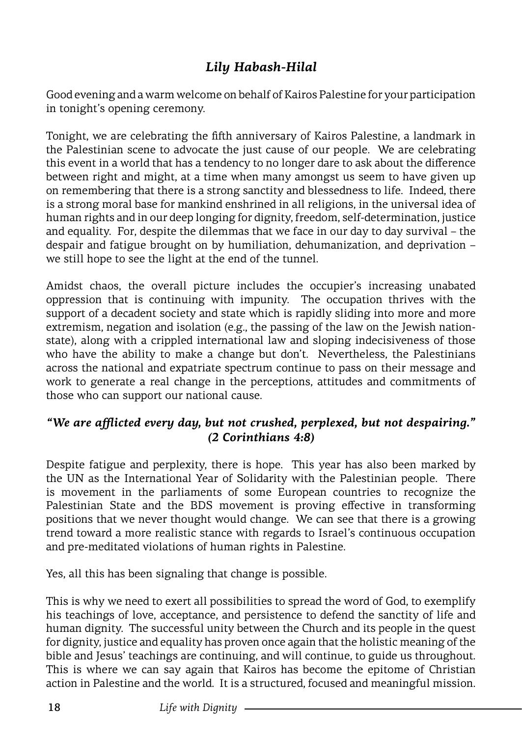## *Lily Habash-Hilal*

Good evening and a warm welcome on behalf of Kairos Palestine for your participation in tonight's opening ceremony.

Tonight, we are celebrating the fifth anniversary of Kairos Palestine, a landmark in the Palestinian scene to advocate the just cause of our people. We are celebrating this event in a world that has a tendency to no longer dare to ask about the difference between right and might, at a time when many amongst us seem to have given up on remembering that there is a strong sanctity and blessedness to life. Indeed, there is a strong moral base for mankind enshrined in all religions, in the universal idea of human rights and in our deep longing for dignity, freedom, self-determination, justice and equality. For, despite the dilemmas that we face in our day to day survival – the despair and fatigue brought on by humiliation, dehumanization, and deprivation – we still hope to see the light at the end of the tunnel.

Amidst chaos, the overall picture includes the occupier's increasing unabated oppression that is continuing with impunity. The occupation thrives with the support of a decadent society and state which is rapidly sliding into more and more extremism, negation and isolation (e.g., the passing of the law on the Jewish nation-state), along with a crippled international law and sloping indecisiveness of those who have the ability to make a change but don't. Nevertheless, the Palestinians across the national and expatriate spectrum continue to pass on their message and work to generate a real change in the perceptions, attitudes and commitments of those who can support our national cause.

***"We are afflicted every day, but not crushed, perplexed, but not despairing." (2 Corinthians 4:8)***

Despite fatigue and perplexity, there is hope. This year has also been marked by the UN as the International Year of Solidarity with the Palestinian people. There is movement in the parliaments of some European countries to recognize the Palestinian State and the BDS movement is proving effective in transforming positions that we never thought would change. We can see that there is a growing trend toward a more realistic stance with regards to Israel's continuous occupation and pre-meditated violations of human rights in Palestine.

Yes, all this has been signaling that change is possible.

This is why we need to exert all possibilities to spread the word of God, to exemplify his teachings of love, acceptance, and persistence to defend the sanctity of life and human dignity. The successful unity between the Church and its people in the quest for dignity, justice and equality has proven once again that the holistic meaning of the bible and Jesus' teachings are continuing, and will continue, to guide us throughout. This is where we can say again that Kairos has become the epitome of Christian action in Palestine and the world. It is a structured, focused and meaningful mission.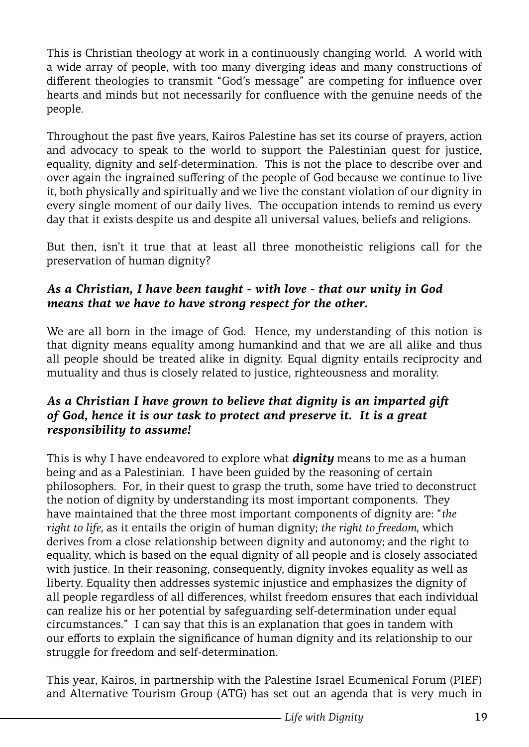This is Christian theology at work in a continuously changing world. A world with a wide array of people, with too many diverging ideas and many constructions of different theologies to transmit "God's message" are competing for influence over hearts and minds but not necessarily for confluence with the genuine needs of the people.

Throughout the past five years, Kairos Palestine has set its course of prayers, action and advocacy to speak to the world to support the Palestinian quest for justice, equality, dignity and self-determination. This is not the place to describe over and over again the ingrained suffering of the people of God because we continue to live it, both physically and spiritually and we live the constant violation of our dignity in every single moment of our daily lives. The occupation intends to remind us every day that it exists despite us and despite all universal values, beliefs and religions.

But then, isn't it true that at least all three monotheistic religions call for the preservation of human dignity?

***As a Christian, I have been taught - with love - that our unity in God means that we have to have strong respect for the other.***

We are all born in the image of God. Hence, my understanding of this notion is that dignity means equality among humankind and that we are all alike and thus all people should be treated alike in dignity. Equal dignity entails reciprocity and mutuality and thus is closely related to justice, righteousness and morality.

***As a Christian I have grown to believe that dignity is an imparted gift of God, hence it is our task to protect and preserve it. It is a great responsibility to assume!***

This is why I have endeavored to explore what ***dignity*** means to me as a human being and as a Palestinian. I have been guided by the reasoning of certain philosophers. For, in their quest to grasp the truth, some have tried to deconstruct the notion of dignity by understanding its most important components. They have maintained that the three most important components of dignity are: "*the right to life*, as it entails the origin of human dignity; *the right to freedom*, which derives from a close relationship between dignity and autonomy; and the right to equality, which is based on the equal dignity of all people and is closely associated with justice. In their reasoning, consequently, dignity invokes equality as well as liberty. Equality then addresses systemic injustice and emphasizes the dignity of all people regardless of all differences, whilst freedom ensures that each individual can realize his or her potential by safeguarding self-determination under equal circumstances." I can say that this is an explanation that goes in tandem with our efforts to explain the significance of human dignity and its relationship to our struggle for freedom and self-determination.

This year, Kairos, in partnership with the Palestine Israel Ecumenical Forum (PIEF) and Alternative Tourism Group (ATG) has set out an agenda that is very much in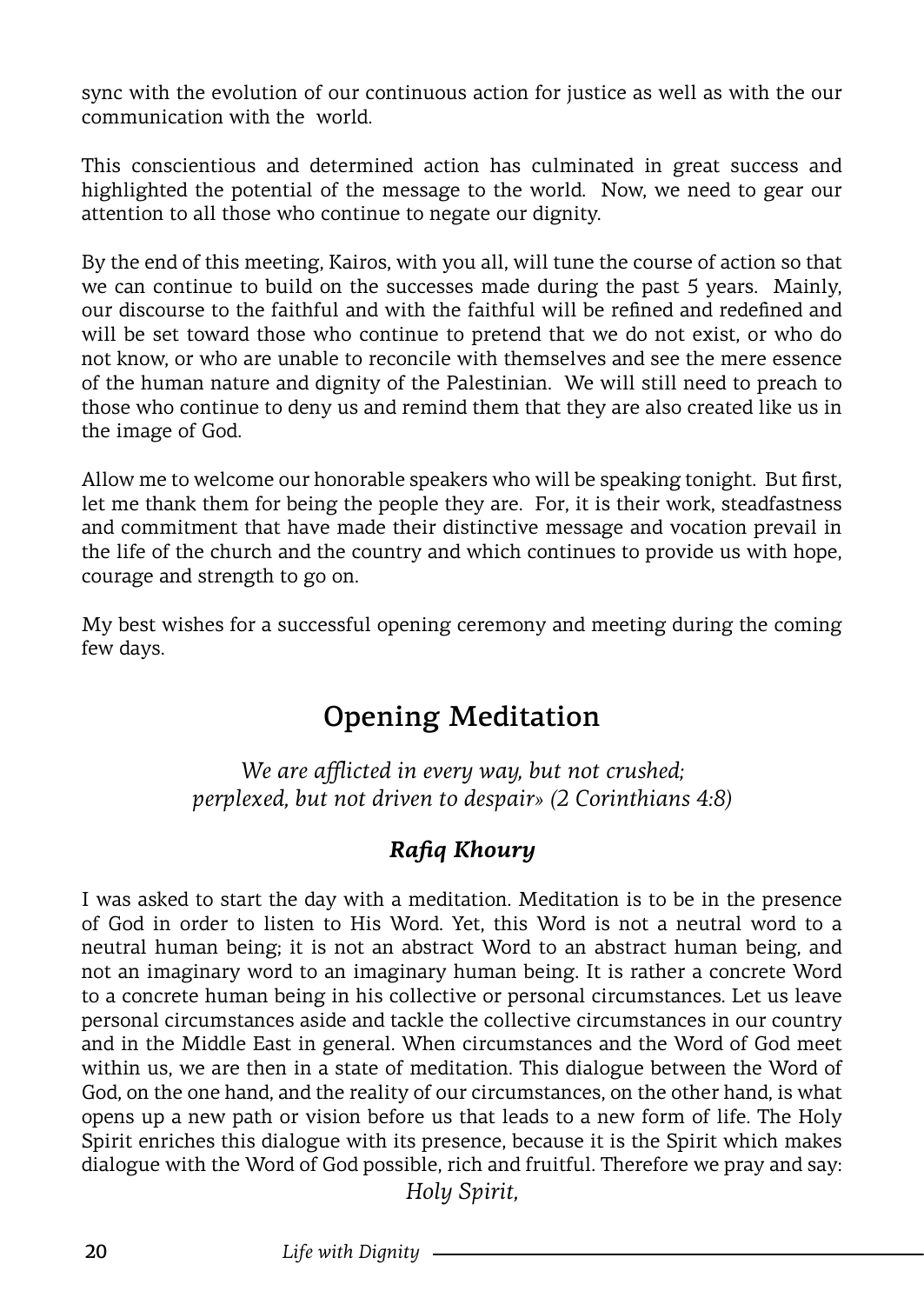sync with the evolution of our continuous action for justice as well as with the our communication with the world.

This conscientious and determined action has culminated in great success and highlighted the potential of the message to the world. Now, we need to gear our attention to all those who continue to negate our dignity.

By the end of this meeting, Kairos, with you all, will tune the course of action so that we can continue to build on the successes made during the past 5 years. Mainly, our discourse to the faithful and with the faithful will be refined and redefined and will be set toward those who continue to pretend that we do not exist, or who do not know, or who are unable to reconcile with themselves and see the mere essence of the human nature and dignity of the Palestinian. We will still need to preach to those who continue to deny us and remind them that they are also created like us in the image of God.

Allow me to welcome our honorable speakers who will be speaking tonight. But first, let me thank them for being the people they are. For, it is their work, steadfastness and commitment that have made their distinctive message and vocation prevail in the life of the church and the country and which continues to provide us with hope, courage and strength to go on.

My best wishes for a successful opening ceremony and meeting during the coming few days.

## Opening Meditation

*We are afflicted in every way, but not crushed;*
*perplexed, but not driven to despair» (2 Corinthians 4:8)*

### ***Rafiq Khoury***

I was asked to start the day with a meditation. Meditation is to be in the presence of God in order to listen to His Word. Yet, this Word is not a neutral word to a neutral human being; it is not an abstract Word to an abstract human being, and not an imaginary word to an imaginary human being. It is rather a concrete Word to a concrete human being in his collective or personal circumstances. Let us leave personal circumstances aside and tackle the collective circumstances in our country and in the Middle East in general. When circumstances and the Word of God meet within us, we are then in a state of meditation. This dialogue between the Word of God, on the one hand, and the reality of our circumstances, on the other hand, is what opens up a new path or vision before us that leads to a new form of life. The Holy Spirit enriches this dialogue with its presence, because it is the Spirit which makes dialogue with the Word of God possible, rich and fruitful. Therefore we pray and say:

*Holy Spirit,*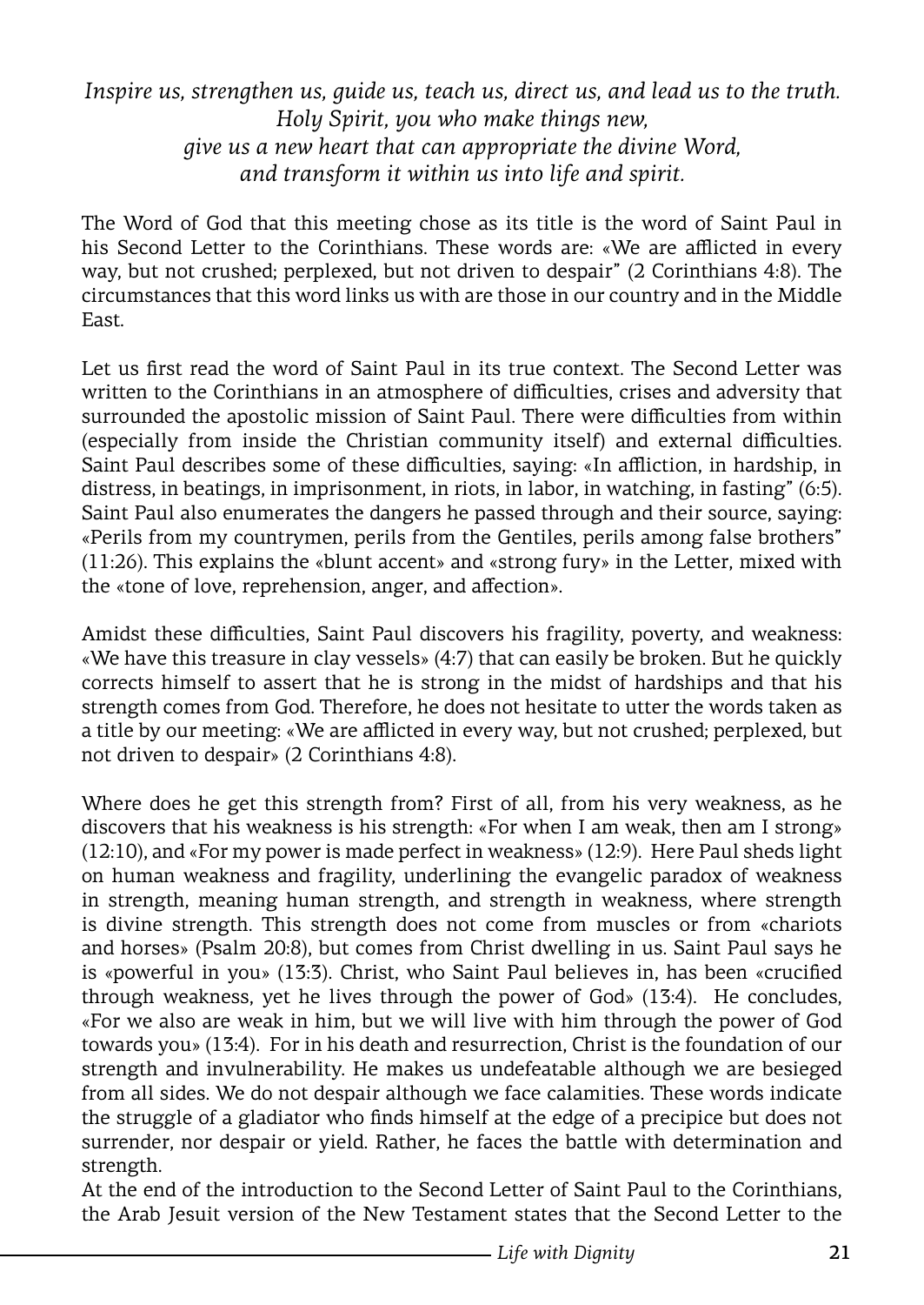*Inspire us, strengthen us, guide us, teach us, direct us, and lead us to the truth.*
*Holy Spirit, you who make things new,*
*give us a new heart that can appropriate the divine Word,*
*and transform it within us into life and spirit.*

The Word of God that this meeting chose as its title is the word of Saint Paul in his Second Letter to the Corinthians. These words are: «We are afflicted in every way, but not crushed; perplexed, but not driven to despair" (2 Corinthians 4:8). The circumstances that this word links us with are those in our country and in the Middle East.

Let us first read the word of Saint Paul in its true context. The Second Letter was written to the Corinthians in an atmosphere of difficulties, crises and adversity that surrounded the apostolic mission of Saint Paul. There were difficulties from within (especially from inside the Christian community itself) and external difficulties. Saint Paul describes some of these difficulties, saying: «In affliction, in hardship, in distress, in beatings, in imprisonment, in riots, in labor, in watching, in fasting" (6:5). Saint Paul also enumerates the dangers he passed through and their source, saying: «Perils from my countrymen, perils from the Gentiles, perils among false brothers" (11:26). This explains the «blunt accent» and «strong fury» in the Letter, mixed with the «tone of love, reprehension, anger, and affection».

Amidst these difficulties, Saint Paul discovers his fragility, poverty, and weakness: «We have this treasure in clay vessels» (4:7) that can easily be broken. But he quickly corrects himself to assert that he is strong in the midst of hardships and that his strength comes from God. Therefore, he does not hesitate to utter the words taken as a title by our meeting: «We are afflicted in every way, but not crushed; perplexed, but not driven to despair» (2 Corinthians 4:8).

Where does he get this strength from? First of all, from his very weakness, as he discovers that his weakness is his strength: «For when I am weak, then am I strong» (12:10), and «For my power is made perfect in weakness» (12:9). Here Paul sheds light on human weakness and fragility, underlining the evangelic paradox of weakness in strength, meaning human strength, and strength in weakness, where strength is divine strength. This strength does not come from muscles or from «chariots and horses» (Psalm 20:8), but comes from Christ dwelling in us. Saint Paul says he is «powerful in you» (13:3). Christ, who Saint Paul believes in, has been «crucified through weakness, yet he lives through the power of God» (13:4). He concludes, «For we also are weak in him, but we will live with him through the power of God towards you» (13:4). For in his death and resurrection, Christ is the foundation of our strength and invulnerability. He makes us undefeatable although we are besieged from all sides. We do not despair although we face calamities. These words indicate the struggle of a gladiator who finds himself at the edge of a precipice but does not surrender, nor despair or yield. Rather, he faces the battle with determination and strength.

At the end of the introduction to the Second Letter of Saint Paul to the Corinthians, the Arab Jesuit version of the New Testament states that the Second Letter to the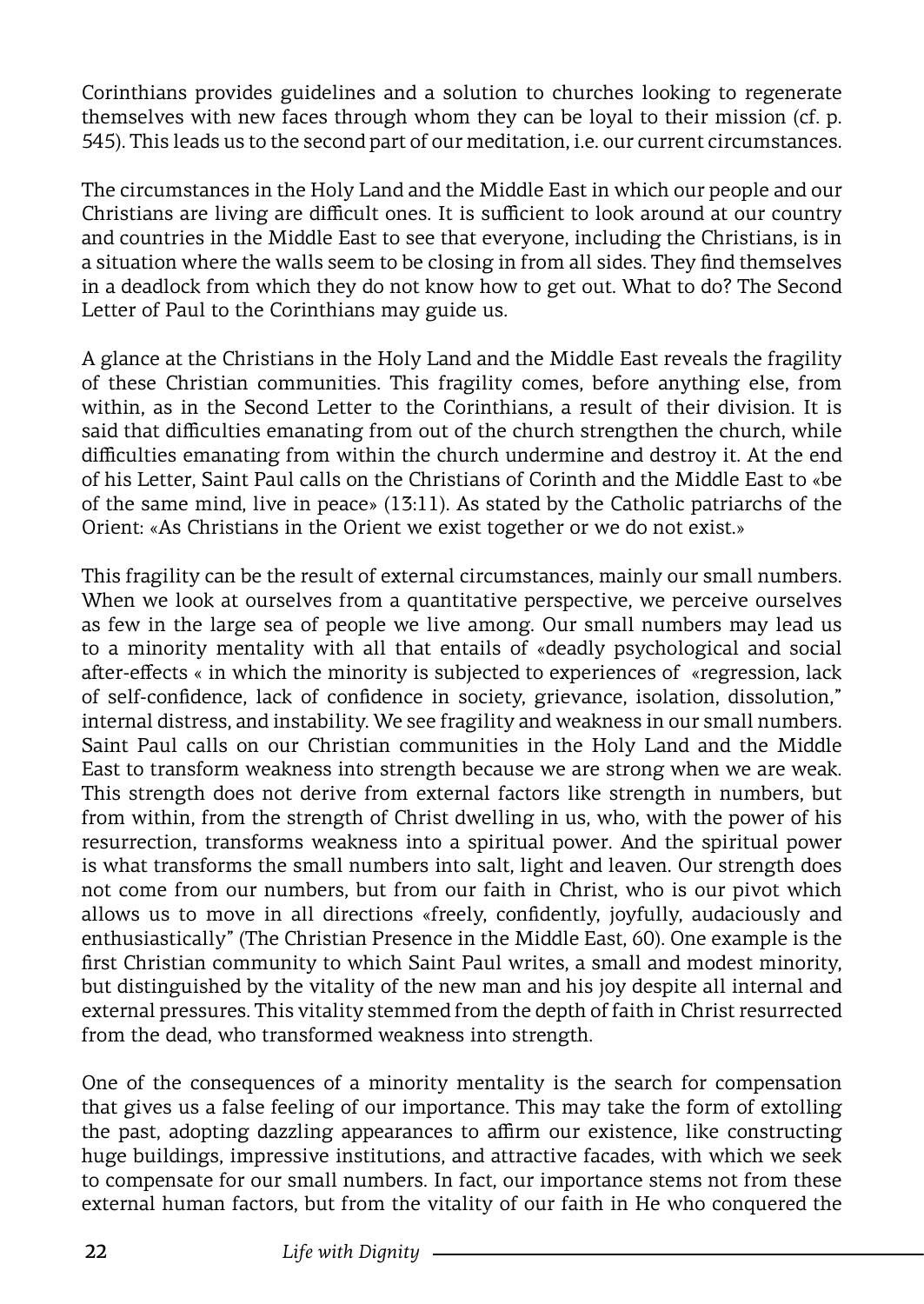Corinthians provides guidelines and a solution to churches looking to regenerate themselves with new faces through whom they can be loyal to their mission (cf. p. 545). This leads us to the second part of our meditation, i.e. our current circumstances.

The circumstances in the Holy Land and the Middle East in which our people and our Christians are living are difficult ones. It is sufficient to look around at our country and countries in the Middle East to see that everyone, including the Christians, is in a situation where the walls seem to be closing in from all sides. They find themselves in a deadlock from which they do not know how to get out. What to do? The Second Letter of Paul to the Corinthians may guide us.

A glance at the Christians in the Holy Land and the Middle East reveals the fragility of these Christian communities. This fragility comes, before anything else, from within, as in the Second Letter to the Corinthians, a result of their division. It is said that difficulties emanating from out of the church strengthen the church, while difficulties emanating from within the church undermine and destroy it. At the end of his Letter, Saint Paul calls on the Christians of Corinth and the Middle East to «be of the same mind, live in peace» (13:11). As stated by the Catholic patriarchs of the Orient: «As Christians in the Orient we exist together or we do not exist.»

This fragility can be the result of external circumstances, mainly our small numbers. When we look at ourselves from a quantitative perspective, we perceive ourselves as few in the large sea of people we live among. Our small numbers may lead us to a minority mentality with all that entails of «deadly psychological and social after-effects « in which the minority is subjected to experiences of «regression, lack of self-confidence, lack of confidence in society, grievance, isolation, dissolution," internal distress, and instability. We see fragility and weakness in our small numbers. Saint Paul calls on our Christian communities in the Holy Land and the Middle East to transform weakness into strength because we are strong when we are weak. This strength does not derive from external factors like strength in numbers, but from within, from the strength of Christ dwelling in us, who, with the power of his resurrection, transforms weakness into a spiritual power. And the spiritual power is what transforms the small numbers into salt, light and leaven. Our strength does not come from our numbers, but from our faith in Christ, who is our pivot which allows us to move in all directions «freely, confidently, joyfully, audaciously and enthusiastically" (The Christian Presence in the Middle East, 60). One example is the first Christian community to which Saint Paul writes, a small and modest minority, but distinguished by the vitality of the new man and his joy despite all internal and external pressures. This vitality stemmed from the depth of faith in Christ resurrected from the dead, who transformed weakness into strength.

One of the consequences of a minority mentality is the search for compensation that gives us a false feeling of our importance. This may take the form of extolling the past, adopting dazzling appearances to affirm our existence, like constructing huge buildings, impressive institutions, and attractive facades, with which we seek to compensate for our small numbers. In fact, our importance stems not from these external human factors, but from the vitality of our faith in He who conquered the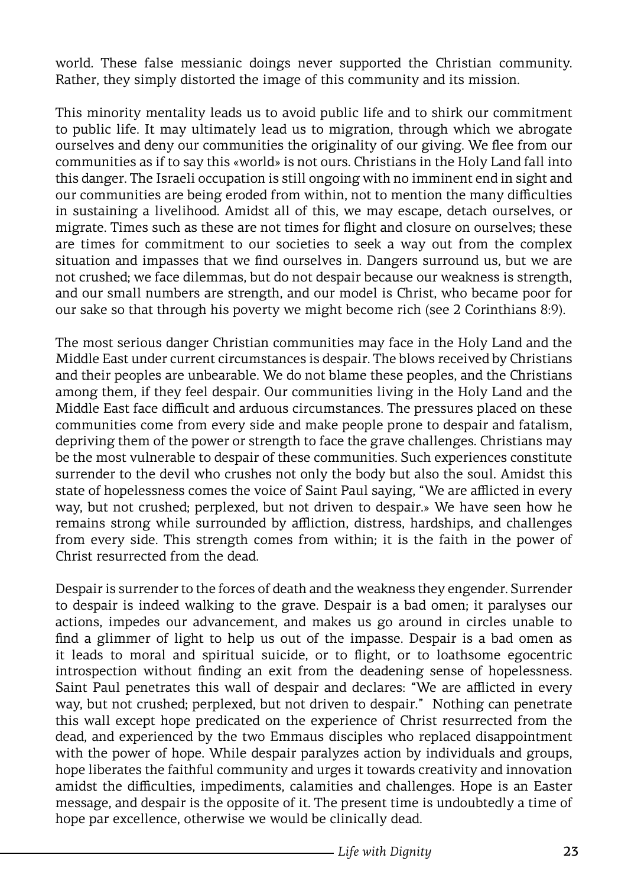world. These false messianic doings never supported the Christian community. Rather, they simply distorted the image of this community and its mission.

This minority mentality leads us to avoid public life and to shirk our commitment to public life. It may ultimately lead us to migration, through which we abrogate ourselves and deny our communities the originality of our giving. We flee from our communities as if to say this «world» is not ours. Christians in the Holy Land fall into this danger. The Israeli occupation is still ongoing with no imminent end in sight and our communities are being eroded from within, not to mention the many difficulties in sustaining a livelihood. Amidst all of this, we may escape, detach ourselves, or migrate. Times such as these are not times for flight and closure on ourselves; these are times for commitment to our societies to seek a way out from the complex situation and impasses that we find ourselves in. Dangers surround us, but we are not crushed; we face dilemmas, but do not despair because our weakness is strength, and our small numbers are strength, and our model is Christ, who became poor for our sake so that through his poverty we might become rich (see 2 Corinthians 8:9).

The most serious danger Christian communities may face in the Holy Land and the Middle East under current circumstances is despair. The blows received by Christians and their peoples are unbearable. We do not blame these peoples, and the Christians among them, if they feel despair. Our communities living in the Holy Land and the Middle East face difficult and arduous circumstances. The pressures placed on these communities come from every side and make people prone to despair and fatalism, depriving them of the power or strength to face the grave challenges. Christians may be the most vulnerable to despair of these communities. Such experiences constitute surrender to the devil who crushes not only the body but also the soul. Amidst this state of hopelessness comes the voice of Saint Paul saying, "We are afflicted in every way, but not crushed; perplexed, but not driven to despair.» We have seen how he remains strong while surrounded by affliction, distress, hardships, and challenges from every side. This strength comes from within; it is the faith in the power of Christ resurrected from the dead.

Despair is surrender to the forces of death and the weakness they engender. Surrender to despair is indeed walking to the grave. Despair is a bad omen; it paralyses our actions, impedes our advancement, and makes us go around in circles unable to find a glimmer of light to help us out of the impasse. Despair is a bad omen as it leads to moral and spiritual suicide, or to flight, or to loathsome egocentric introspection without finding an exit from the deadening sense of hopelessness. Saint Paul penetrates this wall of despair and declares: "We are afflicted in every way, but not crushed; perplexed, but not driven to despair." Nothing can penetrate this wall except hope predicated on the experience of Christ resurrected from the dead, and experienced by the two Emmaus disciples who replaced disappointment with the power of hope. While despair paralyzes action by individuals and groups, hope liberates the faithful community and urges it towards creativity and innovation amidst the difficulties, impediments, calamities and challenges. Hope is an Easter message, and despair is the opposite of it. The present time is undoubtedly a time of hope par excellence, otherwise we would be clinically dead.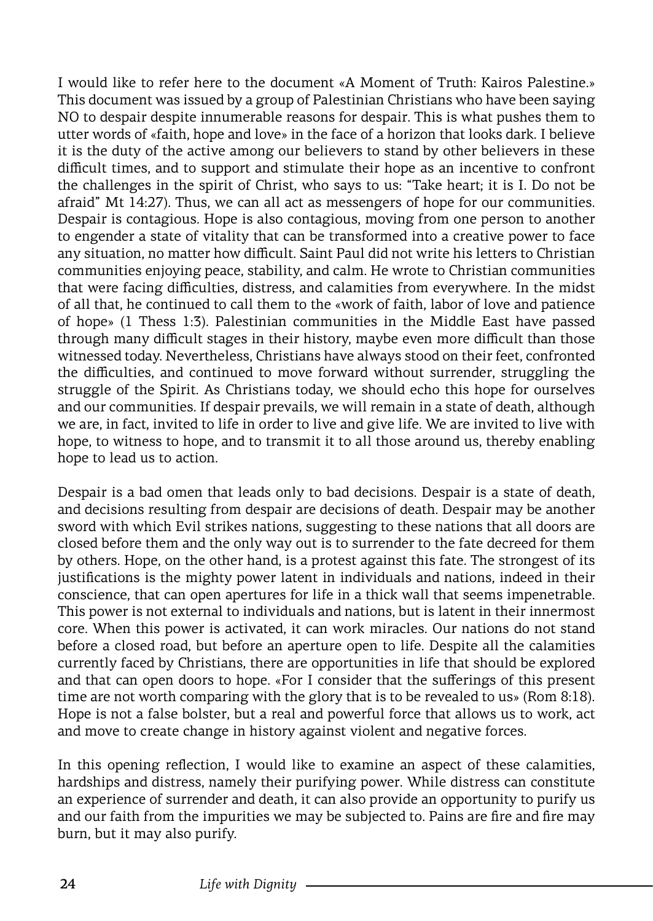I would like to refer here to the document «A Moment of Truth: Kairos Palestine.» This document was issued by a group of Palestinian Christians who have been saying NO to despair despite innumerable reasons for despair. This is what pushes them to utter words of «faith, hope and love» in the face of a horizon that looks dark. I believe it is the duty of the active among our believers to stand by other believers in these difficult times, and to support and stimulate their hope as an incentive to confront the challenges in the spirit of Christ, who says to us: "Take heart; it is I. Do not be afraid" Mt 14:27). Thus, we can all act as messengers of hope for our communities. Despair is contagious. Hope is also contagious, moving from one person to another to engender a state of vitality that can be transformed into a creative power to face any situation, no matter how difficult. Saint Paul did not write his letters to Christian communities enjoying peace, stability, and calm. He wrote to Christian communities that were facing difficulties, distress, and calamities from everywhere. In the midst of all that, he continued to call them to the «work of faith, labor of love and patience of hope» (1 Thess 1:3). Palestinian communities in the Middle East have passed through many difficult stages in their history, maybe even more difficult than those witnessed today. Nevertheless, Christians have always stood on their feet, confronted the difficulties, and continued to move forward without surrender, struggling the struggle of the Spirit. As Christians today, we should echo this hope for ourselves and our communities. If despair prevails, we will remain in a state of death, although we are, in fact, invited to life in order to live and give life. We are invited to live with hope, to witness to hope, and to transmit it to all those around us, thereby enabling hope to lead us to action.

Despair is a bad omen that leads only to bad decisions. Despair is a state of death, and decisions resulting from despair are decisions of death. Despair may be another sword with which Evil strikes nations, suggesting to these nations that all doors are closed before them and the only way out is to surrender to the fate decreed for them by others. Hope, on the other hand, is a protest against this fate. The strongest of its justifications is the mighty power latent in individuals and nations, indeed in their conscience, that can open apertures for life in a thick wall that seems impenetrable. This power is not external to individuals and nations, but is latent in their innermost core. When this power is activated, it can work miracles. Our nations do not stand before a closed road, but before an aperture open to life. Despite all the calamities currently faced by Christians, there are opportunities in life that should be explored and that can open doors to hope. «For I consider that the sufferings of this present time are not worth comparing with the glory that is to be revealed to us» (Rom 8:18). Hope is not a false bolster, but a real and powerful force that allows us to work, act and move to create change in history against violent and negative forces.

In this opening reflection, I would like to examine an aspect of these calamities, hardships and distress, namely their purifying power. While distress can constitute an experience of surrender and death, it can also provide an opportunity to purify us and our faith from the impurities we may be subjected to. Pains are fire and fire may burn, but it may also purify.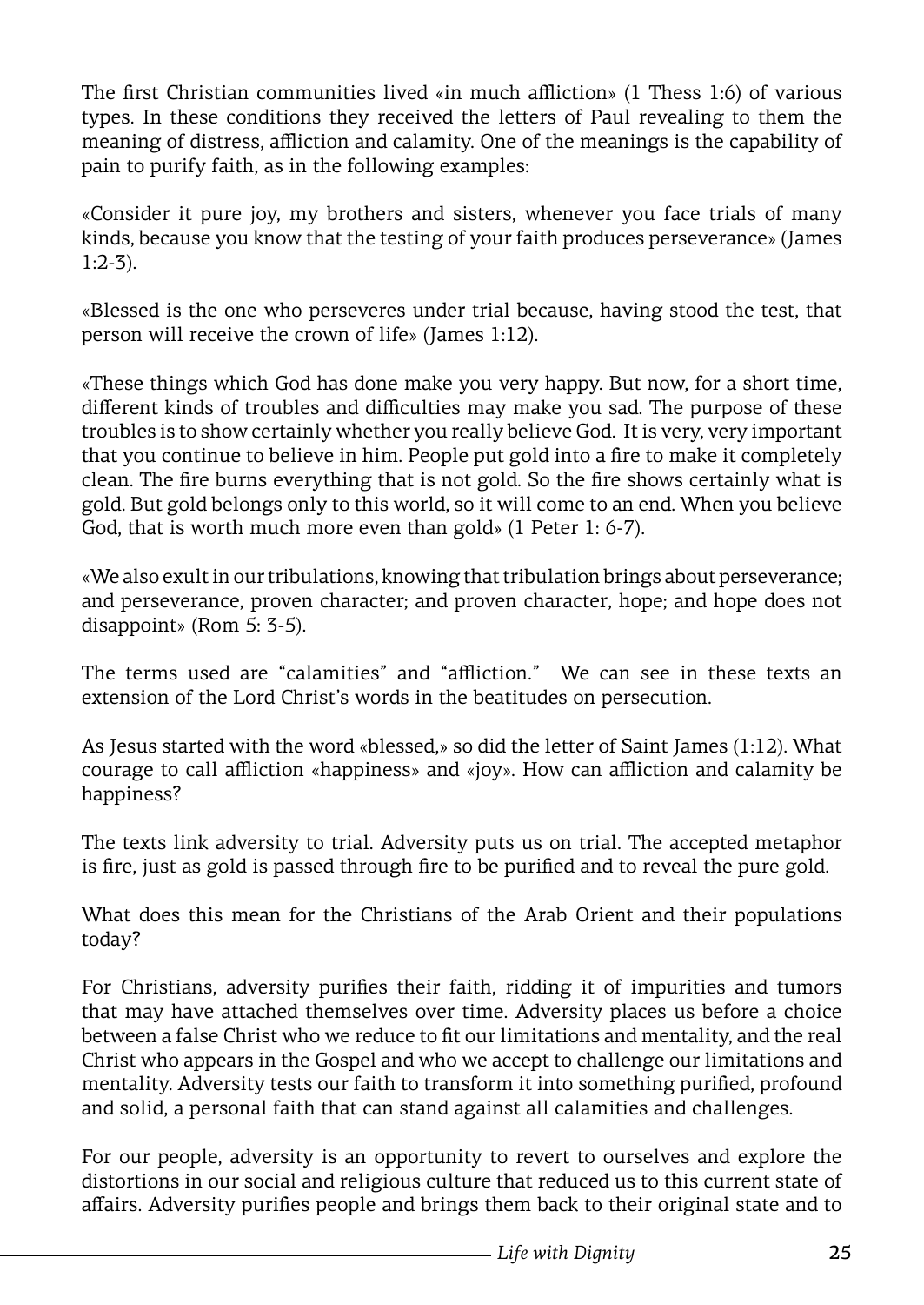The first Christian communities lived «in much affliction» (1 Thess 1:6) of various types. In these conditions they received the letters of Paul revealing to them the meaning of distress, affliction and calamity. One of the meanings is the capability of pain to purify faith, as in the following examples:

«Consider it pure joy, my brothers and sisters, whenever you face trials of many kinds, because you know that the testing of your faith produces perseverance» (James 1:2-3).

«Blessed is the one who perseveres under trial because, having stood the test, that person will receive the crown of life» (James 1:12).

«These things which God has done make you very happy. But now, for a short time, different kinds of troubles and difficulties may make you sad. The purpose of these troubles is to show certainly whether you really believe God. It is very, very important that you continue to believe in him. People put gold into a fire to make it completely clean. The fire burns everything that is not gold. So the fire shows certainly what is gold. But gold belongs only to this world, so it will come to an end. When you believe God, that is worth much more even than gold» (1 Peter 1: 6-7).

«We also exult in our tribulations, knowing that tribulation brings about perseverance; and perseverance, proven character; and proven character, hope; and hope does not disappoint» (Rom 5: 3-5).

The terms used are "calamities" and "affliction." We can see in these texts an extension of the Lord Christ's words in the beatitudes on persecution.

As Jesus started with the word «blessed,» so did the letter of Saint James (1:12). What courage to call affliction «happiness» and «joy». How can affliction and calamity be happiness?

The texts link adversity to trial. Adversity puts us on trial. The accepted metaphor is fire, just as gold is passed through fire to be purified and to reveal the pure gold.

What does this mean for the Christians of the Arab Orient and their populations today?

For Christians, adversity purifies their faith, ridding it of impurities and tumors that may have attached themselves over time. Adversity places us before a choice between a false Christ who we reduce to fit our limitations and mentality, and the real Christ who appears in the Gospel and who we accept to challenge our limitations and mentality. Adversity tests our faith to transform it into something purified, profound and solid, a personal faith that can stand against all calamities and challenges.

For our people, adversity is an opportunity to revert to ourselves and explore the distortions in our social and religious culture that reduced us to this current state of affairs. Adversity purifies people and brings them back to their original state and to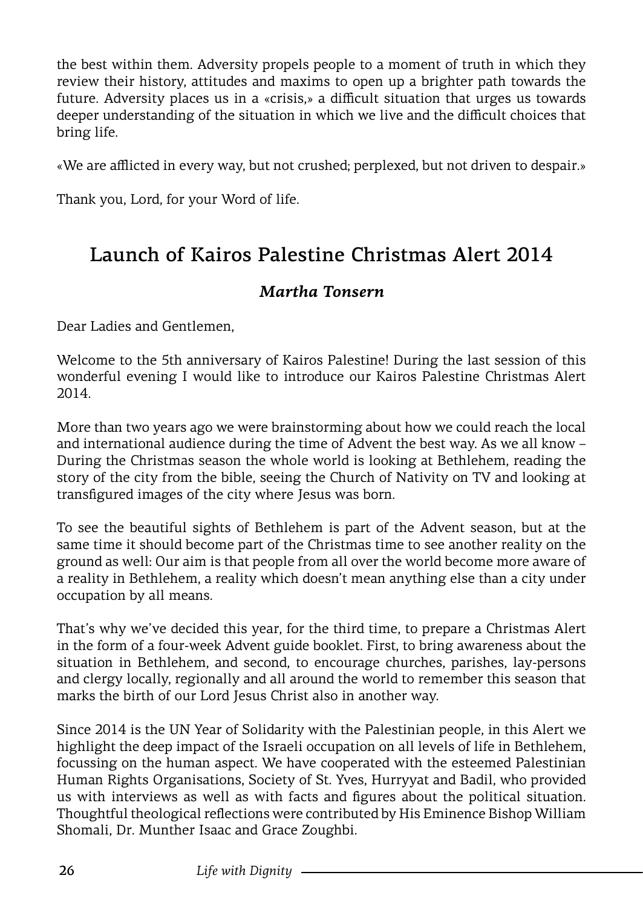the best within them. Adversity propels people to a moment of truth in which they review their history, attitudes and maxims to open up a brighter path towards the future. Adversity places us in a «crisis,» a difficult situation that urges us towards deeper understanding of the situation in which we live and the difficult choices that bring life.

«We are afflicted in every way, but not crushed; perplexed, but not driven to despair.»

Thank you, Lord, for your Word of life.

## Launch of Kairos Palestine Christmas Alert 2014

***Martha Tonsern***

Dear Ladies and Gentlemen,

Welcome to the 5th anniversary of Kairos Palestine! During the last session of this wonderful evening I would like to introduce our Kairos Palestine Christmas Alert 2014.

More than two years ago we were brainstorming about how we could reach the local and international audience during the time of Advent the best way. As we all know – During the Christmas season the whole world is looking at Bethlehem, reading the story of the city from the bible, seeing the Church of Nativity on TV and looking at transfigured images of the city where Jesus was born.

To see the beautiful sights of Bethlehem is part of the Advent season, but at the same time it should become part of the Christmas time to see another reality on the ground as well: Our aim is that people from all over the world become more aware of a reality in Bethlehem, a reality which doesn't mean anything else than a city under occupation by all means.

That's why we've decided this year, for the third time, to prepare a Christmas Alert in the form of a four-week Advent guide booklet. First, to bring awareness about the situation in Bethlehem, and second, to encourage churches, parishes, lay-persons and clergy locally, regionally and all around the world to remember this season that marks the birth of our Lord Jesus Christ also in another way.

Since 2014 is the UN Year of Solidarity with the Palestinian people, in this Alert we highlight the deep impact of the Israeli occupation on all levels of life in Bethlehem, focussing on the human aspect. We have cooperated with the esteemed Palestinian Human Rights Organisations, Society of St. Yves, Hurryyat and Badil, who provided us with interviews as well as with facts and figures about the political situation. Thoughtful theological reflections were contributed by His Eminence Bishop William Shomali, Dr. Munther Isaac and Grace Zoughbi.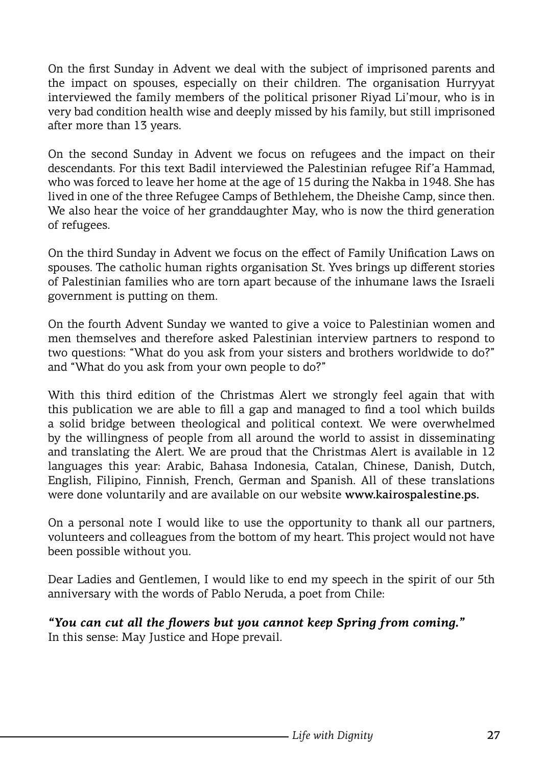On the first Sunday in Advent we deal with the subject of imprisoned parents and the impact on spouses, especially on their children. The organisation Hurryyat interviewed the family members of the political prisoner Riyad Li'mour, who is in very bad condition health wise and deeply missed by his family, but still imprisoned after more than 13 years.

On the second Sunday in Advent we focus on refugees and the impact on their descendants. For this text Badil interviewed the Palestinian refugee Rif'a Hammad, who was forced to leave her home at the age of 15 during the Nakba in 1948. She has lived in one of the three Refugee Camps of Bethlehem, the Dheishe Camp, since then. We also hear the voice of her granddaughter May, who is now the third generation of refugees.

On the third Sunday in Advent we focus on the effect of Family Unification Laws on spouses. The catholic human rights organisation St. Yves brings up different stories of Palestinian families who are torn apart because of the inhumane laws the Israeli government is putting on them.

On the fourth Advent Sunday we wanted to give a voice to Palestinian women and men themselves and therefore asked Palestinian interview partners to respond to two questions: "What do you ask from your sisters and brothers worldwide to do?" and "What do you ask from your own people to do?"

With this third edition of the Christmas Alert we strongly feel again that with this publication we are able to fill a gap and managed to find a tool which builds a solid bridge between theological and political context. We were overwhelmed by the willingness of people from all around the world to assist in disseminating and translating the Alert. We are proud that the Christmas Alert is available in 12 languages this year: Arabic, Bahasa Indonesia, Catalan, Chinese, Danish, Dutch, English, Filipino, Finnish, French, German and Spanish. All of these translations were done voluntarily and are available on our website **www.kairospalestine.ps.**

On a personal note I would like to use the opportunity to thank all our partners, volunteers and colleagues from the bottom of my heart. This project would not have been possible without you.

Dear Ladies and Gentlemen, I would like to end my speech in the spirit of our 5th anniversary with the words of Pablo Neruda, a poet from Chile:

***"You can cut all the flowers but you cannot keep Spring from coming."***
In this sense: May Justice and Hope prevail.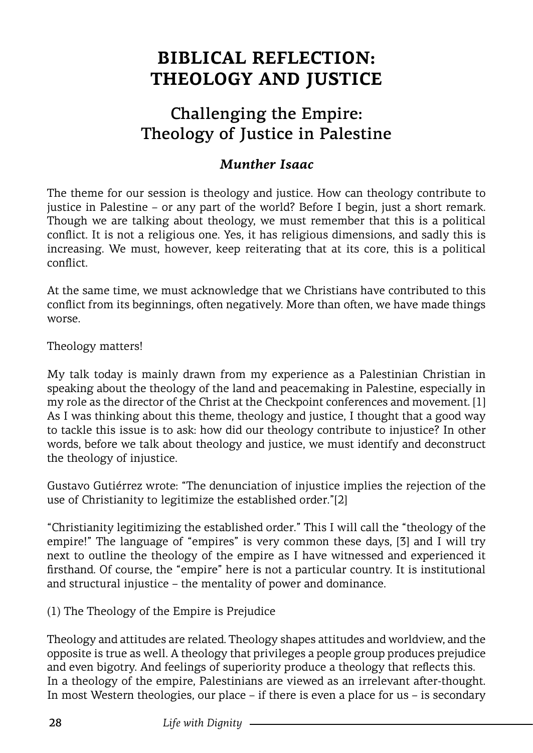# BIBLICAL REFLECTION: THEOLOGY AND JUSTICE

## Challenging the Empire: Theology of Justice in Palestine

### *Munther Isaac*

The theme for our session is theology and justice. How can theology contribute to justice in Palestine – or any part of the world? Before I begin, just a short remark. Though we are talking about theology, we must remember that this is a political conflict. It is not a religious one. Yes, it has religious dimensions, and sadly this is increasing. We must, however, keep reiterating that at its core, this is a political conflict.

At the same time, we must acknowledge that we Christians have contributed to this conflict from its beginnings, often negatively. More than often, we have made things worse.

Theology matters!

My talk today is mainly drawn from my experience as a Palestinian Christian in speaking about the theology of the land and peacemaking in Palestine, especially in my role as the director of the Christ at the Checkpoint conferences and movement. [1] As I was thinking about this theme, theology and justice, I thought that a good way to tackle this issue is to ask: how did our theology contribute to injustice? In other words, before we talk about theology and justice, we must identify and deconstruct the theology of injustice.

Gustavo Gutiérrez wrote: “The denunciation of injustice implies the rejection of the use of Christianity to legitimize the established order.”[2]

“Christianity legitimizing the established order.” This I will call the “theology of the empire!” The language of “empires” is very common these days, [3] and I will try next to outline the theology of the empire as I have witnessed and experienced it firsthand. Of course, the “empire” here is not a particular country. It is institutional and structural injustice – the mentality of power and dominance.

(1) The Theology of the Empire is Prejudice

Theology and attitudes are related. Theology shapes attitudes and worldview, and the opposite is true as well. A theology that privileges a people group produces prejudice and even bigotry. And feelings of superiority produce a theology that reflects this.
In a theology of the empire, Palestinians are viewed as an irrelevant after-thought. In most Western theologies, our place – if there is even a place for us – is secondary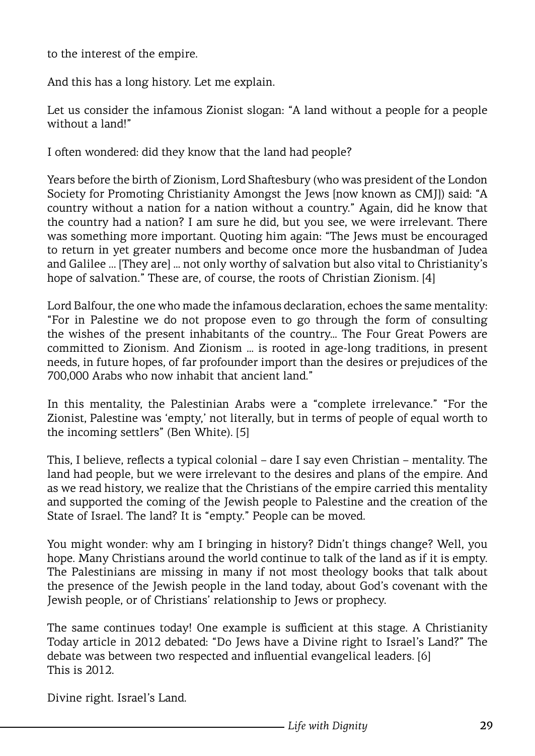to the interest of the empire.

And this has a long history. Let me explain.

Let us consider the infamous Zionist slogan: "A land without a people for a people without a land!"

I often wondered: did they know that the land had people?

Years before the birth of Zionism, Lord Shaftesbury (who was president of the London Society for Promoting Christianity Amongst the Jews [now known as CMJ]) said: "A country without a nation for a nation without a country." Again, did he know that the country had a nation? I am sure he did, but you see, we were irrelevant. There was something more important. Quoting him again: "The Jews must be encouraged to return in yet greater numbers and become once more the husbandman of Judea and Galilee ... [They are] ... not only worthy of salvation but also vital to Christianity's hope of salvation." These are, of course, the roots of Christian Zionism. [4]

Lord Balfour, the one who made the infamous declaration, echoes the same mentality: "For in Palestine we do not propose even to go through the form of consulting the wishes of the present inhabitants of the country... The Four Great Powers are committed to Zionism. And Zionism ... is rooted in age-long traditions, in present needs, in future hopes, of far profounder import than the desires or prejudices of the 700,000 Arabs who now inhabit that ancient land."

In this mentality, the Palestinian Arabs were a "complete irrelevance." "For the Zionist, Palestine was 'empty,' not literally, but in terms of people of equal worth to the incoming settlers" (Ben White). [5]

This, I believe, reflects a typical colonial – dare I say even Christian – mentality. The land had people, but we were irrelevant to the desires and plans of the empire. And as we read history, we realize that the Christians of the empire carried this mentality and supported the coming of the Jewish people to Palestine and the creation of the State of Israel. The land? It is "empty." People can be moved.

You might wonder: why am I bringing in history? Didn't things change? Well, you hope. Many Christians around the world continue to talk of the land as if it is empty. The Palestinians are missing in many if not most theology books that talk about the presence of the Jewish people in the land today, about God's covenant with the Jewish people, or of Christians' relationship to Jews or prophecy.

The same continues today! One example is sufficient at this stage. A Christianity Today article in 2012 debated: "Do Jews have a Divine right to Israel's Land?" The debate was between two respected and influential evangelical leaders. [6]
This is 2012.

Divine right. Israel's Land.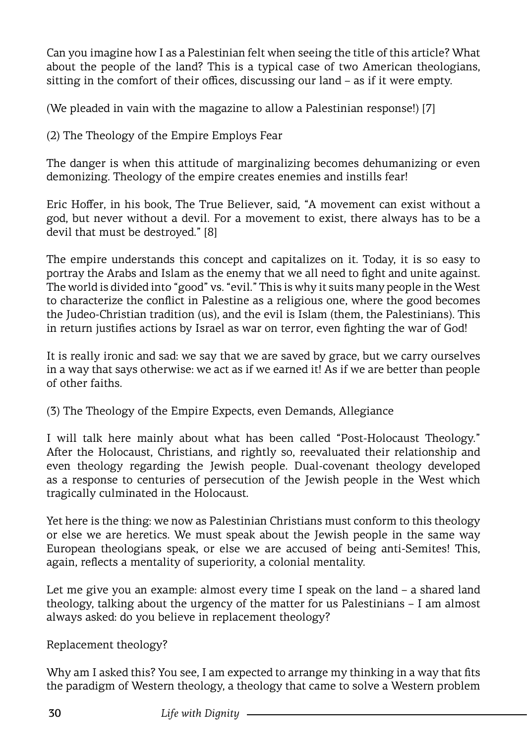Can you imagine how I as a Palestinian felt when seeing the title of this article? What about the people of the land? This is a typical case of two American theologians, sitting in the comfort of their offices, discussing our land – as if it were empty.

(We pleaded in vain with the magazine to allow a Palestinian response!) [7]

(2) The Theology of the Empire Employs Fear

The danger is when this attitude of marginalizing becomes dehumanizing or even demonizing. Theology of the empire creates enemies and instills fear!

Eric Hoffer, in his book, The True Believer, said, "A movement can exist without a god, but never without a devil. For a movement to exist, there always has to be a devil that must be destroyed." [8]

The empire understands this concept and capitalizes on it. Today, it is so easy to portray the Arabs and Islam as the enemy that we all need to fight and unite against. The world is divided into "good" vs. "evil." This is why it suits many people in the West to characterize the conflict in Palestine as a religious one, where the good becomes the Judeo-Christian tradition (us), and the evil is Islam (them, the Palestinians). This in return justifies actions by Israel as war on terror, even fighting the war of God!

It is really ironic and sad: we say that we are saved by grace, but we carry ourselves in a way that says otherwise: we act as if we earned it! As if we are better than people of other faiths.

(3) The Theology of the Empire Expects, even Demands, Allegiance

I will talk here mainly about what has been called "Post-Holocaust Theology." After the Holocaust, Christians, and rightly so, reevaluated their relationship and even theology regarding the Jewish people. Dual-covenant theology developed as a response to centuries of persecution of the Jewish people in the West which tragically culminated in the Holocaust.

Yet here is the thing: we now as Palestinian Christians must conform to this theology or else we are heretics. We must speak about the Jewish people in the same way European theologians speak, or else we are accused of being anti-Semites! This, again, reflects a mentality of superiority, a colonial mentality.

Let me give you an example: almost every time I speak on the land – a shared land theology, talking about the urgency of the matter for us Palestinians – I am almost always asked: do you believe in replacement theology?

Replacement theology?

Why am I asked this? You see, I am expected to arrange my thinking in a way that fits the paradigm of Western theology, a theology that came to solve a Western problem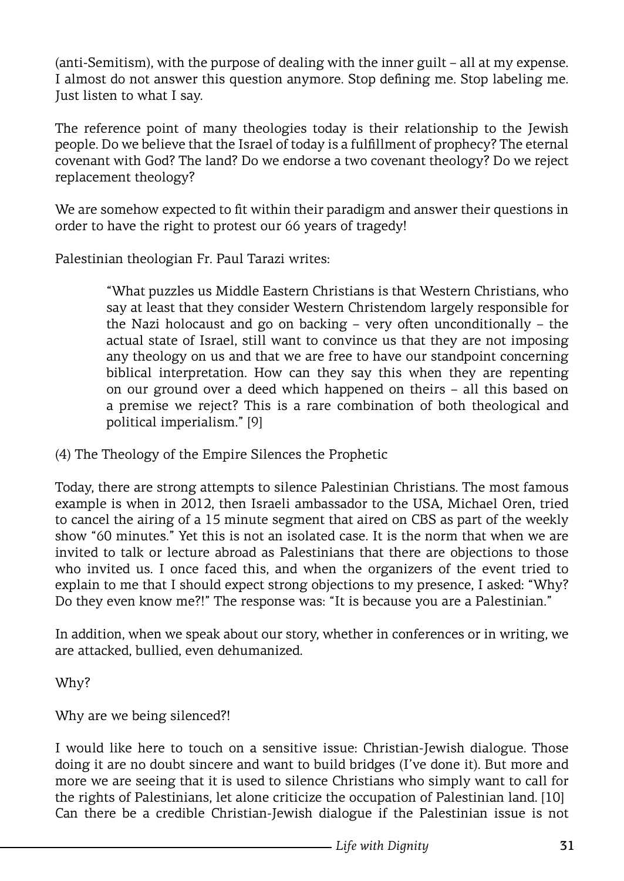(anti-Semitism), with the purpose of dealing with the inner guilt – all at my expense. I almost do not answer this question anymore. Stop defining me. Stop labeling me. Just listen to what I say.

The reference point of many theologies today is their relationship to the Jewish people. Do we believe that the Israel of today is a fulfillment of prophecy? The eternal covenant with God? The land? Do we endorse a two covenant theology? Do we reject replacement theology?

We are somehow expected to fit within their paradigm and answer their questions in order to have the right to protest our 66 years of tragedy!

Palestinian theologian Fr. Paul Tarazi writes:

> "What puzzles us Middle Eastern Christians is that Western Christians, who say at least that they consider Western Christendom largely responsible for the Nazi holocaust and go on backing – very often unconditionally – the actual state of Israel, still want to convince us that they are not imposing any theology on us and that we are free to have our standpoint concerning biblical interpretation. How can they say this when they are repenting on our ground over a deed which happened on theirs – all this based on a premise we reject? This is a rare combination of both theological and political imperialism." [9]

### (4) The Theology of the Empire Silences the Prophetic

Today, there are strong attempts to silence Palestinian Christians. The most famous example is when in 2012, then Israeli ambassador to the USA, Michael Oren, tried to cancel the airing of a 15 minute segment that aired on CBS as part of the weekly show "60 minutes." Yet this is not an isolated case. It is the norm that when we are invited to talk or lecture abroad as Palestinians that there are objections to those who invited us. I once faced this, and when the organizers of the event tried to explain to me that I should expect strong objections to my presence, I asked: "Why? Do they even know me?!" The response was: "It is because you are a Palestinian."

In addition, when we speak about our story, whether in conferences or in writing, we are attacked, bullied, even dehumanized.

Why?

Why are we being silenced?!

I would like here to touch on a sensitive issue: Christian-Jewish dialogue. Those doing it are no doubt sincere and want to build bridges (I've done it). But more and more we are seeing that it is used to silence Christians who simply want to call for the rights of Palestinians, let alone criticize the occupation of Palestinian land. [10] Can there be a credible Christian-Jewish dialogue if the Palestinian issue is not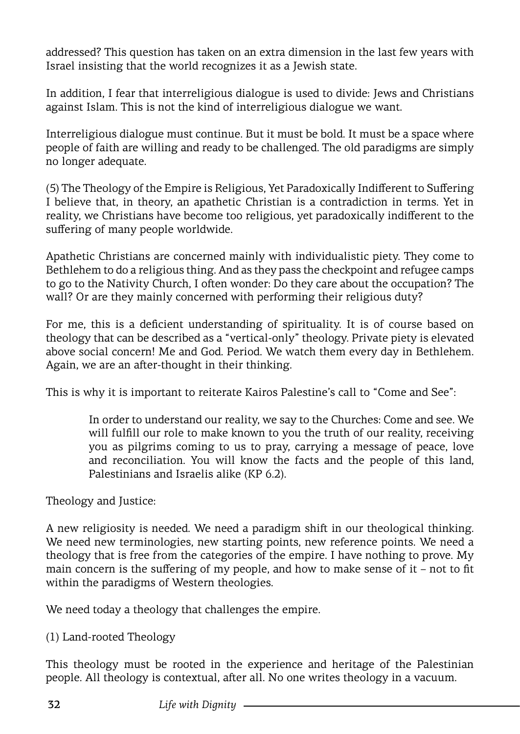addressed? This question has taken on an extra dimension in the last few years with Israel insisting that the world recognizes it as a Jewish state.

In addition, I fear that interreligious dialogue is used to divide: Jews and Christians against Islam. This is not the kind of interreligious dialogue we want.

Interreligious dialogue must continue. But it must be bold. It must be a space where people of faith are willing and ready to be challenged. The old paradigms are simply no longer adequate.

(5) The Theology of the Empire is Religious, Yet Paradoxically Indifferent to Suffering
I believe that, in theory, an apathetic Christian is a contradiction in terms. Yet in reality, we Christians have become too religious, yet paradoxically indifferent to the suffering of many people worldwide.

Apathetic Christians are concerned mainly with individualistic piety. They come to Bethlehem to do a religious thing. And as they pass the checkpoint and refugee camps to go to the Nativity Church, I often wonder: Do they care about the occupation? The wall? Or are they mainly concerned with performing their religious duty?

For me, this is a deficient understanding of spirituality. It is of course based on theology that can be described as a "vertical-only" theology. Private piety is elevated above social concern! Me and God. Period. We watch them every day in Bethlehem. Again, we are an after-thought in their thinking.

This is why it is important to reiterate Kairos Palestine's call to "Come and See":

> In order to understand our reality, we say to the Churches: Come and see. We will fulfill our role to make known to you the truth of our reality, receiving you as pilgrims coming to us to pray, carrying a message of peace, love and reconciliation. You will know the facts and the people of this land, Palestinians and Israelis alike (KP 6.2).

Theology and Justice:

A new religiosity is needed. We need a paradigm shift in our theological thinking. We need new terminologies, new starting points, new reference points. We need a theology that is free from the categories of the empire. I have nothing to prove. My main concern is the suffering of my people, and how to make sense of it – not to fit within the paradigms of Western theologies.

We need today a theology that challenges the empire.

(1) Land-rooted Theology

This theology must be rooted in the experience and heritage of the Palestinian people. All theology is contextual, after all. No one writes theology in a vacuum.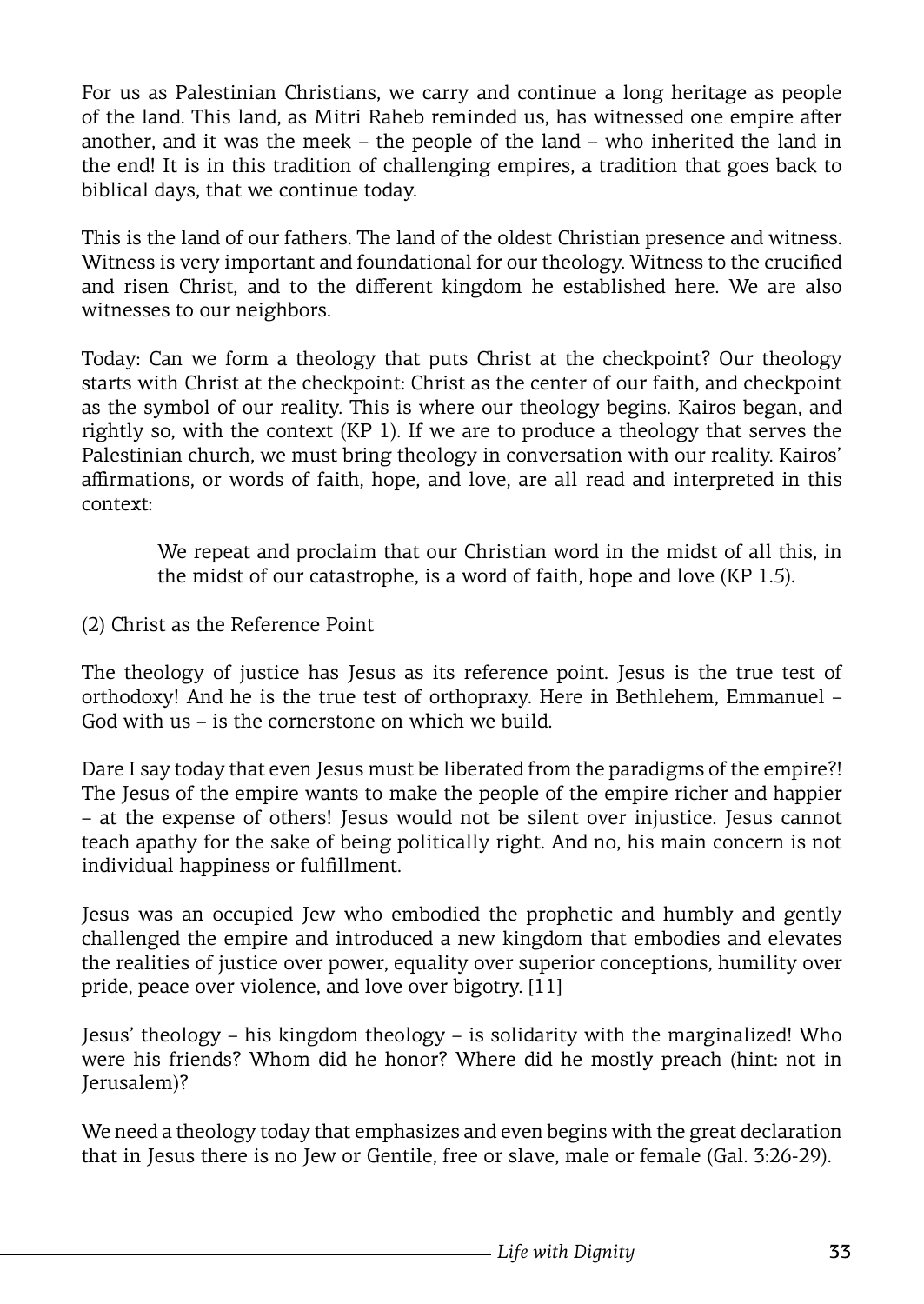For us as Palestinian Christians, we carry and continue a long heritage as people of the land. This land, as Mitri Raheb reminded us, has witnessed one empire after another, and it was the meek – the people of the land – who inherited the land in the end! It is in this tradition of challenging empires, a tradition that goes back to biblical days, that we continue today.

This is the land of our fathers. The land of the oldest Christian presence and witness. Witness is very important and foundational for our theology. Witness to the crucified and risen Christ, and to the different kingdom he established here. We are also witnesses to our neighbors.

Today: Can we form a theology that puts Christ at the checkpoint? Our theology starts with Christ at the checkpoint: Christ as the center of our faith, and checkpoint as the symbol of our reality. This is where our theology begins. Kairos began, and rightly so, with the context (KP 1). If we are to produce a theology that serves the Palestinian church, we must bring theology in conversation with our reality. Kairos' affirmations, or words of faith, hope, and love, are all read and interpreted in this context:

> We repeat and proclaim that our Christian word in the midst of all this, in the midst of our catastrophe, is a word of faith, hope and love (KP 1.5).

(2) Christ as the Reference Point

The theology of justice has Jesus as its reference point. Jesus is the true test of orthodoxy! And he is the true test of orthopraxy. Here in Bethlehem, Emmanuel – God with us – is the cornerstone on which we build.

Dare I say today that even Jesus must be liberated from the paradigms of the empire?! The Jesus of the empire wants to make the people of the empire richer and happier – at the expense of others! Jesus would not be silent over injustice. Jesus cannot teach apathy for the sake of being politically right. And no, his main concern is not individual happiness or fulfillment.

Jesus was an occupied Jew who embodied the prophetic and humbly and gently challenged the empire and introduced a new kingdom that embodies and elevates the realities of justice over power, equality over superior conceptions, humility over pride, peace over violence, and love over bigotry. [11]

Jesus' theology – his kingdom theology – is solidarity with the marginalized! Who were his friends? Whom did he honor? Where did he mostly preach (hint: not in Jerusalem)?

We need a theology today that emphasizes and even begins with the great declaration that in Jesus there is no Jew or Gentile, free or slave, male or female (Gal. 3:26-29).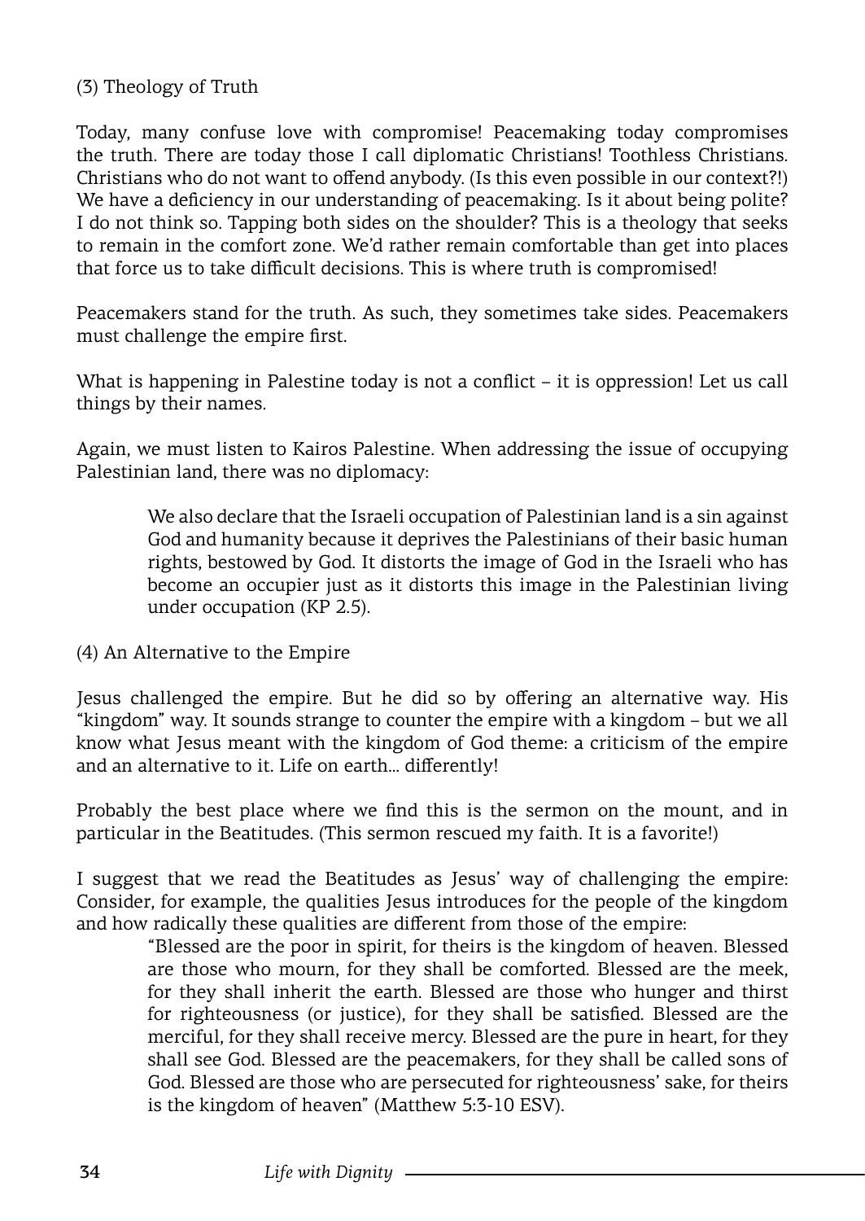(3) Theology of Truth

Today, many confuse love with compromise! Peacemaking today compromises the truth. There are today those I call diplomatic Christians! Toothless Christians. Christians who do not want to offend anybody. (Is this even possible in our context?!) We have a deficiency in our understanding of peacemaking. Is it about being polite? I do not think so. Tapping both sides on the shoulder? This is a theology that seeks to remain in the comfort zone. We'd rather remain comfortable than get into places that force us to take difficult decisions. This is where truth is compromised!

Peacemakers stand for the truth. As such, they sometimes take sides. Peacemakers must challenge the empire first.

What is happening in Palestine today is not a conflict – it is oppression! Let us call things by their names.

Again, we must listen to Kairos Palestine. When addressing the issue of occupying Palestinian land, there was no diplomacy:

> We also declare that the Israeli occupation of Palestinian land is a sin against God and humanity because it deprives the Palestinians of their basic human rights, bestowed by God. It distorts the image of God in the Israeli who has become an occupier just as it distorts this image in the Palestinian living under occupation (KP 2.5).

(4) An Alternative to the Empire

Jesus challenged the empire. But he did so by offering an alternative way. His "kingdom" way. It sounds strange to counter the empire with a kingdom – but we all know what Jesus meant with the kingdom of God theme: a criticism of the empire and an alternative to it. Life on earth... differently!

Probably the best place where we find this is the sermon on the mount, and in particular in the Beatitudes. (This sermon rescued my faith. It is a favorite!)

I suggest that we read the Beatitudes as Jesus' way of challenging the empire: Consider, for example, the qualities Jesus introduces for the people of the kingdom and how radically these qualities are different from those of the empire:

> "Blessed are the poor in spirit, for theirs is the kingdom of heaven. Blessed are those who mourn, for they shall be comforted. Blessed are the meek, for they shall inherit the earth. Blessed are those who hunger and thirst for righteousness (or justice), for they shall be satisfied. Blessed are the merciful, for they shall receive mercy. Blessed are the pure in heart, for they shall see God. Blessed are the peacemakers, for they shall be called sons of God. Blessed are those who are persecuted for righteousness' sake, for theirs is the kingdom of heaven" (Matthew 5:3-10 ESV).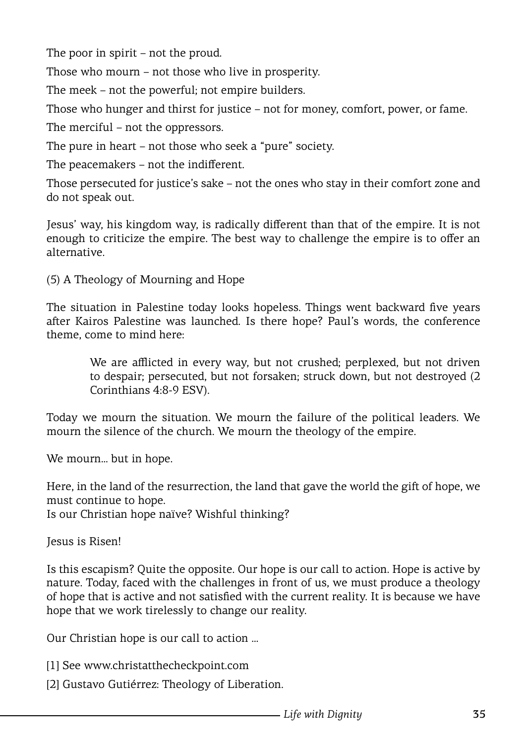The poor in spirit – not the proud.

Those who mourn – not those who live in prosperity.

The meek – not the powerful; not empire builders.

Those who hunger and thirst for justice – not for money, comfort, power, or fame.

The merciful – not the oppressors.

The pure in heart – not those who seek a "pure" society.

The peacemakers – not the indifferent.

Those persecuted for justice's sake – not the ones who stay in their comfort zone and do not speak out.

Jesus' way, his kingdom way, is radically different than that of the empire. It is not enough to criticize the empire. The best way to challenge the empire is to offer an alternative.

(5) A Theology of Mourning and Hope

The situation in Palestine today looks hopeless. Things went backward five years after Kairos Palestine was launched. Is there hope? Paul's words, the conference theme, come to mind here:

> We are afflicted in every way, but not crushed; perplexed, but not driven to despair; persecuted, but not forsaken; struck down, but not destroyed (2 Corinthians 4:8-9 ESV).

Today we mourn the situation. We mourn the failure of the political leaders. We mourn the silence of the church. We mourn the theology of the empire.

We mourn… but in hope.

Here, in the land of the resurrection, the land that gave the world the gift of hope, we must continue to hope.
Is our Christian hope naïve? Wishful thinking?

Jesus is Risen!

Is this escapism? Quite the opposite. Our hope is our call to action. Hope is active by nature. Today, faced with the challenges in front of us, we must produce a theology of hope that is active and not satisfied with the current reality. It is because we have hope that we work tirelessly to change our reality.

Our Christian hope is our call to action …

[1] See www.christatthecheckpoint.com

[2] Gustavo Gutiérrez: Theology of Liberation.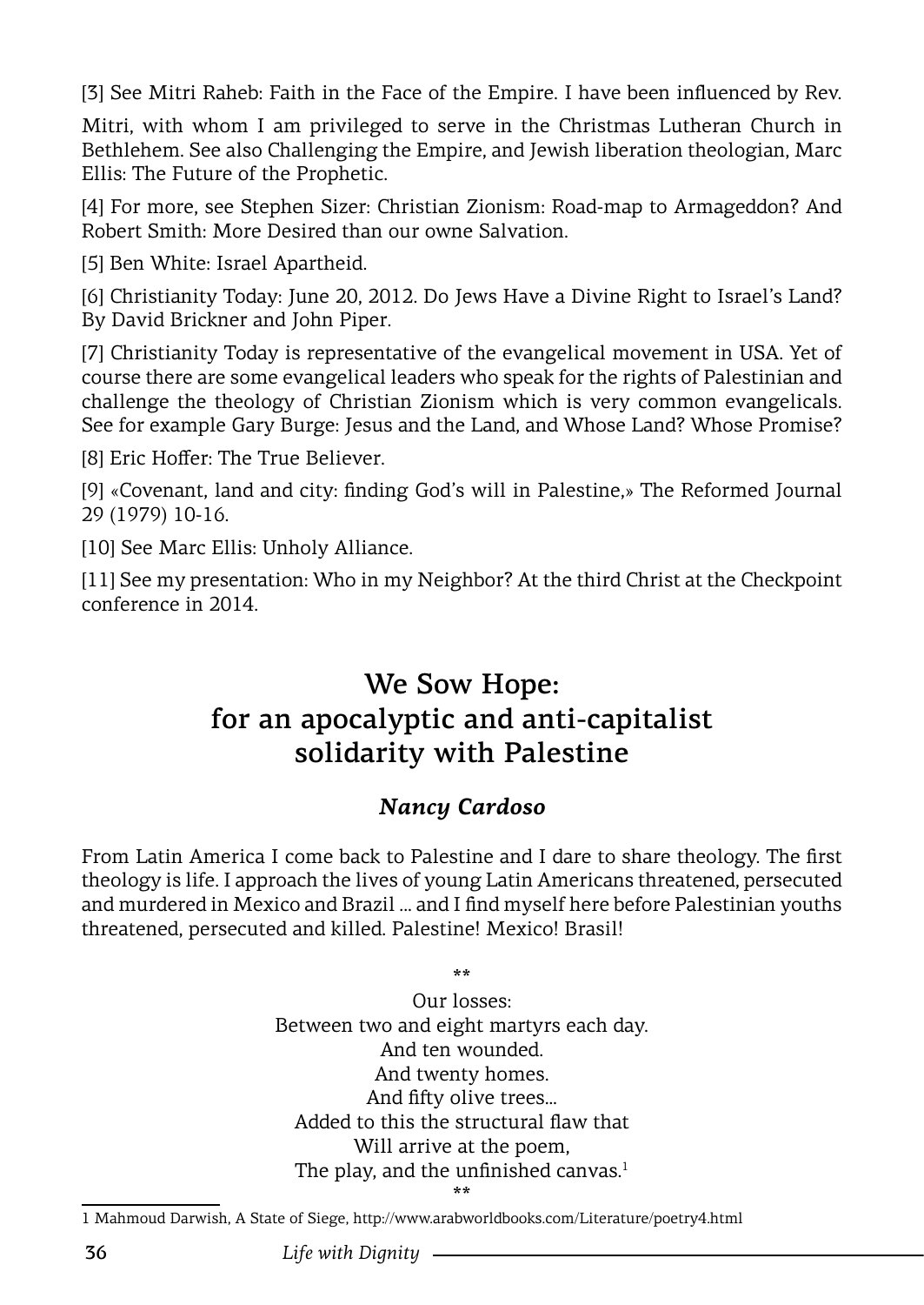[3] See Mitri Raheb: Faith in the Face of the Empire. I have been influenced by Rev. Mitri, with whom I am privileged to serve in the Christmas Lutheran Church in Bethlehem. See also Challenging the Empire, and Jewish liberation theologian, Marc Ellis: The Future of the Prophetic.

[4] For more, see Stephen Sizer: Christian Zionism: Road-map to Armageddon? And Robert Smith: More Desired than our owne Salvation.

[5] Ben White: Israel Apartheid.

[6] Christianity Today: June 20, 2012. Do Jews Have a Divine Right to Israel's Land? By David Brickner and John Piper.

[7] Christianity Today is representative of the evangelical movement in USA. Yet of course there are some evangelical leaders who speak for the rights of Palestinian and challenge the theology of Christian Zionism which is very common evangelicals. See for example Gary Burge: Jesus and the Land, and Whose Land? Whose Promise?

[8] Eric Hoffer: The True Believer.

[9] «Covenant, land and city: finding God's will in Palestine,» The Reformed Journal 29 (1979) 10-16.

[10] See Marc Ellis: Unholy Alliance.

[11] See my presentation: Who in my Neighbor? At the third Christ at the Checkpoint conference in 2014.

## We Sow Hope: for an apocalyptic and anti-capitalist solidarity with Palestine

***Nancy Cardoso***

From Latin America I come back to Palestine and I dare to share theology. The first theology is life. I approach the lives of young Latin Americans threatened, persecuted and murdered in Mexico and Brazil ... and I find myself here before Palestinian youths threatened, persecuted and killed. Palestine! Mexico! Brasil!

\*\*

Our losses:  
Between two and eight martyrs each day.  
And ten wounded.  
And twenty homes.  
And fifty olive trees...  
Added to this the structural flaw that  
Will arrive at the poem,  
The play, and the unfinished canvas.[1]

\*\*

1 Mahmoud Darwish, A State of Siege, http://www.arabworldbooks.com/Literature/poetry4.html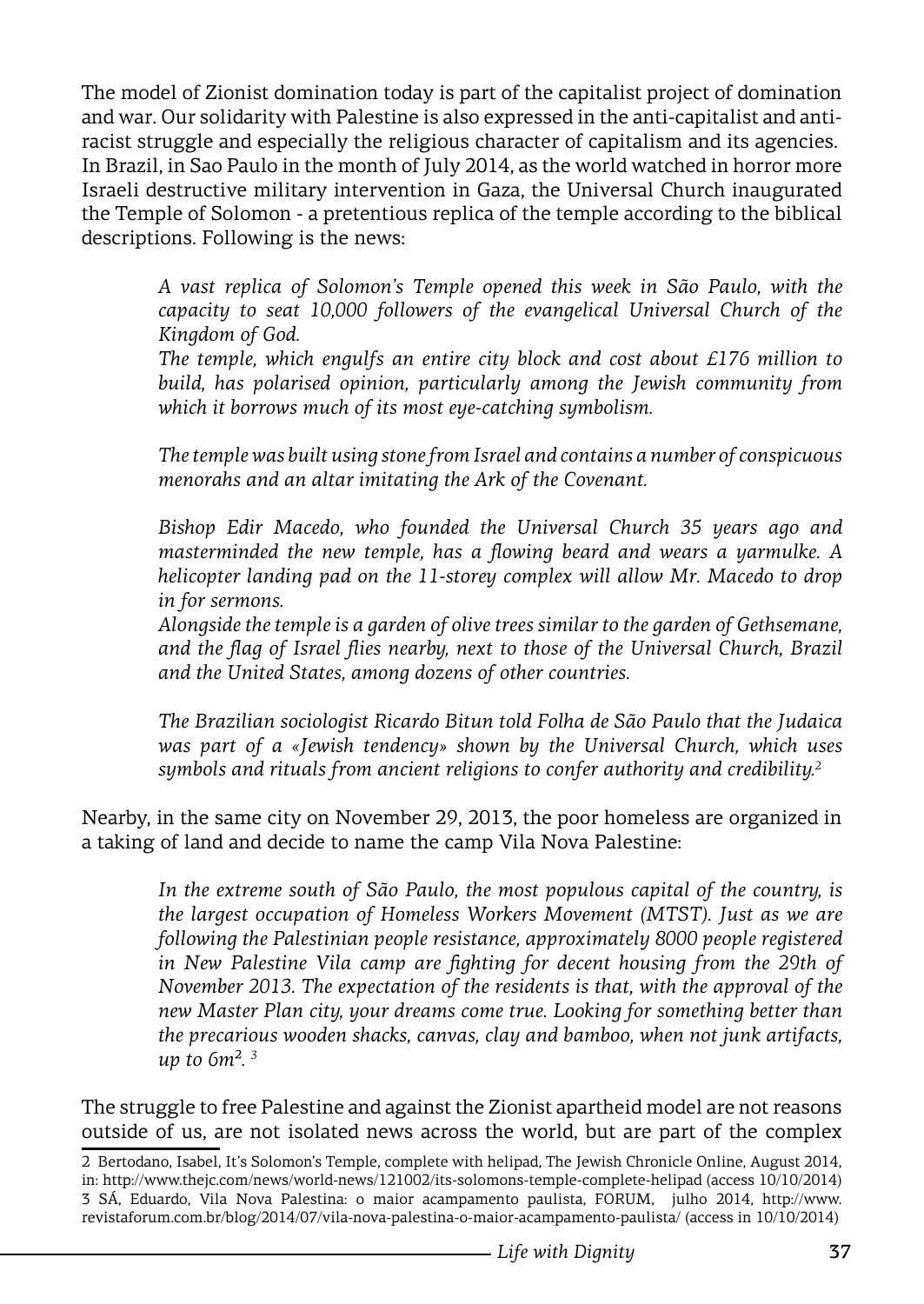The model of Zionist domination today is part of the capitalist project of domination and war. Our solidarity with Palestine is also expressed in the anti-capitalist and anti-racist struggle and especially the religious character of capitalism and its agencies. In Brazil, in Sao Paulo in the month of July 2014, as the world watched in horror more Israeli destructive military intervention in Gaza, the Universal Church inaugurated the Temple of Solomon - a pretentious replica of the temple according to the biblical descriptions. Following is the news:

> *A vast replica of Solomon's Temple opened this week in São Paulo, with the capacity to seat 10,000 followers of the evangelical Universal Church of the Kingdom of God.*
> *The temple, which engulfs an entire city block and cost about £176 million to build, has polarised opinion, particularly among the Jewish community from which it borrows much of its most eye-catching symbolism.*
>
> *The temple was built using stone from Israel and contains a number of conspicuous menorahs and an altar imitating the Ark of the Covenant.*
>
> *Bishop Edir Macedo, who founded the Universal Church 35 years ago and masterminded the new temple, has a flowing beard and wears a yarmulke. A helicopter landing pad on the 11-storey complex will allow Mr. Macedo to drop in for sermons.*
> *Alongside the temple is a garden of olive trees similar to the garden of Gethsemane, and the flag of Israel flies nearby, next to those of the Universal Church, Brazil and the United States, among dozens of other countries.*
>
> *The Brazilian sociologist Ricardo Bitun told Folha de São Paulo that the Judaica was part of a «Jewish tendency» shown by the Universal Church, which uses symbols and rituals from ancient religions to confer authority and credibility.*[2]

Nearby, in the same city on November 29, 2013, the poor homeless are organized in a taking of land and decide to name the camp Vila Nova Palestine:

> *In the extreme south of São Paulo, the most populous capital of the country, is the largest occupation of Homeless Workers Movement (MTST). Just as we are following the Palestinian people resistance, approximately 8000 people registered in New Palestine Vila camp are fighting for decent housing from the 29th of November 2013. The expectation of the residents is that, with the approval of the new Master Plan city, your dreams come true. Looking for something better than the precarious wooden shacks, canvas, clay and bamboo, when not junk artifacts, up to 6m².*[3]

The struggle to free Palestine and against the Zionist apartheid model are not reasons outside of us, are not isolated news across the world, but are part of the complex

---

2 Bertodano, Isabel, It's Solomon's Temple, complete with helipad, The Jewish Chronicle Online, August 2014, in: http://www.thejc.com/news/world-news/121002/its-solomons-temple-complete-helipad (access 10/10/2014)

3 SÁ, Eduardo, Vila Nova Palestina: o maior acampamento paulista, FORUM, julho 2014, http://www.revistaforum.com.br/blog/2014/07/vila-nova-palestina-o-maior-acampamento-paulista/ (access in 10/10/2014)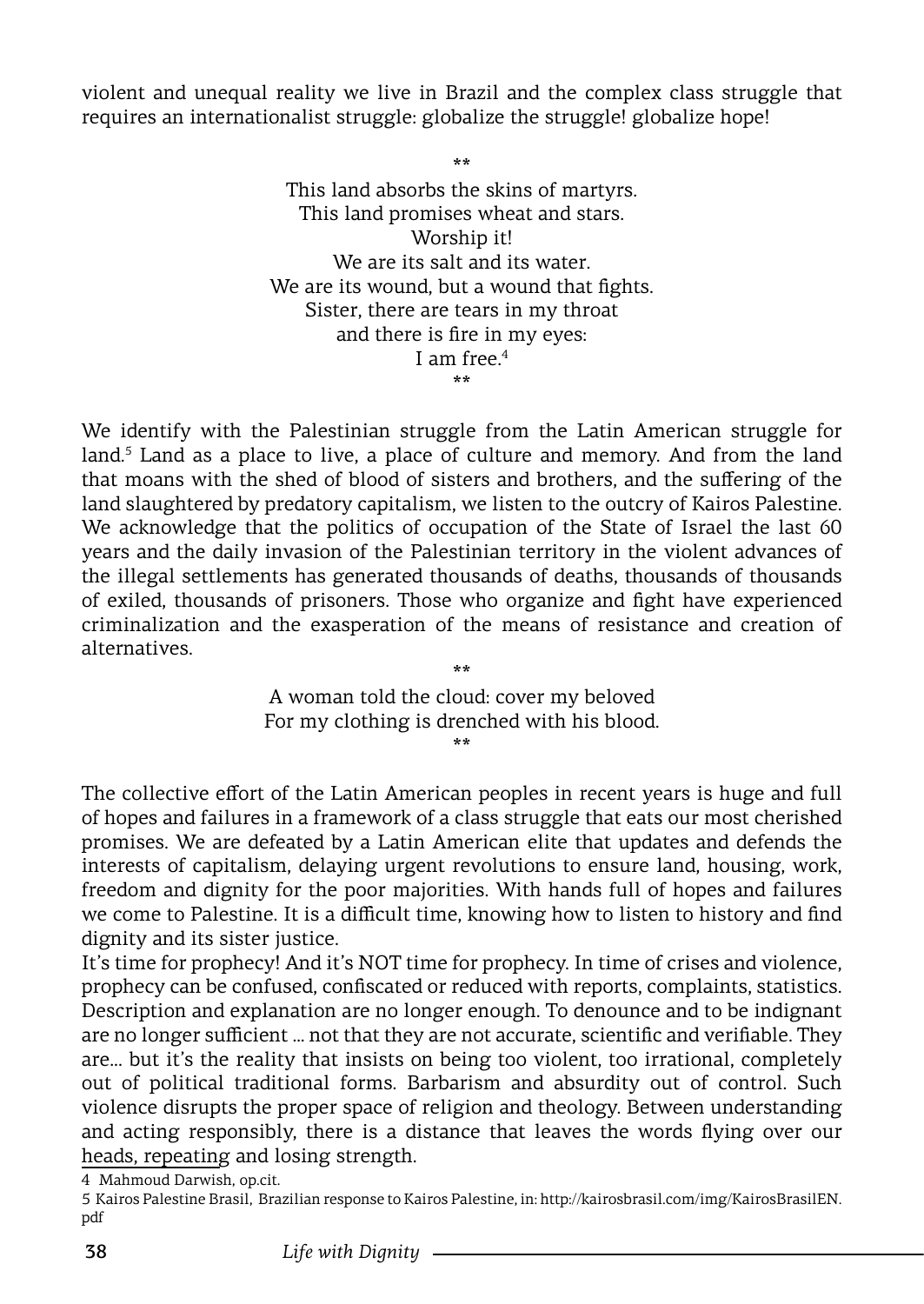violent and unequal reality we live in Brazil and the complex class struggle that requires an internationalist struggle: globalize the struggle! globalize hope!

\*\*

This land absorbs the skins of martyrs.  
This land promises wheat and stars.  
Worship it!  
We are its salt and its water.  
We are its wound, but a wound that fights.  
Sister, there are tears in my throat  
and there is fire in my eyes:  
I am free.[4]

\*\*

We identify with the Palestinian struggle from the Latin American struggle for land.[5] Land as a place to live, a place of culture and memory. And from the land that moans with the shed of blood of sisters and brothers, and the suffering of the land slaughtered by predatory capitalism, we listen to the outcry of Kairos Palestine. We acknowledge that the politics of occupation of the State of Israel the last 60 years and the daily invasion of the Palestinian territory in the violent advances of the illegal settlements has generated thousands of deaths, thousands of thousands of exiled, thousands of prisoners. Those who organize and fight have experienced criminalization and the exasperation of the means of resistance and creation of alternatives.

\*\*

A woman told the cloud: cover my beloved  
For my clothing is drenched with his blood.

\*\*

The collective effort of the Latin American peoples in recent years is huge and full of hopes and failures in a framework of a class struggle that eats our most cherished promises. We are defeated by a Latin American elite that updates and defends the interests of capitalism, delaying urgent revolutions to ensure land, housing, work, freedom and dignity for the poor majorities. With hands full of hopes and failures we come to Palestine. It is a difficult time, knowing how to listen to history and find dignity and its sister justice.

It's time for prophecy! And it's NOT time for prophecy. In time of crises and violence, prophecy can be confused, confiscated or reduced with reports, complaints, statistics. Description and explanation are no longer enough. To denounce and to be indignant are no longer sufficient ... not that they are not accurate, scientific and verifiable. They are... but it's the reality that insists on being too violent, too irrational, completely out of political traditional forms. Barbarism and absurdity out of control. Such violence disrupts the proper space of religion and theology. Between understanding and acting responsibly, there is a distance that leaves the words flying over our heads, repeating and losing strength.

4 Mahmoud Darwish, op.cit.

5 Kairos Palestine Brasil, Brazilian response to Kairos Palestine, in: http://kairosbrasil.com/img/KairosBrasilEN.pdf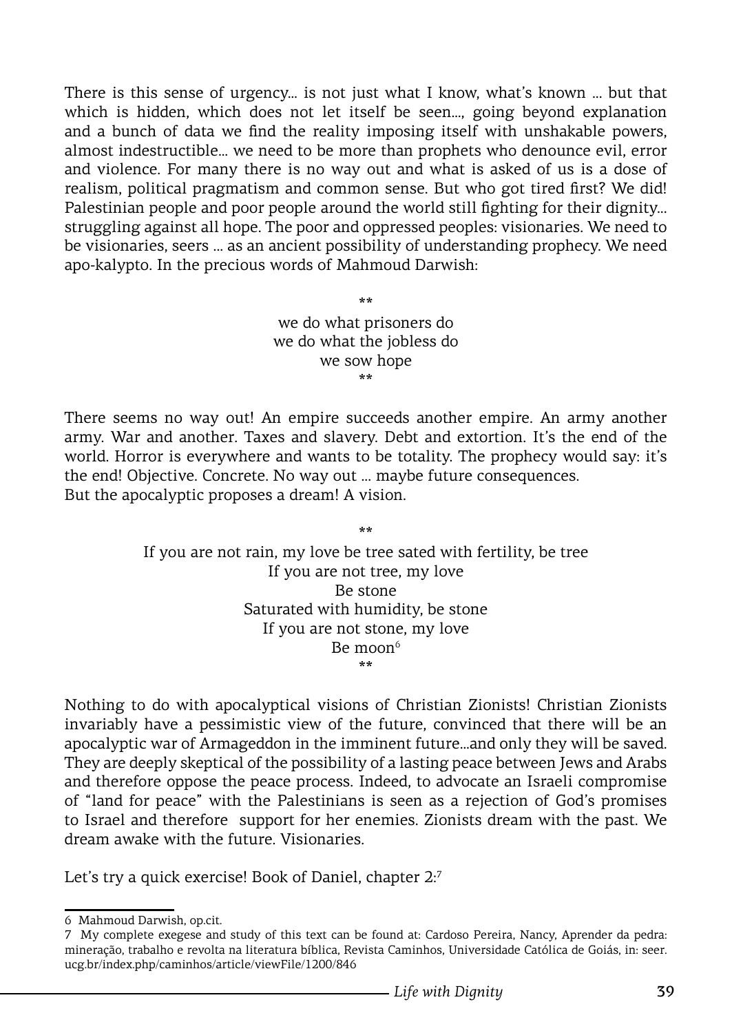There is this sense of urgency... is not just what I know, what's known ... but that which is hidden, which does not let itself be seen..., going beyond explanation and a bunch of data we find the reality imposing itself with unshakable powers, almost indestructible... we need to be more than prophets who denounce evil, error and violence. For many there is no way out and what is asked of us is a dose of realism, political pragmatism and common sense. But who got tired first? We did! Palestinian people and poor people around the world still fighting for their dignity... struggling against all hope. The poor and oppressed peoples: visionaries. We need to be visionaries, seers ... as an ancient possibility of understanding prophecy. We need apo-kalypto. In the precious words of Mahmoud Darwish:

\*\*
we do what prisoners do
we do what the jobless do
we sow hope
\*\*

There seems no way out! An empire succeeds another empire. An army another army. War and another. Taxes and slavery. Debt and extortion. It's the end of the world. Horror is everywhere and wants to be totality. The prophecy would say: it's the end! Objective. Concrete. No way out ... maybe future consequences.
But the apocalyptic proposes a dream! A vision.

\*\*
If you are not rain, my love be tree sated with fertility, be tree
If you are not tree, my love
Be stone
Saturated with humidity, be stone
If you are not stone, my love
Be moon[6]
\*\*

Nothing to do with apocalyptical visions of Christian Zionists! Christian Zionists invariably have a pessimistic view of the future, convinced that there will be an apocalyptic war of Armageddon in the imminent future...and only they will be saved. They are deeply skeptical of the possibility of a lasting peace between Jews and Arabs and therefore oppose the peace process. Indeed, to advocate an Israeli compromise of "land for peace" with the Palestinians is seen as a rejection of God's promises to Israel and therefore support for her enemies. Zionists dream with the past. We dream awake with the future. Visionaries.

Let's try a quick exercise! Book of Daniel, chapter 2:[7]

---

6 Mahmoud Darwish, op.cit.

7 My complete exegese and study of this text can be found at: Cardoso Pereira, Nancy, Aprender da pedra: mineração, trabalho e revolta na literatura bíblica, Revista Caminhos, Universidade Católica de Goiás, in: seer.ucg.br/index.php/caminhos/article/viewFile/1200/846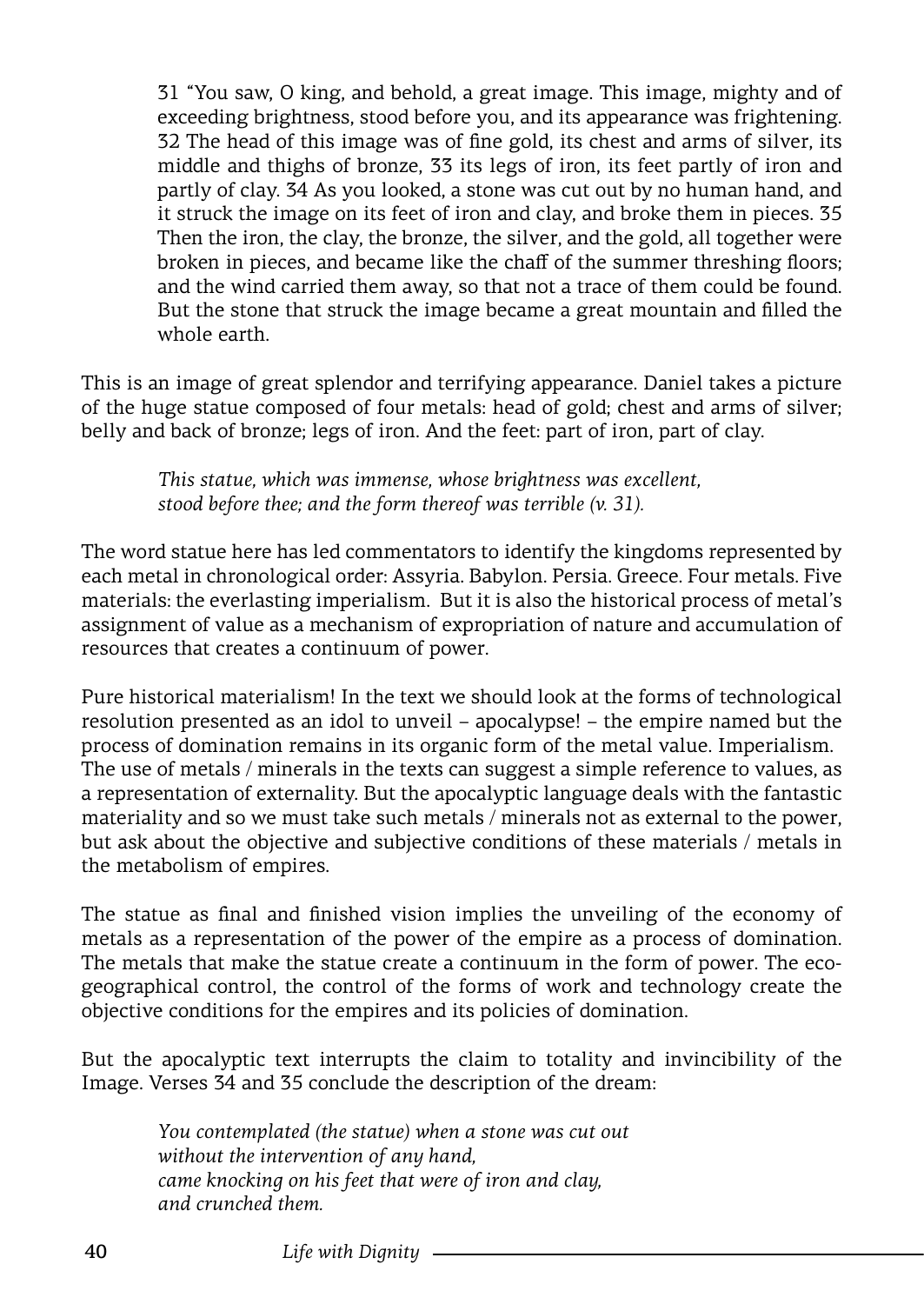> 31 "You saw, O king, and behold, a great image. This image, mighty and of exceeding brightness, stood before you, and its appearance was frightening. 32 The head of this image was of fine gold, its chest and arms of silver, its middle and thighs of bronze, 33 its legs of iron, its feet partly of iron and partly of clay. 34 As you looked, a stone was cut out by no human hand, and it struck the image on its feet of iron and clay, and broke them in pieces. 35 Then the iron, the clay, the bronze, the silver, and the gold, all together were broken in pieces, and became like the chaff of the summer threshing floors; and the wind carried them away, so that not a trace of them could be found. But the stone that struck the image became a great mountain and filled the whole earth.

This is an image of great splendor and terrifying appearance. Daniel takes a picture of the huge statue composed of four metals: head of gold; chest and arms of silver; belly and back of bronze; legs of iron. And the feet: part of iron, part of clay.

> *This statue, which was immense, whose brightness was excellent,*
> *stood before thee; and the form thereof was terrible (v. 31).*

The word statue here has led commentators to identify the kingdoms represented by each metal in chronological order: Assyria. Babylon. Persia. Greece. Four metals. Five materials: the everlasting imperialism. But it is also the historical process of metal's assignment of value as a mechanism of expropriation of nature and accumulation of resources that creates a continuum of power.

Pure historical materialism! In the text we should look at the forms of technological resolution presented as an idol to unveil – apocalypse! – the empire named but the process of domination remains in its organic form of the metal value. Imperialism. The use of metals / minerals in the texts can suggest a simple reference to values, as a representation of externality. But the apocalyptic language deals with the fantastic materiality and so we must take such metals / minerals not as external to the power, but ask about the objective and subjective conditions of these materials / metals in the metabolism of empires.

The statue as final and finished vision implies the unveiling of the economy of metals as a representation of the power of the empire as a process of domination. The metals that make the statue create a continuum in the form of power. The eco-geographical control, the control of the forms of work and technology create the objective conditions for the empires and its policies of domination.

But the apocalyptic text interrupts the claim to totality and invincibility of the Image. Verses 34 and 35 conclude the description of the dream:

> *You contemplated (the statue) when a stone was cut out*
> *without the intervention of any hand,*
> *came knocking on his feet that were of iron and clay,*
> *and crunched them.*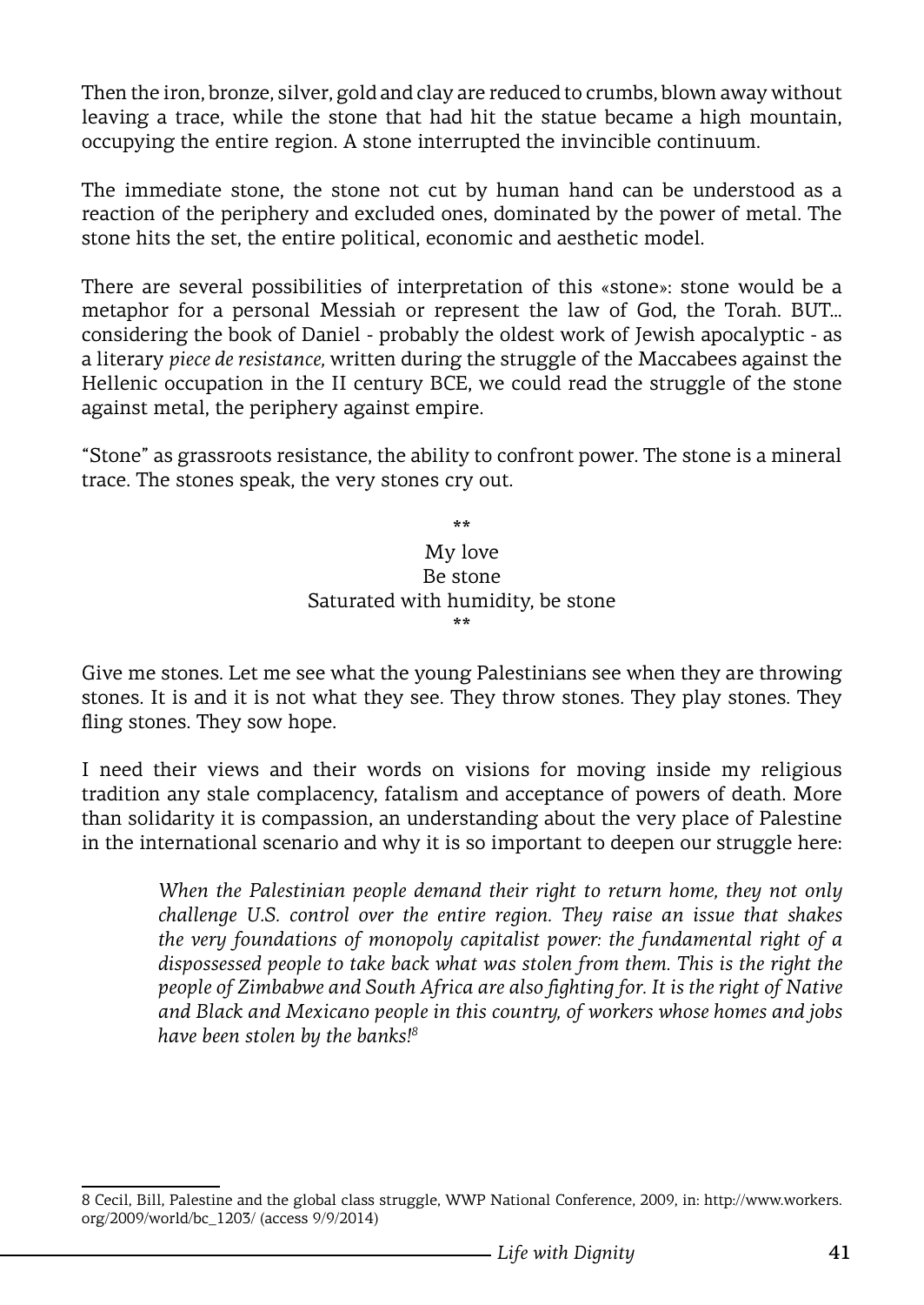Then the iron, bronze, silver, gold and clay are reduced to crumbs, blown away without leaving a trace, while the stone that had hit the statue became a high mountain, occupying the entire region. A stone interrupted the invincible continuum.

The immediate stone, the stone not cut by human hand can be understood as a reaction of the periphery and excluded ones, dominated by the power of metal. The stone hits the set, the entire political, economic and aesthetic model.

There are several possibilities of interpretation of this «stone»: stone would be a metaphor for a personal Messiah or represent the law of God, the Torah. BUT... considering the book of Daniel - probably the oldest work of Jewish apocalyptic - as a literary *piece de resistance,* written during the struggle of the Maccabees against the Hellenic occupation in the II century BCE, we could read the struggle of the stone against metal, the periphery against empire.

"Stone" as grassroots resistance, the ability to confront power. The stone is a mineral trace. The stones speak, the very stones cry out.

\*\*

My love
Be stone
Saturated with humidity, be stone

\*\*

Give me stones. Let me see what the young Palestinians see when they are throwing stones. It is and it is not what they see. They throw stones. They play stones. They fling stones. They sow hope.

I need their views and their words on visions for moving inside my religious tradition any stale complacency, fatalism and acceptance of powers of death. More than solidarity it is compassion, an understanding about the very place of Palestine in the international scenario and why it is so important to deepen our struggle here:

> *When the Palestinian people demand their right to return home, they not only challenge U.S. control over the entire region. They raise an issue that shakes the very foundations of monopoly capitalist power: the fundamental right of a dispossessed people to take back what was stolen from them. This is the right the people of Zimbabwe and South Africa are also fighting for. It is the right of Native and Black and Mexicano people in this country, of workers whose homes and jobs have been stolen by the banks!*[8]

8 Cecil, Bill, Palestine and the global class struggle, WWP National Conference, 2009, in: http://www.workers.org/2009/world/bc_1203/ (access 9/9/2014)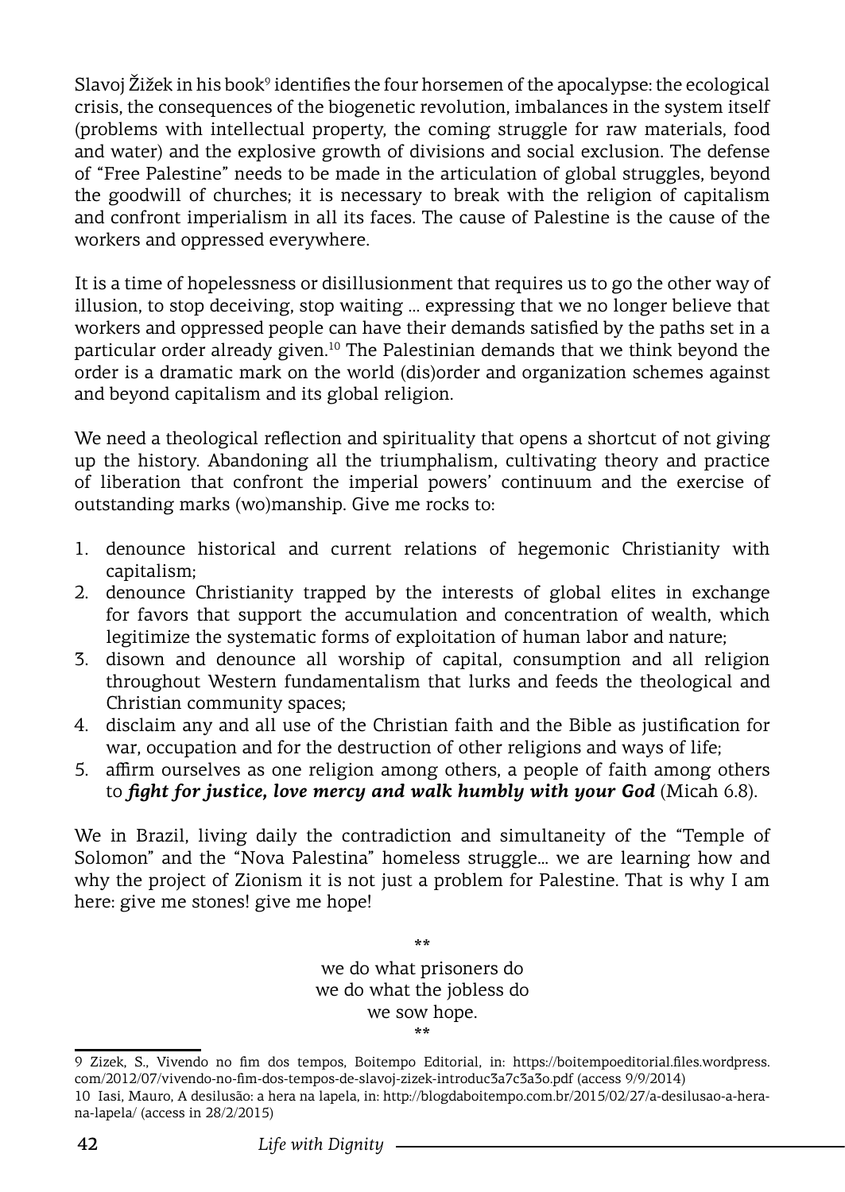Slavoj Žižek in his book[9] identifies the four horsemen of the apocalypse: the ecological crisis, the consequences of the biogenetic revolution, imbalances in the system itself (problems with intellectual property, the coming struggle for raw materials, food and water) and the explosive growth of divisions and social exclusion. The defense of "Free Palestine" needs to be made in the articulation of global struggles, beyond the goodwill of churches; it is necessary to break with the religion of capitalism and confront imperialism in all its faces. The cause of Palestine is the cause of the workers and oppressed everywhere.

It is a time of hopelessness or disillusionment that requires us to go the other way of illusion, to stop deceiving, stop waiting ... expressing that we no longer believe that workers and oppressed people can have their demands satisfied by the paths set in a particular order already given.[10] The Palestinian demands that we think beyond the order is a dramatic mark on the world (dis)order and organization schemes against and beyond capitalism and its global religion.

We need a theological reflection and spirituality that opens a shortcut of not giving up the history. Abandoning all the triumphalism, cultivating theory and practice of liberation that confront the imperial powers' continuum and the exercise of outstanding marks (wo)manship. Give me rocks to:

1. denounce historical and current relations of hegemonic Christianity with capitalism;
2. denounce Christianity trapped by the interests of global elites in exchange for favors that support the accumulation and concentration of wealth, which legitimize the systematic forms of exploitation of human labor and nature;
3. disown and denounce all worship of capital, consumption and all religion throughout Western fundamentalism that lurks and feeds the theological and Christian community spaces;
4. disclaim any and all use of the Christian faith and the Bible as justification for war, occupation and for the destruction of other religions and ways of life;
5. affirm ourselves as one religion among others, a people of faith among others to ***fight for justice, love mercy and walk humbly with your God*** (Micah 6.8).

We in Brazil, living daily the contradiction and simultaneity of the "Temple of Solomon" and the "Nova Palestina" homeless struggle... we are learning how and why the project of Zionism it is not just a problem for Palestine. That is why I am here: give me stones! give me hope!

\*\*

we do what prisoners do  
we do what the jobless do  
we sow hope.

\*\*

---

9 Zizek, S., Vivendo no fim dos tempos, Boitempo Editorial, in: https://boitempoeditorial.files.wordpress.com/2012/07/vivendo-no-fim-dos-tempos-de-slavoj-zizek-introduc3a7c3a3o.pdf (access 9/9/2014)

10 Iasi, Mauro, A desilusão: a hera na lapela, in: http://blogdaboitempo.com.br/2015/02/27/a-desilusao-a-hera-na-lapela/ (access in 28/2/2015)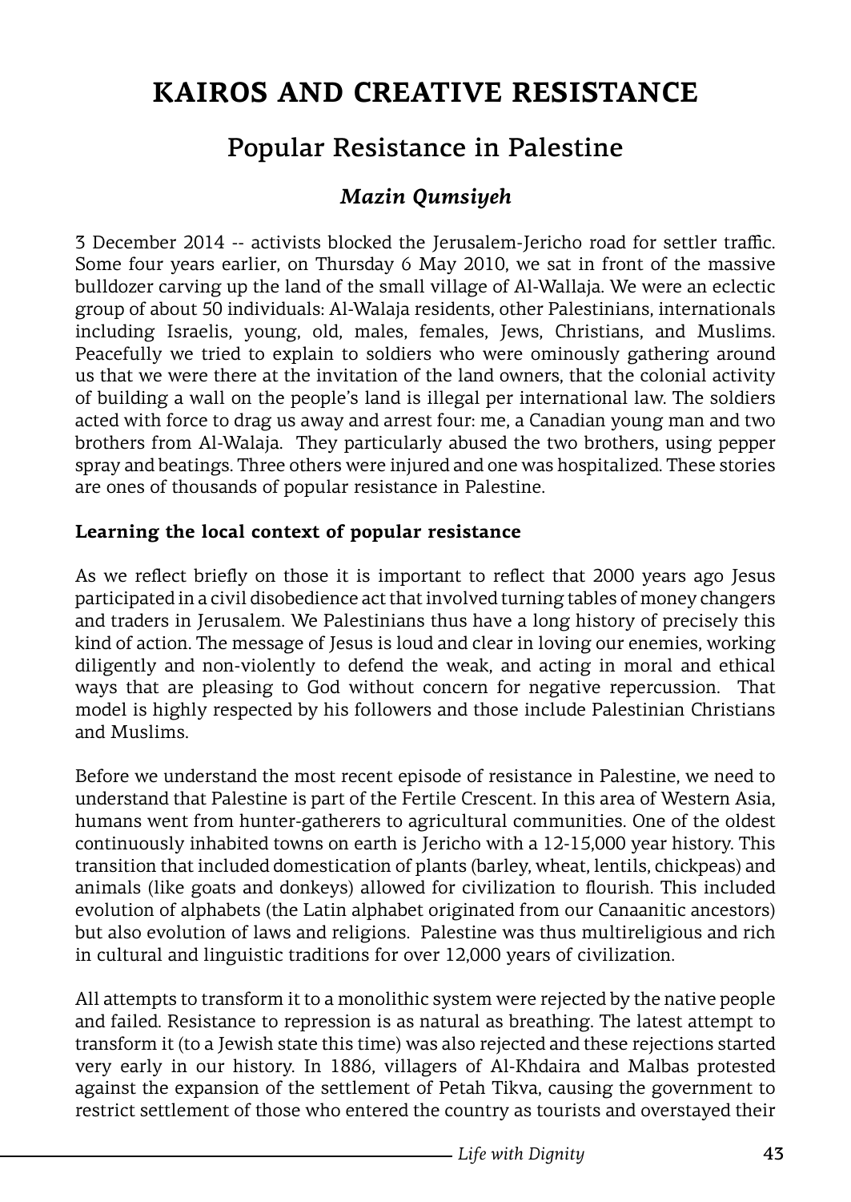# KAIROS AND CREATIVE RESISTANCE

## Popular Resistance in Palestine

### *Mazin Qumsiyeh*

3 December 2014 -- activists blocked the Jerusalem-Jericho road for settler traffic. Some four years earlier, on Thursday 6 May 2010, we sat in front of the massive bulldozer carving up the land of the small village of Al-Wallaja. We were an eclectic group of about 50 individuals: Al-Walaja residents, other Palestinians, internationals including Israelis, young, old, males, females, Jews, Christians, and Muslims. Peacefully we tried to explain to soldiers who were ominously gathering around us that we were there at the invitation of the land owners, that the colonial activity of building a wall on the people's land is illegal per international law. The soldiers acted with force to drag us away and arrest four: me, a Canadian young man and two brothers from Al-Walaja. They particularly abused the two brothers, using pepper spray and beatings. Three others were injured and one was hospitalized. These stories are ones of thousands of popular resistance in Palestine.

**Learning the local context of popular resistance**

As we reflect briefly on those it is important to reflect that 2000 years ago Jesus participated in a civil disobedience act that involved turning tables of money changers and traders in Jerusalem. We Palestinians thus have a long history of precisely this kind of action. The message of Jesus is loud and clear in loving our enemies, working diligently and non-violently to defend the weak, and acting in moral and ethical ways that are pleasing to God without concern for negative repercussion. That model is highly respected by his followers and those include Palestinian Christians and Muslims.

Before we understand the most recent episode of resistance in Palestine, we need to understand that Palestine is part of the Fertile Crescent. In this area of Western Asia, humans went from hunter-gatherers to agricultural communities. One of the oldest continuously inhabited towns on earth is Jericho with a 12-15,000 year history. This transition that included domestication of plants (barley, wheat, lentils, chickpeas) and animals (like goats and donkeys) allowed for civilization to flourish. This included evolution of alphabets (the Latin alphabet originated from our Canaanitic ancestors) but also evolution of laws and religions. Palestine was thus multireligious and rich in cultural and linguistic traditions for over 12,000 years of civilization.

All attempts to transform it to a monolithic system were rejected by the native people and failed. Resistance to repression is as natural as breathing. The latest attempt to transform it (to a Jewish state this time) was also rejected and these rejections started very early in our history. In 1886, villagers of Al-Khdaira and Malbas protested against the expansion of the settlement of Petah Tikva, causing the government to restrict settlement of those who entered the country as tourists and overstayed their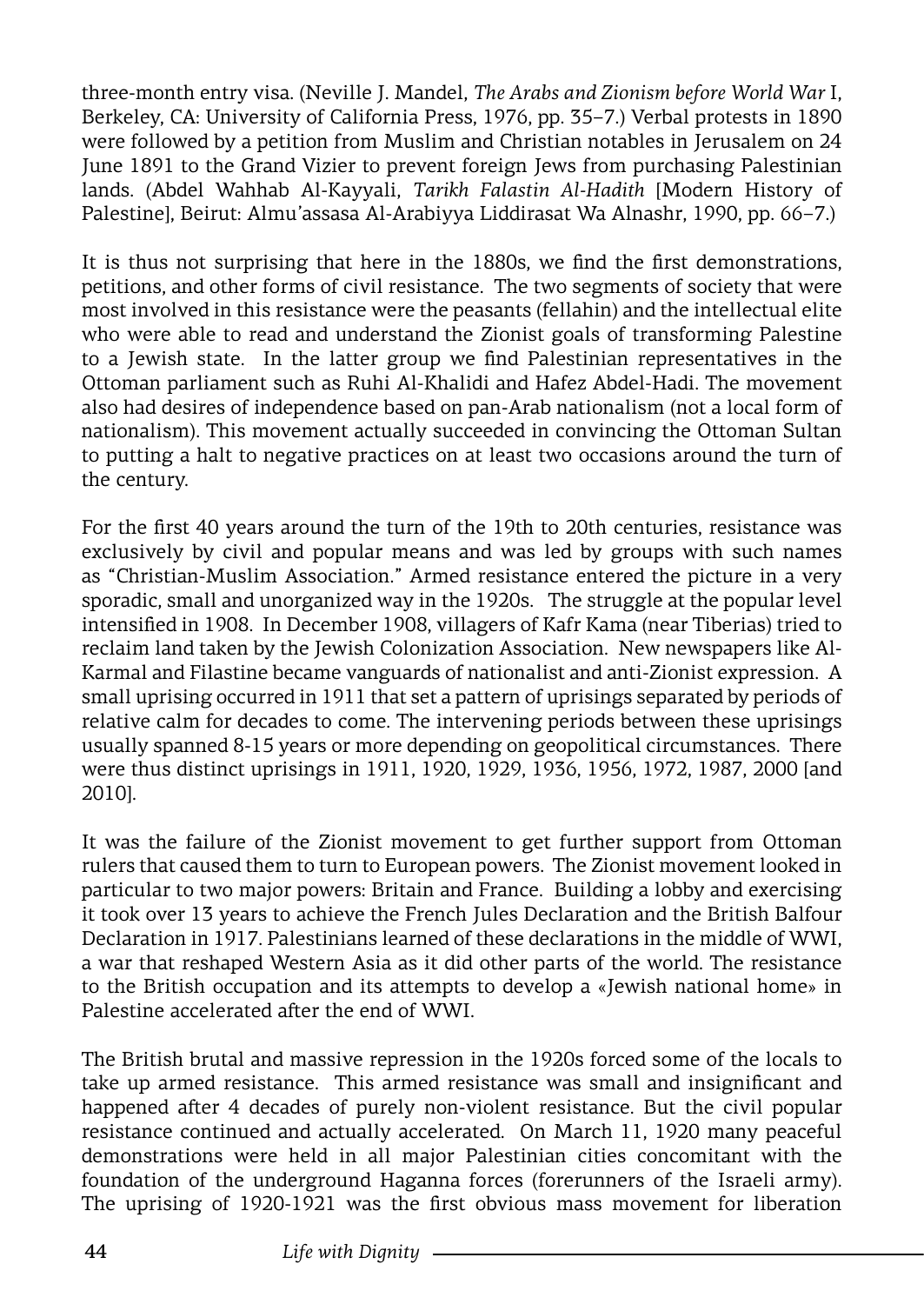three-month entry visa. (Neville J. Mandel, *The Arabs and Zionism before World War* I, Berkeley, CA: University of California Press, 1976, pp. 35–7.) Verbal protests in 1890 were followed by a petition from Muslim and Christian notables in Jerusalem on 24 June 1891 to the Grand Vizier to prevent foreign Jews from purchasing Palestinian lands. (Abdel Wahhab Al-Kayyali, *Tarikh Falastin Al-Hadith* [Modern History of Palestine], Beirut: Almu'assasa Al-Arabiyya Liddirasat Wa Alnashr, 1990, pp. 66–7.)

It is thus not surprising that here in the 1880s, we find the first demonstrations, petitions, and other forms of civil resistance. The two segments of society that were most involved in this resistance were the peasants (fellahin) and the intellectual elite who were able to read and understand the Zionist goals of transforming Palestine to a Jewish state. In the latter group we find Palestinian representatives in the Ottoman parliament such as Ruhi Al-Khalidi and Hafez Abdel-Hadi. The movement also had desires of independence based on pan-Arab nationalism (not a local form of nationalism). This movement actually succeeded in convincing the Ottoman Sultan to putting a halt to negative practices on at least two occasions around the turn of the century.

For the first 40 years around the turn of the 19th to 20th centuries, resistance was exclusively by civil and popular means and was led by groups with such names as "Christian-Muslim Association." Armed resistance entered the picture in a very sporadic, small and unorganized way in the 1920s. The struggle at the popular level intensified in 1908. In December 1908, villagers of Kafr Kama (near Tiberias) tried to reclaim land taken by the Jewish Colonization Association. New newspapers like Al-Karmal and Filastine became vanguards of nationalist and anti-Zionist expression. A small uprising occurred in 1911 that set a pattern of uprisings separated by periods of relative calm for decades to come. The intervening periods between these uprisings usually spanned 8-15 years or more depending on geopolitical circumstances. There were thus distinct uprisings in 1911, 1920, 1929, 1936, 1956, 1972, 1987, 2000 [and 2010].

It was the failure of the Zionist movement to get further support from Ottoman rulers that caused them to turn to European powers. The Zionist movement looked in particular to two major powers: Britain and France. Building a lobby and exercising it took over 13 years to achieve the French Jules Declaration and the British Balfour Declaration in 1917. Palestinians learned of these declarations in the middle of WWI, a war that reshaped Western Asia as it did other parts of the world. The resistance to the British occupation and its attempts to develop a «Jewish national home» in Palestine accelerated after the end of WWI.

The British brutal and massive repression in the 1920s forced some of the locals to take up armed resistance. This armed resistance was small and insignificant and happened after 4 decades of purely non-violent resistance. But the civil popular resistance continued and actually accelerated. On March 11, 1920 many peaceful demonstrations were held in all major Palestinian cities concomitant with the foundation of the underground Haganna forces (forerunners of the Israeli army). The uprising of 1920-1921 was the first obvious mass movement for liberation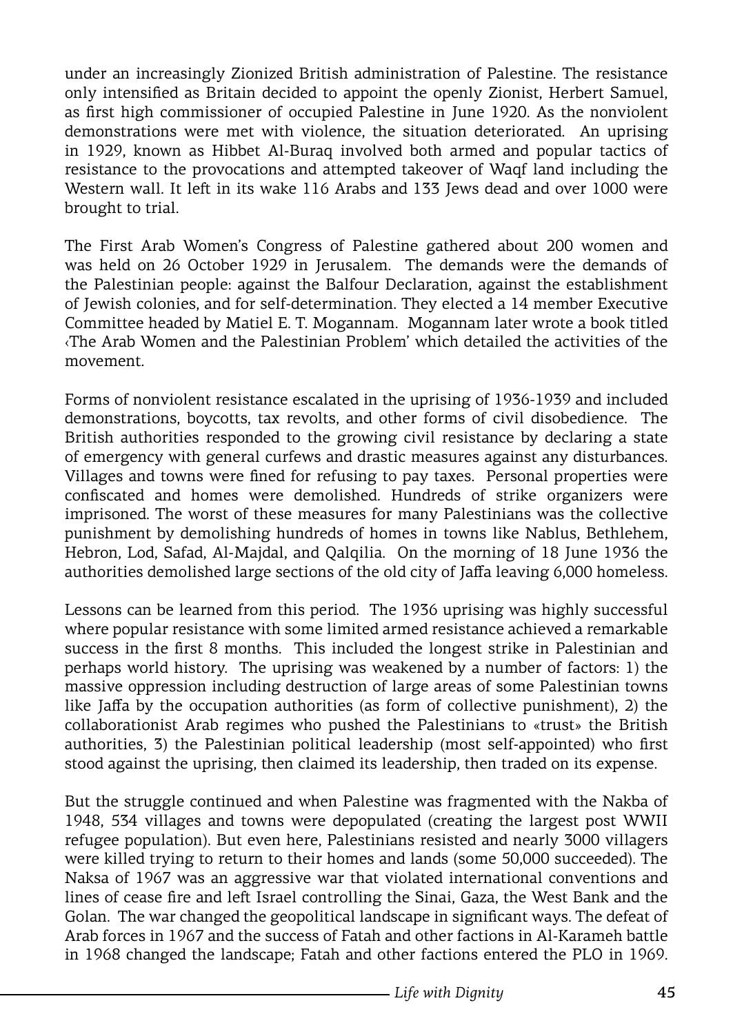under an increasingly Zionized British administration of Palestine. The resistance only intensified as Britain decided to appoint the openly Zionist, Herbert Samuel, as first high commissioner of occupied Palestine in June 1920. As the nonviolent demonstrations were met with violence, the situation deteriorated. An uprising in 1929, known as Hibbet Al-Buraq involved both armed and popular tactics of resistance to the provocations and attempted takeover of Waqf land including the Western wall. It left in its wake 116 Arabs and 133 Jews dead and over 1000 were brought to trial.

The First Arab Women's Congress of Palestine gathered about 200 women and was held on 26 October 1929 in Jerusalem. The demands were the demands of the Palestinian people: against the Balfour Declaration, against the establishment of Jewish colonies, and for self-determination. They elected a 14 member Executive Committee headed by Matiel E. T. Mogannam. Mogannam later wrote a book titled ‹The Arab Women and the Palestinian Problem' which detailed the activities of the movement.

Forms of nonviolent resistance escalated in the uprising of 1936-1939 and included demonstrations, boycotts, tax revolts, and other forms of civil disobedience. The British authorities responded to the growing civil resistance by declaring a state of emergency with general curfews and drastic measures against any disturbances. Villages and towns were fined for refusing to pay taxes. Personal properties were confiscated and homes were demolished. Hundreds of strike organizers were imprisoned. The worst of these measures for many Palestinians was the collective punishment by demolishing hundreds of homes in towns like Nablus, Bethlehem, Hebron, Lod, Safad, Al-Majdal, and Qalqilia. On the morning of 18 June 1936 the authorities demolished large sections of the old city of Jaffa leaving 6,000 homeless.

Lessons can be learned from this period. The 1936 uprising was highly successful where popular resistance with some limited armed resistance achieved a remarkable success in the first 8 months. This included the longest strike in Palestinian and perhaps world history. The uprising was weakened by a number of factors: 1) the massive oppression including destruction of large areas of some Palestinian towns like Jaffa by the occupation authorities (as form of collective punishment), 2) the collaborationist Arab regimes who pushed the Palestinians to «trust» the British authorities, 3) the Palestinian political leadership (most self-appointed) who first stood against the uprising, then claimed its leadership, then traded on its expense.

But the struggle continued and when Palestine was fragmented with the Nakba of 1948, 534 villages and towns were depopulated (creating the largest post WWII refugee population). But even here, Palestinians resisted and nearly 3000 villagers were killed trying to return to their homes and lands (some 50,000 succeeded). The Naksa of 1967 was an aggressive war that violated international conventions and lines of cease fire and left Israel controlling the Sinai, Gaza, the West Bank and the Golan. The war changed the geopolitical landscape in significant ways. The defeat of Arab forces in 1967 and the success of Fatah and other factions in Al-Karameh battle in 1968 changed the landscape; Fatah and other factions entered the PLO in 1969.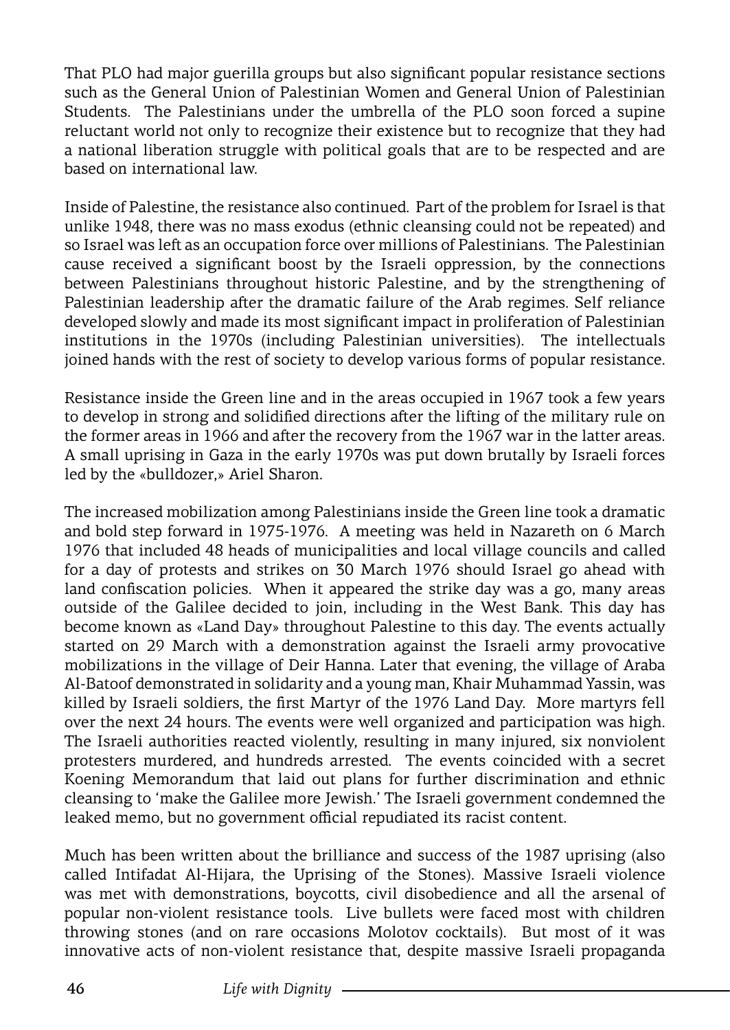That PLO had major guerilla groups but also significant popular resistance sections such as the General Union of Palestinian Women and General Union of Palestinian Students. The Palestinians under the umbrella of the PLO soon forced a supine reluctant world not only to recognize their existence but to recognize that they had a national liberation struggle with political goals that are to be respected and are based on international law.

Inside of Palestine, the resistance also continued. Part of the problem for Israel is that unlike 1948, there was no mass exodus (ethnic cleansing could not be repeated) and so Israel was left as an occupation force over millions of Palestinians. The Palestinian cause received a significant boost by the Israeli oppression, by the connections between Palestinians throughout historic Palestine, and by the strengthening of Palestinian leadership after the dramatic failure of the Arab regimes. Self reliance developed slowly and made its most significant impact in proliferation of Palestinian institutions in the 1970s (including Palestinian universities). The intellectuals joined hands with the rest of society to develop various forms of popular resistance.

Resistance inside the Green line and in the areas occupied in 1967 took a few years to develop in strong and solidified directions after the lifting of the military rule on the former areas in 1966 and after the recovery from the 1967 war in the latter areas. A small uprising in Gaza in the early 1970s was put down brutally by Israeli forces led by the «bulldozer,» Ariel Sharon.

The increased mobilization among Palestinians inside the Green line took a dramatic and bold step forward in 1975-1976. A meeting was held in Nazareth on 6 March 1976 that included 48 heads of municipalities and local village councils and called for a day of protests and strikes on 30 March 1976 should Israel go ahead with land confiscation policies. When it appeared the strike day was a go, many areas outside of the Galilee decided to join, including in the West Bank. This day has become known as «Land Day» throughout Palestine to this day. The events actually started on 29 March with a demonstration against the Israeli army provocative mobilizations in the village of Deir Hanna. Later that evening, the village of Araba Al-Batoof demonstrated in solidarity and a young man, Khair Muhammad Yassin, was killed by Israeli soldiers, the first Martyr of the 1976 Land Day. More martyrs fell over the next 24 hours. The events were well organized and participation was high. The Israeli authorities reacted violently, resulting in many injured, six nonviolent protesters murdered, and hundreds arrested. The events coincided with a secret Koening Memorandum that laid out plans for further discrimination and ethnic cleansing to 'make the Galilee more Jewish.' The Israeli government condemned the leaked memo, but no government official repudiated its racist content.

Much has been written about the brilliance and success of the 1987 uprising (also called Intifadat Al-Hijara, the Uprising of the Stones). Massive Israeli violence was met with demonstrations, boycotts, civil disobedience and all the arsenal of popular non-violent resistance tools. Live bullets were faced most with children throwing stones (and on rare occasions Molotov cocktails). But most of it was innovative acts of non-violent resistance that, despite massive Israeli propaganda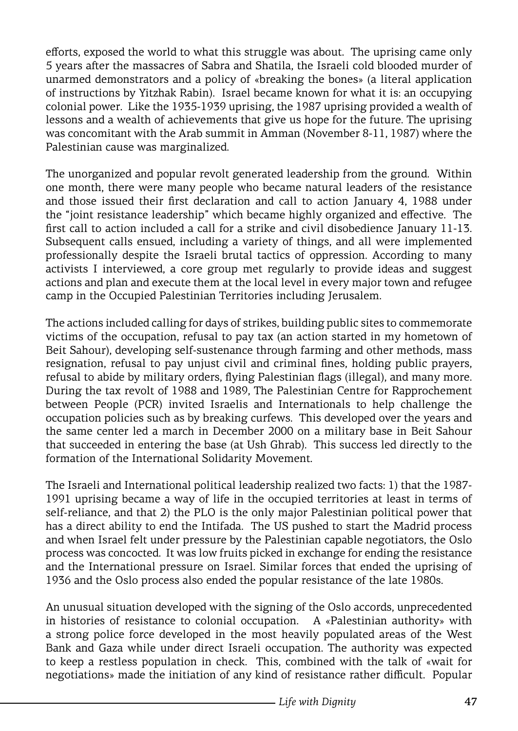efforts, exposed the world to what this struggle was about. The uprising came only 5 years after the massacres of Sabra and Shatila, the Israeli cold blooded murder of unarmed demonstrators and a policy of «breaking the bones» (a literal application of instructions by Yitzhak Rabin). Israel became known for what it is: an occupying colonial power. Like the 1935-1939 uprising, the 1987 uprising provided a wealth of lessons and a wealth of achievements that give us hope for the future. The uprising was concomitant with the Arab summit in Amman (November 8-11, 1987) where the Palestinian cause was marginalized.

The unorganized and popular revolt generated leadership from the ground. Within one month, there were many people who became natural leaders of the resistance and those issued their first declaration and call to action January 4, 1988 under the "joint resistance leadership" which became highly organized and effective. The first call to action included a call for a strike and civil disobedience January 11-13. Subsequent calls ensued, including a variety of things, and all were implemented professionally despite the Israeli brutal tactics of oppression. According to many activists I interviewed, a core group met regularly to provide ideas and suggest actions and plan and execute them at the local level in every major town and refugee camp in the Occupied Palestinian Territories including Jerusalem.

The actions included calling for days of strikes, building public sites to commemorate victims of the occupation, refusal to pay tax (an action started in my hometown of Beit Sahour), developing self-sustenance through farming and other methods, mass resignation, refusal to pay unjust civil and criminal fines, holding public prayers, refusal to abide by military orders, flying Palestinian flags (illegal), and many more. During the tax revolt of 1988 and 1989, The Palestinian Centre for Rapprochement between People (PCR) invited Israelis and Internationals to help challenge the occupation policies such as by breaking curfews. This developed over the years and the same center led a march in December 2000 on a military base in Beit Sahour that succeeded in entering the base (at Ush Ghrab). This success led directly to the formation of the International Solidarity Movement.

The Israeli and International political leadership realized two facts: 1) that the 1987-1991 uprising became a way of life in the occupied territories at least in terms of self-reliance, and that 2) the PLO is the only major Palestinian political power that has a direct ability to end the Intifada. The US pushed to start the Madrid process and when Israel felt under pressure by the Palestinian capable negotiators, the Oslo process was concocted. It was low fruits picked in exchange for ending the resistance and the International pressure on Israel. Similar forces that ended the uprising of 1936 and the Oslo process also ended the popular resistance of the late 1980s.

An unusual situation developed with the signing of the Oslo accords, unprecedented in histories of resistance to colonial occupation. A «Palestinian authority» with a strong police force developed in the most heavily populated areas of the West Bank and Gaza while under direct Israeli occupation. The authority was expected to keep a restless population in check. This, combined with the talk of «wait for negotiations» made the initiation of any kind of resistance rather difficult. Popular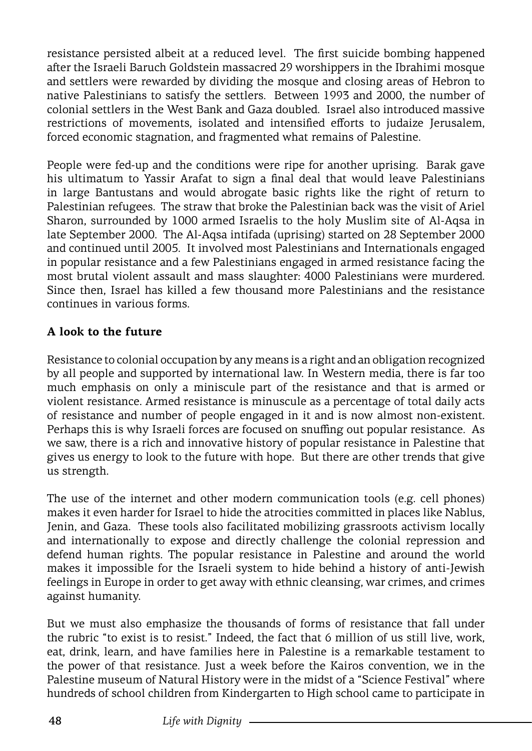resistance persisted albeit at a reduced level. The first suicide bombing happened after the Israeli Baruch Goldstein massacred 29 worshippers in the Ibrahimi mosque and settlers were rewarded by dividing the mosque and closing areas of Hebron to native Palestinians to satisfy the settlers. Between 1993 and 2000, the number of colonial settlers in the West Bank and Gaza doubled. Israel also introduced massive restrictions of movements, isolated and intensified efforts to judaize Jerusalem, forced economic stagnation, and fragmented what remains of Palestine.

People were fed-up and the conditions were ripe for another uprising. Barak gave his ultimatum to Yassir Arafat to sign a final deal that would leave Palestinians in large Bantustans and would abrogate basic rights like the right of return to Palestinian refugees. The straw that broke the Palestinian back was the visit of Ariel Sharon, surrounded by 1000 armed Israelis to the holy Muslim site of Al-Aqsa in late September 2000. The Al-Aqsa intifada (uprising) started on 28 September 2000 and continued until 2005. It involved most Palestinians and Internationals engaged in popular resistance and a few Palestinians engaged in armed resistance facing the most brutal violent assault and mass slaughter: 4000 Palestinians were murdered. Since then, Israel has killed a few thousand more Palestinians and the resistance continues in various forms.

**A look to the future**

Resistance to colonial occupation by any means is a right and an obligation recognized by all people and supported by international law. In Western media, there is far too much emphasis on only a miniscule part of the resistance and that is armed or violent resistance. Armed resistance is minuscule as a percentage of total daily acts of resistance and number of people engaged in it and is now almost non-existent. Perhaps this is why Israeli forces are focused on snuffing out popular resistance. As we saw, there is a rich and innovative history of popular resistance in Palestine that gives us energy to look to the future with hope. But there are other trends that give us strength.

The use of the internet and other modern communication tools (e.g. cell phones) makes it even harder for Israel to hide the atrocities committed in places like Nablus, Jenin, and Gaza. These tools also facilitated mobilizing grassroots activism locally and internationally to expose and directly challenge the colonial repression and defend human rights. The popular resistance in Palestine and around the world makes it impossible for the Israeli system to hide behind a history of anti-Jewish feelings in Europe in order to get away with ethnic cleansing, war crimes, and crimes against humanity.

But we must also emphasize the thousands of forms of resistance that fall under the rubric "to exist is to resist." Indeed, the fact that 6 million of us still live, work, eat, drink, learn, and have families here in Palestine is a remarkable testament to the power of that resistance. Just a week before the Kairos convention, we in the Palestine museum of Natural History were in the midst of a "Science Festival" where hundreds of school children from Kindergarten to High school came to participate in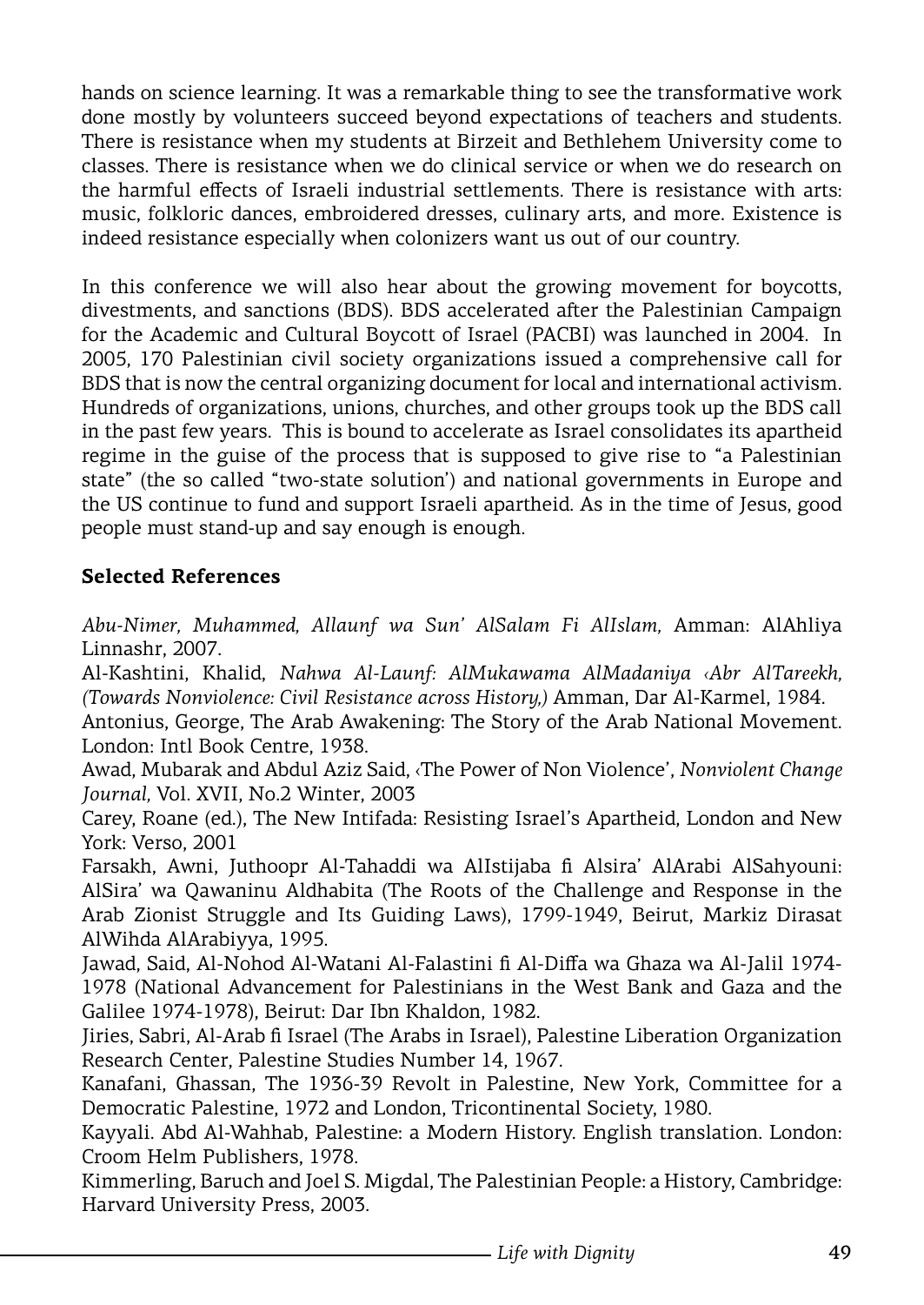hands on science learning. It was a remarkable thing to see the transformative work done mostly by volunteers succeed beyond expectations of teachers and students. There is resistance when my students at Birzeit and Bethlehem University come to classes. There is resistance when we do clinical service or when we do research on the harmful effects of Israeli industrial settlements. There is resistance with arts: music, folkloric dances, embroidered dresses, culinary arts, and more. Existence is indeed resistance especially when colonizers want us out of our country.

In this conference we will also hear about the growing movement for boycotts, divestments, and sanctions (BDS). BDS accelerated after the Palestinian Campaign for the Academic and Cultural Boycott of Israel (PACBI) was launched in 2004. In 2005, 170 Palestinian civil society organizations issued a comprehensive call for BDS that is now the central organizing document for local and international activism. Hundreds of organizations, unions, churches, and other groups took up the BDS call in the past few years. This is bound to accelerate as Israel consolidates its apartheid regime in the guise of the process that is supposed to give rise to "a Palestinian state" (the so called "two-state solution') and national governments in Europe and the US continue to fund and support Israeli apartheid. As in the time of Jesus, good people must stand-up and say enough is enough.

**Selected References**

*Abu-Nimer, Muhammed, Allaunf wa Sun' AlSalam Fi AlIslam,* Amman: AlAhliya Linnashr, 2007.

Al-Kashtini, Khalid, *Nahwa Al-Launf: AlMukawama AlMadaniya ‹Abr AlTareekh, (Towards Nonviolence: Civil Resistance across History,)* Amman, Dar Al-Karmel, 1984.

Antonius, George, The Arab Awakening: The Story of the Arab National Movement. London: Intl Book Centre, 1938.

Awad, Mubarak and Abdul Aziz Said, ‹The Power of Non Violence', *Nonviolent Change Journal,* Vol. XVII, No.2 Winter, 2003

Carey, Roane (ed.), The New Intifada: Resisting Israel's Apartheid, London and New York: Verso, 2001

Farsakh, Awni, Juthoopr Al-Tahaddi wa AlIstijaba fi Alsira' AlArabi AlSahyouni: AlSira' wa Qawaninu Aldhabita (The Roots of the Challenge and Response in the Arab Zionist Struggle and Its Guiding Laws), 1799-1949, Beirut, Markiz Dirasat AlWihda AlArabiyya, 1995.

Jawad, Said, Al-Nohod Al-Watani Al-Falastini fi Al-Diffa wa Ghaza wa Al-Jalil 1974-1978 (National Advancement for Palestinians in the West Bank and Gaza and the Galilee 1974-1978), Beirut: Dar Ibn Khaldon, 1982.

Jiries, Sabri, Al-Arab fi Israel (The Arabs in Israel), Palestine Liberation Organization Research Center, Palestine Studies Number 14, 1967.

Kanafani, Ghassan, The 1936-39 Revolt in Palestine, New York, Committee for a Democratic Palestine, 1972 and London, Tricontinental Society, 1980.

Kayyali. Abd Al-Wahhab, Palestine: a Modern History. English translation. London: Croom Helm Publishers, 1978.

Kimmerling, Baruch and Joel S. Migdal, The Palestinian People: a History, Cambridge: Harvard University Press, 2003.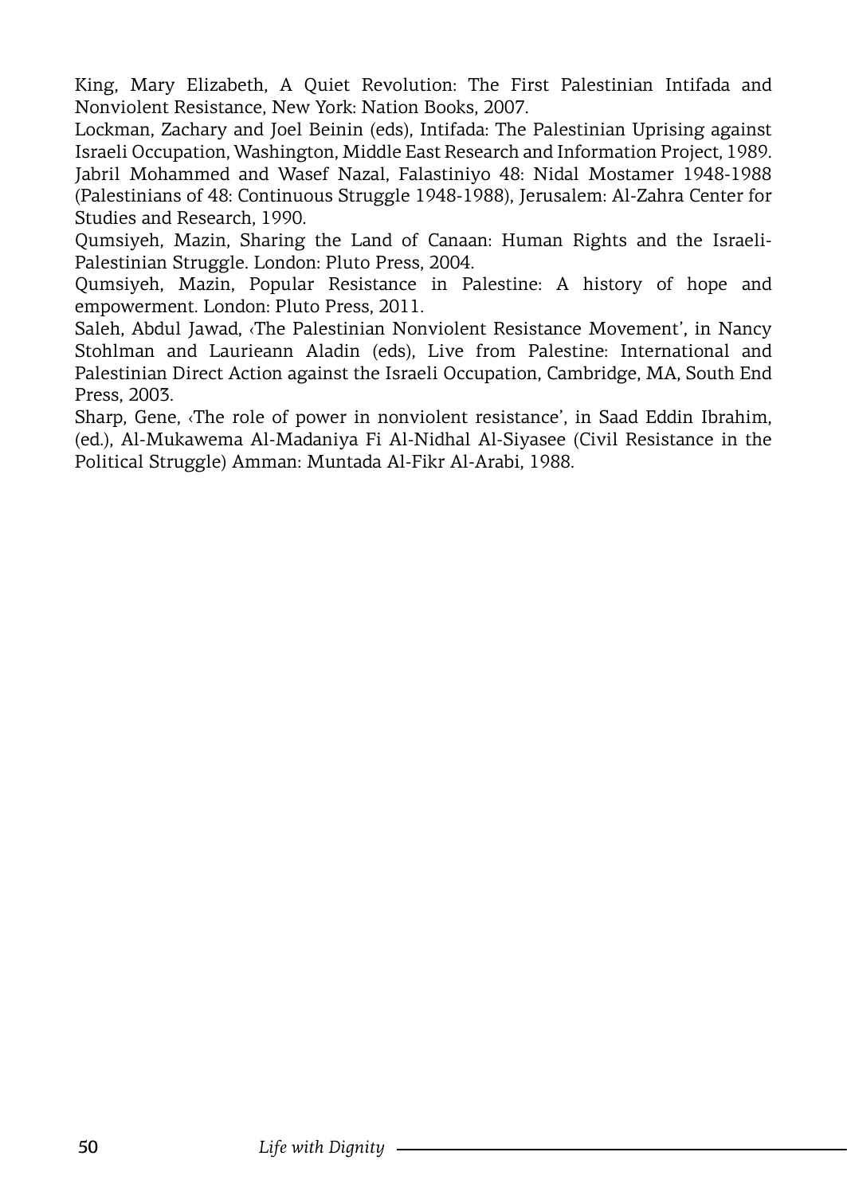King, Mary Elizabeth, A Quiet Revolution: The First Palestinian Intifada and Nonviolent Resistance, New York: Nation Books, 2007.

Lockman, Zachary and Joel Beinin (eds), Intifada: The Palestinian Uprising against Israeli Occupation, Washington, Middle East Research and Information Project, 1989.

Jabril Mohammed and Wasef Nazal, Falastiniyo 48: Nidal Mostamer 1948-1988 (Palestinians of 48: Continuous Struggle 1948-1988), Jerusalem: Al-Zahra Center for Studies and Research, 1990.

Qumsiyeh, Mazin, Sharing the Land of Canaan: Human Rights and the Israeli-Palestinian Struggle. London: Pluto Press, 2004.

Qumsiyeh, Mazin, Popular Resistance in Palestine: A history of hope and empowerment. London: Pluto Press, 2011.

Saleh, Abdul Jawad, ‹The Palestinian Nonviolent Resistance Movement', in Nancy Stohlman and Laurieann Aladin (eds), Live from Palestine: International and Palestinian Direct Action against the Israeli Occupation, Cambridge, MA, South End Press, 2003.

Sharp, Gene, ‹The role of power in nonviolent resistance', in Saad Eddin Ibrahim, (ed.), Al-Mukawema Al-Madaniya Fi Al-Nidhal Al-Siyasee (Civil Resistance in the Political Struggle) Amman: Muntada Al-Fikr Al-Arabi, 1988.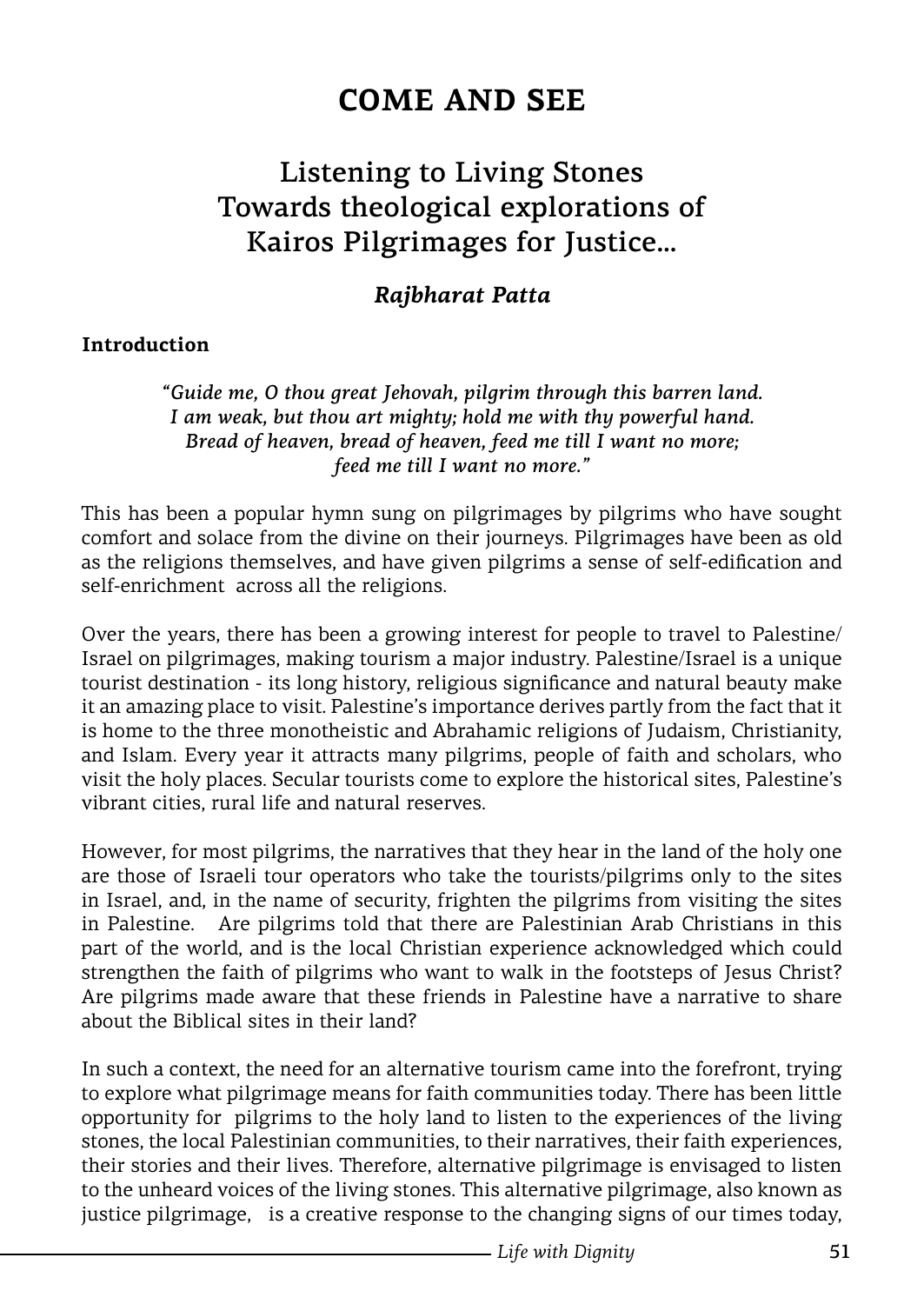# COME AND SEE

## Listening to Living Stones Towards theological explorations of Kairos Pilgrimages for Justice...

***Rajbharat Patta***

**Introduction**

> *"Guide me, O thou great Jehovah, pilgrim through this barren land.*
> *I am weak, but thou art mighty; hold me with thy powerful hand.*
> *Bread of heaven, bread of heaven, feed me till I want no more;*
> *feed me till I want no more."*

This has been a popular hymn sung on pilgrimages by pilgrims who have sought comfort and solace from the divine on their journeys. Pilgrimages have been as old as the religions themselves, and have given pilgrims a sense of self-edification and self-enrichment across all the religions.

Over the years, there has been a growing interest for people to travel to Palestine/ Israel on pilgrimages, making tourism a major industry. Palestine/Israel is a unique tourist destination - its long history, religious significance and natural beauty make it an amazing place to visit. Palestine's importance derives partly from the fact that it is home to the three monotheistic and Abrahamic religions of Judaism, Christianity, and Islam. Every year it attracts many pilgrims, people of faith and scholars, who visit the holy places. Secular tourists come to explore the historical sites, Palestine's vibrant cities, rural life and natural reserves.

However, for most pilgrims, the narratives that they hear in the land of the holy one are those of Israeli tour operators who take the tourists/pilgrims only to the sites in Israel, and, in the name of security, frighten the pilgrims from visiting the sites in Palestine. Are pilgrims told that there are Palestinian Arab Christians in this part of the world, and is the local Christian experience acknowledged which could strengthen the faith of pilgrims who want to walk in the footsteps of Jesus Christ? Are pilgrims made aware that these friends in Palestine have a narrative to share about the Biblical sites in their land?

In such a context, the need for an alternative tourism came into the forefront, trying to explore what pilgrimage means for faith communities today. There has been little opportunity for pilgrims to the holy land to listen to the experiences of the living stones, the local Palestinian communities, to their narratives, their faith experiences, their stories and their lives. Therefore, alternative pilgrimage is envisaged to listen to the unheard voices of the living stones. This alternative pilgrimage, also known as justice pilgrimage, is a creative response to the changing signs of our times today,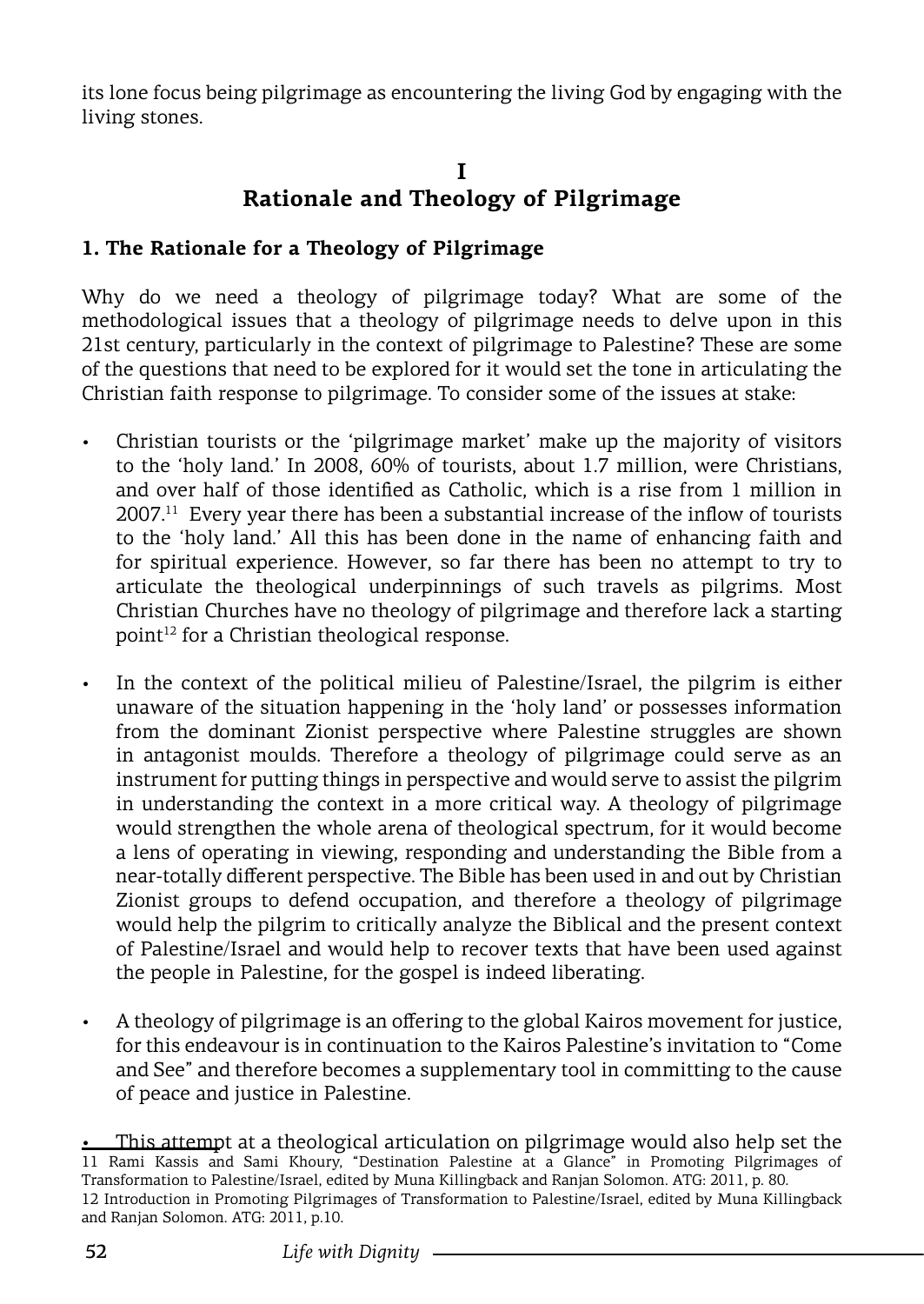its lone focus being pilgrimage as encountering the living God by engaging with the living stones.

# I
# Rationale and Theology of Pilgrimage

## 1. The Rationale for a Theology of Pilgrimage

Why do we need a theology of pilgrimage today? What are some of the methodological issues that a theology of pilgrimage needs to delve upon in this 21st century, particularly in the context of pilgrimage to Palestine? These are some of the questions that need to be explored for it would set the tone in articulating the Christian faith response to pilgrimage. To consider some of the issues at stake:

- Christian tourists or the 'pilgrimage market' make up the majority of visitors to the 'holy land.' In 2008, 60% of tourists, about 1.7 million, were Christians, and over half of those identified as Catholic, which is a rise from 1 million in 2007.[11] Every year there has been a substantial increase of the inflow of tourists to the 'holy land.' All this has been done in the name of enhancing faith and for spiritual experience. However, so far there has been no attempt to try to articulate the theological underpinnings of such travels as pilgrims. Most Christian Churches have no theology of pilgrimage and therefore lack a starting point[12] for a Christian theological response.

- In the context of the political milieu of Palestine/Israel, the pilgrim is either unaware of the situation happening in the 'holy land' or possesses information from the dominant Zionist perspective where Palestine struggles are shown in antagonist moulds. Therefore a theology of pilgrimage could serve as an instrument for putting things in perspective and would serve to assist the pilgrim in understanding the context in a more critical way. A theology of pilgrimage would strengthen the whole arena of theological spectrum, for it would become a lens of operating in viewing, responding and understanding the Bible from a near-totally different perspective. The Bible has been used in and out by Christian Zionist groups to defend occupation, and therefore a theology of pilgrimage would help the pilgrim to critically analyze the Biblical and the present context of Palestine/Israel and would help to recover texts that have been used against the people in Palestine, for the gospel is indeed liberating.

- A theology of pilgrimage is an offering to the global Kairos movement for justice, for this endeavour is in continuation to the Kairos Palestine's invitation to "Come and See" and therefore becomes a supplementary tool in committing to the cause of peace and justice in Palestine.

- This attempt at a theological articulation on pilgrimage would also help set the

11 Rami Kassis and Sami Khoury, "Destination Palestine at a Glance" in Promoting Pilgrimages of Transformation to Palestine/Israel, edited by Muna Killingback and Ranjan Solomon. ATG: 2011, p. 80.

12 Introduction in Promoting Pilgrimages of Transformation to Palestine/Israel, edited by Muna Killingback and Ranjan Solomon. ATG: 2011, p.10.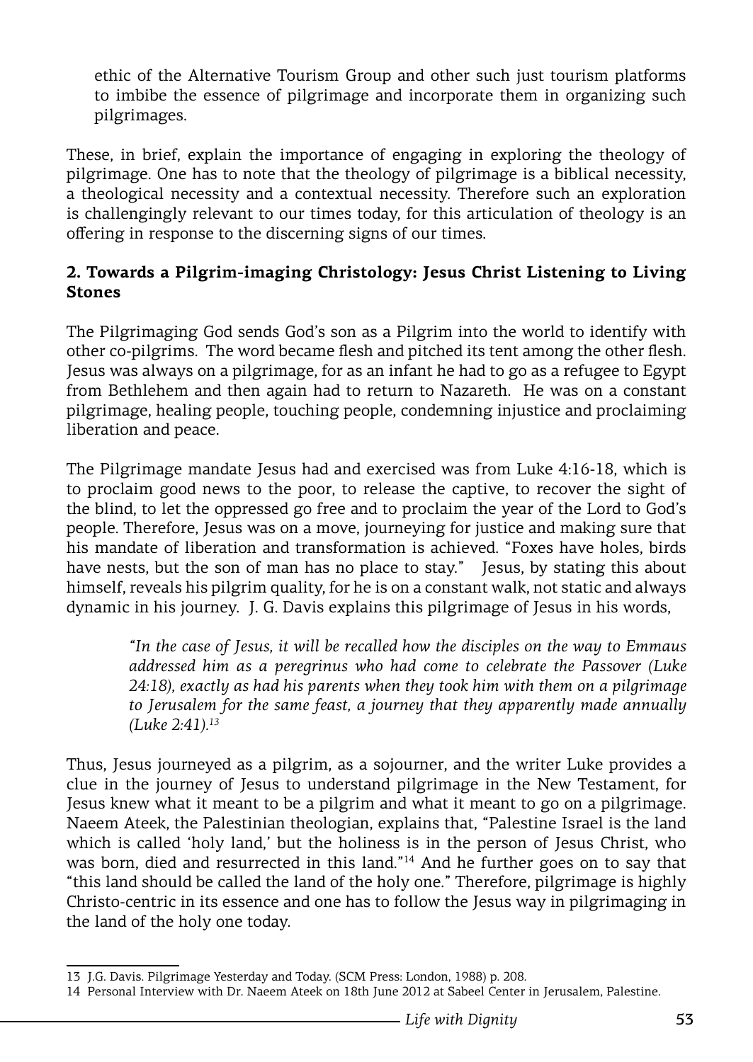ethic of the Alternative Tourism Group and other such just tourism platforms to imbibe the essence of pilgrimage and incorporate them in organizing such pilgrimages.

These, in brief, explain the importance of engaging in exploring the theology of pilgrimage. One has to note that the theology of pilgrimage is a biblical necessity, a theological necessity and a contextual necessity. Therefore such an exploration is challengingly relevant to our times today, for this articulation of theology is an offering in response to the discerning signs of our times.

### 2. Towards a Pilgrim-imaging Christology: Jesus Christ Listening to Living Stones

The Pilgrimaging God sends God's son as a Pilgrim into the world to identify with other co-pilgrims. The word became flesh and pitched its tent among the other flesh. Jesus was always on a pilgrimage, for as an infant he had to go as a refugee to Egypt from Bethlehem and then again had to return to Nazareth. He was on a constant pilgrimage, healing people, touching people, condemning injustice and proclaiming liberation and peace.

The Pilgrimage mandate Jesus had and exercised was from Luke 4:16-18, which is to proclaim good news to the poor, to release the captive, to recover the sight of the blind, to let the oppressed go free and to proclaim the year of the Lord to God's people. Therefore, Jesus was on a move, journeying for justice and making sure that his mandate of liberation and transformation is achieved. "Foxes have holes, birds have nests, but the son of man has no place to stay." Jesus, by stating this about himself, reveals his pilgrim quality, for he is on a constant walk, not static and always dynamic in his journey. J. G. Davis explains this pilgrimage of Jesus in his words,

> *"In the case of Jesus, it will be recalled how the disciples on the way to Emmaus addressed him as a peregrinus who had come to celebrate the Passover (Luke 24:18), exactly as had his parents when they took him with them on a pilgrimage to Jerusalem for the same feast, a journey that they apparently made annually (Luke 2:41).*[13]

Thus, Jesus journeyed as a pilgrim, as a sojourner, and the writer Luke provides a clue in the journey of Jesus to understand pilgrimage in the New Testament, for Jesus knew what it meant to be a pilgrim and what it meant to go on a pilgrimage. Naeem Ateek, the Palestinian theologian, explains that, "Palestine Israel is the land which is called 'holy land,' but the holiness is in the person of Jesus Christ, who was born, died and resurrected in this land."[14] And he further goes on to say that "this land should be called the land of the holy one." Therefore, pilgrimage is highly Christo-centric in its essence and one has to follow the Jesus way in pilgrimaging in the land of the holy one today.

---

13 J.G. Davis. Pilgrimage Yesterday and Today. (SCM Press: London, 1988) p. 208.

14 Personal Interview with Dr. Naeem Ateek on 18th June 2012 at Sabeel Center in Jerusalem, Palestine.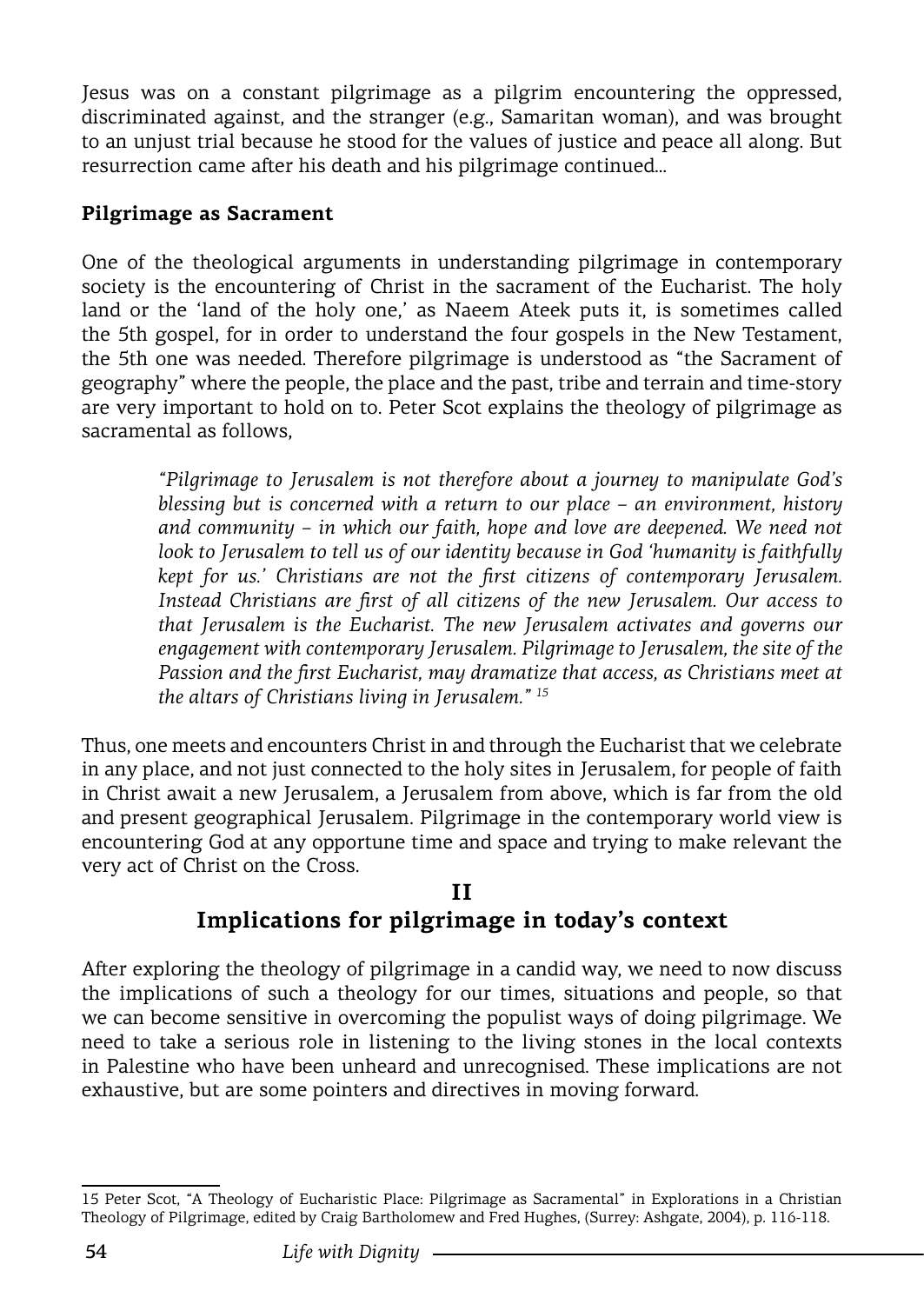Jesus was on a constant pilgrimage as a pilgrim encountering the oppressed, discriminated against, and the stranger (e.g., Samaritan woman), and was brought to an unjust trial because he stood for the values of justice and peace all along. But resurrection came after his death and his pilgrimage continued…

**Pilgrimage as Sacrament**

One of the theological arguments in understanding pilgrimage in contemporary society is the encountering of Christ in the sacrament of the Eucharist. The holy land or the 'land of the holy one,' as Naeem Ateek puts it, is sometimes called the 5th gospel, for in order to understand the four gospels in the New Testament, the 5th one was needed. Therefore pilgrimage is understood as "the Sacrament of geography" where the people, the place and the past, tribe and terrain and time-story are very important to hold on to. Peter Scot explains the theology of pilgrimage as sacramental as follows,

> *"Pilgrimage to Jerusalem is not therefore about a journey to manipulate God's blessing but is concerned with a return to our place – an environment, history and community – in which our faith, hope and love are deepened. We need not look to Jerusalem to tell us of our identity because in God 'humanity is faithfully kept for us.' Christians are not the first citizens of contemporary Jerusalem. Instead Christians are first of all citizens of the new Jerusalem. Our access to that Jerusalem is the Eucharist. The new Jerusalem activates and governs our engagement with contemporary Jerusalem. Pilgrimage to Jerusalem, the site of the Passion and the first Eucharist, may dramatize that access, as Christians meet at the altars of Christians living in Jerusalem."* [15]

Thus, one meets and encounters Christ in and through the Eucharist that we celebrate in any place, and not just connected to the holy sites in Jerusalem, for people of faith in Christ await a new Jerusalem, a Jerusalem from above, which is far from the old and present geographical Jerusalem. Pilgrimage in the contemporary world view is encountering God at any opportune time and space and trying to make relevant the very act of Christ on the Cross.

## II
## Implications for pilgrimage in today's context

After exploring the theology of pilgrimage in a candid way, we need to now discuss the implications of such a theology for our times, situations and people, so that we can become sensitive in overcoming the populist ways of doing pilgrimage. We need to take a serious role in listening to the living stones in the local contexts in Palestine who have been unheard and unrecognised. These implications are not exhaustive, but are some pointers and directives in moving forward.

---

15 Peter Scot, "A Theology of Eucharistic Place: Pilgrimage as Sacramental" in Explorations in a Christian Theology of Pilgrimage, edited by Craig Bartholomew and Fred Hughes, (Surrey: Ashgate, 2004), p. 116-118.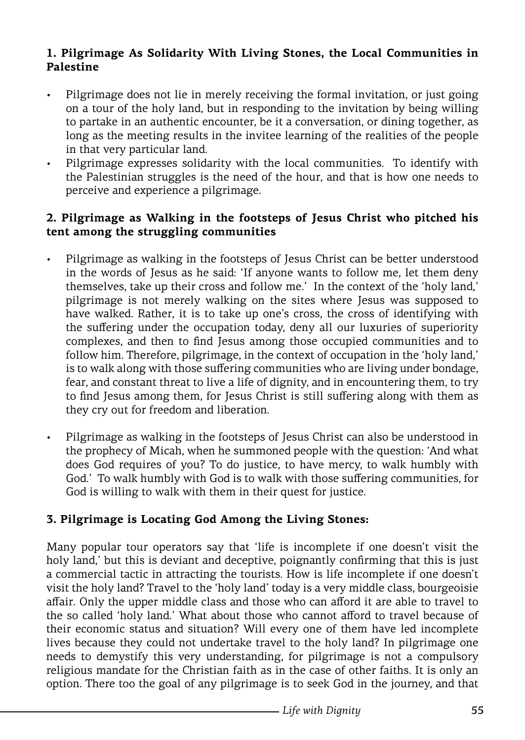### 1. Pilgrimage As Solidarity With Living Stones, the Local Communities in Palestine

- Pilgrimage does not lie in merely receiving the formal invitation, or just going on a tour of the holy land, but in responding to the invitation by being willing to partake in an authentic encounter, be it a conversation, or dining together, as long as the meeting results in the invitee learning of the realities of the people in that very particular land.
- Pilgrimage expresses solidarity with the local communities. To identify with the Palestinian struggles is the need of the hour, and that is how one needs to perceive and experience a pilgrimage.

### 2. Pilgrimage as Walking in the footsteps of Jesus Christ who pitched his tent among the struggling communities

- Pilgrimage as walking in the footsteps of Jesus Christ can be better understood in the words of Jesus as he said: 'If anyone wants to follow me, let them deny themselves, take up their cross and follow me.' In the context of the 'holy land,' pilgrimage is not merely walking on the sites where Jesus was supposed to have walked. Rather, it is to take up one's cross, the cross of identifying with the suffering under the occupation today, deny all our luxuries of superiority complexes, and then to find Jesus among those occupied communities and to follow him. Therefore, pilgrimage, in the context of occupation in the 'holy land,' is to walk along with those suffering communities who are living under bondage, fear, and constant threat to live a life of dignity, and in encountering them, to try to find Jesus among them, for Jesus Christ is still suffering along with them as they cry out for freedom and liberation.

- Pilgrimage as walking in the footsteps of Jesus Christ can also be understood in the prophecy of Micah, when he summoned people with the question: 'And what does God requires of you? To do justice, to have mercy, to walk humbly with God.' To walk humbly with God is to walk with those suffering communities, for God is willing to walk with them in their quest for justice.

### 3. Pilgrimage is Locating God Among the Living Stones:

Many popular tour operators say that 'life is incomplete if one doesn't visit the holy land,' but this is deviant and deceptive, poignantly confirming that this is just a commercial tactic in attracting the tourists. How is life incomplete if one doesn't visit the holy land? Travel to the 'holy land' today is a very middle class, bourgeoisie affair. Only the upper middle class and those who can afford it are able to travel to the so called 'holy land.' What about those who cannot afford to travel because of their economic status and situation? Will every one of them have led incomplete lives because they could not undertake travel to the holy land? In pilgrimage one needs to demystify this very understanding, for pilgrimage is not a compulsory religious mandate for the Christian faith as in the case of other faiths. It is only an option. There too the goal of any pilgrimage is to seek God in the journey, and that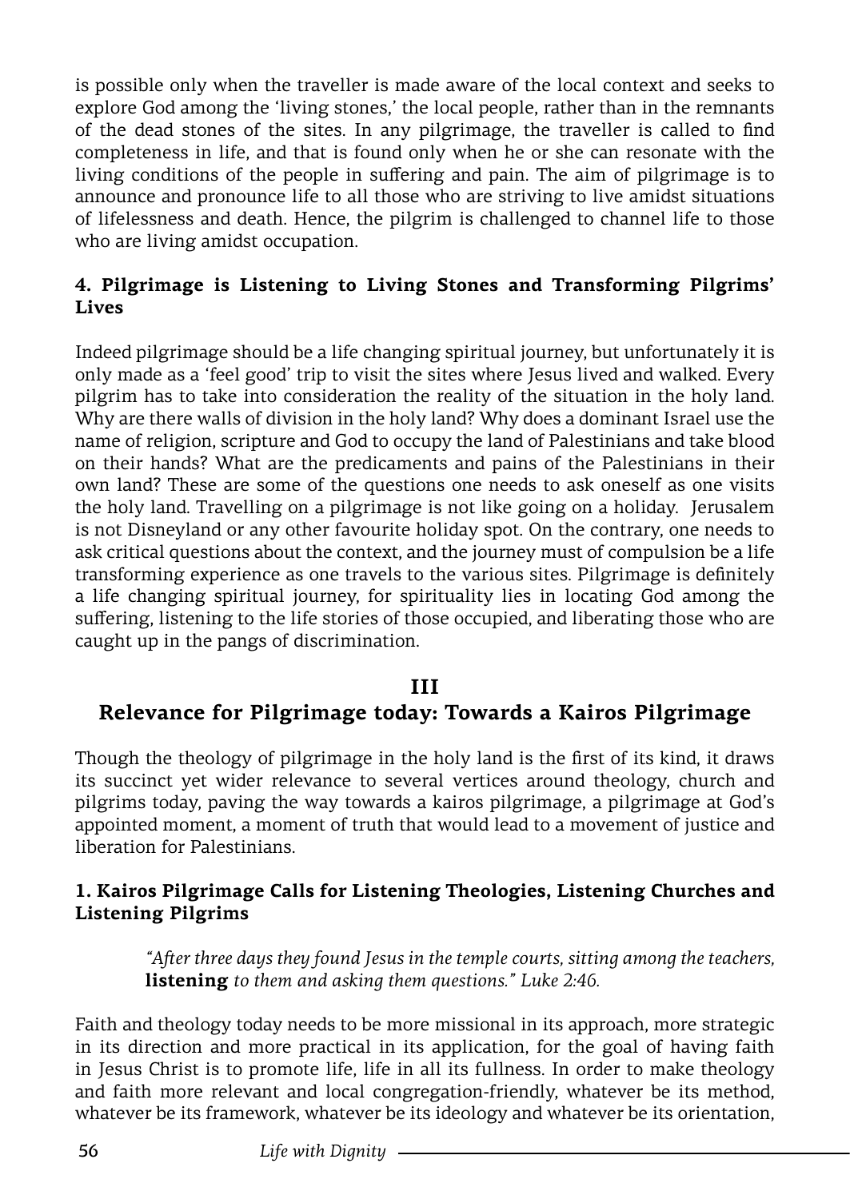is possible only when the traveller is made aware of the local context and seeks to explore God among the 'living stones,' the local people, rather than in the remnants of the dead stones of the sites. In any pilgrimage, the traveller is called to find completeness in life, and that is found only when he or she can resonate with the living conditions of the people in suffering and pain. The aim of pilgrimage is to announce and pronounce life to all those who are striving to live amidst situations of lifelessness and death. Hence, the pilgrim is challenged to channel life to those who are living amidst occupation.

### 4. Pilgrimage is Listening to Living Stones and Transforming Pilgrims' Lives

Indeed pilgrimage should be a life changing spiritual journey, but unfortunately it is only made as a 'feel good' trip to visit the sites where Jesus lived and walked. Every pilgrim has to take into consideration the reality of the situation in the holy land. Why are there walls of division in the holy land? Why does a dominant Israel use the name of religion, scripture and God to occupy the land of Palestinians and take blood on their hands? What are the predicaments and pains of the Palestinians in their own land? These are some of the questions one needs to ask oneself as one visits the holy land. Travelling on a pilgrimage is not like going on a holiday. Jerusalem is not Disneyland or any other favourite holiday spot. On the contrary, one needs to ask critical questions about the context, and the journey must of compulsion be a life transforming experience as one travels to the various sites. Pilgrimage is definitely a life changing spiritual journey, for spirituality lies in locating God among the suffering, listening to the life stories of those occupied, and liberating those who are caught up in the pangs of discrimination.

## III
## Relevance for Pilgrimage today: Towards a Kairos Pilgrimage

Though the theology of pilgrimage in the holy land is the first of its kind, it draws its succinct yet wider relevance to several vertices around theology, church and pilgrims today, paving the way towards a kairos pilgrimage, a pilgrimage at God's appointed moment, a moment of truth that would lead to a movement of justice and liberation for Palestinians.

### 1. Kairos Pilgrimage Calls for Listening Theologies, Listening Churches and Listening Pilgrims

> *"After three days they found Jesus in the temple courts, sitting among the teachers,* **listening** *to them and asking them questions." Luke 2:46.*

Faith and theology today needs to be more missional in its approach, more strategic in its direction and more practical in its application, for the goal of having faith in Jesus Christ is to promote life, life in all its fullness. In order to make theology and faith more relevant and local congregation-friendly, whatever be its method, whatever be its framework, whatever be its ideology and whatever be its orientation,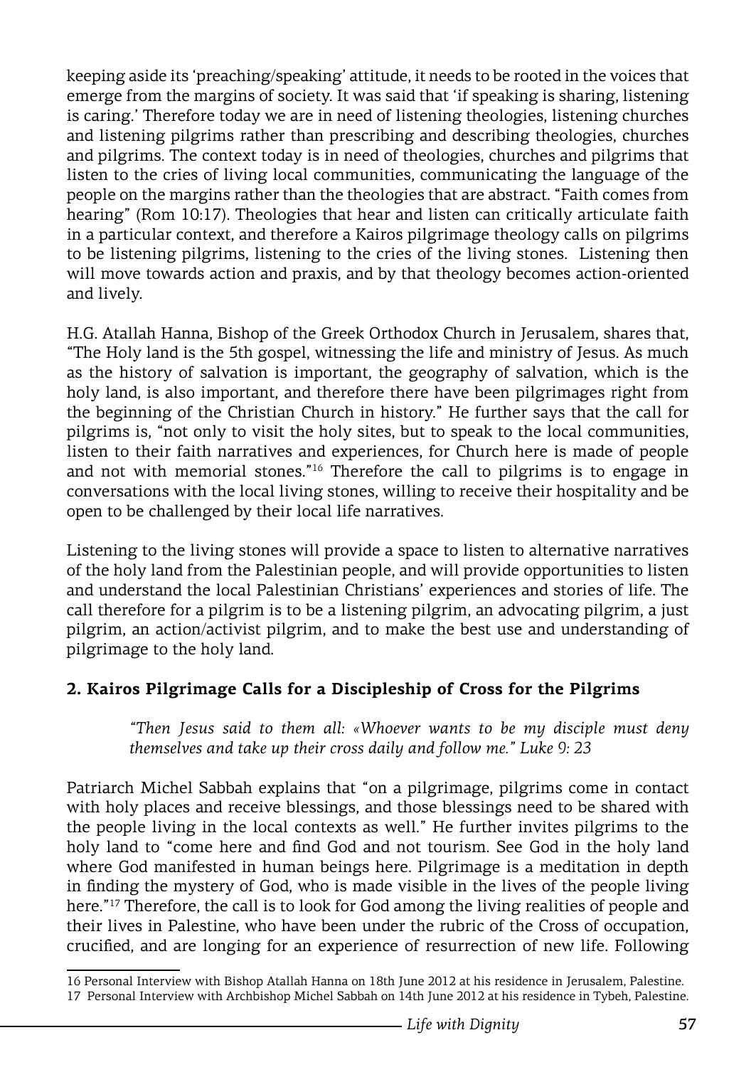keeping aside its 'preaching/speaking' attitude, it needs to be rooted in the voices that emerge from the margins of society. It was said that 'if speaking is sharing, listening is caring.' Therefore today we are in need of listening theologies, listening churches and listening pilgrims rather than prescribing and describing theologies, churches and pilgrims. The context today is in need of theologies, churches and pilgrims that listen to the cries of living local communities, communicating the language of the people on the margins rather than the theologies that are abstract. "Faith comes from hearing" (Rom 10:17). Theologies that hear and listen can critically articulate faith in a particular context, and therefore a Kairos pilgrimage theology calls on pilgrims to be listening pilgrims, listening to the cries of the living stones. Listening then will move towards action and praxis, and by that theology becomes action-oriented and lively.

H.G. Atallah Hanna, Bishop of the Greek Orthodox Church in Jerusalem, shares that, "The Holy land is the 5th gospel, witnessing the life and ministry of Jesus. As much as the history of salvation is important, the geography of salvation, which is the holy land, is also important, and therefore there have been pilgrimages right from the beginning of the Christian Church in history." He further says that the call for pilgrims is, "not only to visit the holy sites, but to speak to the local communities, listen to their faith narratives and experiences, for Church here is made of people and not with memorial stones."[16] Therefore the call to pilgrims is to engage in conversations with the local living stones, willing to receive their hospitality and be open to be challenged by their local life narratives.

Listening to the living stones will provide a space to listen to alternative narratives of the holy land from the Palestinian people, and will provide opportunities to listen and understand the local Palestinian Christians' experiences and stories of life. The call therefore for a pilgrim is to be a listening pilgrim, an advocating pilgrim, a just pilgrim, an action/activist pilgrim, and to make the best use and understanding of pilgrimage to the holy land.

### 2. Kairos Pilgrimage Calls for a Discipleship of Cross for the Pilgrims

> *"Then Jesus said to them all: «Whoever wants to be my disciple must deny themselves and take up their cross daily and follow me." Luke 9: 23*

Patriarch Michel Sabbah explains that "on a pilgrimage, pilgrims come in contact with holy places and receive blessings, and those blessings need to be shared with the people living in the local contexts as well." He further invites pilgrims to the holy land to "come here and find God and not tourism. See God in the holy land where God manifested in human beings here. Pilgrimage is a meditation in depth in finding the mystery of God, who is made visible in the lives of the people living here."[17] Therefore, the call is to look for God among the living realities of people and their lives in Palestine, who have been under the rubric of the Cross of occupation, crucified, and are longing for an experience of resurrection of new life. Following

16 Personal Interview with Bishop Atallah Hanna on 18th June 2012 at his residence in Jerusalem, Palestine.

17 Personal Interview with Archbishop Michel Sabbah on 14th June 2012 at his residence in Tybeh, Palestine.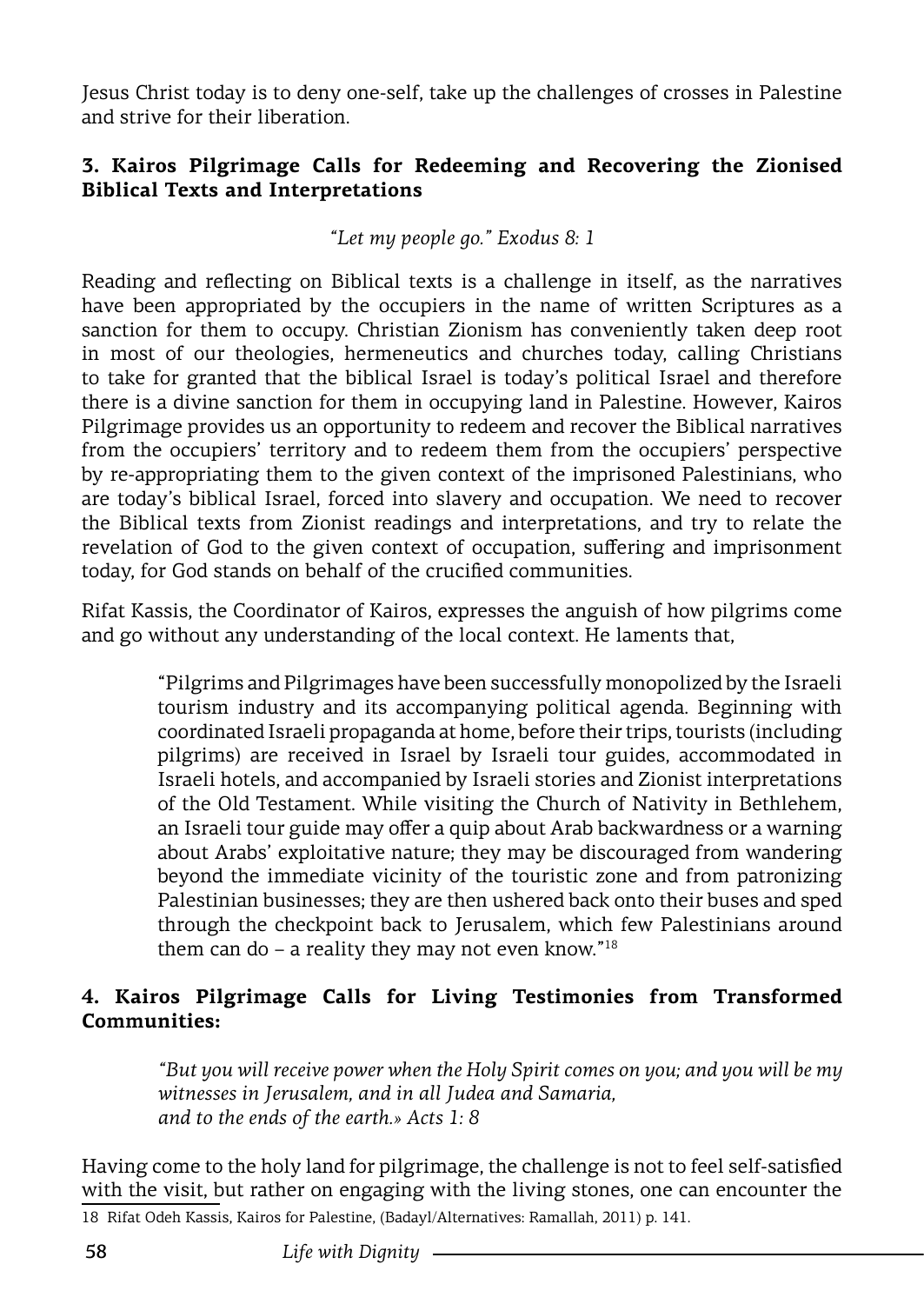Jesus Christ today is to deny one-self, take up the challenges of crosses in Palestine and strive for their liberation.

### 3. Kairos Pilgrimage Calls for Redeeming and Recovering the Zionised Biblical Texts and Interpretations

*"Let my people go." Exodus 8: 1*

Reading and reflecting on Biblical texts is a challenge in itself, as the narratives have been appropriated by the occupiers in the name of written Scriptures as a sanction for them to occupy. Christian Zionism has conveniently taken deep root in most of our theologies, hermeneutics and churches today, calling Christians to take for granted that the biblical Israel is today's political Israel and therefore there is a divine sanction for them in occupying land in Palestine. However, Kairos Pilgrimage provides us an opportunity to redeem and recover the Biblical narratives from the occupiers' territory and to redeem them from the occupiers' perspective by re-appropriating them to the given context of the imprisoned Palestinians, who are today's biblical Israel, forced into slavery and occupation. We need to recover the Biblical texts from Zionist readings and interpretations, and try to relate the revelation of God to the given context of occupation, suffering and imprisonment today, for God stands on behalf of the crucified communities.

Rifat Kassis, the Coordinator of Kairos, expresses the anguish of how pilgrims come and go without any understanding of the local context. He laments that,

> "Pilgrims and Pilgrimages have been successfully monopolized by the Israeli tourism industry and its accompanying political agenda. Beginning with coordinated Israeli propaganda at home, before their trips, tourists (including pilgrims) are received in Israel by Israeli tour guides, accommodated in Israeli hotels, and accompanied by Israeli stories and Zionist interpretations of the Old Testament. While visiting the Church of Nativity in Bethlehem, an Israeli tour guide may offer a quip about Arab backwardness or a warning about Arabs' exploitative nature; they may be discouraged from wandering beyond the immediate vicinity of the touristic zone and from patronizing Palestinian businesses; they are then ushered back onto their buses and sped through the checkpoint back to Jerusalem, which few Palestinians around them can do – a reality they may not even know."[18]

### 4. Kairos Pilgrimage Calls for Living Testimonies from Transformed Communities:

> *"But you will receive power when the Holy Spirit comes on you; and you will be my witnesses in Jerusalem, and in all Judea and Samaria, and to the ends of the earth.» Acts 1: 8*

Having come to the holy land for pilgrimage, the challenge is not to feel self-satisfied with the visit, but rather on engaging with the living stones, one can encounter the

18 Rifat Odeh Kassis, Kairos for Palestine, (Badayl/Alternatives: Ramallah, 2011) p. 141.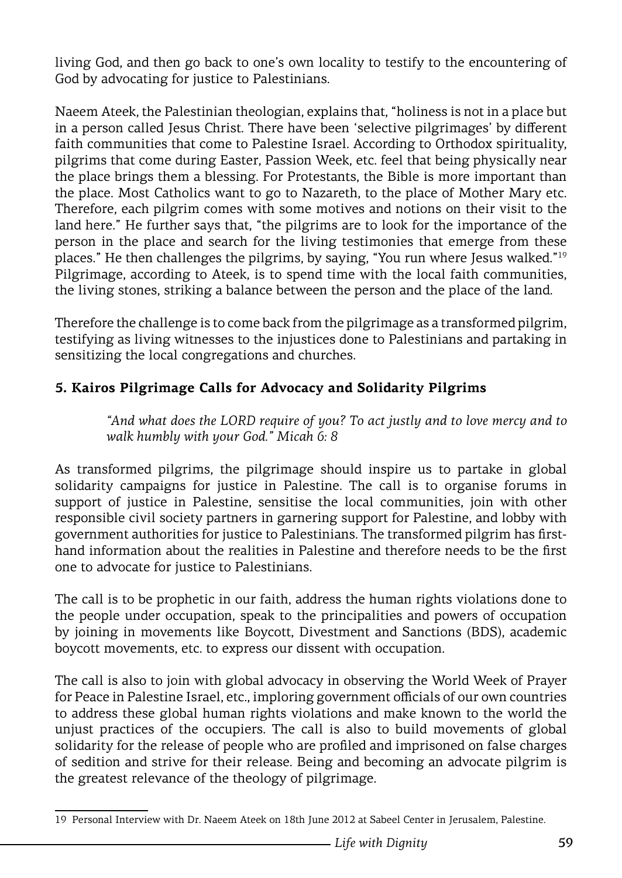living God, and then go back to one's own locality to testify to the encountering of God by advocating for justice to Palestinians.

Naeem Ateek, the Palestinian theologian, explains that, "holiness is not in a place but in a person called Jesus Christ. There have been 'selective pilgrimages' by different faith communities that come to Palestine Israel. According to Orthodox spirituality, pilgrims that come during Easter, Passion Week, etc. feel that being physically near the place brings them a blessing. For Protestants, the Bible is more important than the place. Most Catholics want to go to Nazareth, to the place of Mother Mary etc. Therefore, each pilgrim comes with some motives and notions on their visit to the land here." He further says that, "the pilgrims are to look for the importance of the person in the place and search for the living testimonies that emerge from these places." He then challenges the pilgrims, by saying, "You run where Jesus walked."[19] Pilgrimage, according to Ateek, is to spend time with the local faith communities, the living stones, striking a balance between the person and the place of the land.

Therefore the challenge is to come back from the pilgrimage as a transformed pilgrim, testifying as living witnesses to the injustices done to Palestinians and partaking in sensitizing the local congregations and churches.

### 5. Kairos Pilgrimage Calls for Advocacy and Solidarity Pilgrims

> *"And what does the LORD require of you? To act justly and to love mercy and to walk humbly with your God." Micah 6: 8*

As transformed pilgrims, the pilgrimage should inspire us to partake in global solidarity campaigns for justice in Palestine. The call is to organise forums in support of justice in Palestine, sensitise the local communities, join with other responsible civil society partners in garnering support for Palestine, and lobby with government authorities for justice to Palestinians. The transformed pilgrim has first-hand information about the realities in Palestine and therefore needs to be the first one to advocate for justice to Palestinians.

The call is to be prophetic in our faith, address the human rights violations done to the people under occupation, speak to the principalities and powers of occupation by joining in movements like Boycott, Divestment and Sanctions (BDS), academic boycott movements, etc. to express our dissent with occupation.

The call is also to join with global advocacy in observing the World Week of Prayer for Peace in Palestine Israel, etc., imploring government officials of our own countries to address these global human rights violations and make known to the world the unjust practices of the occupiers. The call is also to build movements of global solidarity for the release of people who are profiled and imprisoned on false charges of sedition and strive for their release. Being and becoming an advocate pilgrim is the greatest relevance of the theology of pilgrimage.

---

19 Personal Interview with Dr. Naeem Ateek on 18th June 2012 at Sabeel Center in Jerusalem, Palestine.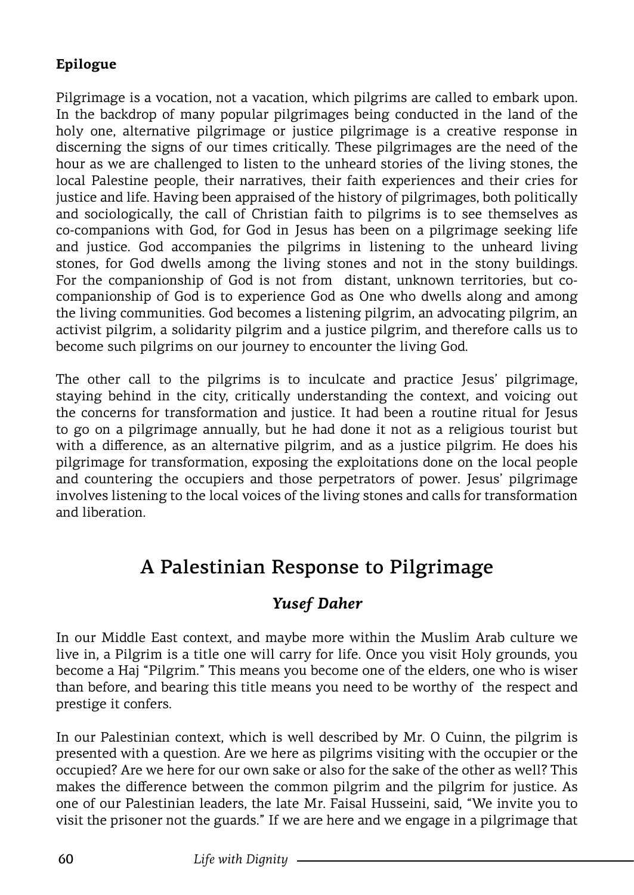**Epilogue**

Pilgrimage is a vocation, not a vacation, which pilgrims are called to embark upon. In the backdrop of many popular pilgrimages being conducted in the land of the holy one, alternative pilgrimage or justice pilgrimage is a creative response in discerning the signs of our times critically. These pilgrimages are the need of the hour as we are challenged to listen to the unheard stories of the living stones, the local Palestine people, their narratives, their faith experiences and their cries for justice and life. Having been appraised of the history of pilgrimages, both politically and sociologically, the call of Christian faith to pilgrims is to see themselves as co-companions with God, for God in Jesus has been on a pilgrimage seeking life and justice. God accompanies the pilgrims in listening to the unheard living stones, for God dwells among the living stones and not in the stony buildings. For the companionship of God is not from distant, unknown territories, but co-companionship of God is to experience God as One who dwells along and among the living communities. God becomes a listening pilgrim, an advocating pilgrim, an activist pilgrim, a solidarity pilgrim and a justice pilgrim, and therefore calls us to become such pilgrims on our journey to encounter the living God.

The other call to the pilgrims is to inculcate and practice Jesus' pilgrimage, staying behind in the city, critically understanding the context, and voicing out the concerns for transformation and justice. It had been a routine ritual for Jesus to go on a pilgrimage annually, but he had done it not as a religious tourist but with a difference, as an alternative pilgrim, and as a justice pilgrim. He does his pilgrimage for transformation, exposing the exploitations done on the local people and countering the occupiers and those perpetrators of power. Jesus' pilgrimage involves listening to the local voices of the living stones and calls for transformation and liberation.

## A Palestinian Response to Pilgrimage

### *Yusef Daher*

In our Middle East context, and maybe more within the Muslim Arab culture we live in, a Pilgrim is a title one will carry for life. Once you visit Holy grounds, you become a Haj "Pilgrim." This means you become one of the elders, one who is wiser than before, and bearing this title means you need to be worthy of the respect and prestige it confers.

In our Palestinian context, which is well described by Mr. O Cuinn, the pilgrim is presented with a question. Are we here as pilgrims visiting with the occupier or the occupied? Are we here for our own sake or also for the sake of the other as well? This makes the difference between the common pilgrim and the pilgrim for justice. As one of our Palestinian leaders, the late Mr. Faisal Husseini, said, "We invite you to visit the prisoner not the guards." If we are here and we engage in a pilgrimage that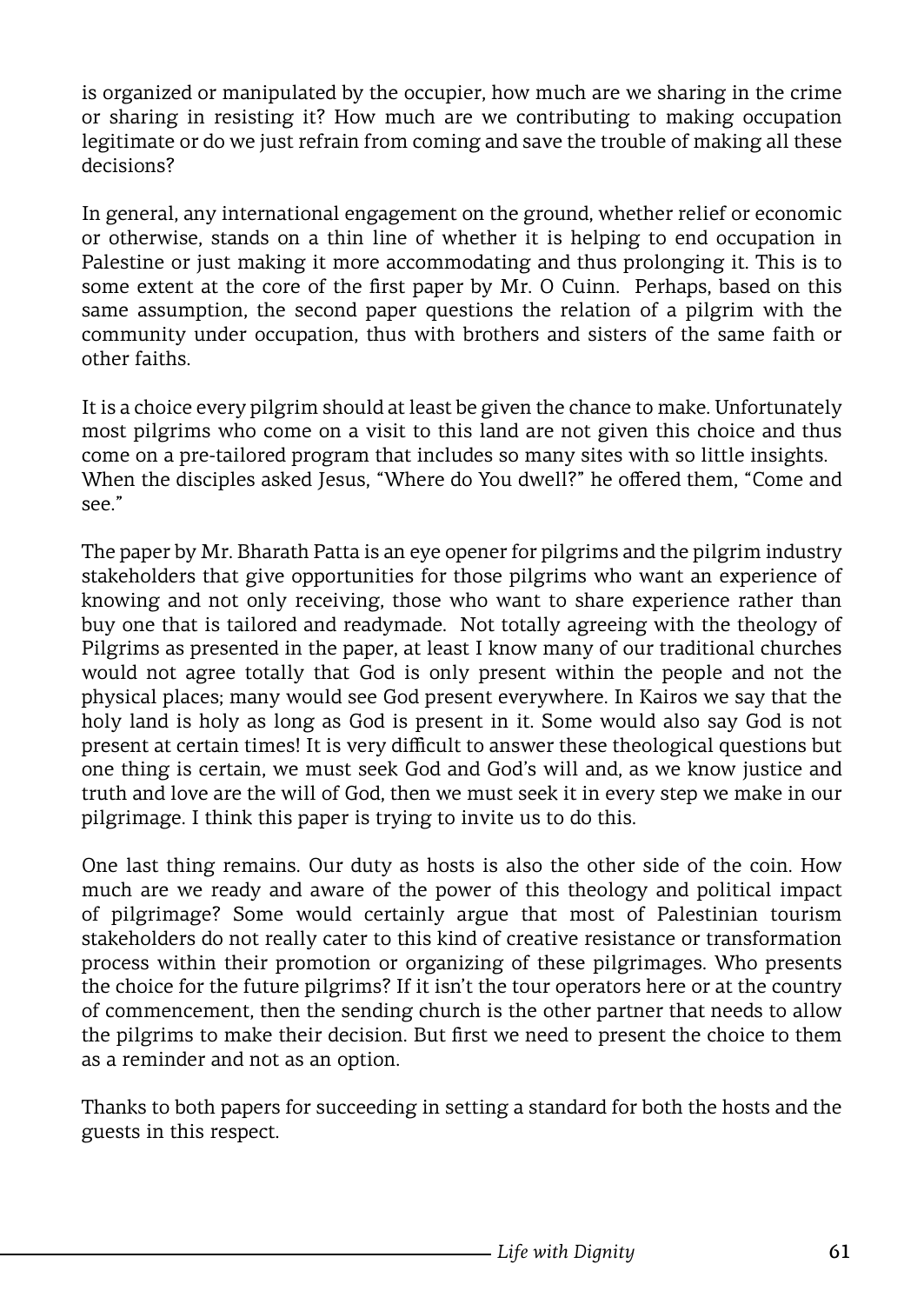is organized or manipulated by the occupier, how much are we sharing in the crime or sharing in resisting it? How much are we contributing to making occupation legitimate or do we just refrain from coming and save the trouble of making all these decisions?

In general, any international engagement on the ground, whether relief or economic or otherwise, stands on a thin line of whether it is helping to end occupation in Palestine or just making it more accommodating and thus prolonging it. This is to some extent at the core of the first paper by Mr. O Cuinn. Perhaps, based on this same assumption, the second paper questions the relation of a pilgrim with the community under occupation, thus with brothers and sisters of the same faith or other faiths.

It is a choice every pilgrim should at least be given the chance to make. Unfortunately most pilgrims who come on a visit to this land are not given this choice and thus come on a pre-tailored program that includes so many sites with so little insights. When the disciples asked Jesus, "Where do You dwell?" he offered them, "Come and see."

The paper by Mr. Bharath Patta is an eye opener for pilgrims and the pilgrim industry stakeholders that give opportunities for those pilgrims who want an experience of knowing and not only receiving, those who want to share experience rather than buy one that is tailored and readymade. Not totally agreeing with the theology of Pilgrims as presented in the paper, at least I know many of our traditional churches would not agree totally that God is only present within the people and not the physical places; many would see God present everywhere. In Kairos we say that the holy land is holy as long as God is present in it. Some would also say God is not present at certain times! It is very difficult to answer these theological questions but one thing is certain, we must seek God and God's will and, as we know justice and truth and love are the will of God, then we must seek it in every step we make in our pilgrimage. I think this paper is trying to invite us to do this.

One last thing remains. Our duty as hosts is also the other side of the coin. How much are we ready and aware of the power of this theology and political impact of pilgrimage? Some would certainly argue that most of Palestinian tourism stakeholders do not really cater to this kind of creative resistance or transformation process within their promotion or organizing of these pilgrimages. Who presents the choice for the future pilgrims? If it isn't the tour operators here or at the country of commencement, then the sending church is the other partner that needs to allow the pilgrims to make their decision. But first we need to present the choice to them as a reminder and not as an option.

Thanks to both papers for succeeding in setting a standard for both the hosts and the guests in this respect.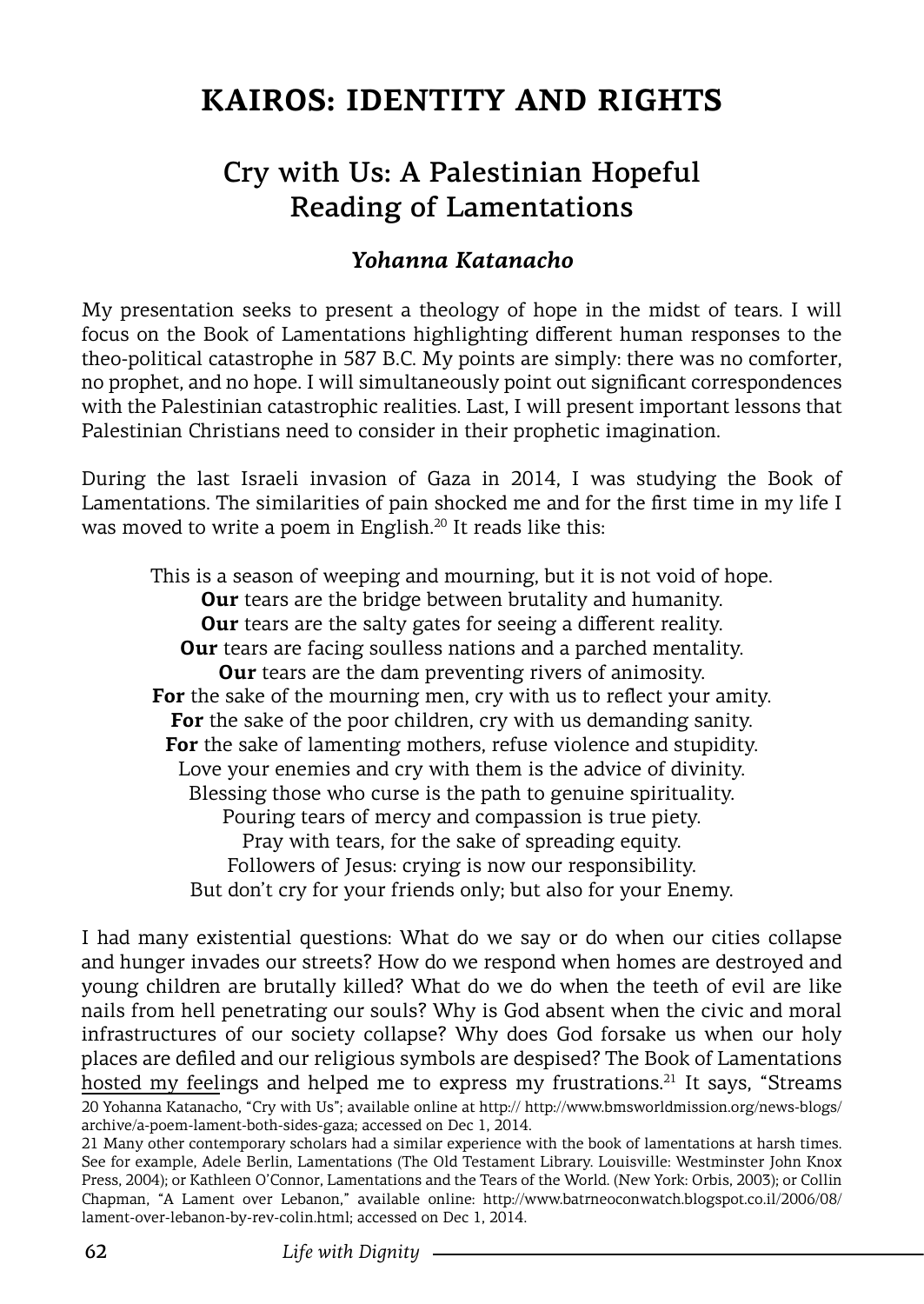# KAIROS: IDENTITY AND RIGHTS

## Cry with Us: A Palestinian Hopeful Reading of Lamentations

***Yohanna Katanacho***

My presentation seeks to present a theology of hope in the midst of tears. I will focus on the Book of Lamentations highlighting different human responses to the theo-political catastrophe in 587 B.C. My points are simply: there was no comforter, no prophet, and no hope. I will simultaneously point out significant correspondences with the Palestinian catastrophic realities. Last, I will present important lessons that Palestinian Christians need to consider in their prophetic imagination.

During the last Israeli invasion of Gaza in 2014, I was studying the Book of Lamentations. The similarities of pain shocked me and for the first time in my life I was moved to write a poem in English.[20] It reads like this:

This is a season of weeping and mourning, but it is not void of hope.
**Our** tears are the bridge between brutality and humanity.
**Our** tears are the salty gates for seeing a different reality.
**Our** tears are facing soulless nations and a parched mentality.
**Our** tears are the dam preventing rivers of animosity.
**For** the sake of the mourning men, cry with us to reflect your amity.
**For** the sake of the poor children, cry with us demanding sanity.
**For** the sake of lamenting mothers, refuse violence and stupidity.
Love your enemies and cry with them is the advice of divinity.
Blessing those who curse is the path to genuine spirituality.
Pouring tears of mercy and compassion is true piety.
Pray with tears, for the sake of spreading equity.
Followers of Jesus: crying is now our responsibility.
But don't cry for your friends only; but also for your Enemy.

I had many existential questions: What do we say or do when our cities collapse and hunger invades our streets? How do we respond when homes are destroyed and young children are brutally killed? What do we do when the teeth of evil are like nails from hell penetrating our souls? Why is God absent when the civic and moral infrastructures of our society collapse? Why does God forsake us when our holy places are defiled and our religious symbols are despised? The Book of Lamentations hosted my feelings and helped me to express my frustrations.[21] It says, "Streams

20 Yohanna Katanacho, "Cry with Us"; available online at http:// http://www.bmsworldmission.org/news-blogs/archive/a-poem-lament-both-sides-gaza; accessed on Dec 1, 2014.

21 Many other contemporary scholars had a similar experience with the book of lamentations at harsh times. See for example, Adele Berlin, Lamentations (The Old Testament Library. Louisville: Westminster John Knox Press, 2004); or Kathleen O'Connor, Lamentations and the Tears of the World. (New York: Orbis, 2003); or Collin Chapman, "A Lament over Lebanon," available online: http://www.batrneoconwatch.blogspot.co.il/2006/08/lament-over-lebanon-by-rev-colin.html; accessed on Dec 1, 2014.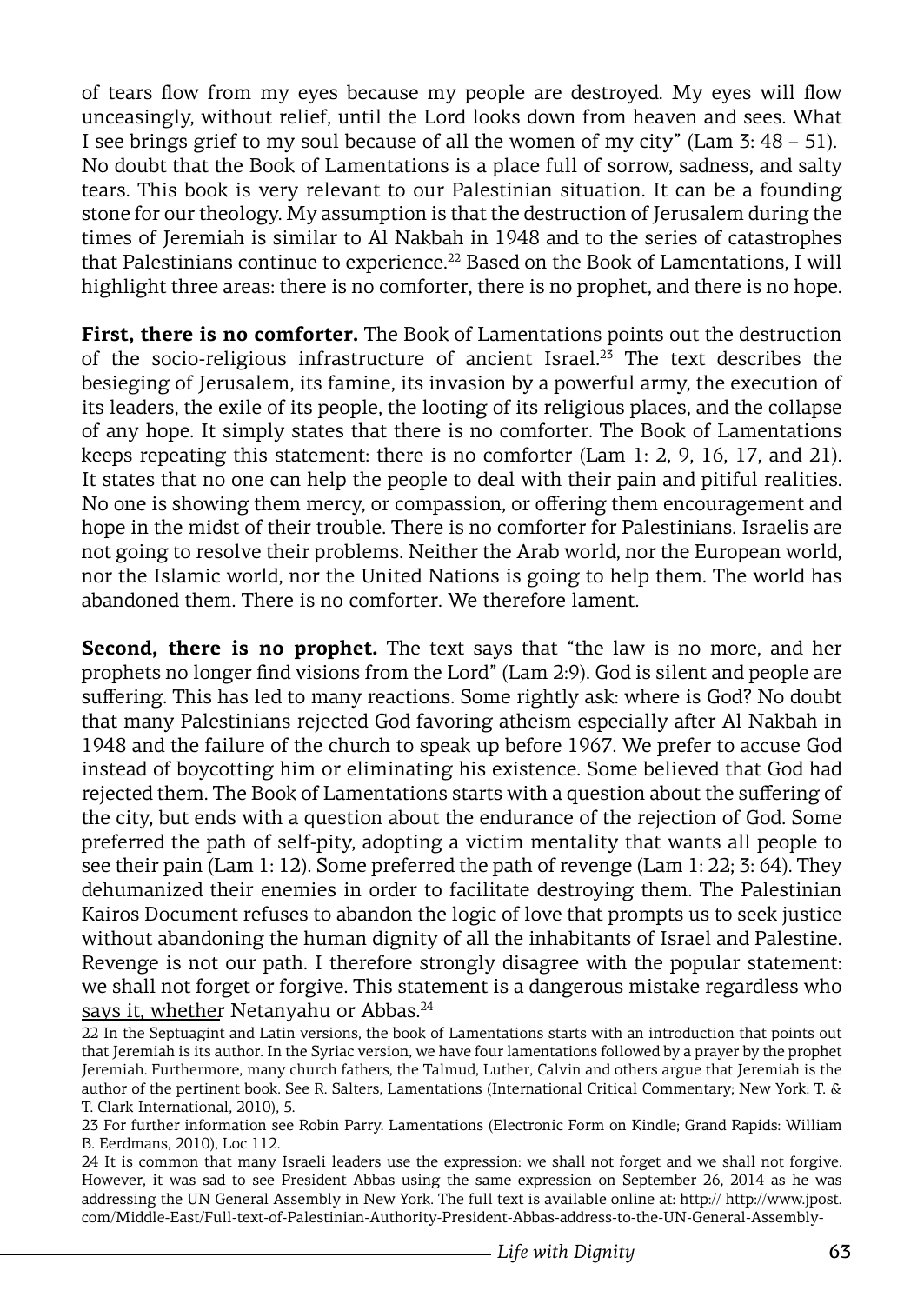of tears flow from my eyes because my people are destroyed. My eyes will flow unceasingly, without relief, until the Lord looks down from heaven and sees. What I see brings grief to my soul because of all the women of my city" (Lam 3: 48 – 51). No doubt that the Book of Lamentations is a place full of sorrow, sadness, and salty tears. This book is very relevant to our Palestinian situation. It can be a founding stone for our theology. My assumption is that the destruction of Jerusalem during the times of Jeremiah is similar to Al Nakbah in 1948 and to the series of catastrophes that Palestinians continue to experience.[22] Based on the Book of Lamentations, I will highlight three areas: there is no comforter, there is no prophet, and there is no hope.

**First, there is no comforter.** The Book of Lamentations points out the destruction of the socio-religious infrastructure of ancient Israel.[23] The text describes the besieging of Jerusalem, its famine, its invasion by a powerful army, the execution of its leaders, the exile of its people, the looting of its religious places, and the collapse of any hope. It simply states that there is no comforter. The Book of Lamentations keeps repeating this statement: there is no comforter (Lam 1: 2, 9, 16, 17, and 21). It states that no one can help the people to deal with their pain and pitiful realities. No one is showing them mercy, or compassion, or offering them encouragement and hope in the midst of their trouble. There is no comforter for Palestinians. Israelis are not going to resolve their problems. Neither the Arab world, nor the European world, nor the Islamic world, nor the United Nations is going to help them. The world has abandoned them. There is no comforter. We therefore lament.

**Second, there is no prophet.** The text says that "the law is no more, and her prophets no longer find visions from the Lord" (Lam 2:9). God is silent and people are suffering. This has led to many reactions. Some rightly ask: where is God? No doubt that many Palestinians rejected God favoring atheism especially after Al Nakbah in 1948 and the failure of the church to speak up before 1967. We prefer to accuse God instead of boycotting him or eliminating his existence. Some believed that God had rejected them. The Book of Lamentations starts with a question about the suffering of the city, but ends with a question about the endurance of the rejection of God. Some preferred the path of self-pity, adopting a victim mentality that wants all people to see their pain (Lam 1: 12). Some preferred the path of revenge (Lam 1: 22; 3: 64). They dehumanized their enemies in order to facilitate destroying them. The Palestinian Kairos Document refuses to abandon the logic of love that prompts us to seek justice without abandoning the human dignity of all the inhabitants of Israel and Palestine. Revenge is not our path. I therefore strongly disagree with the popular statement: we shall not forget or forgive. This statement is a dangerous mistake regardless who says it, whether Netanyahu or Abbas.[24]

22 In the Septuagint and Latin versions, the book of Lamentations starts with an introduction that points out that Jeremiah is its author. In the Syriac version, we have four lamentations followed by a prayer by the prophet Jeremiah. Furthermore, many church fathers, the Talmud, Luther, Calvin and others argue that Jeremiah is the author of the pertinent book. See R. Salters, Lamentations (International Critical Commentary; New York: T. & T. Clark International, 2010), 5.

23 For further information see Robin Parry. Lamentations (Electronic Form on Kindle; Grand Rapids: William B. Eerdmans, 2010), Loc 112.

24 It is common that many Israeli leaders use the expression: we shall not forget and we shall not forgive. However, it was sad to see President Abbas using the same expression on September 26, 2014 as he was addressing the UN General Assembly in New York. The full text is available online at: http:// http://www.jpost.com/Middle-East/Full-text-of-Palestinian-Authority-President-Abbas-address-to-the-UN-General-Assembly-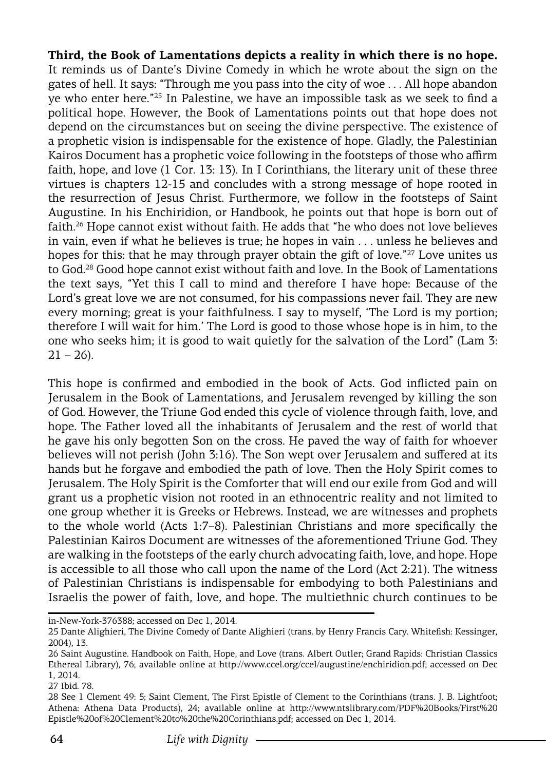**Third, the Book of Lamentations depicts a reality in which there is no hope.** It reminds us of Dante's Divine Comedy in which he wrote about the sign on the gates of hell. It says: "Through me you pass into the city of woe . . . All hope abandon ye who enter here."[25] In Palestine, we have an impossible task as we seek to find a political hope. However, the Book of Lamentations points out that hope does not depend on the circumstances but on seeing the divine perspective. The existence of a prophetic vision is indispensable for the existence of hope. Gladly, the Palestinian Kairos Document has a prophetic voice following in the footsteps of those who affirm faith, hope, and love (1 Cor. 13: 13). In I Corinthians, the literary unit of these three virtues is chapters 12-15 and concludes with a strong message of hope rooted in the resurrection of Jesus Christ. Furthermore, we follow in the footsteps of Saint Augustine. In his Enchiridion, or Handbook, he points out that hope is born out of faith.[26] Hope cannot exist without faith. He adds that "he who does not love believes in vain, even if what he believes is true; he hopes in vain . . . unless he believes and hopes for this: that he may through prayer obtain the gift of love."[27] Love unites us to God.[28] Good hope cannot exist without faith and love. In the Book of Lamentations the text says, "Yet this I call to mind and therefore I have hope: Because of the Lord's great love we are not consumed, for his compassions never fail. They are new every morning; great is your faithfulness. I say to myself, 'The Lord is my portion; therefore I will wait for him.' The Lord is good to those whose hope is in him, to the one who seeks him; it is good to wait quietly for the salvation of the Lord" (Lam 3: 21 – 26).

This hope is confirmed and embodied in the book of Acts. God inflicted pain on Jerusalem in the Book of Lamentations, and Jerusalem revenged by killing the son of God. However, the Triune God ended this cycle of violence through faith, love, and hope. The Father loved all the inhabitants of Jerusalem and the rest of world that he gave his only begotten Son on the cross. He paved the way of faith for whoever believes will not perish (John 3:16). The Son wept over Jerusalem and suffered at its hands but he forgave and embodied the path of love. Then the Holy Spirit comes to Jerusalem. The Holy Spirit is the Comforter that will end our exile from God and will grant us a prophetic vision not rooted in an ethnocentric reality and not limited to one group whether it is Greeks or Hebrews. Instead, we are witnesses and prophets to the whole world (Acts 1:7–8). Palestinian Christians and more specifically the Palestinian Kairos Document are witnesses of the aforementioned Triune God. They are walking in the footsteps of the early church advocating faith, love, and hope. Hope is accessible to all those who call upon the name of the Lord (Act 2:21). The witness of Palestinian Christians is indispensable for embodying to both Palestinians and Israelis the power of faith, love, and hope. The multiethnic church continues to be

---

in-New-York-376388; accessed on Dec 1, 2014.

25 Dante Alighieri, The Divine Comedy of Dante Alighieri (trans. by Henry Francis Cary. Whitefish: Kessinger, 2004), 13.

26 Saint Augustine. Handbook on Faith, Hope, and Love (trans. Albert Outler; Grand Rapids: Christian Classics Ethereal Library), 76; available online at http://www.ccel.org/ccel/augustine/enchiridion.pdf; accessed on Dec 1, 2014.

27 Ibid. 78.

28 See 1 Clement 49: 5; Saint Clement, The First Epistle of Clement to the Corinthians (trans. J. B. Lightfoot; Athena: Athena Data Products), 24; available online at http://www.ntslibrary.com/PDF%20Books/First%20Epistle%20of%20Clement%20to%20the%20Corinthians.pdf; accessed on Dec 1, 2014.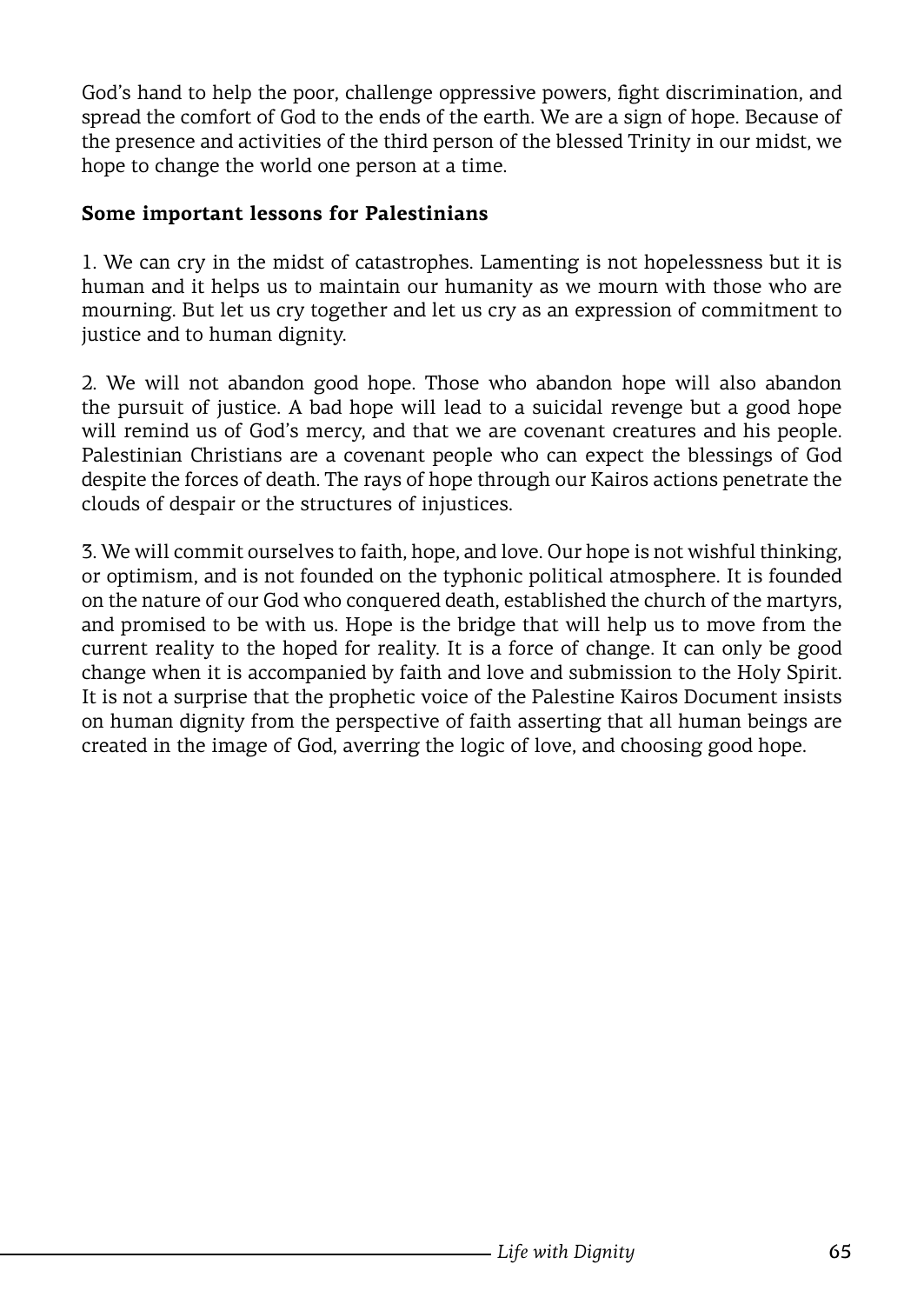God's hand to help the poor, challenge oppressive powers, fight discrimination, and spread the comfort of God to the ends of the earth. We are a sign of hope. Because of the presence and activities of the third person of the blessed Trinity in our midst, we hope to change the world one person at a time.

**Some important lessons for Palestinians**

1. We can cry in the midst of catastrophes. Lamenting is not hopelessness but it is human and it helps us to maintain our humanity as we mourn with those who are mourning. But let us cry together and let us cry as an expression of commitment to justice and to human dignity.

2. We will not abandon good hope. Those who abandon hope will also abandon the pursuit of justice. A bad hope will lead to a suicidal revenge but a good hope will remind us of God's mercy, and that we are covenant creatures and his people. Palestinian Christians are a covenant people who can expect the blessings of God despite the forces of death. The rays of hope through our Kairos actions penetrate the clouds of despair or the structures of injustices.

3. We will commit ourselves to faith, hope, and love. Our hope is not wishful thinking, or optimism, and is not founded on the typhonic political atmosphere. It is founded on the nature of our God who conquered death, established the church of the martyrs, and promised to be with us. Hope is the bridge that will help us to move from the current reality to the hoped for reality. It is a force of change. It can only be good change when it is accompanied by faith and love and submission to the Holy Spirit. It is not a surprise that the prophetic voice of the Palestine Kairos Document insists on human dignity from the perspective of faith asserting that all human beings are created in the image of God, averring the logic of love, and choosing good hope.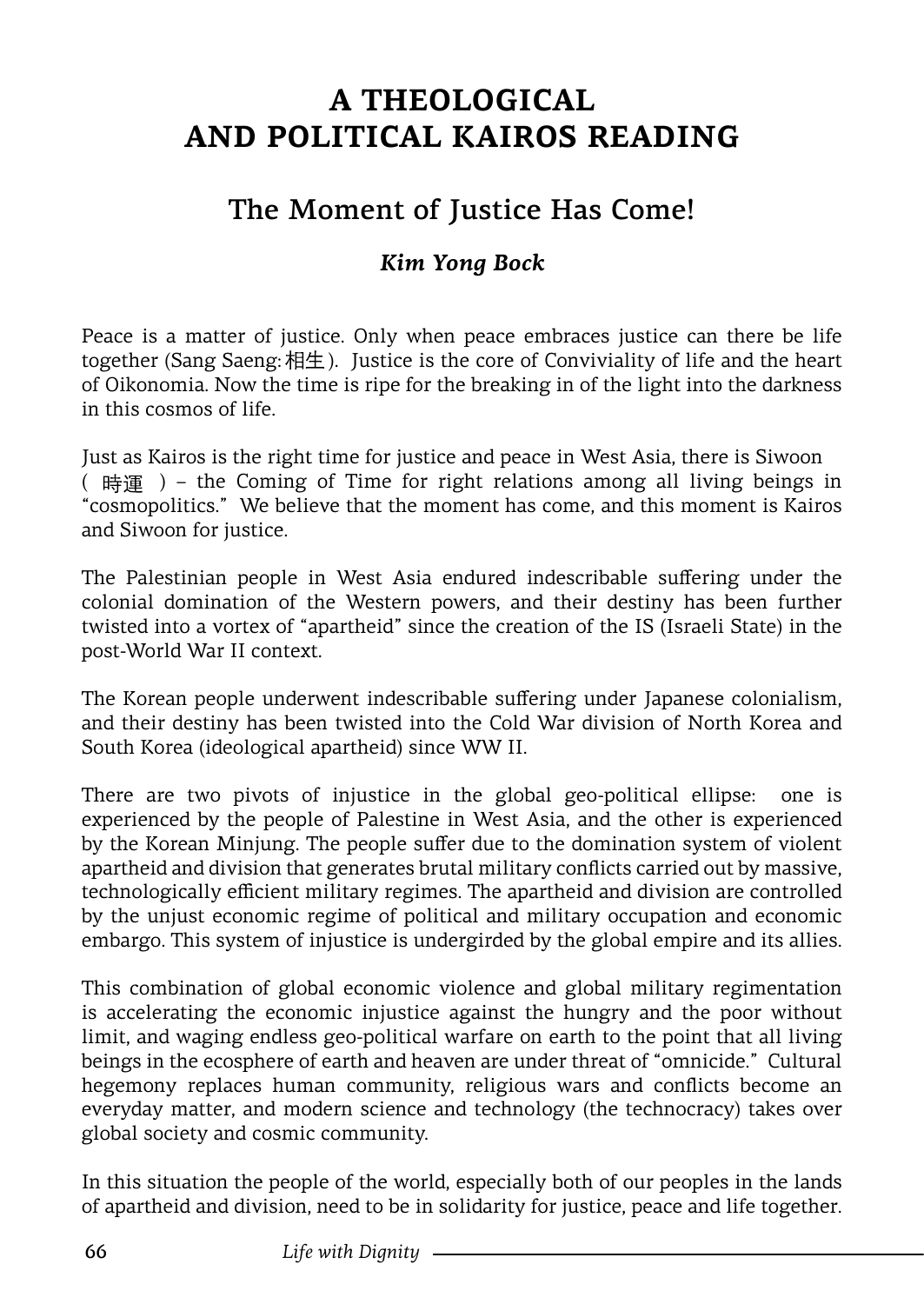# A THEOLOGICAL AND POLITICAL KAIROS READING

## The Moment of Justice Has Come!

### *Kim Yong Bock*

Peace is a matter of justice. Only when peace embraces justice can there be life together (Sang Saeng: 相生). Justice is the core of Conviviality of life and the heart of Oikonomia. Now the time is ripe for the breaking in of the light into the darkness in this cosmos of life.

Just as Kairos is the right time for justice and peace in West Asia, there is Siwoon ( 時運 ) – the Coming of Time for right relations among all living beings in "cosmopolitics." We believe that the moment has come, and this moment is Kairos and Siwoon for justice.

The Palestinian people in West Asia endured indescribable suffering under the colonial domination of the Western powers, and their destiny has been further twisted into a vortex of "apartheid" since the creation of the IS (Israeli State) in the post-World War II context.

The Korean people underwent indescribable suffering under Japanese colonialism, and their destiny has been twisted into the Cold War division of North Korea and South Korea (ideological apartheid) since WW II.

There are two pivots of injustice in the global geo-political ellipse: one is experienced by the people of Palestine in West Asia, and the other is experienced by the Korean Minjung. The people suffer due to the domination system of violent apartheid and division that generates brutal military conflicts carried out by massive, technologically efficient military regimes. The apartheid and division are controlled by the unjust economic regime of political and military occupation and economic embargo. This system of injustice is undergirded by the global empire and its allies.

This combination of global economic violence and global military regimentation is accelerating the economic injustice against the hungry and the poor without limit, and waging endless geo-political warfare on earth to the point that all living beings in the ecosphere of earth and heaven are under threat of "omnicide." Cultural hegemony replaces human community, religious wars and conflicts become an everyday matter, and modern science and technology (the technocracy) takes over global society and cosmic community.

In this situation the people of the world, especially both of our peoples in the lands of apartheid and division, need to be in solidarity for justice, peace and life together.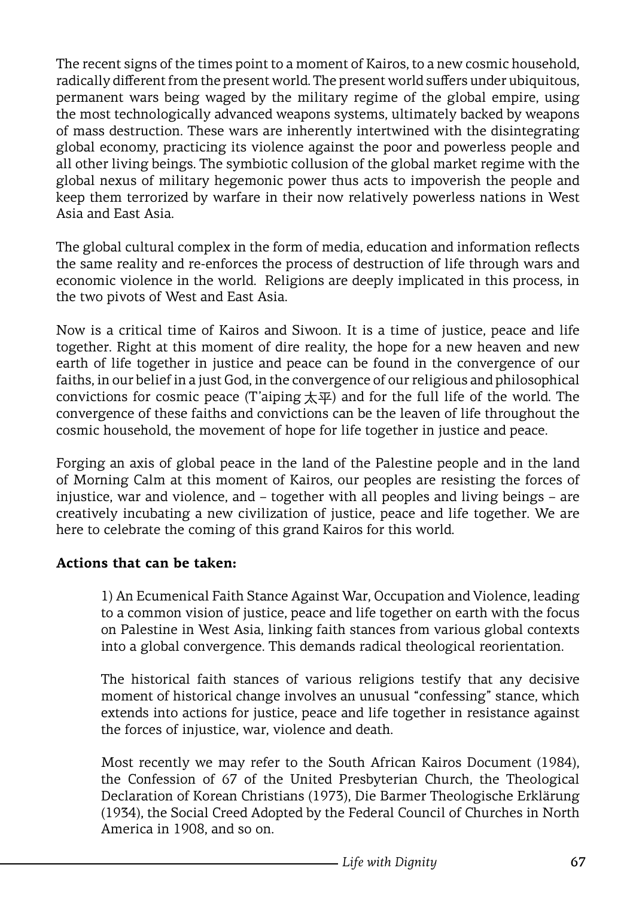The recent signs of the times point to a moment of Kairos, to a new cosmic household, radically different from the present world. The present world suffers under ubiquitous, permanent wars being waged by the military regime of the global empire, using the most technologically advanced weapons systems, ultimately backed by weapons of mass destruction. These wars are inherently intertwined with the disintegrating global economy, practicing its violence against the poor and powerless people and all other living beings. The symbiotic collusion of the global market regime with the global nexus of military hegemonic power thus acts to impoverish the people and keep them terrorized by warfare in their now relatively powerless nations in West Asia and East Asia.

The global cultural complex in the form of media, education and information reflects the same reality and re-enforces the process of destruction of life through wars and economic violence in the world. Religions are deeply implicated in this process, in the two pivots of West and East Asia.

Now is a critical time of Kairos and Siwoon. It is a time of justice, peace and life together. Right at this moment of dire reality, the hope for a new heaven and new earth of life together in justice and peace can be found in the convergence of our faiths, in our belief in a just God, in the convergence of our religious and philosophical convictions for cosmic peace (T'aiping 太平) and for the full life of the world. The convergence of these faiths and convictions can be the leaven of life throughout the cosmic household, the movement of hope for life together in justice and peace.

Forging an axis of global peace in the land of the Palestine people and in the land of Morning Calm at this moment of Kairos, our peoples are resisting the forces of injustice, war and violence, and – together with all peoples and living beings – are creatively incubating a new civilization of justice, peace and life together. We are here to celebrate the coming of this grand Kairos for this world.

**Actions that can be taken:**

1) An Ecumenical Faith Stance Against War, Occupation and Violence, leading to a common vision of justice, peace and life together on earth with the focus on Palestine in West Asia, linking faith stances from various global contexts into a global convergence. This demands radical theological reorientation.

The historical faith stances of various religions testify that any decisive moment of historical change involves an unusual "confessing" stance, which extends into actions for justice, peace and life together in resistance against the forces of injustice, war, violence and death.

Most recently we may refer to the South African Kairos Document (1984), the Confession of 67 of the United Presbyterian Church, the Theological Declaration of Korean Christians (1973), Die Barmer Theologische Erklärung (1934), the Social Creed Adopted by the Federal Council of Churches in North America in 1908, and so on.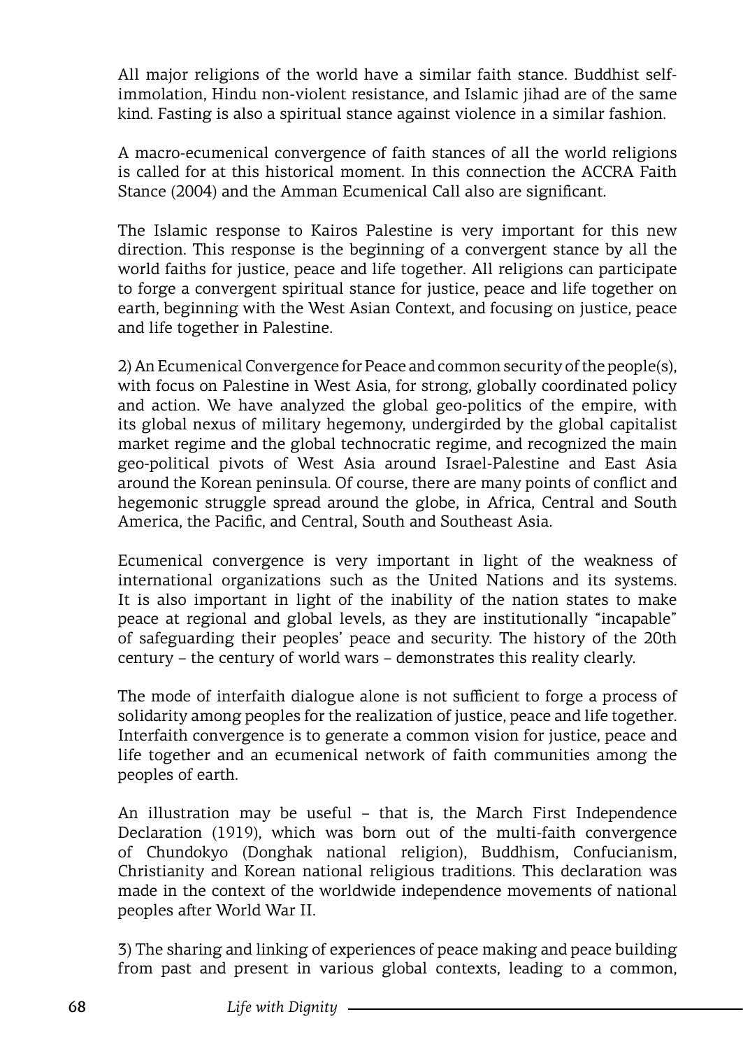All major religions of the world have a similar faith stance. Buddhist self-immolation, Hindu non-violent resistance, and Islamic jihad are of the same kind. Fasting is also a spiritual stance against violence in a similar fashion.

A macro-ecumenical convergence of faith stances of all the world religions is called for at this historical moment. In this connection the ACCRA Faith Stance (2004) and the Amman Ecumenical Call also are significant.

The Islamic response to Kairos Palestine is very important for this new direction. This response is the beginning of a convergent stance by all the world faiths for justice, peace and life together. All religions can participate to forge a convergent spiritual stance for justice, peace and life together on earth, beginning with the West Asian Context, and focusing on justice, peace and life together in Palestine.

2) An Ecumenical Convergence for Peace and common security of the people(s), with focus on Palestine in West Asia, for strong, globally coordinated policy and action. We have analyzed the global geo-politics of the empire, with its global nexus of military hegemony, undergirded by the global capitalist market regime and the global technocratic regime, and recognized the main geo-political pivots of West Asia around Israel-Palestine and East Asia around the Korean peninsula. Of course, there are many points of conflict and hegemonic struggle spread around the globe, in Africa, Central and South America, the Pacific, and Central, South and Southeast Asia.

Ecumenical convergence is very important in light of the weakness of international organizations such as the United Nations and its systems. It is also important in light of the inability of the nation states to make peace at regional and global levels, as they are institutionally "incapable" of safeguarding their peoples' peace and security. The history of the 20th century – the century of world wars – demonstrates this reality clearly.

The mode of interfaith dialogue alone is not sufficient to forge a process of solidarity among peoples for the realization of justice, peace and life together. Interfaith convergence is to generate a common vision for justice, peace and life together and an ecumenical network of faith communities among the peoples of earth.

An illustration may be useful – that is, the March First Independence Declaration (1919), which was born out of the multi-faith convergence of Chundokyo (Donghak national religion), Buddhism, Confucianism, Christianity and Korean national religious traditions. This declaration was made in the context of the worldwide independence movements of national peoples after World War II.

3) The sharing and linking of experiences of peace making and peace building from past and present in various global contexts, leading to a common,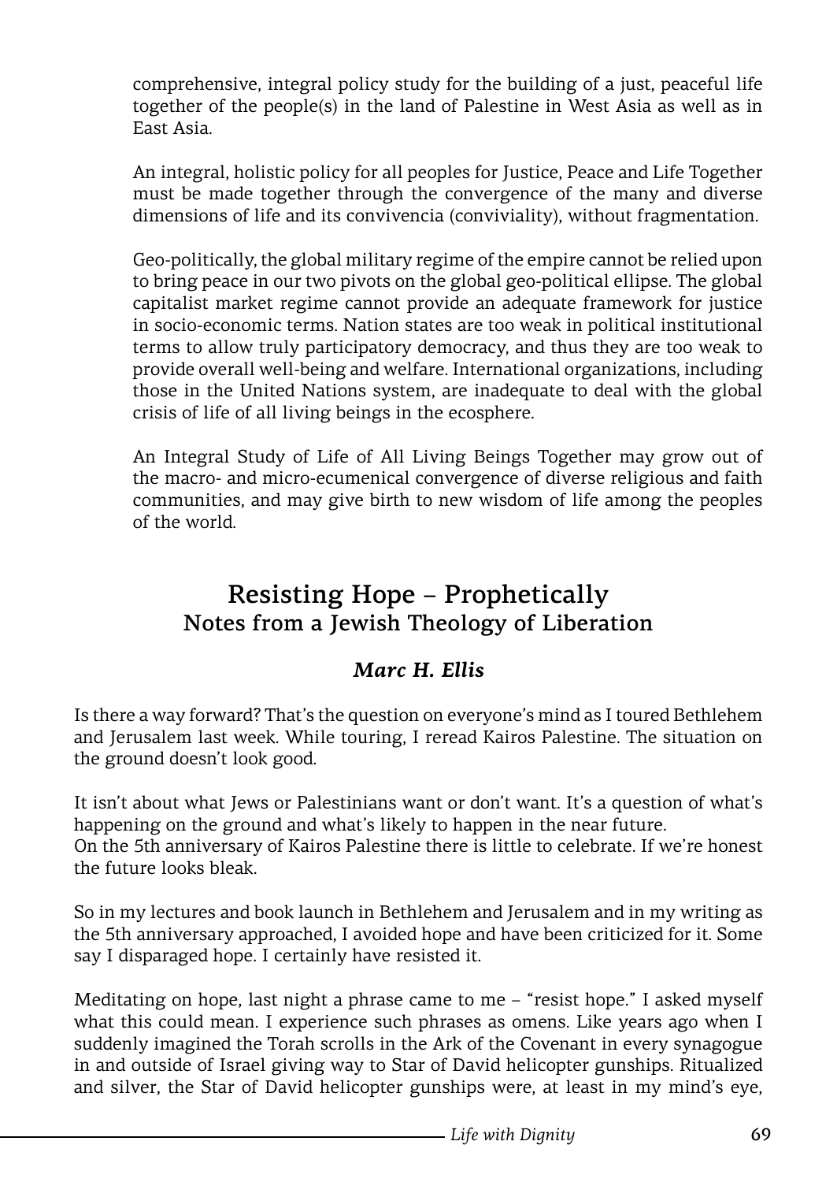comprehensive, integral policy study for the building of a just, peaceful life together of the people(s) in the land of Palestine in West Asia as well as in East Asia.

An integral, holistic policy for all peoples for Justice, Peace and Life Together must be made together through the convergence of the many and diverse dimensions of life and its convivencia (conviviality), without fragmentation.

Geo-politically, the global military regime of the empire cannot be relied upon to bring peace in our two pivots on the global geo-political ellipse. The global capitalist market regime cannot provide an adequate framework for justice in socio-economic terms. Nation states are too weak in political institutional terms to allow truly participatory democracy, and thus they are too weak to provide overall well-being and welfare. International organizations, including those in the United Nations system, are inadequate to deal with the global crisis of life of all living beings in the ecosphere.

An Integral Study of Life of All Living Beings Together may grow out of the macro- and micro-ecumenical convergence of diverse religious and faith communities, and may give birth to new wisdom of life among the peoples of the world.

## Resisting Hope – Prophetically
### Notes from a Jewish Theology of Liberation

***Marc H. Ellis***

Is there a way forward? That's the question on everyone's mind as I toured Bethlehem and Jerusalem last week. While touring, I reread Kairos Palestine. The situation on the ground doesn't look good.

It isn't about what Jews or Palestinians want or don't want. It's a question of what's happening on the ground and what's likely to happen in the near future.
On the 5th anniversary of Kairos Palestine there is little to celebrate. If we're honest the future looks bleak.

So in my lectures and book launch in Bethlehem and Jerusalem and in my writing as the 5th anniversary approached, I avoided hope and have been criticized for it. Some say I disparaged hope. I certainly have resisted it.

Meditating on hope, last night a phrase came to me – "resist hope." I asked myself what this could mean. I experience such phrases as omens. Like years ago when I suddenly imagined the Torah scrolls in the Ark of the Covenant in every synagogue in and outside of Israel giving way to Star of David helicopter gunships. Ritualized and silver, the Star of David helicopter gunships were, at least in my mind's eye,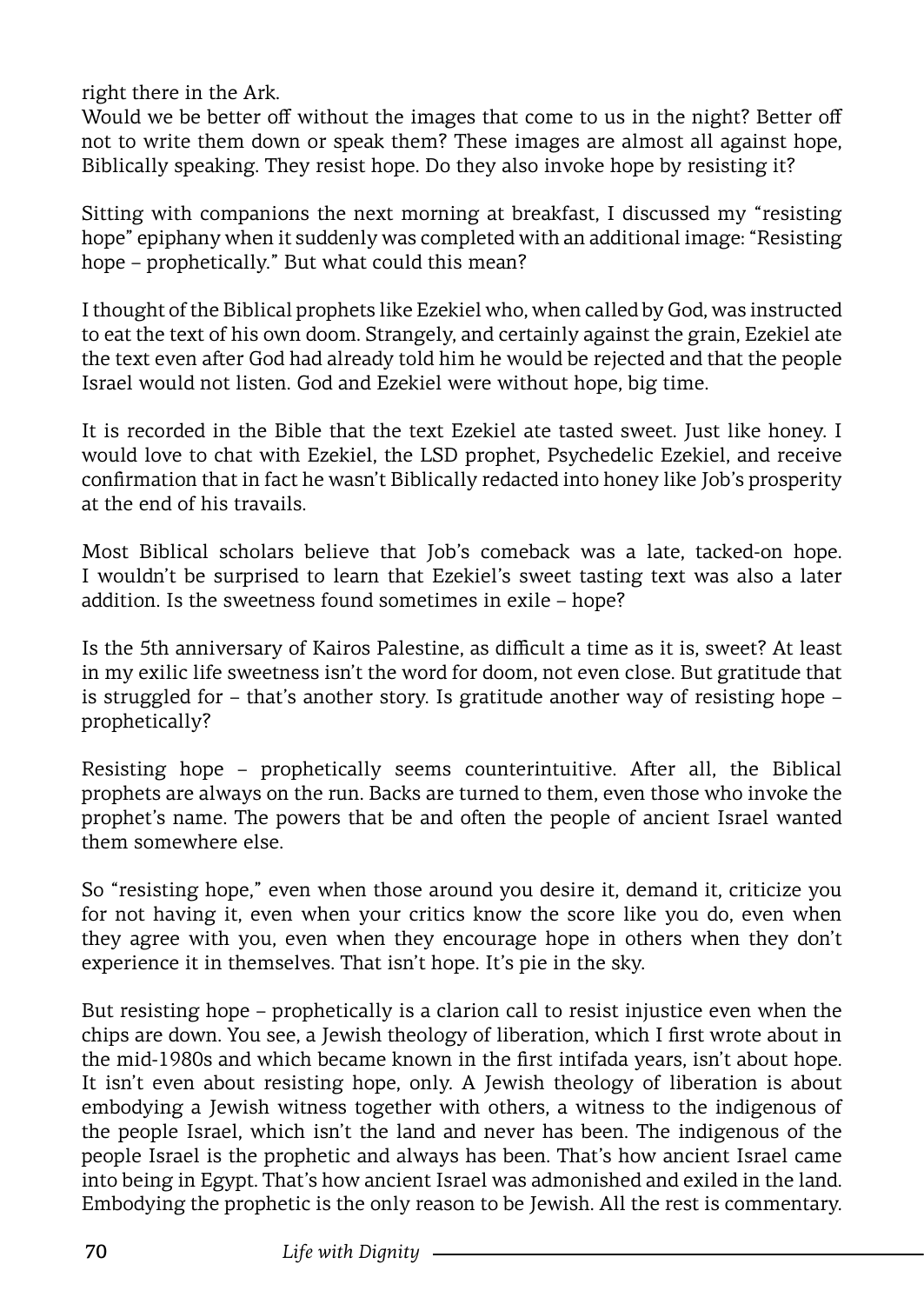right there in the Ark.
Would we be better off without the images that come to us in the night? Better off not to write them down or speak them? These images are almost all against hope, Biblically speaking. They resist hope. Do they also invoke hope by resisting it?

Sitting with companions the next morning at breakfast, I discussed my "resisting hope" epiphany when it suddenly was completed with an additional image: "Resisting hope – prophetically." But what could this mean?

I thought of the Biblical prophets like Ezekiel who, when called by God, was instructed to eat the text of his own doom. Strangely, and certainly against the grain, Ezekiel ate the text even after God had already told him he would be rejected and that the people Israel would not listen. God and Ezekiel were without hope, big time.

It is recorded in the Bible that the text Ezekiel ate tasted sweet. Just like honey. I would love to chat with Ezekiel, the LSD prophet, Psychedelic Ezekiel, and receive confirmation that in fact he wasn't Biblically redacted into honey like Job's prosperity at the end of his travails.

Most Biblical scholars believe that Job's comeback was a late, tacked-on hope. I wouldn't be surprised to learn that Ezekiel's sweet tasting text was also a later addition. Is the sweetness found sometimes in exile – hope?

Is the 5th anniversary of Kairos Palestine, as difficult a time as it is, sweet? At least in my exilic life sweetness isn't the word for doom, not even close. But gratitude that is struggled for – that's another story. Is gratitude another way of resisting hope – prophetically?

Resisting hope – prophetically seems counterintuitive. After all, the Biblical prophets are always on the run. Backs are turned to them, even those who invoke the prophet's name. The powers that be and often the people of ancient Israel wanted them somewhere else.

So "resisting hope," even when those around you desire it, demand it, criticize you for not having it, even when your critics know the score like you do, even when they agree with you, even when they encourage hope in others when they don't experience it in themselves. That isn't hope. It's pie in the sky.

But resisting hope – prophetically is a clarion call to resist injustice even when the chips are down. You see, a Jewish theology of liberation, which I first wrote about in the mid-1980s and which became known in the first intifada years, isn't about hope. It isn't even about resisting hope, only. A Jewish theology of liberation is about embodying a Jewish witness together with others, a witness to the indigenous of the people Israel, which isn't the land and never has been. The indigenous of the people Israel is the prophetic and always has been. That's how ancient Israel came into being in Egypt. That's how ancient Israel was admonished and exiled in the land. Embodying the prophetic is the only reason to be Jewish. All the rest is commentary.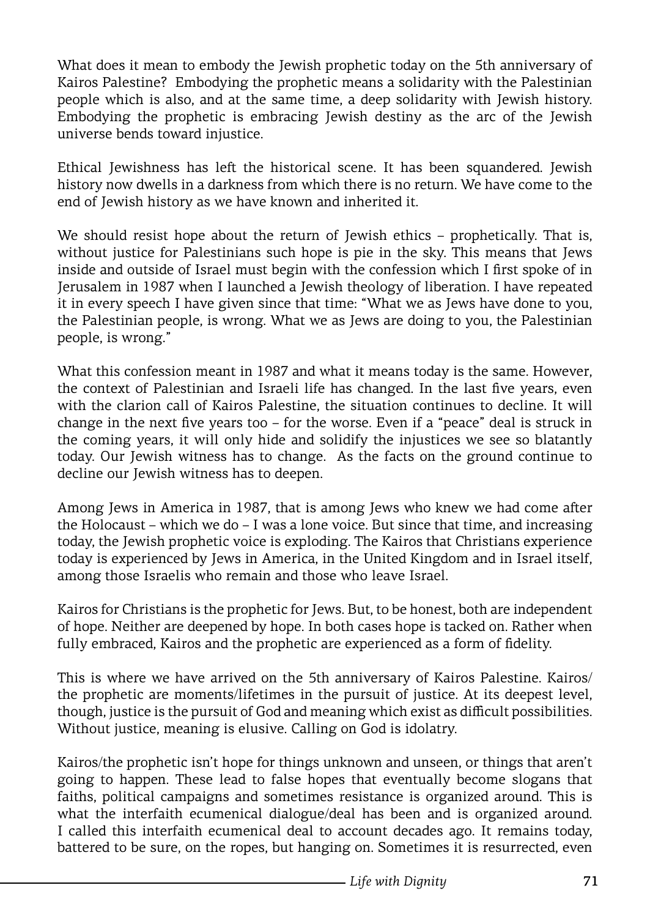What does it mean to embody the Jewish prophetic today on the 5th anniversary of Kairos Palestine? Embodying the prophetic means a solidarity with the Palestinian people which is also, and at the same time, a deep solidarity with Jewish history. Embodying the prophetic is embracing Jewish destiny as the arc of the Jewish universe bends toward injustice.

Ethical Jewishness has left the historical scene. It has been squandered. Jewish history now dwells in a darkness from which there is no return. We have come to the end of Jewish history as we have known and inherited it.

We should resist hope about the return of Jewish ethics – prophetically. That is, without justice for Palestinians such hope is pie in the sky. This means that Jews inside and outside of Israel must begin with the confession which I first spoke of in Jerusalem in 1987 when I launched a Jewish theology of liberation. I have repeated it in every speech I have given since that time: "What we as Jews have done to you, the Palestinian people, is wrong. What we as Jews are doing to you, the Palestinian people, is wrong."

What this confession meant in 1987 and what it means today is the same. However, the context of Palestinian and Israeli life has changed. In the last five years, even with the clarion call of Kairos Palestine, the situation continues to decline. It will change in the next five years too – for the worse. Even if a "peace" deal is struck in the coming years, it will only hide and solidify the injustices we see so blatantly today. Our Jewish witness has to change. As the facts on the ground continue to decline our Jewish witness has to deepen.

Among Jews in America in 1987, that is among Jews who knew we had come after the Holocaust – which we do – I was a lone voice. But since that time, and increasing today, the Jewish prophetic voice is exploding. The Kairos that Christians experience today is experienced by Jews in America, in the United Kingdom and in Israel itself, among those Israelis who remain and those who leave Israel.

Kairos for Christians is the prophetic for Jews. But, to be honest, both are independent of hope. Neither are deepened by hope. In both cases hope is tacked on. Rather when fully embraced, Kairos and the prophetic are experienced as a form of fidelity.

This is where we have arrived on the 5th anniversary of Kairos Palestine. Kairos/the prophetic are moments/lifetimes in the pursuit of justice. At its deepest level, though, justice is the pursuit of God and meaning which exist as difficult possibilities. Without justice, meaning is elusive. Calling on God is idolatry.

Kairos/the prophetic isn't hope for things unknown and unseen, or things that aren't going to happen. These lead to false hopes that eventually become slogans that faiths, political campaigns and sometimes resistance is organized around. This is what the interfaith ecumenical dialogue/deal has been and is organized around. I called this interfaith ecumenical deal to account decades ago. It remains today, battered to be sure, on the ropes, but hanging on. Sometimes it is resurrected, even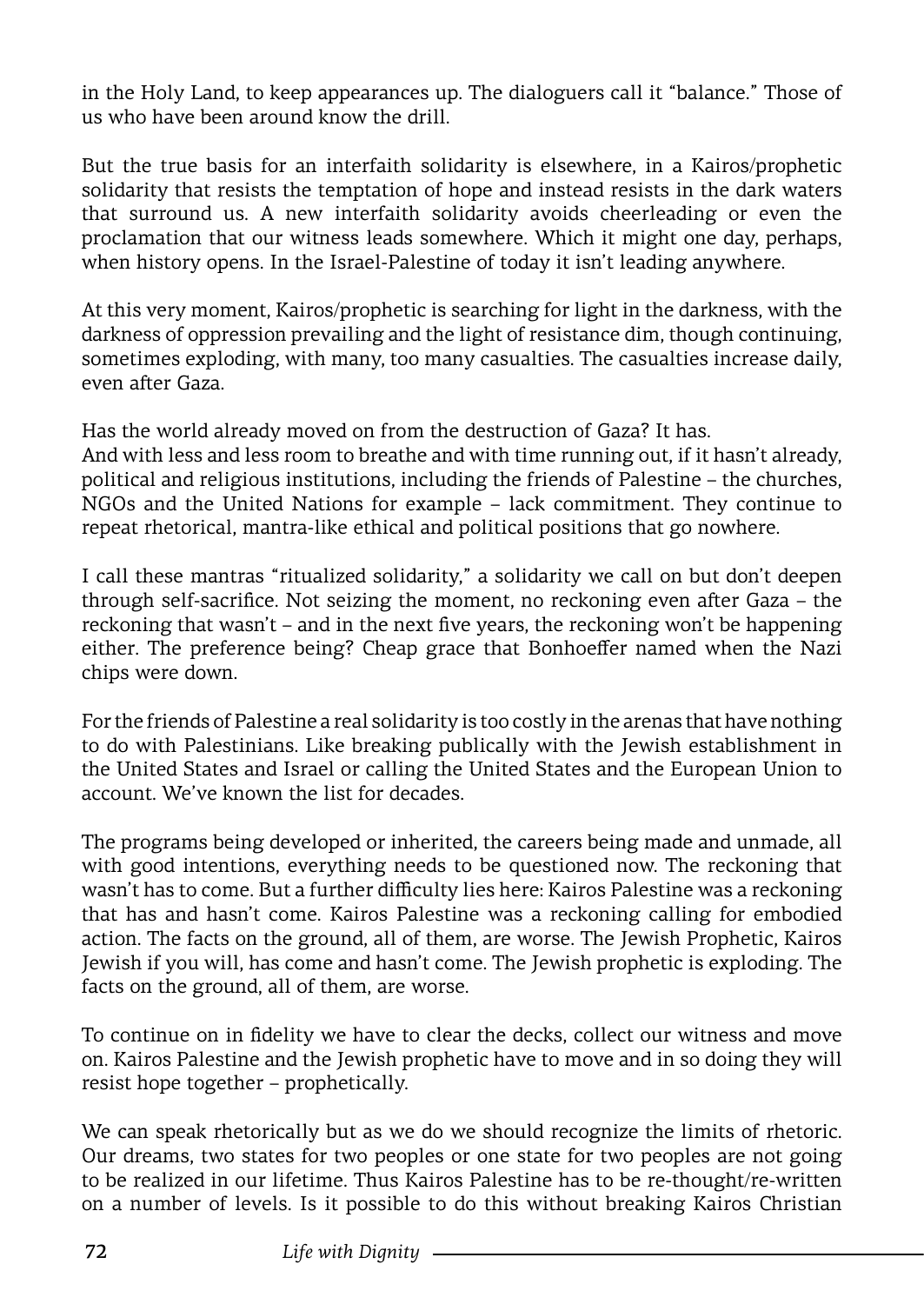in the Holy Land, to keep appearances up. The dialoguers call it "balance." Those of us who have been around know the drill.

But the true basis for an interfaith solidarity is elsewhere, in a Kairos/prophetic solidarity that resists the temptation of hope and instead resists in the dark waters that surround us. A new interfaith solidarity avoids cheerleading or even the proclamation that our witness leads somewhere. Which it might one day, perhaps, when history opens. In the Israel-Palestine of today it isn't leading anywhere.

At this very moment, Kairos/prophetic is searching for light in the darkness, with the darkness of oppression prevailing and the light of resistance dim, though continuing, sometimes exploding, with many, too many casualties. The casualties increase daily, even after Gaza.

Has the world already moved on from the destruction of Gaza? It has.
And with less and less room to breathe and with time running out, if it hasn't already, political and religious institutions, including the friends of Palestine – the churches, NGOs and the United Nations for example – lack commitment. They continue to repeat rhetorical, mantra-like ethical and political positions that go nowhere.

I call these mantras "ritualized solidarity," a solidarity we call on but don't deepen through self-sacrifice. Not seizing the moment, no reckoning even after Gaza – the reckoning that wasn't – and in the next five years, the reckoning won't be happening either. The preference being? Cheap grace that Bonhoeffer named when the Nazi chips were down.

For the friends of Palestine a real solidarity is too costly in the arenas that have nothing to do with Palestinians. Like breaking publically with the Jewish establishment in the United States and Israel or calling the United States and the European Union to account. We've known the list for decades.

The programs being developed or inherited, the careers being made and unmade, all with good intentions, everything needs to be questioned now. The reckoning that wasn't has to come. But a further difficulty lies here: Kairos Palestine was a reckoning that has and hasn't come. Kairos Palestine was a reckoning calling for embodied action. The facts on the ground, all of them, are worse. The Jewish Prophetic, Kairos Jewish if you will, has come and hasn't come. The Jewish prophetic is exploding. The facts on the ground, all of them, are worse.

To continue on in fidelity we have to clear the decks, collect our witness and move on. Kairos Palestine and the Jewish prophetic have to move and in so doing they will resist hope together – prophetically.

We can speak rhetorically but as we do we should recognize the limits of rhetoric. Our dreams, two states for two peoples or one state for two peoples are not going to be realized in our lifetime. Thus Kairos Palestine has to be re-thought/re-written on a number of levels. Is it possible to do this without breaking Kairos Christian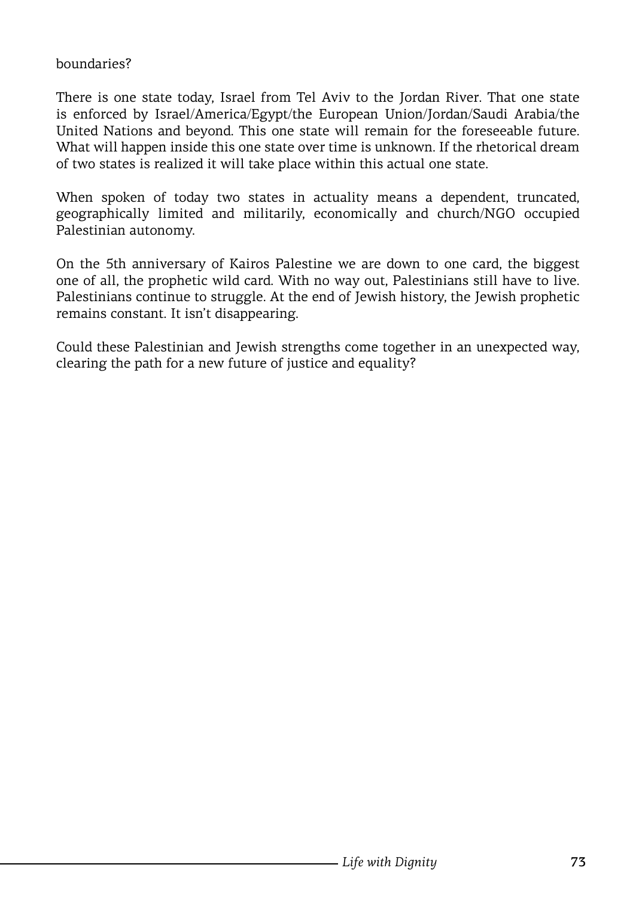boundaries?

There is one state today, Israel from Tel Aviv to the Jordan River. That one state is enforced by Israel/America/Egypt/the European Union/Jordan/Saudi Arabia/the United Nations and beyond. This one state will remain for the foreseeable future. What will happen inside this one state over time is unknown. If the rhetorical dream of two states is realized it will take place within this actual one state.

When spoken of today two states in actuality means a dependent, truncated, geographically limited and militarily, economically and church/NGO occupied Palestinian autonomy.

On the 5th anniversary of Kairos Palestine we are down to one card, the biggest one of all, the prophetic wild card. With no way out, Palestinians still have to live. Palestinians continue to struggle. At the end of Jewish history, the Jewish prophetic remains constant. It isn't disappearing.

Could these Palestinian and Jewish strengths come together in an unexpected way, clearing the path for a new future of justice and equality?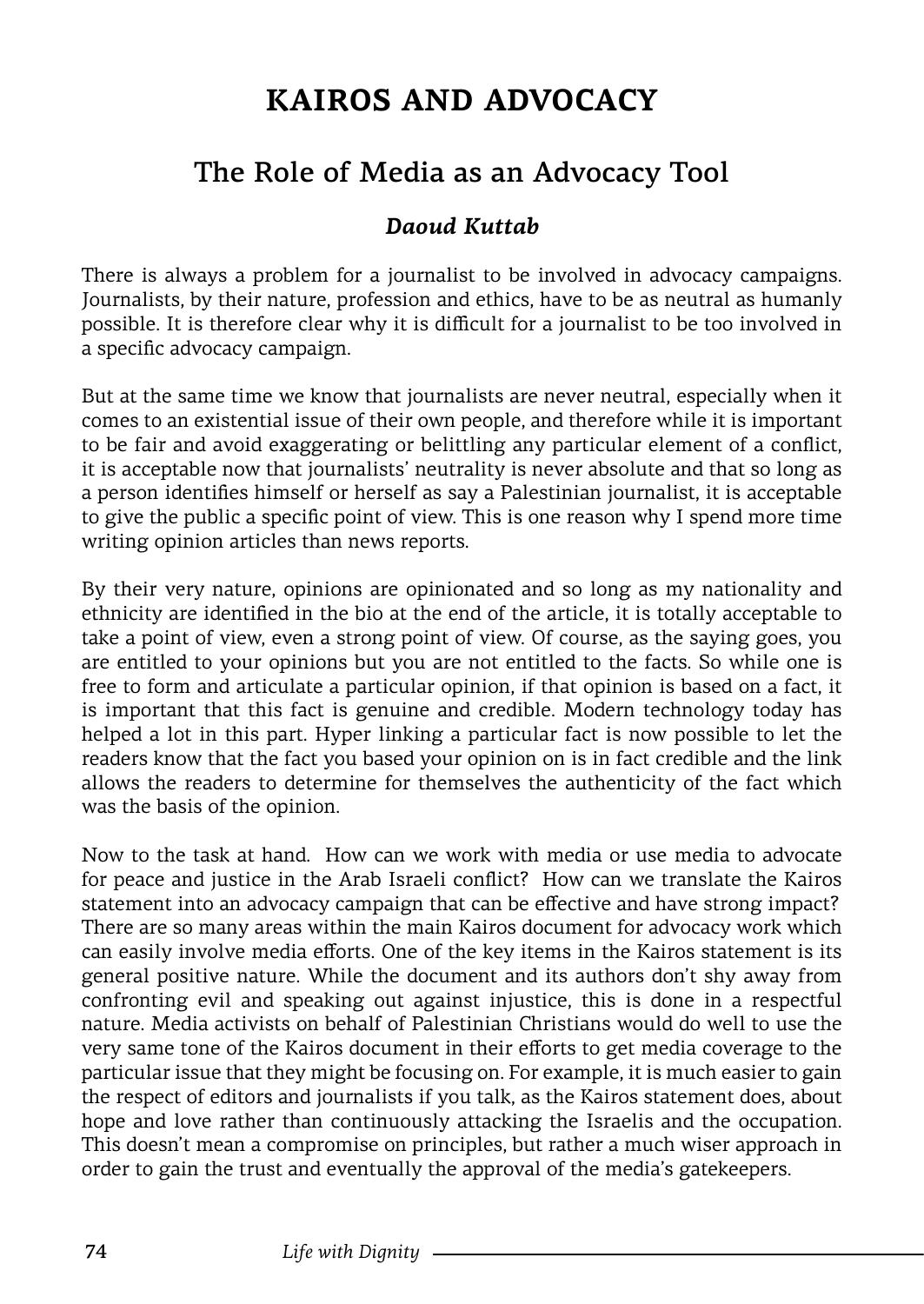# KAIROS AND ADVOCACY

## The Role of Media as an Advocacy Tool

***Daoud Kuttab***

There is always a problem for a journalist to be involved in advocacy campaigns. Journalists, by their nature, profession and ethics, have to be as neutral as humanly possible. It is therefore clear why it is difficult for a journalist to be too involved in a specific advocacy campaign.

But at the same time we know that journalists are never neutral, especially when it comes to an existential issue of their own people, and therefore while it is important to be fair and avoid exaggerating or belittling any particular element of a conflict, it is acceptable now that journalists' neutrality is never absolute and that so long as a person identifies himself or herself as say a Palestinian journalist, it is acceptable to give the public a specific point of view. This is one reason why I spend more time writing opinion articles than news reports.

By their very nature, opinions are opinionated and so long as my nationality and ethnicity are identified in the bio at the end of the article, it is totally acceptable to take a point of view, even a strong point of view. Of course, as the saying goes, you are entitled to your opinions but you are not entitled to the facts. So while one is free to form and articulate a particular opinion, if that opinion is based on a fact, it is important that this fact is genuine and credible. Modern technology today has helped a lot in this part. Hyper linking a particular fact is now possible to let the readers know that the fact you based your opinion on is in fact credible and the link allows the readers to determine for themselves the authenticity of the fact which was the basis of the opinion.

Now to the task at hand. How can we work with media or use media to advocate for peace and justice in the Arab Israeli conflict? How can we translate the Kairos statement into an advocacy campaign that can be effective and have strong impact? There are so many areas within the main Kairos document for advocacy work which can easily involve media efforts. One of the key items in the Kairos statement is its general positive nature. While the document and its authors don't shy away from confronting evil and speaking out against injustice, this is done in a respectful nature. Media activists on behalf of Palestinian Christians would do well to use the very same tone of the Kairos document in their efforts to get media coverage to the particular issue that they might be focusing on. For example, it is much easier to gain the respect of editors and journalists if you talk, as the Kairos statement does, about hope and love rather than continuously attacking the Israelis and the occupation. This doesn't mean a compromise on principles, but rather a much wiser approach in order to gain the trust and eventually the approval of the media's gatekeepers.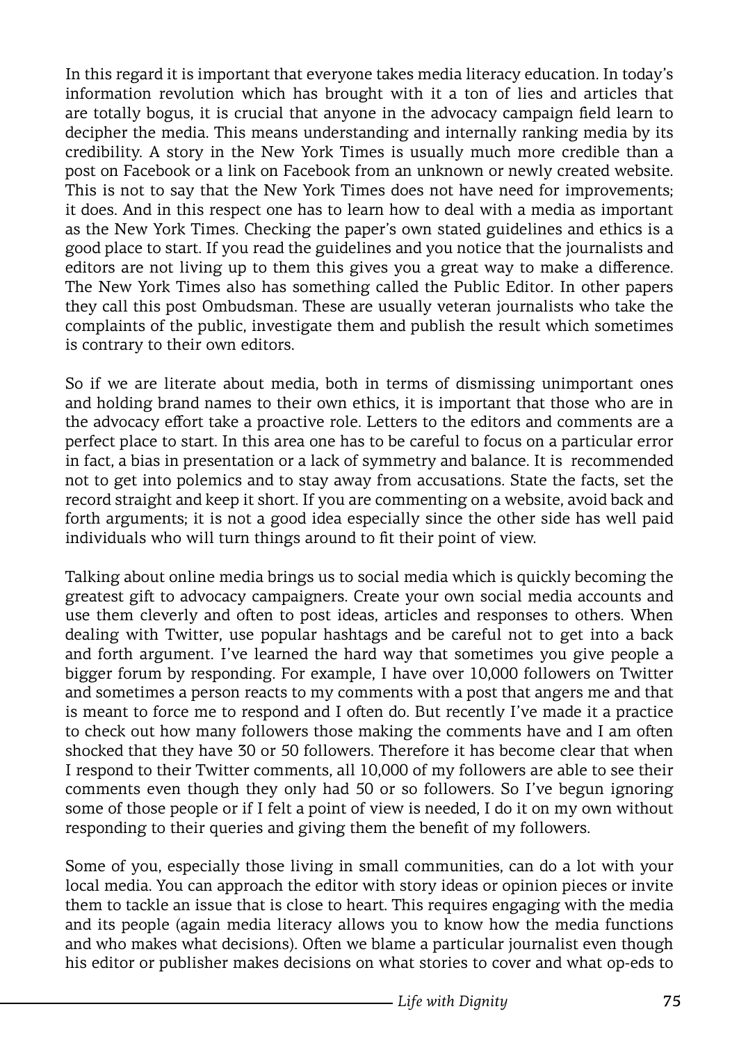In this regard it is important that everyone takes media literacy education. In today's information revolution which has brought with it a ton of lies and articles that are totally bogus, it is crucial that anyone in the advocacy campaign field learn to decipher the media. This means understanding and internally ranking media by its credibility. A story in the New York Times is usually much more credible than a post on Facebook or a link on Facebook from an unknown or newly created website. This is not to say that the New York Times does not have need for improvements; it does. And in this respect one has to learn how to deal with a media as important as the New York Times. Checking the paper's own stated guidelines and ethics is a good place to start. If you read the guidelines and you notice that the journalists and editors are not living up to them this gives you a great way to make a difference. The New York Times also has something called the Public Editor. In other papers they call this post Ombudsman. These are usually veteran journalists who take the complaints of the public, investigate them and publish the result which sometimes is contrary to their own editors.

So if we are literate about media, both in terms of dismissing unimportant ones and holding brand names to their own ethics, it is important that those who are in the advocacy effort take a proactive role. Letters to the editors and comments are a perfect place to start. In this area one has to be careful to focus on a particular error in fact, a bias in presentation or a lack of symmetry and balance. It is recommended not to get into polemics and to stay away from accusations. State the facts, set the record straight and keep it short. If you are commenting on a website, avoid back and forth arguments; it is not a good idea especially since the other side has well paid individuals who will turn things around to fit their point of view.

Talking about online media brings us to social media which is quickly becoming the greatest gift to advocacy campaigners. Create your own social media accounts and use them cleverly and often to post ideas, articles and responses to others. When dealing with Twitter, use popular hashtags and be careful not to get into a back and forth argument. I've learned the hard way that sometimes you give people a bigger forum by responding. For example, I have over 10,000 followers on Twitter and sometimes a person reacts to my comments with a post that angers me and that is meant to force me to respond and I often do. But recently I've made it a practice to check out how many followers those making the comments have and I am often shocked that they have 30 or 50 followers. Therefore it has become clear that when I respond to their Twitter comments, all 10,000 of my followers are able to see their comments even though they only had 50 or so followers. So I've begun ignoring some of those people or if I felt a point of view is needed, I do it on my own without responding to their queries and giving them the benefit of my followers.

Some of you, especially those living in small communities, can do a lot with your local media. You can approach the editor with story ideas or opinion pieces or invite them to tackle an issue that is close to heart. This requires engaging with the media and its people (again media literacy allows you to know how the media functions and who makes what decisions). Often we blame a particular journalist even though his editor or publisher makes decisions on what stories to cover and what op-eds to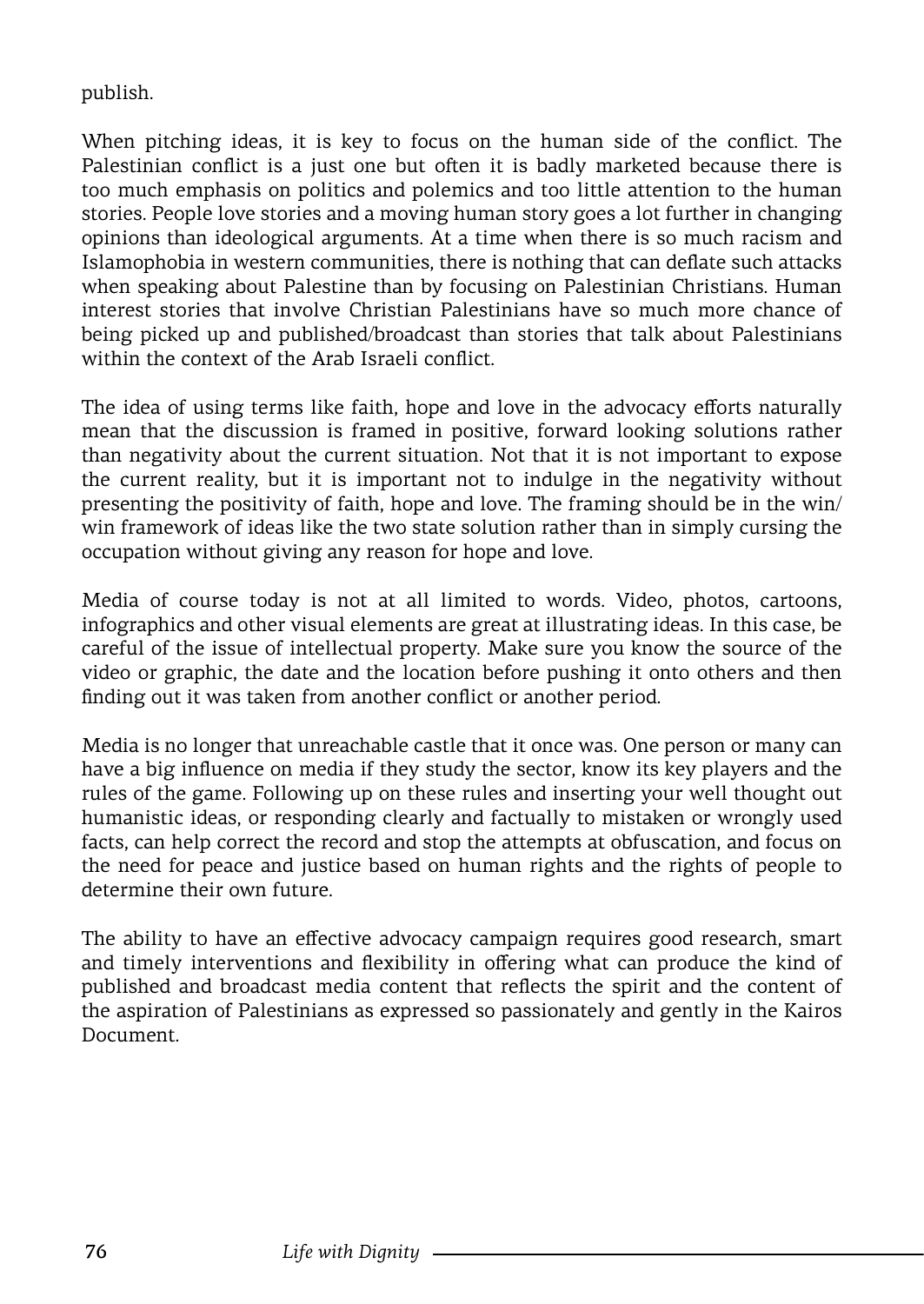publish.

When pitching ideas, it is key to focus on the human side of the conflict. The Palestinian conflict is a just one but often it is badly marketed because there is too much emphasis on politics and polemics and too little attention to the human stories. People love stories and a moving human story goes a lot further in changing opinions than ideological arguments. At a time when there is so much racism and Islamophobia in western communities, there is nothing that can deflate such attacks when speaking about Palestine than by focusing on Palestinian Christians. Human interest stories that involve Christian Palestinians have so much more chance of being picked up and published/broadcast than stories that talk about Palestinians within the context of the Arab Israeli conflict.

The idea of using terms like faith, hope and love in the advocacy efforts naturally mean that the discussion is framed in positive, forward looking solutions rather than negativity about the current situation. Not that it is not important to expose the current reality, but it is important not to indulge in the negativity without presenting the positivity of faith, hope and love. The framing should be in the win/win framework of ideas like the two state solution rather than in simply cursing the occupation without giving any reason for hope and love.

Media of course today is not at all limited to words. Video, photos, cartoons, infographics and other visual elements are great at illustrating ideas. In this case, be careful of the issue of intellectual property. Make sure you know the source of the video or graphic, the date and the location before pushing it onto others and then finding out it was taken from another conflict or another period.

Media is no longer that unreachable castle that it once was. One person or many can have a big influence on media if they study the sector, know its key players and the rules of the game. Following up on these rules and inserting your well thought out humanistic ideas, or responding clearly and factually to mistaken or wrongly used facts, can help correct the record and stop the attempts at obfuscation, and focus on the need for peace and justice based on human rights and the rights of people to determine their own future.

The ability to have an effective advocacy campaign requires good research, smart and timely interventions and flexibility in offering what can produce the kind of published and broadcast media content that reflects the spirit and the content of the aspiration of Palestinians as expressed so passionately and gently in the Kairos Document.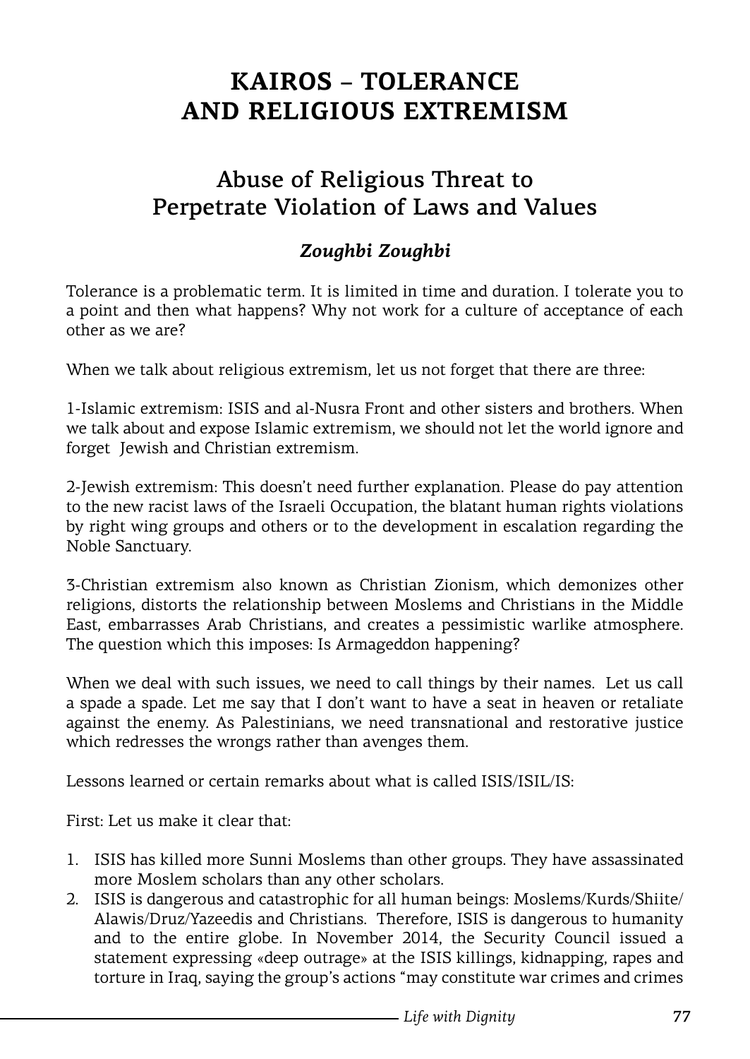# KAIROS – TOLERANCE AND RELIGIOUS EXTREMISM

## Abuse of Religious Threat to Perpetrate Violation of Laws and Values

### *Zoughbi Zoughbi*

Tolerance is a problematic term. It is limited in time and duration. I tolerate you to a point and then what happens? Why not work for a culture of acceptance of each other as we are?

When we talk about religious extremism, let us not forget that there are three:

1-Islamic extremism: ISIS and al-Nusra Front and other sisters and brothers. When we talk about and expose Islamic extremism, we should not let the world ignore and forget Jewish and Christian extremism.

2-Jewish extremism: This doesn't need further explanation. Please do pay attention to the new racist laws of the Israeli Occupation, the blatant human rights violations by right wing groups and others or to the development in escalation regarding the Noble Sanctuary.

3-Christian extremism also known as Christian Zionism, which demonizes other religions, distorts the relationship between Moslems and Christians in the Middle East, embarrasses Arab Christians, and creates a pessimistic warlike atmosphere. The question which this imposes: Is Armageddon happening?

When we deal with such issues, we need to call things by their names. Let us call a spade a spade. Let me say that I don't want to have a seat in heaven or retaliate against the enemy. As Palestinians, we need transnational and restorative justice which redresses the wrongs rather than avenges them.

Lessons learned or certain remarks about what is called ISIS/ISIL/IS:

First: Let us make it clear that:

1. ISIS has killed more Sunni Moslems than other groups. They have assassinated more Moslem scholars than any other scholars.
2. ISIS is dangerous and catastrophic for all human beings: Moslems/Kurds/Shiite/Alawis/Druz/Yazeedis and Christians. Therefore, ISIS is dangerous to humanity and to the entire globe. In November 2014, the Security Council issued a statement expressing «deep outrage» at the ISIS killings, kidnapping, rapes and torture in Iraq, saying the group's actions "may constitute war crimes and crimes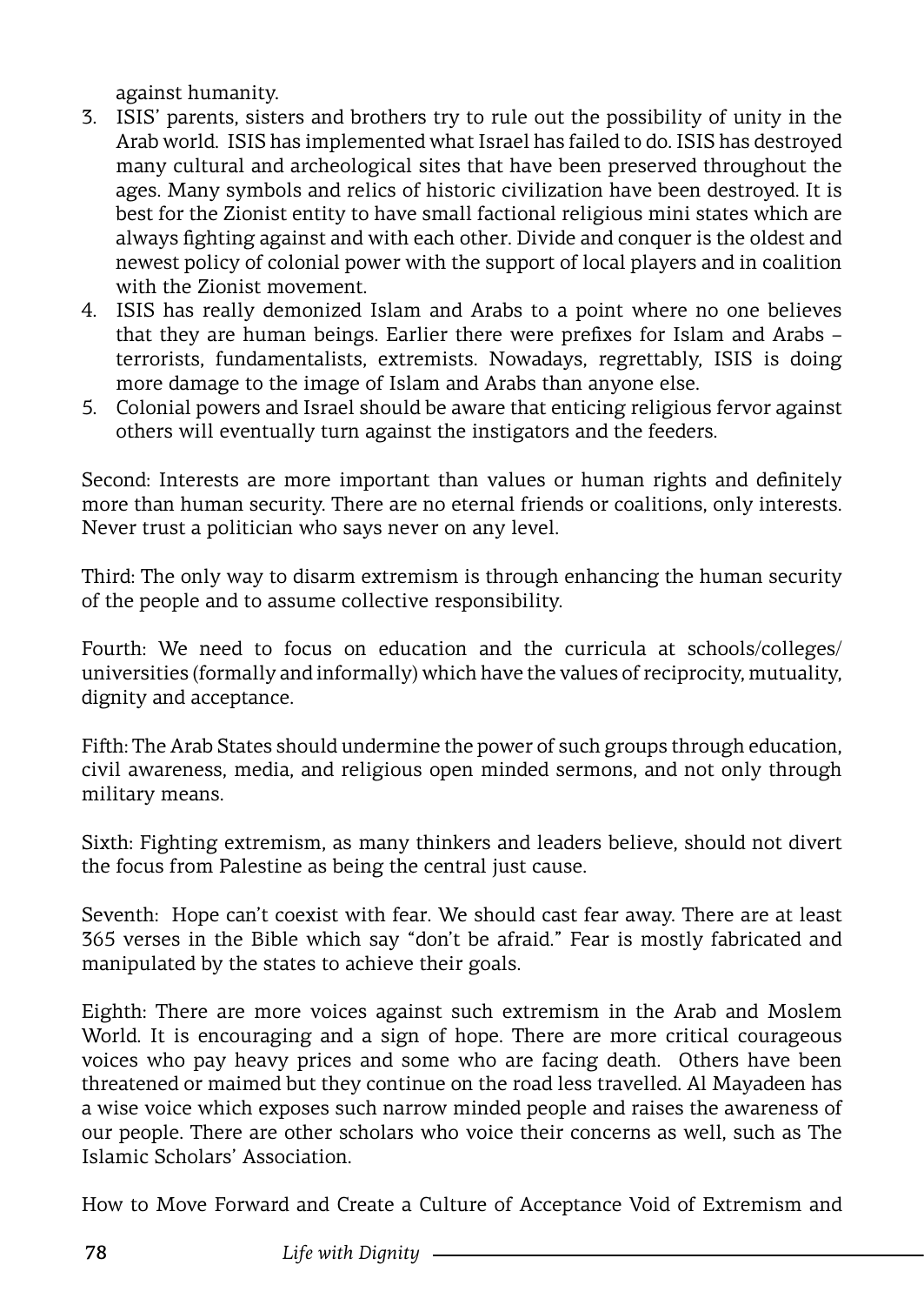against humanity.

3. ISIS' parents, sisters and brothers try to rule out the possibility of unity in the Arab world. ISIS has implemented what Israel has failed to do. ISIS has destroyed many cultural and archeological sites that have been preserved throughout the ages. Many symbols and relics of historic civilization have been destroyed. It is best for the Zionist entity to have small factional religious mini states which are always fighting against and with each other. Divide and conquer is the oldest and newest policy of colonial power with the support of local players and in coalition with the Zionist movement.
4. ISIS has really demonized Islam and Arabs to a point where no one believes that they are human beings. Earlier there were prefixes for Islam and Arabs – terrorists, fundamentalists, extremists. Nowadays, regrettably, ISIS is doing more damage to the image of Islam and Arabs than anyone else.
5. Colonial powers and Israel should be aware that enticing religious fervor against others will eventually turn against the instigators and the feeders.

Second: Interests are more important than values or human rights and definitely more than human security. There are no eternal friends or coalitions, only interests. Never trust a politician who says never on any level.

Third: The only way to disarm extremism is through enhancing the human security of the people and to assume collective responsibility.

Fourth: We need to focus on education and the curricula at schools/colleges/universities (formally and informally) which have the values of reciprocity, mutuality, dignity and acceptance.

Fifth: The Arab States should undermine the power of such groups through education, civil awareness, media, and religious open minded sermons, and not only through military means.

Sixth: Fighting extremism, as many thinkers and leaders believe, should not divert the focus from Palestine as being the central just cause.

Seventh: Hope can't coexist with fear. We should cast fear away. There are at least 365 verses in the Bible which say "don't be afraid." Fear is mostly fabricated and manipulated by the states to achieve their goals.

Eighth: There are more voices against such extremism in the Arab and Moslem World. It is encouraging and a sign of hope. There are more critical courageous voices who pay heavy prices and some who are facing death. Others have been threatened or maimed but they continue on the road less travelled. Al Mayadeen has a wise voice which exposes such narrow minded people and raises the awareness of our people. There are other scholars who voice their concerns as well, such as The Islamic Scholars' Association.

How to Move Forward and Create a Culture of Acceptance Void of Extremism and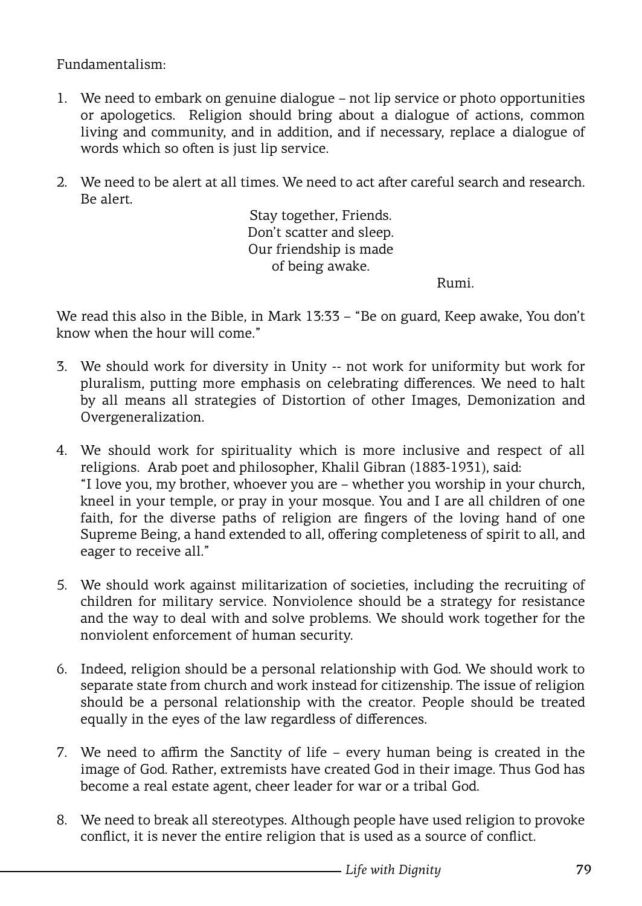Fundamentalism:

1. We need to embark on genuine dialogue – not lip service or photo opportunities or apologetics. Religion should bring about a dialogue of actions, common living and community, and in addition, and if necessary, replace a dialogue of words which so often is just lip service.

2. We need to be alert at all times. We need to act after careful search and research. Be alert.

   Stay together, Friends.
   Don't scatter and sleep.
   Our friendship is made
   of being awake.

   Rumi.

We read this also in the Bible, in Mark 13:33 – "Be on guard, Keep awake, You don't know when the hour will come."

3. We should work for diversity in Unity -- not work for uniformity but work for pluralism, putting more emphasis on celebrating differences. We need to halt by all means all strategies of Distortion of other Images, Demonization and Overgeneralization.

4. We should work for spirituality which is more inclusive and respect of all religions. Arab poet and philosopher, Khalil Gibran (1883-1931), said:
   "I love you, my brother, whoever you are – whether you worship in your church, kneel in your temple, or pray in your mosque. You and I are all children of one faith, for the diverse paths of religion are fingers of the loving hand of one Supreme Being, a hand extended to all, offering completeness of spirit to all, and eager to receive all."

5. We should work against militarization of societies, including the recruiting of children for military service. Nonviolence should be a strategy for resistance and the way to deal with and solve problems. We should work together for the nonviolent enforcement of human security.

6. Indeed, religion should be a personal relationship with God. We should work to separate state from church and work instead for citizenship. The issue of religion should be a personal relationship with the creator. People should be treated equally in the eyes of the law regardless of differences.

7. We need to affirm the Sanctity of life – every human being is created in the image of God. Rather, extremists have created God in their image. Thus God has become a real estate agent, cheer leader for war or a tribal God.

8. We need to break all stereotypes. Although people have used religion to provoke conflict, it is never the entire religion that is used as a source of conflict.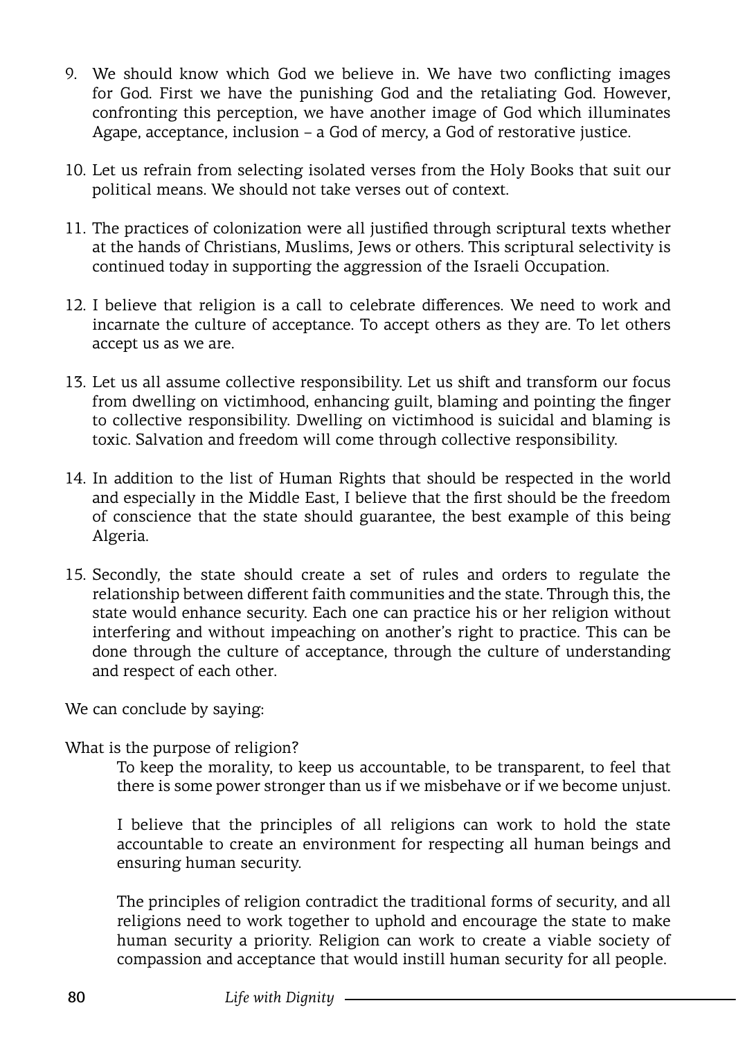9. We should know which God we believe in. We have two conflicting images for God. First we have the punishing God and the retaliating God. However, confronting this perception, we have another image of God which illuminates Agape, acceptance, inclusion – a God of mercy, a God of restorative justice.

10. Let us refrain from selecting isolated verses from the Holy Books that suit our political means. We should not take verses out of context.

11. The practices of colonization were all justified through scriptural texts whether at the hands of Christians, Muslims, Jews or others. This scriptural selectivity is continued today in supporting the aggression of the Israeli Occupation.

12. I believe that religion is a call to celebrate differences. We need to work and incarnate the culture of acceptance. To accept others as they are. To let others accept us as we are.

13. Let us all assume collective responsibility. Let us shift and transform our focus from dwelling on victimhood, enhancing guilt, blaming and pointing the finger to collective responsibility. Dwelling on victimhood is suicidal and blaming is toxic. Salvation and freedom will come through collective responsibility.

14. In addition to the list of Human Rights that should be respected in the world and especially in the Middle East, I believe that the first should be the freedom of conscience that the state should guarantee, the best example of this being Algeria.

15. Secondly, the state should create a set of rules and orders to regulate the relationship between different faith communities and the state. Through this, the state would enhance security. Each one can practice his or her religion without interfering and without impeaching on another's right to practice. This can be done through the culture of acceptance, through the culture of understanding and respect of each other.

We can conclude by saying:

What is the purpose of religion?

> To keep the morality, to keep us accountable, to be transparent, to feel that there is some power stronger than us if we misbehave or if we become unjust.
>
> I believe that the principles of all religions can work to hold the state accountable to create an environment for respecting all human beings and ensuring human security.
>
> The principles of religion contradict the traditional forms of security, and all religions need to work together to uphold and encourage the state to make human security a priority. Religion can work to create a viable society of compassion and acceptance that would instill human security for all people.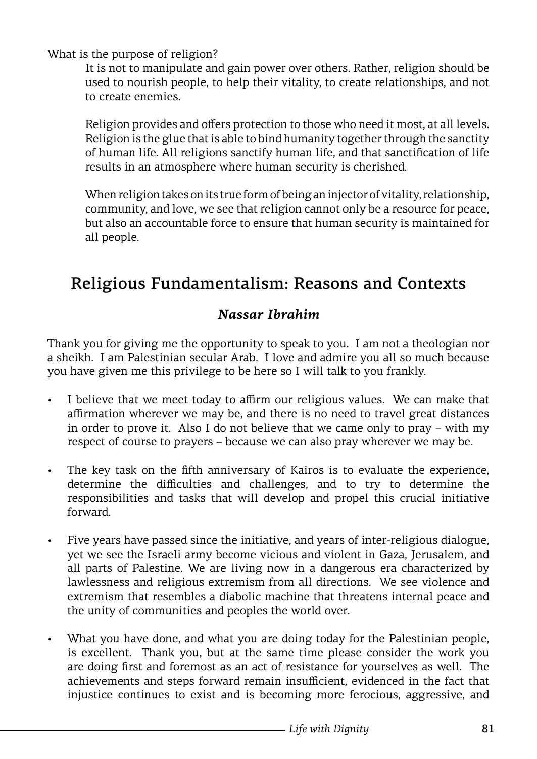What is the purpose of religion?

> It is not to manipulate and gain power over others. Rather, religion should be used to nourish people, to help their vitality, to create relationships, and not to create enemies.
>
> Religion provides and offers protection to those who need it most, at all levels. Religion is the glue that is able to bind humanity together through the sanctity of human life. All religions sanctify human life, and that sanctification of life results in an atmosphere where human security is cherished.
>
> When religion takes on its true form of being an injector of vitality, relationship, community, and love, we see that religion cannot only be a resource for peace, but also an accountable force to ensure that human security is maintained for all people.

## Religious Fundamentalism: Reasons and Contexts

***Nassar Ibrahim***

Thank you for giving me the opportunity to speak to you. I am not a theologian nor a sheikh. I am Palestinian secular Arab. I love and admire you all so much because you have given me this privilege to be here so I will talk to you frankly.

- I believe that we meet today to affirm our religious values. We can make that affirmation wherever we may be, and there is no need to travel great distances in order to prove it. Also I do not believe that we came only to pray – with my respect of course to prayers – because we can also pray wherever we may be.

- The key task on the fifth anniversary of Kairos is to evaluate the experience, determine the difficulties and challenges, and to try to determine the responsibilities and tasks that will develop and propel this crucial initiative forward.

- Five years have passed since the initiative, and years of inter-religious dialogue, yet we see the Israeli army become vicious and violent in Gaza, Jerusalem, and all parts of Palestine. We are living now in a dangerous era characterized by lawlessness and religious extremism from all directions. We see violence and extremism that resembles a diabolic machine that threatens internal peace and the unity of communities and peoples the world over.

- What you have done, and what you are doing today for the Palestinian people, is excellent. Thank you, but at the same time please consider the work you are doing first and foremost as an act of resistance for yourselves as well. The achievements and steps forward remain insufficient, evidenced in the fact that injustice continues to exist and is becoming more ferocious, aggressive, and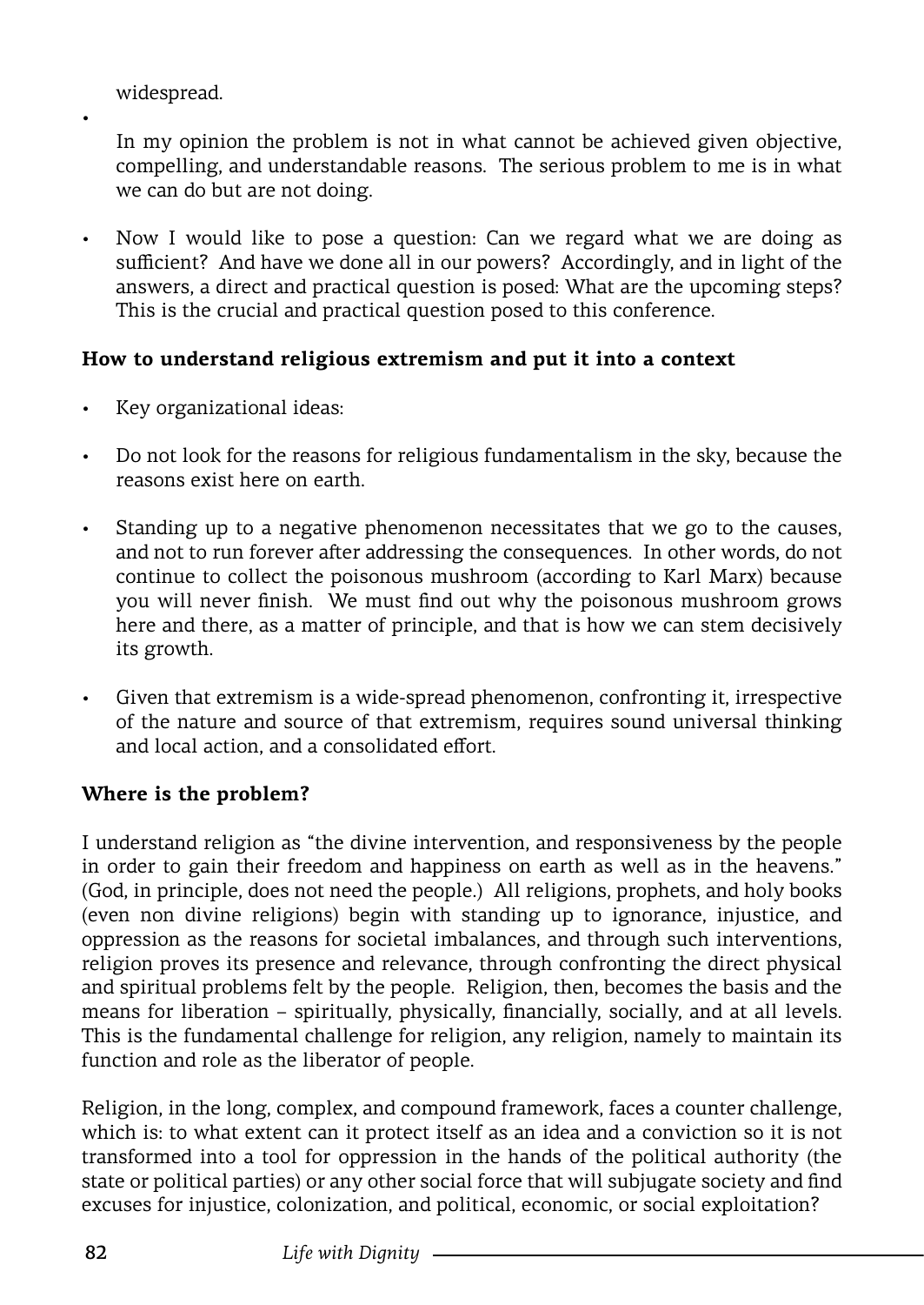widespread.

- In my opinion the problem is not in what cannot be achieved given objective, compelling, and understandable reasons. The serious problem to me is in what we can do but are not doing.

- Now I would like to pose a question: Can we regard what we are doing as sufficient? And have we done all in our powers? Accordingly, and in light of the answers, a direct and practical question is posed: What are the upcoming steps? This is the crucial and practical question posed to this conference.

**How to understand religious extremism and put it into a context**

- Key organizational ideas:

- Do not look for the reasons for religious fundamentalism in the sky, because the reasons exist here on earth.

- Standing up to a negative phenomenon necessitates that we go to the causes, and not to run forever after addressing the consequences. In other words, do not continue to collect the poisonous mushroom (according to Karl Marx) because you will never finish. We must find out why the poisonous mushroom grows here and there, as a matter of principle, and that is how we can stem decisively its growth.

- Given that extremism is a wide-spread phenomenon, confronting it, irrespective of the nature and source of that extremism, requires sound universal thinking and local action, and a consolidated effort.

**Where is the problem?**

I understand religion as "the divine intervention, and responsiveness by the people in order to gain their freedom and happiness on earth as well as in the heavens." (God, in principle, does not need the people.) All religions, prophets, and holy books (even non divine religions) begin with standing up to ignorance, injustice, and oppression as the reasons for societal imbalances, and through such interventions, religion proves its presence and relevance, through confronting the direct physical and spiritual problems felt by the people. Religion, then, becomes the basis and the means for liberation – spiritually, physically, financially, socially, and at all levels. This is the fundamental challenge for religion, any religion, namely to maintain its function and role as the liberator of people.

Religion, in the long, complex, and compound framework, faces a counter challenge, which is: to what extent can it protect itself as an idea and a conviction so it is not transformed into a tool for oppression in the hands of the political authority (the state or political parties) or any other social force that will subjugate society and find excuses for injustice, colonization, and political, economic, or social exploitation?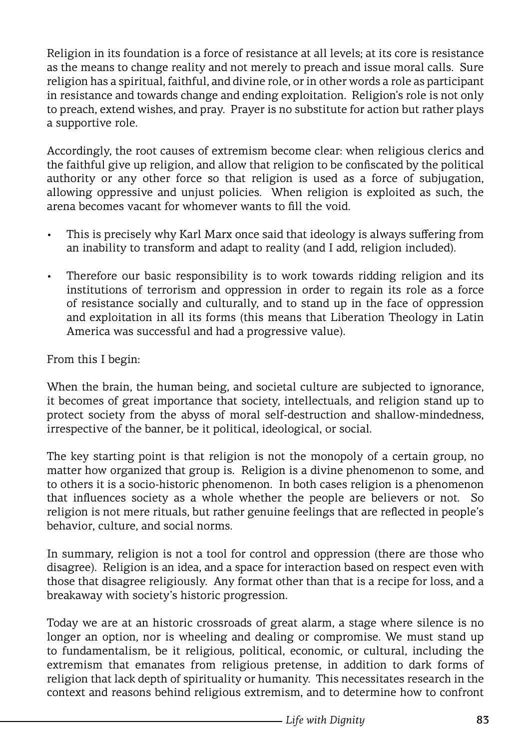Religion in its foundation is a force of resistance at all levels; at its core is resistance as the means to change reality and not merely to preach and issue moral calls. Sure religion has a spiritual, faithful, and divine role, or in other words a role as participant in resistance and towards change and ending exploitation. Religion's role is not only to preach, extend wishes, and pray. Prayer is no substitute for action but rather plays a supportive role.

Accordingly, the root causes of extremism become clear: when religious clerics and the faithful give up religion, and allow that religion to be confiscated by the political authority or any other force so that religion is used as a force of subjugation, allowing oppressive and unjust policies. When religion is exploited as such, the arena becomes vacant for whomever wants to fill the void.

- This is precisely why Karl Marx once said that ideology is always suffering from an inability to transform and adapt to reality (and I add, religion included).
- Therefore our basic responsibility is to work towards ridding religion and its institutions of terrorism and oppression in order to regain its role as a force of resistance socially and culturally, and to stand up in the face of oppression and exploitation in all its forms (this means that Liberation Theology in Latin America was successful and had a progressive value).

From this I begin:

When the brain, the human being, and societal culture are subjected to ignorance, it becomes of great importance that society, intellectuals, and religion stand up to protect society from the abyss of moral self-destruction and shallow-mindedness, irrespective of the banner, be it political, ideological, or social.

The key starting point is that religion is not the monopoly of a certain group, no matter how organized that group is. Religion is a divine phenomenon to some, and to others it is a socio-historic phenomenon. In both cases religion is a phenomenon that influences society as a whole whether the people are believers or not. So religion is not mere rituals, but rather genuine feelings that are reflected in people's behavior, culture, and social norms.

In summary, religion is not a tool for control and oppression (there are those who disagree). Religion is an idea, and a space for interaction based on respect even with those that disagree religiously. Any format other than that is a recipe for loss, and a breakaway with society's historic progression.

Today we are at an historic crossroads of great alarm, a stage where silence is no longer an option, nor is wheeling and dealing or compromise. We must stand up to fundamentalism, be it religious, political, economic, or cultural, including the extremism that emanates from religious pretense, in addition to dark forms of religion that lack depth of spirituality or humanity. This necessitates research in the context and reasons behind religious extremism, and to determine how to confront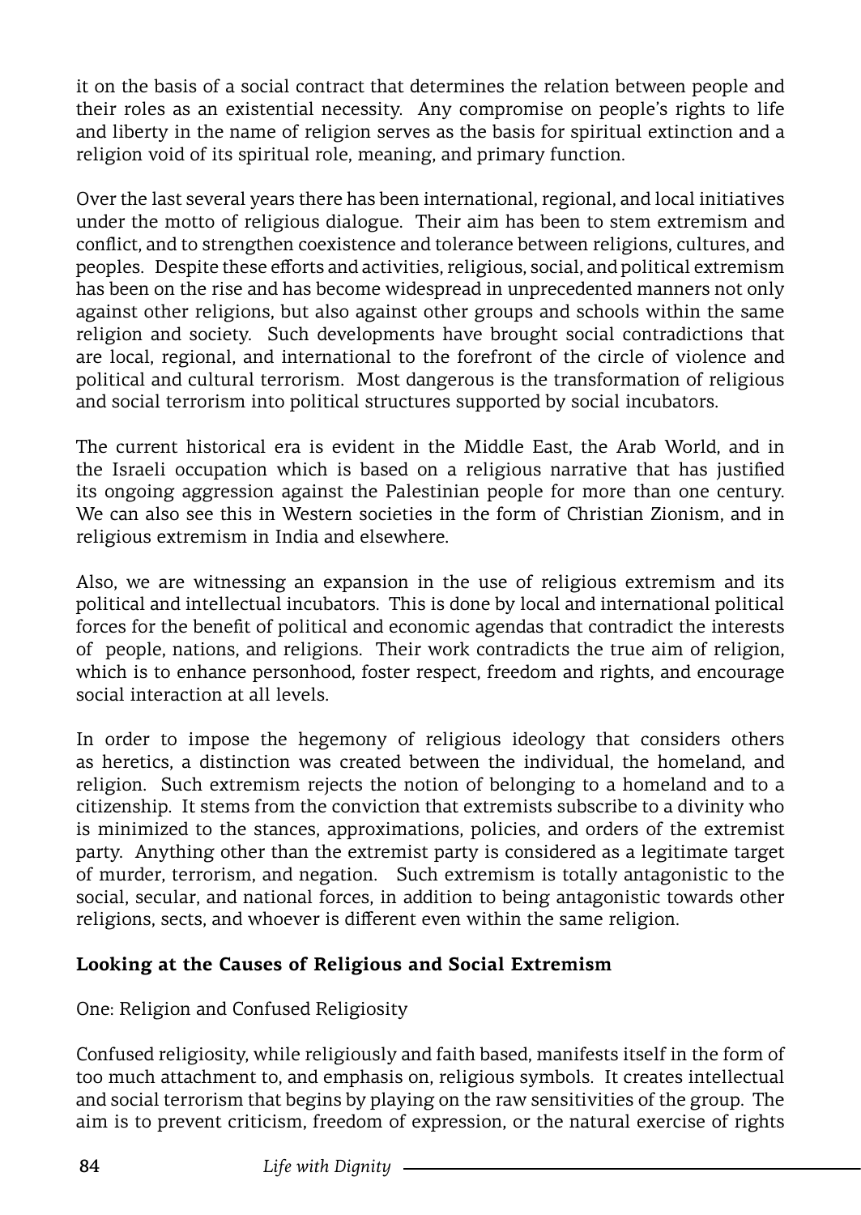it on the basis of a social contract that determines the relation between people and their roles as an existential necessity. Any compromise on people's rights to life and liberty in the name of religion serves as the basis for spiritual extinction and a religion void of its spiritual role, meaning, and primary function.

Over the last several years there has been international, regional, and local initiatives under the motto of religious dialogue. Their aim has been to stem extremism and conflict, and to strengthen coexistence and tolerance between religions, cultures, and peoples. Despite these efforts and activities, religious, social, and political extremism has been on the rise and has become widespread in unprecedented manners not only against other religions, but also against other groups and schools within the same religion and society. Such developments have brought social contradictions that are local, regional, and international to the forefront of the circle of violence and political and cultural terrorism. Most dangerous is the transformation of religious and social terrorism into political structures supported by social incubators.

The current historical era is evident in the Middle East, the Arab World, and in the Israeli occupation which is based on a religious narrative that has justified its ongoing aggression against the Palestinian people for more than one century. We can also see this in Western societies in the form of Christian Zionism, and in religious extremism in India and elsewhere.

Also, we are witnessing an expansion in the use of religious extremism and its political and intellectual incubators. This is done by local and international political forces for the benefit of political and economic agendas that contradict the interests of people, nations, and religions. Their work contradicts the true aim of religion, which is to enhance personhood, foster respect, freedom and rights, and encourage social interaction at all levels.

In order to impose the hegemony of religious ideology that considers others as heretics, a distinction was created between the individual, the homeland, and religion. Such extremism rejects the notion of belonging to a homeland and to a citizenship. It stems from the conviction that extremists subscribe to a divinity who is minimized to the stances, approximations, policies, and orders of the extremist party. Anything other than the extremist party is considered as a legitimate target of murder, terrorism, and negation. Such extremism is totally antagonistic to the social, secular, and national forces, in addition to being antagonistic towards other religions, sects, and whoever is different even within the same religion.

**Looking at the Causes of Religious and Social Extremism**

One: Religion and Confused Religiosity

Confused religiosity, while religiously and faith based, manifests itself in the form of too much attachment to, and emphasis on, religious symbols. It creates intellectual and social terrorism that begins by playing on the raw sensitivities of the group. The aim is to prevent criticism, freedom of expression, or the natural exercise of rights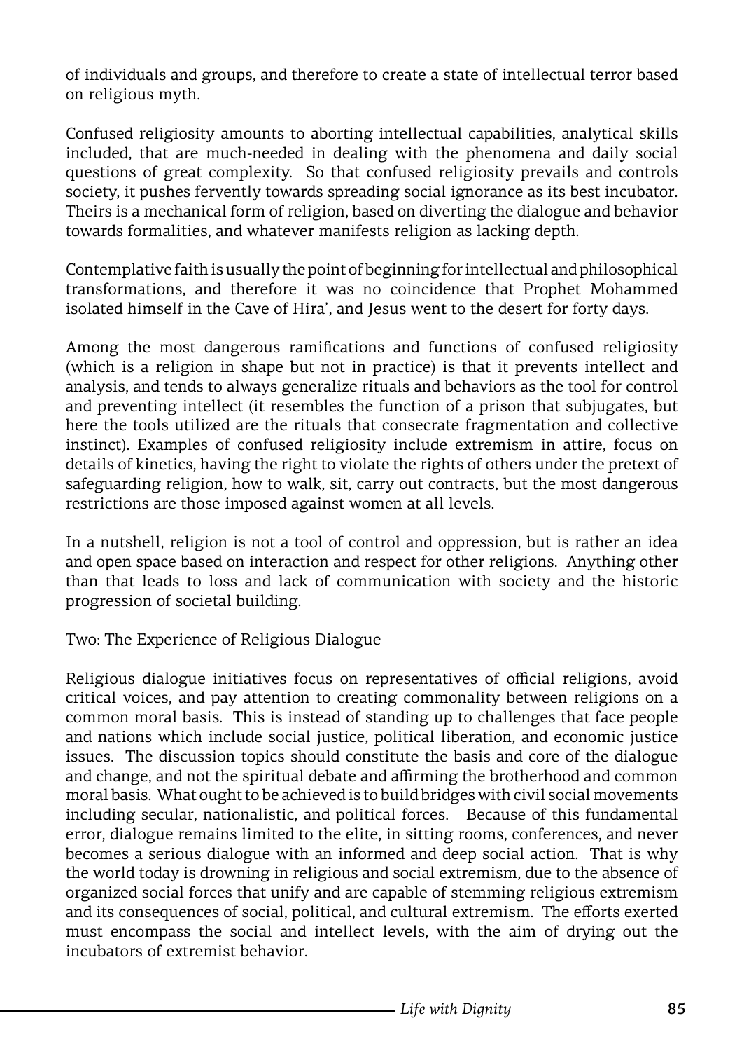of individuals and groups, and therefore to create a state of intellectual terror based on religious myth.

Confused religiosity amounts to aborting intellectual capabilities, analytical skills included, that are much-needed in dealing with the phenomena and daily social questions of great complexity. So that confused religiosity prevails and controls society, it pushes fervently towards spreading social ignorance as its best incubator. Theirs is a mechanical form of religion, based on diverting the dialogue and behavior towards formalities, and whatever manifests religion as lacking depth.

Contemplative faith is usually the point of beginning for intellectual and philosophical transformations, and therefore it was no coincidence that Prophet Mohammed isolated himself in the Cave of Hira', and Jesus went to the desert for forty days.

Among the most dangerous ramifications and functions of confused religiosity (which is a religion in shape but not in practice) is that it prevents intellect and analysis, and tends to always generalize rituals and behaviors as the tool for control and preventing intellect (it resembles the function of a prison that subjugates, but here the tools utilized are the rituals that consecrate fragmentation and collective instinct). Examples of confused religiosity include extremism in attire, focus on details of kinetics, having the right to violate the rights of others under the pretext of safeguarding religion, how to walk, sit, carry out contracts, but the most dangerous restrictions are those imposed against women at all levels.

In a nutshell, religion is not a tool of control and oppression, but is rather an idea and open space based on interaction and respect for other religions. Anything other than that leads to loss and lack of communication with society and the historic progression of societal building.

Two: The Experience of Religious Dialogue

Religious dialogue initiatives focus on representatives of official religions, avoid critical voices, and pay attention to creating commonality between religions on a common moral basis. This is instead of standing up to challenges that face people and nations which include social justice, political liberation, and economic justice issues. The discussion topics should constitute the basis and core of the dialogue and change, and not the spiritual debate and affirming the brotherhood and common moral basis. What ought to be achieved is to build bridges with civil social movements including secular, nationalistic, and political forces. Because of this fundamental error, dialogue remains limited to the elite, in sitting rooms, conferences, and never becomes a serious dialogue with an informed and deep social action. That is why the world today is drowning in religious and social extremism, due to the absence of organized social forces that unify and are capable of stemming religious extremism and its consequences of social, political, and cultural extremism. The efforts exerted must encompass the social and intellect levels, with the aim of drying out the incubators of extremist behavior.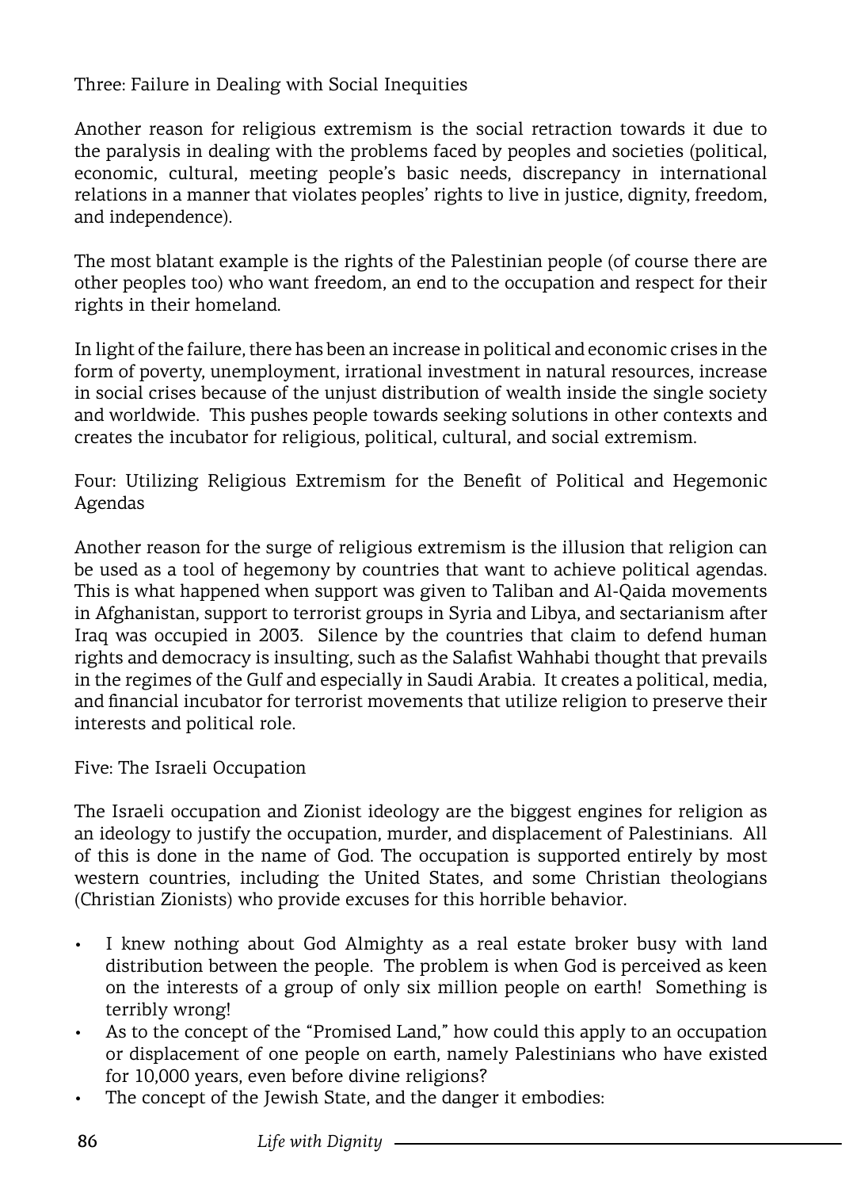Three: Failure in Dealing with Social Inequities

Another reason for religious extremism is the social retraction towards it due to the paralysis in dealing with the problems faced by peoples and societies (political, economic, cultural, meeting people's basic needs, discrepancy in international relations in a manner that violates peoples' rights to live in justice, dignity, freedom, and independence).

The most blatant example is the rights of the Palestinian people (of course there are other peoples too) who want freedom, an end to the occupation and respect for their rights in their homeland.

In light of the failure, there has been an increase in political and economic crises in the form of poverty, unemployment, irrational investment in natural resources, increase in social crises because of the unjust distribution of wealth inside the single society and worldwide. This pushes people towards seeking solutions in other contexts and creates the incubator for religious, political, cultural, and social extremism.

Four: Utilizing Religious Extremism for the Benefit of Political and Hegemonic Agendas

Another reason for the surge of religious extremism is the illusion that religion can be used as a tool of hegemony by countries that want to achieve political agendas. This is what happened when support was given to Taliban and Al-Qaida movements in Afghanistan, support to terrorist groups in Syria and Libya, and sectarianism after Iraq was occupied in 2003. Silence by the countries that claim to defend human rights and democracy is insulting, such as the Salafist Wahhabi thought that prevails in the regimes of the Gulf and especially in Saudi Arabia. It creates a political, media, and financial incubator for terrorist movements that utilize religion to preserve their interests and political role.

Five: The Israeli Occupation

The Israeli occupation and Zionist ideology are the biggest engines for religion as an ideology to justify the occupation, murder, and displacement of Palestinians. All of this is done in the name of God. The occupation is supported entirely by most western countries, including the United States, and some Christian theologians (Christian Zionists) who provide excuses for this horrible behavior.

- I knew nothing about God Almighty as a real estate broker busy with land distribution between the people. The problem is when God is perceived as keen on the interests of a group of only six million people on earth! Something is terribly wrong!
- As to the concept of the "Promised Land," how could this apply to an occupation or displacement of one people on earth, namely Palestinians who have existed for 10,000 years, even before divine religions?
- The concept of the Jewish State, and the danger it embodies: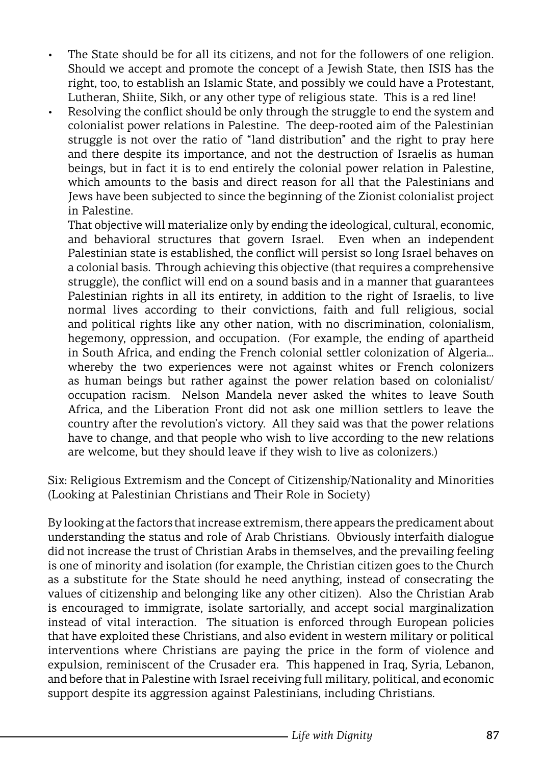- The State should be for all its citizens, and not for the followers of one religion. Should we accept and promote the concept of a Jewish State, then ISIS has the right, too, to establish an Islamic State, and possibly we could have a Protestant, Lutheran, Shiite, Sikh, or any other type of religious state. This is a red line!
- Resolving the conflict should be only through the struggle to end the system and colonialist power relations in Palestine. The deep-rooted aim of the Palestinian struggle is not over the ratio of "land distribution" and the right to pray here and there despite its importance, and not the destruction of Israelis as human beings, but in fact it is to end entirely the colonial power relation in Palestine, which amounts to the basis and direct reason for all that the Palestinians and Jews have been subjected to since the beginning of the Zionist colonialist project in Palestine.

  That objective will materialize only by ending the ideological, cultural, economic, and behavioral structures that govern Israel. Even when an independent Palestinian state is established, the conflict will persist so long Israel behaves on a colonial basis. Through achieving this objective (that requires a comprehensive struggle), the conflict will end on a sound basis and in a manner that guarantees Palestinian rights in all its entirety, in addition to the right of Israelis, to live normal lives according to their convictions, faith and full religious, social and political rights like any other nation, with no discrimination, colonialism, hegemony, oppression, and occupation. (For example, the ending of apartheid in South Africa, and ending the French colonial settler colonization of Algeria... whereby the two experiences were not against whites or French colonizers as human beings but rather against the power relation based on colonialist/ occupation racism. Nelson Mandela never asked the whites to leave South Africa, and the Liberation Front did not ask one million settlers to leave the country after the revolution's victory. All they said was that the power relations have to change, and that people who wish to live according to the new relations are welcome, but they should leave if they wish to live as colonizers.)

## Six: Religious Extremism and the Concept of Citizenship/Nationality and Minorities (Looking at Palestinian Christians and Their Role in Society)

By looking at the factors that increase extremism, there appears the predicament about understanding the status and role of Arab Christians. Obviously interfaith dialogue did not increase the trust of Christian Arabs in themselves, and the prevailing feeling is one of minority and isolation (for example, the Christian citizen goes to the Church as a substitute for the State should he need anything, instead of consecrating the values of citizenship and belonging like any other citizen). Also the Christian Arab is encouraged to immigrate, isolate sartorially, and accept social marginalization instead of vital interaction. The situation is enforced through European policies that have exploited these Christians, and also evident in western military or political interventions where Christians are paying the price in the form of violence and expulsion, reminiscent of the Crusader era. This happened in Iraq, Syria, Lebanon, and before that in Palestine with Israel receiving full military, political, and economic support despite its aggression against Palestinians, including Christians.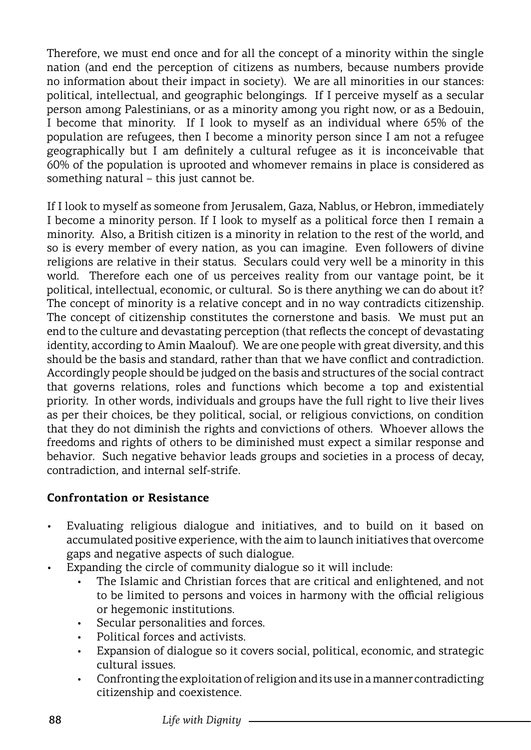Therefore, we must end once and for all the concept of a minority within the single nation (and end the perception of citizens as numbers, because numbers provide no information about their impact in society). We are all minorities in our stances: political, intellectual, and geographic belongings. If I perceive myself as a secular person among Palestinians, or as a minority among you right now, or as a Bedouin, I become that minority. If I look to myself as an individual where 65% of the population are refugees, then I become a minority person since I am not a refugee geographically but I am definitely a cultural refugee as it is inconceivable that 60% of the population is uprooted and whomever remains in place is considered as something natural – this just cannot be.

If I look to myself as someone from Jerusalem, Gaza, Nablus, or Hebron, immediately I become a minority person. If I look to myself as a political force then I remain a minority. Also, a British citizen is a minority in relation to the rest of the world, and so is every member of every nation, as you can imagine. Even followers of divine religions are relative in their status. Seculars could very well be a minority in this world. Therefore each one of us perceives reality from our vantage point, be it political, intellectual, economic, or cultural. So is there anything we can do about it? The concept of minority is a relative concept and in no way contradicts citizenship. The concept of citizenship constitutes the cornerstone and basis. We must put an end to the culture and devastating perception (that reflects the concept of devastating identity, according to Amin Maalouf). We are one people with great diversity, and this should be the basis and standard, rather than that we have conflict and contradiction. Accordingly people should be judged on the basis and structures of the social contract that governs relations, roles and functions which become a top and existential priority. In other words, individuals and groups have the full right to live their lives as per their choices, be they political, social, or religious convictions, on condition that they do not diminish the rights and convictions of others. Whoever allows the freedoms and rights of others to be diminished must expect a similar response and behavior. Such negative behavior leads groups and societies in a process of decay, contradiction, and internal self-strife.

**Confrontation or Resistance**

- Evaluating religious dialogue and initiatives, and to build on it based on accumulated positive experience, with the aim to launch initiatives that overcome gaps and negative aspects of such dialogue.
- Expanding the circle of community dialogue so it will include:
    - The Islamic and Christian forces that are critical and enlightened, and not to be limited to persons and voices in harmony with the official religious or hegemonic institutions.
    - Secular personalities and forces.
    - Political forces and activists.
    - Expansion of dialogue so it covers social, political, economic, and strategic cultural issues.
    - Confronting the exploitation of religion and its use in a manner contradicting citizenship and coexistence.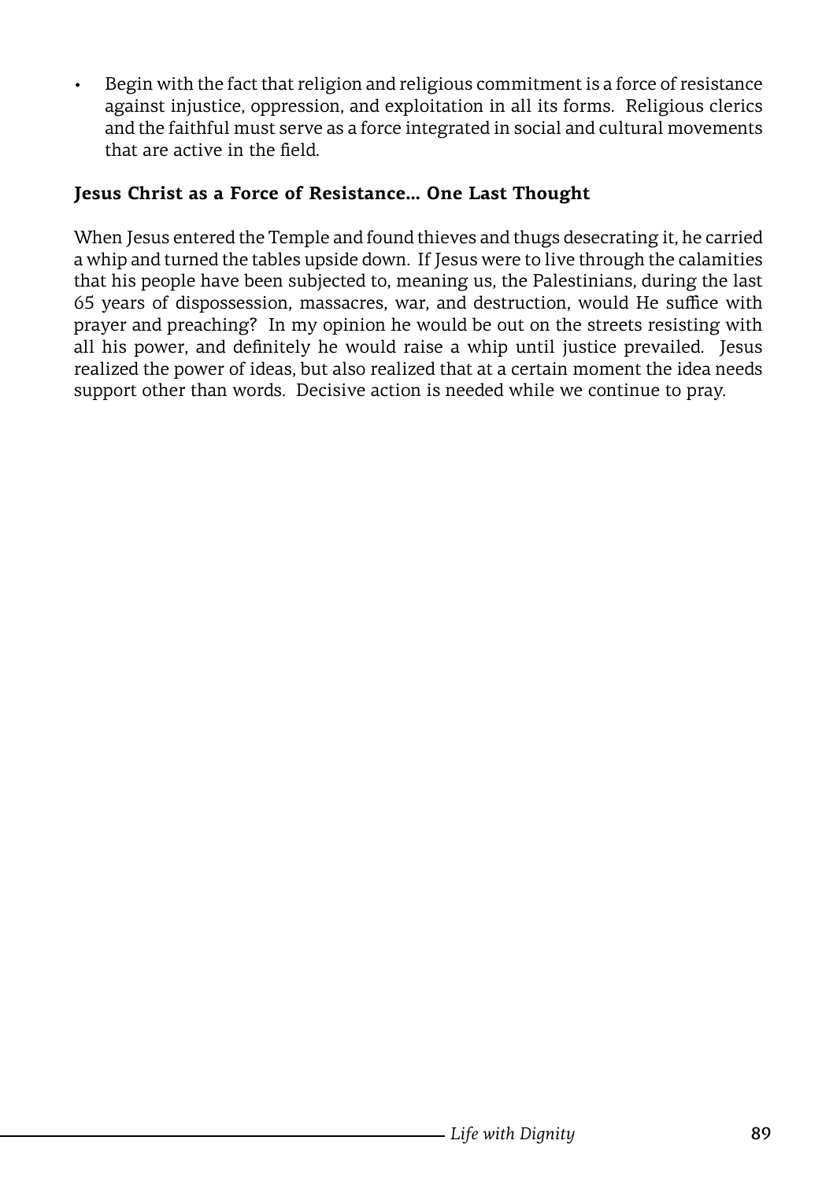- Begin with the fact that religion and religious commitment is a force of resistance against injustice, oppression, and exploitation in all its forms. Religious clerics and the faithful must serve as a force integrated in social and cultural movements that are active in the field.

### Jesus Christ as a Force of Resistance… One Last Thought

When Jesus entered the Temple and found thieves and thugs desecrating it, he carried a whip and turned the tables upside down. If Jesus were to live through the calamities that his people have been subjected to, meaning us, the Palestinians, during the last 65 years of dispossession, massacres, war, and destruction, would He suffice with prayer and preaching? In my opinion he would be out on the streets resisting with all his power, and definitely he would raise a whip until justice prevailed. Jesus realized the power of ideas, but also realized that at a certain moment the idea needs support other than words. Decisive action is needed while we continue to pray.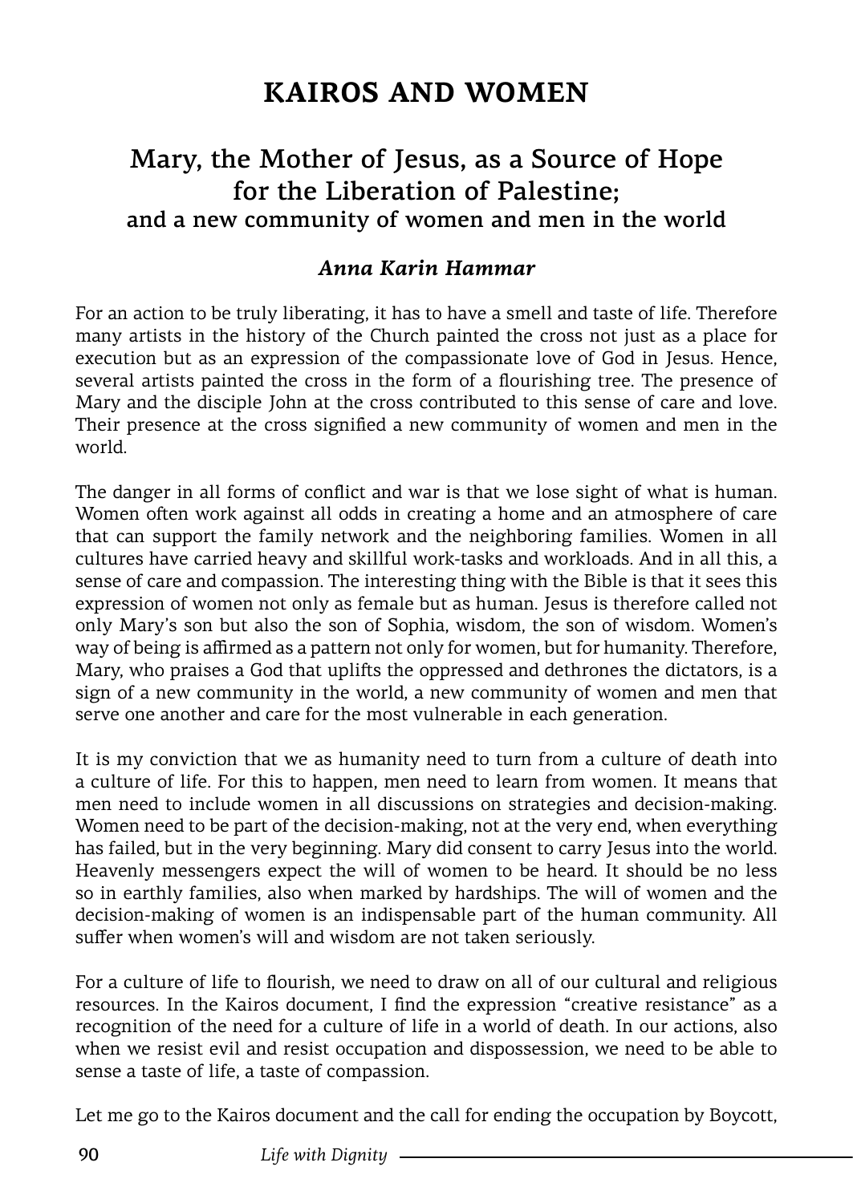# KAIROS AND WOMEN

## Mary, the Mother of Jesus, as a Source of Hope for the Liberation of Palestine; and a new community of women and men in the world

***Anna Karin Hammar***

For an action to be truly liberating, it has to have a smell and taste of life. Therefore many artists in the history of the Church painted the cross not just as a place for execution but as an expression of the compassionate love of God in Jesus. Hence, several artists painted the cross in the form of a flourishing tree. The presence of Mary and the disciple John at the cross contributed to this sense of care and love. Their presence at the cross signified a new community of women and men in the world.

The danger in all forms of conflict and war is that we lose sight of what is human. Women often work against all odds in creating a home and an atmosphere of care that can support the family network and the neighboring families. Women in all cultures have carried heavy and skillful work-tasks and workloads. And in all this, a sense of care and compassion. The interesting thing with the Bible is that it sees this expression of women not only as female but as human. Jesus is therefore called not only Mary's son but also the son of Sophia, wisdom, the son of wisdom. Women's way of being is affirmed as a pattern not only for women, but for humanity. Therefore, Mary, who praises a God that uplifts the oppressed and dethrones the dictators, is a sign of a new community in the world, a new community of women and men that serve one another and care for the most vulnerable in each generation.

It is my conviction that we as humanity need to turn from a culture of death into a culture of life. For this to happen, men need to learn from women. It means that men need to include women in all discussions on strategies and decision-making. Women need to be part of the decision-making, not at the very end, when everything has failed, but in the very beginning. Mary did consent to carry Jesus into the world. Heavenly messengers expect the will of women to be heard. It should be no less so in earthly families, also when marked by hardships. The will of women and the decision-making of women is an indispensable part of the human community. All suffer when women's will and wisdom are not taken seriously.

For a culture of life to flourish, we need to draw on all of our cultural and religious resources. In the Kairos document, I find the expression "creative resistance" as a recognition of the need for a culture of life in a world of death. In our actions, also when we resist evil and resist occupation and dispossession, we need to be able to sense a taste of life, a taste of compassion.

Let me go to the Kairos document and the call for ending the occupation by Boycott,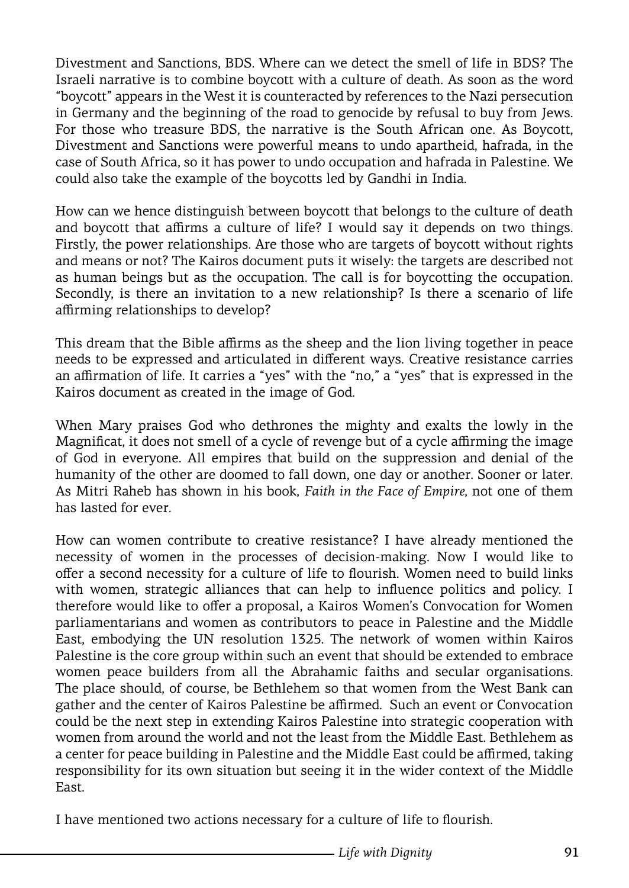Divestment and Sanctions, BDS. Where can we detect the smell of life in BDS? The Israeli narrative is to combine boycott with a culture of death. As soon as the word "boycott" appears in the West it is counteracted by references to the Nazi persecution in Germany and the beginning of the road to genocide by refusal to buy from Jews. For those who treasure BDS, the narrative is the South African one. As Boycott, Divestment and Sanctions were powerful means to undo apartheid, hafrada, in the case of South Africa, so it has power to undo occupation and hafrada in Palestine. We could also take the example of the boycotts led by Gandhi in India.

How can we hence distinguish between boycott that belongs to the culture of death and boycott that affirms a culture of life? I would say it depends on two things. Firstly, the power relationships. Are those who are targets of boycott without rights and means or not? The Kairos document puts it wisely: the targets are described not as human beings but as the occupation. The call is for boycotting the occupation. Secondly, is there an invitation to a new relationship? Is there a scenario of life affirming relationships to develop?

This dream that the Bible affirms as the sheep and the lion living together in peace needs to be expressed and articulated in different ways. Creative resistance carries an affirmation of life. It carries a "yes" with the "no," a "yes" that is expressed in the Kairos document as created in the image of God.

When Mary praises God who dethrones the mighty and exalts the lowly in the Magnificat, it does not smell of a cycle of revenge but of a cycle affirming the image of God in everyone. All empires that build on the suppression and denial of the humanity of the other are doomed to fall down, one day or another. Sooner or later. As Mitri Raheb has shown in his book, *Faith in the Face of Empire*, not one of them has lasted for ever.

How can women contribute to creative resistance? I have already mentioned the necessity of women in the processes of decision-making. Now I would like to offer a second necessity for a culture of life to flourish. Women need to build links with women, strategic alliances that can help to influence politics and policy. I therefore would like to offer a proposal, a Kairos Women's Convocation for Women parliamentarians and women as contributors to peace in Palestine and the Middle East, embodying the UN resolution 1325. The network of women within Kairos Palestine is the core group within such an event that should be extended to embrace women peace builders from all the Abrahamic faiths and secular organisations. The place should, of course, be Bethlehem so that women from the West Bank can gather and the center of Kairos Palestine be affirmed. Such an event or Convocation could be the next step in extending Kairos Palestine into strategic cooperation with women from around the world and not the least from the Middle East. Bethlehem as a center for peace building in Palestine and the Middle East could be affirmed, taking responsibility for its own situation but seeing it in the wider context of the Middle East.

I have mentioned two actions necessary for a culture of life to flourish.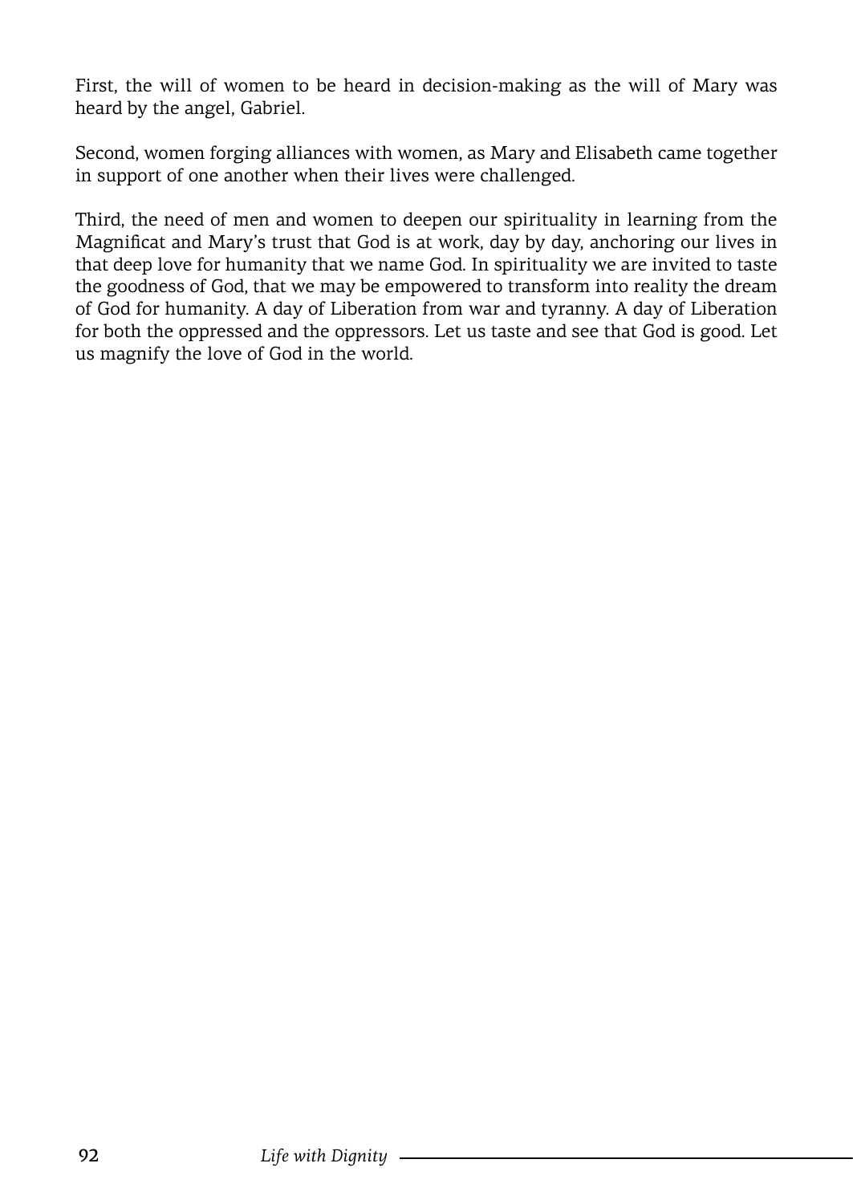First, the will of women to be heard in decision-making as the will of Mary was heard by the angel, Gabriel.

Second, women forging alliances with women, as Mary and Elisabeth came together in support of one another when their lives were challenged.

Third, the need of men and women to deepen our spirituality in learning from the Magnificat and Mary's trust that God is at work, day by day, anchoring our lives in that deep love for humanity that we name God. In spirituality we are invited to taste the goodness of God, that we may be empowered to transform into reality the dream of God for humanity. A day of Liberation from war and tyranny. A day of Liberation for both the oppressed and the oppressors. Let us taste and see that God is good. Let us magnify the love of God in the world.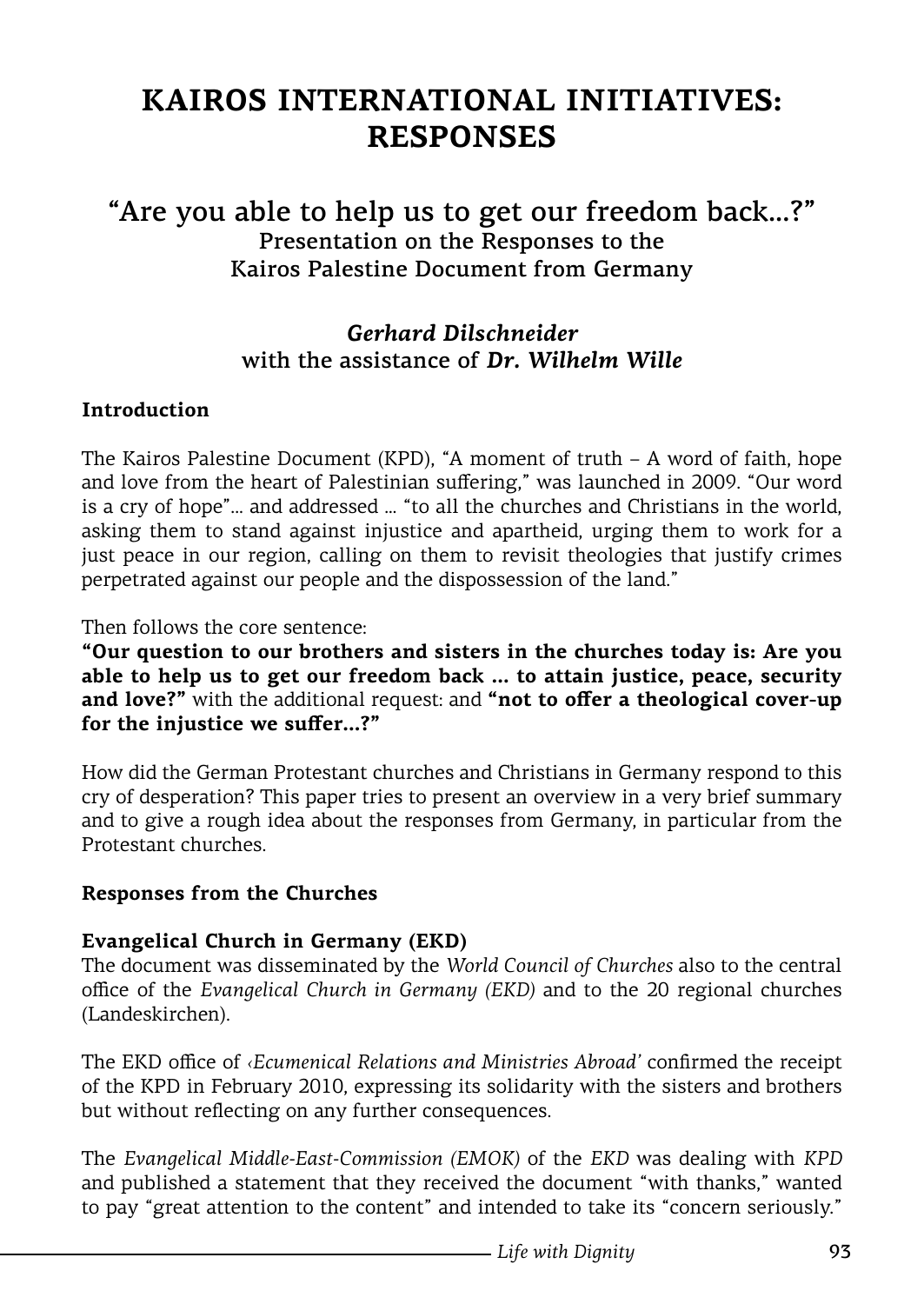# KAIROS INTERNATIONAL INITIATIVES: RESPONSES

## "Are you able to help us to get our freedom back...?"

### Presentation on the Responses to the Kairos Palestine Document from Germany

***Gerhard Dilschneider***
**with the assistance of *Dr. Wilhelm Wille***

**Introduction**

The Kairos Palestine Document (KPD), "A moment of truth – A word of faith, hope and love from the heart of Palestinian suffering," was launched in 2009. "Our word is a cry of hope"... and addressed ... "to all the churches and Christians in the world, asking them to stand against injustice and apartheid, urging them to work for a just peace in our region, calling on them to revisit theologies that justify crimes perpetrated against our people and the dispossession of the land."

Then follows the core sentence:
**"Our question to our brothers and sisters in the churches today is: Are you able to help us to get our freedom back ... to attain justice, peace, security and love?"** with the additional request: and **"not to offer a theological cover-up for the injustice we suffer...?"**

How did the German Protestant churches and Christians in Germany respond to this cry of desperation? This paper tries to present an overview in a very brief summary and to give a rough idea about the responses from Germany, in particular from the Protestant churches.

**Responses from the Churches**

**Evangelical Church in Germany (EKD)**
The document was disseminated by the *World Council of Churches* also to the central office of the *Evangelical Church in Germany (EKD)* and to the 20 regional churches (Landeskirchen).

The EKD office of *‹Ecumenical Relations and Ministries Abroad'* confirmed the receipt of the KPD in February 2010, expressing its solidarity with the sisters and brothers but without reflecting on any further consequences.

The *Evangelical Middle-East-Commission (EMOK)* of the *EKD* was dealing with *KPD* and published a statement that they received the document "with thanks," wanted to pay "great attention to the content" and intended to take its "concern seriously."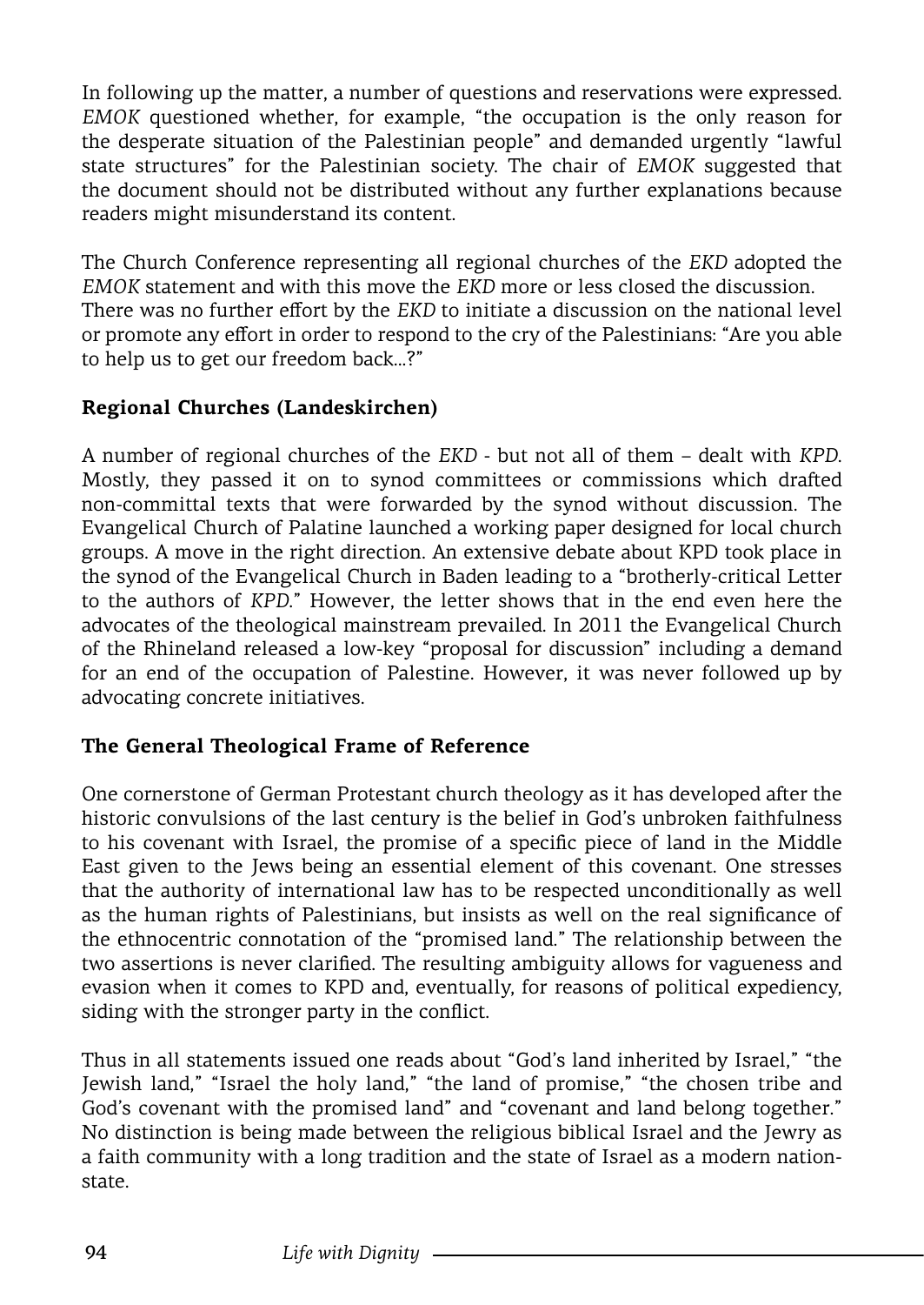In following up the matter, a number of questions and reservations were expressed. *EMOK* questioned whether, for example, "the occupation is the only reason for the desperate situation of the Palestinian people" and demanded urgently "lawful state structures" for the Palestinian society. The chair of *EMOK* suggested that the document should not be distributed without any further explanations because readers might misunderstand its content.

The Church Conference representing all regional churches of the *EKD* adopted the *EMOK* statement and with this move the *EKD* more or less closed the discussion. There was no further effort by the *EKD* to initiate a discussion on the national level or promote any effort in order to respond to the cry of the Palestinians: "Are you able to help us to get our freedom back...?"

### Regional Churches (Landeskirchen)

A number of regional churches of the *EKD* - but not all of them – dealt with *KPD*. Mostly, they passed it on to synod committees or commissions which drafted non-committal texts that were forwarded by the synod without discussion. The Evangelical Church of Palatine launched a working paper designed for local church groups. A move in the right direction. An extensive debate about KPD took place in the synod of the Evangelical Church in Baden leading to a "brotherly-critical Letter to the authors of *KPD*." However, the letter shows that in the end even here the advocates of the theological mainstream prevailed. In 2011 the Evangelical Church of the Rhineland released a low-key "proposal for discussion" including a demand for an end of the occupation of Palestine. However, it was never followed up by advocating concrete initiatives.

### The General Theological Frame of Reference

One cornerstone of German Protestant church theology as it has developed after the historic convulsions of the last century is the belief in God's unbroken faithfulness to his covenant with Israel, the promise of a specific piece of land in the Middle East given to the Jews being an essential element of this covenant. One stresses that the authority of international law has to be respected unconditionally as well as the human rights of Palestinians, but insists as well on the real significance of the ethnocentric connotation of the "promised land." The relationship between the two assertions is never clarified. The resulting ambiguity allows for vagueness and evasion when it comes to KPD and, eventually, for reasons of political expediency, siding with the stronger party in the conflict.

Thus in all statements issued one reads about "God's land inherited by Israel," "the Jewish land," "Israel the holy land," "the land of promise," "the chosen tribe and God's covenant with the promised land" and "covenant and land belong together." No distinction is being made between the religious biblical Israel and the Jewry as a faith community with a long tradition and the state of Israel as a modern nation-state.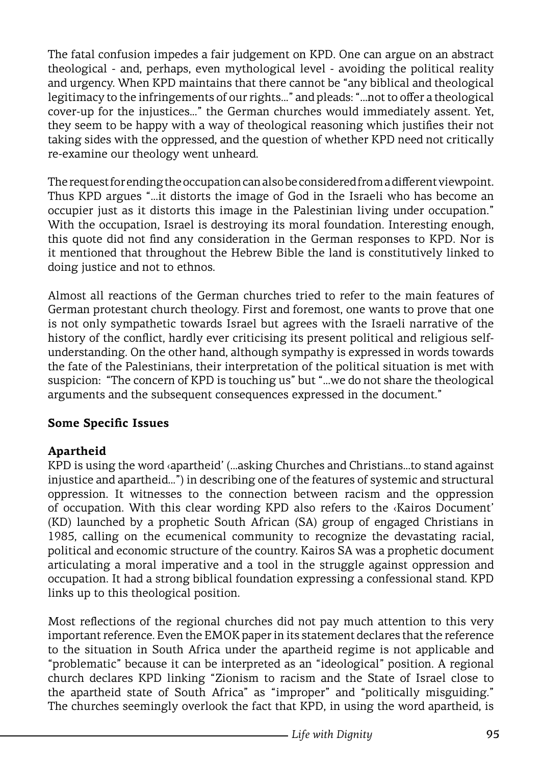The fatal confusion impedes a fair judgement on KPD. One can argue on an abstract theological - and, perhaps, even mythological level - avoiding the political reality and urgency. When KPD maintains that there cannot be "any biblical and theological legitimacy to the infringements of our rights..." and pleads: "...not to offer a theological cover-up for the injustices..." the German churches would immediately assent. Yet, they seem to be happy with a way of theological reasoning which justifies their not taking sides with the oppressed, and the question of whether KPD need not critically re-examine our theology went unheard.

The request for ending the occupation can also be considered from a different viewpoint. Thus KPD argues "...it distorts the image of God in the Israeli who has become an occupier just as it distorts this image in the Palestinian living under occupation." With the occupation, Israel is destroying its moral foundation. Interesting enough, this quote did not find any consideration in the German responses to KPD. Nor is it mentioned that throughout the Hebrew Bible the land is constitutively linked to doing justice and not to ethnos.

Almost all reactions of the German churches tried to refer to the main features of German protestant church theology. First and foremost, one wants to prove that one is not only sympathetic towards Israel but agrees with the Israeli narrative of the history of the conflict, hardly ever criticising its present political and religious self-understanding. On the other hand, although sympathy is expressed in words towards the fate of the Palestinians, their interpretation of the political situation is met with suspicion: "The concern of KPD is touching us" but "...we do not share the theological arguments and the subsequent consequences expressed in the document."

## Some Specific Issues

### Apartheid

KPD is using the word ‹apartheid' (...asking Churches and Christians...to stand against injustice and apartheid...") in describing one of the features of systemic and structural oppression. It witnesses to the connection between racism and the oppression of occupation. With this clear wording KPD also refers to the ‹Kairos Document' (KD) launched by a prophetic South African (SA) group of engaged Christians in 1985, calling on the ecumenical community to recognize the devastating racial, political and economic structure of the country. Kairos SA was a prophetic document articulating a moral imperative and a tool in the struggle against oppression and occupation. It had a strong biblical foundation expressing a confessional stand. KPD links up to this theological position.

Most reflections of the regional churches did not pay much attention to this very important reference. Even the EMOK paper in its statement declares that the reference to the situation in South Africa under the apartheid regime is not applicable and "problematic" because it can be interpreted as an "ideological" position. A regional church declares KPD linking "Zionism to racism and the State of Israel close to the apartheid state of South Africa" as "improper" and "politically misguiding." The churches seemingly overlook the fact that KPD, in using the word apartheid, is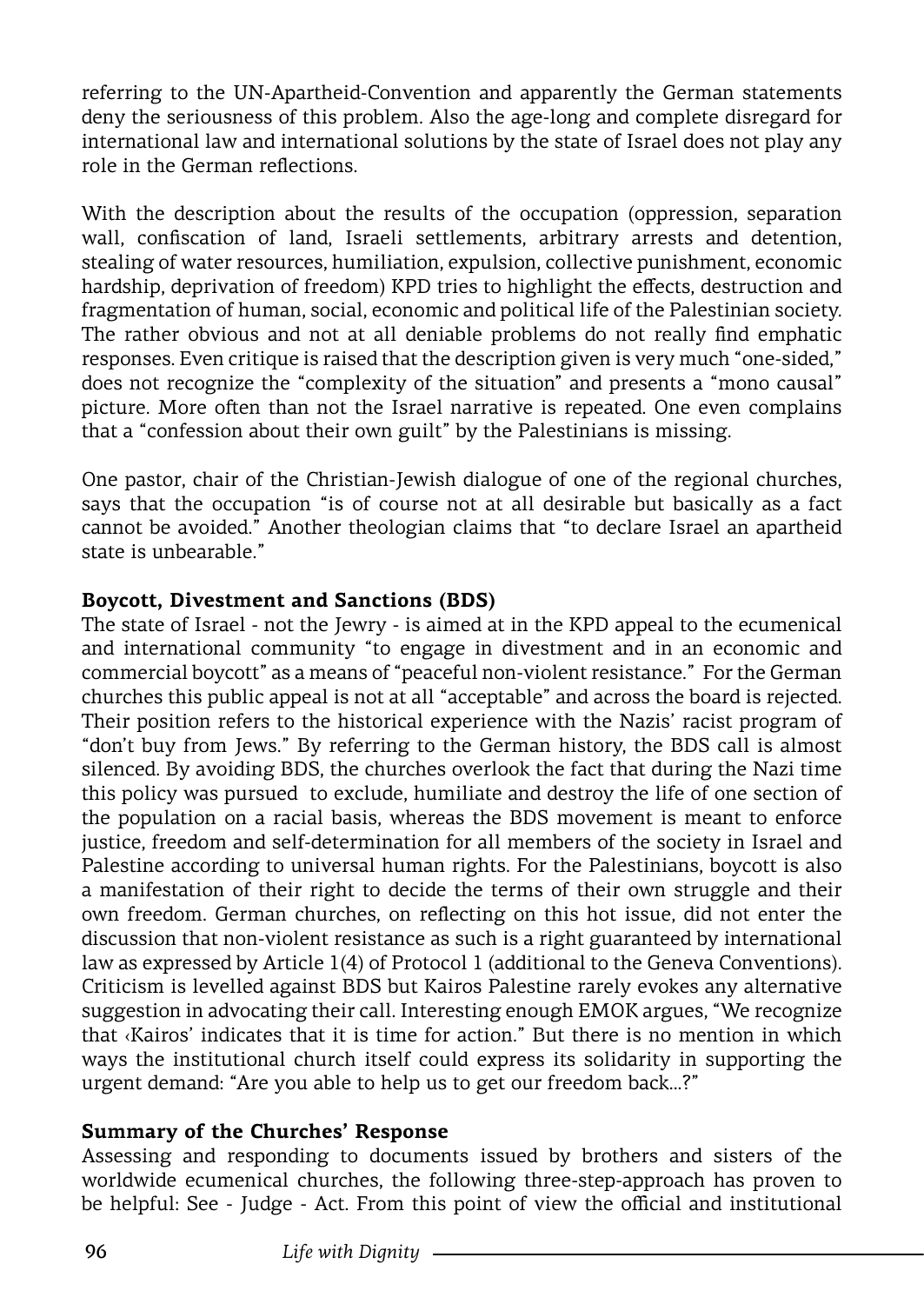referring to the UN-Apartheid-Convention and apparently the German statements deny the seriousness of this problem. Also the age-long and complete disregard for international law and international solutions by the state of Israel does not play any role in the German reflections.

With the description about the results of the occupation (oppression, separation wall, confiscation of land, Israeli settlements, arbitrary arrests and detention, stealing of water resources, humiliation, expulsion, collective punishment, economic hardship, deprivation of freedom) KPD tries to highlight the effects, destruction and fragmentation of human, social, economic and political life of the Palestinian society. The rather obvious and not at all deniable problems do not really find emphatic responses. Even critique is raised that the description given is very much "one-sided," does not recognize the "complexity of the situation" and presents a "mono causal" picture. More often than not the Israel narrative is repeated. One even complains that a "confession about their own guilt" by the Palestinians is missing.

One pastor, chair of the Christian-Jewish dialogue of one of the regional churches, says that the occupation "is of course not at all desirable but basically as a fact cannot be avoided." Another theologian claims that "to declare Israel an apartheid state is unbearable."

**Boycott, Divestment and Sanctions (BDS)**

The state of Israel - not the Jewry - is aimed at in the KPD appeal to the ecumenical and international community "to engage in divestment and in an economic and commercial boycott" as a means of "peaceful non-violent resistance." For the German churches this public appeal is not at all "acceptable" and across the board is rejected. Their position refers to the historical experience with the Nazis' racist program of "don't buy from Jews." By referring to the German history, the BDS call is almost silenced. By avoiding BDS, the churches overlook the fact that during the Nazi time this policy was pursued to exclude, humiliate and destroy the life of one section of the population on a racial basis, whereas the BDS movement is meant to enforce justice, freedom and self-determination for all members of the society in Israel and Palestine according to universal human rights. For the Palestinians, boycott is also a manifestation of their right to decide the terms of their own struggle and their own freedom. German churches, on reflecting on this hot issue, did not enter the discussion that non-violent resistance as such is a right guaranteed by international law as expressed by Article 1(4) of Protocol 1 (additional to the Geneva Conventions). Criticism is levelled against BDS but Kairos Palestine rarely evokes any alternative suggestion in advocating their call. Interesting enough EMOK argues, "We recognize that ‹Kairos' indicates that it is time for action." But there is no mention in which ways the institutional church itself could express its solidarity in supporting the urgent demand: "Are you able to help us to get our freedom back...?"

**Summary of the Churches' Response**

Assessing and responding to documents issued by brothers and sisters of the worldwide ecumenical churches, the following three-step-approach has proven to be helpful: See - Judge - Act. From this point of view the official and institutional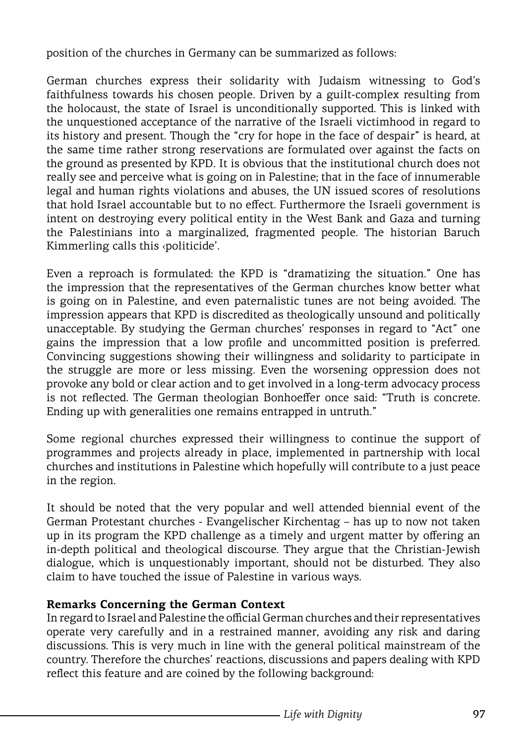position of the churches in Germany can be summarized as follows:

German churches express their solidarity with Judaism witnessing to God's faithfulness towards his chosen people. Driven by a guilt-complex resulting from the holocaust, the state of Israel is unconditionally supported. This is linked with the unquestioned acceptance of the narrative of the Israeli victimhood in regard to its history and present. Though the "cry for hope in the face of despair" is heard, at the same time rather strong reservations are formulated over against the facts on the ground as presented by KPD. It is obvious that the institutional church does not really see and perceive what is going on in Palestine; that in the face of innumerable legal and human rights violations and abuses, the UN issued scores of resolutions that hold Israel accountable but to no effect. Furthermore the Israeli government is intent on destroying every political entity in the West Bank and Gaza and turning the Palestinians into a marginalized, fragmented people. The historian Baruch Kimmerling calls this ‹politicide'.

Even a reproach is formulated: the KPD is "dramatizing the situation." One has the impression that the representatives of the German churches know better what is going on in Palestine, and even paternalistic tunes are not being avoided. The impression appears that KPD is discredited as theologically unsound and politically unacceptable. By studying the German churches' responses in regard to "Act" one gains the impression that a low profile and uncommitted position is preferred. Convincing suggestions showing their willingness and solidarity to participate in the struggle are more or less missing. Even the worsening oppression does not provoke any bold or clear action and to get involved in a long-term advocacy process is not reflected. The German theologian Bonhoeffer once said: "Truth is concrete. Ending up with generalities one remains entrapped in untruth."

Some regional churches expressed their willingness to continue the support of programmes and projects already in place, implemented in partnership with local churches and institutions in Palestine which hopefully will contribute to a just peace in the region.

It should be noted that the very popular and well attended biennial event of the German Protestant churches - Evangelischer Kirchentag – has up to now not taken up in its program the KPD challenge as a timely and urgent matter by offering an in-depth political and theological discourse. They argue that the Christian-Jewish dialogue, which is unquestionably important, should not be disturbed. They also claim to have touched the issue of Palestine in various ways.

**Remarks Concerning the German Context**

In regard to Israel and Palestine the official German churches and their representatives operate very carefully and in a restrained manner, avoiding any risk and daring discussions. This is very much in line with the general political mainstream of the country. Therefore the churches' reactions, discussions and papers dealing with KPD reflect this feature and are coined by the following background: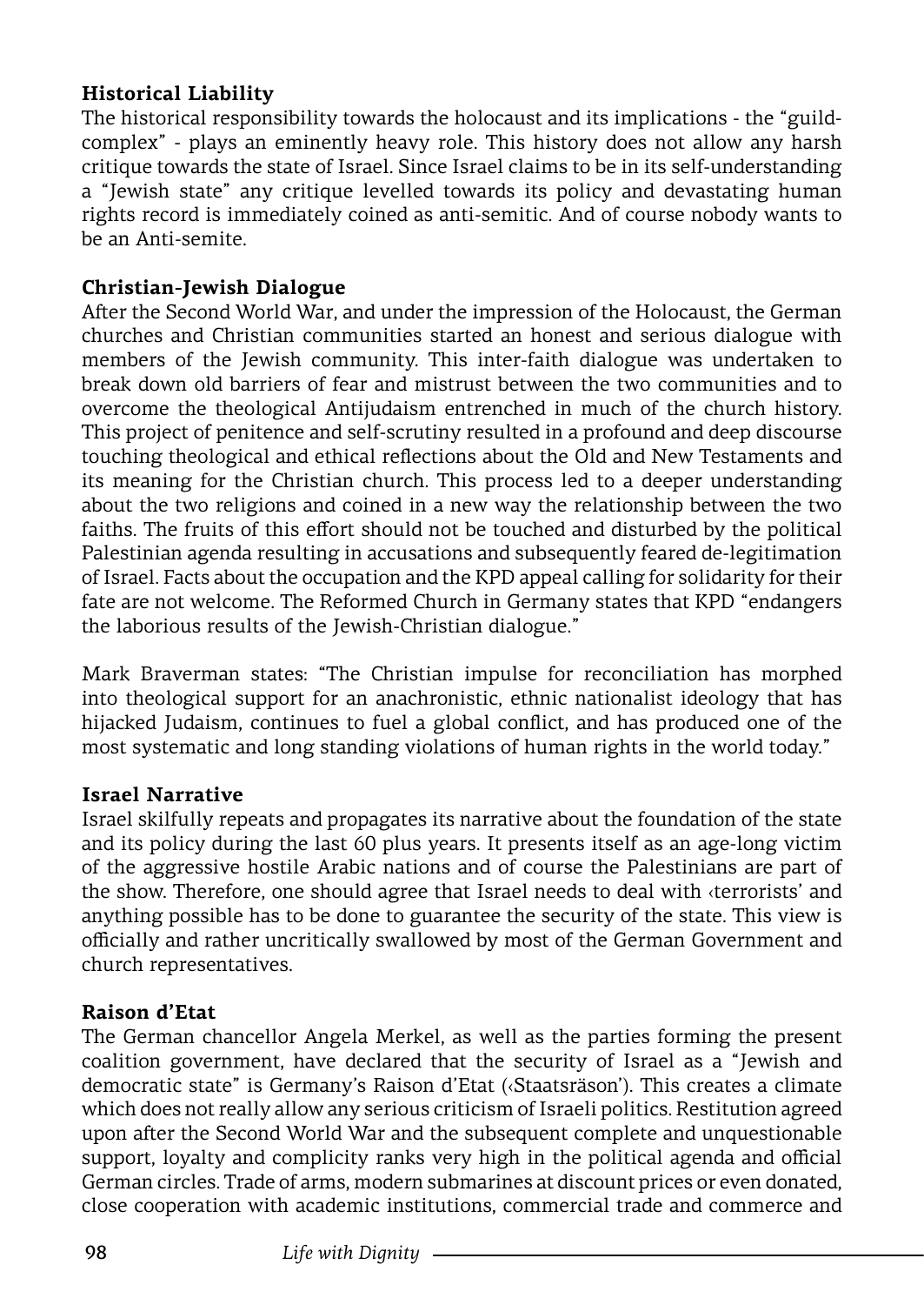**Historical Liability**

The historical responsibility towards the holocaust and its implications - the "guild-complex" - plays an eminently heavy role. This history does not allow any harsh critique towards the state of Israel. Since Israel claims to be in its self-understanding a "Jewish state" any critique levelled towards its policy and devastating human rights record is immediately coined as anti-semitic. And of course nobody wants to be an Anti-semite.

**Christian-Jewish Dialogue**

After the Second World War, and under the impression of the Holocaust, the German churches and Christian communities started an honest and serious dialogue with members of the Jewish community. This inter-faith dialogue was undertaken to break down old barriers of fear and mistrust between the two communities and to overcome the theological Antijudaism entrenched in much of the church history. This project of penitence and self-scrutiny resulted in a profound and deep discourse touching theological and ethical reflections about the Old and New Testaments and its meaning for the Christian church. This process led to a deeper understanding about the two religions and coined in a new way the relationship between the two faiths. The fruits of this effort should not be touched and disturbed by the political Palestinian agenda resulting in accusations and subsequently feared de-legitimation of Israel. Facts about the occupation and the KPD appeal calling for solidarity for their fate are not welcome. The Reformed Church in Germany states that KPD "endangers the laborious results of the Jewish-Christian dialogue."

Mark Braverman states: "The Christian impulse for reconciliation has morphed into theological support for an anachronistic, ethnic nationalist ideology that has hijacked Judaism, continues to fuel a global conflict, and has produced one of the most systematic and long standing violations of human rights in the world today."

**Israel Narrative**

Israel skilfully repeats and propagates its narrative about the foundation of the state and its policy during the last 60 plus years. It presents itself as an age-long victim of the aggressive hostile Arabic nations and of course the Palestinians are part of the show. Therefore, one should agree that Israel needs to deal with ‹terrorists' and anything possible has to be done to guarantee the security of the state. This view is officially and rather uncritically swallowed by most of the German Government and church representatives.

**Raison d'Etat**

The German chancellor Angela Merkel, as well as the parties forming the present coalition government, have declared that the security of Israel as a "Jewish and democratic state" is Germany's Raison d'Etat (‹Staatsräson'). This creates a climate which does not really allow any serious criticism of Israeli politics. Restitution agreed upon after the Second World War and the subsequent complete and unquestionable support, loyalty and complicity ranks very high in the political agenda and official German circles. Trade of arms, modern submarines at discount prices or even donated, close cooperation with academic institutions, commercial trade and commerce and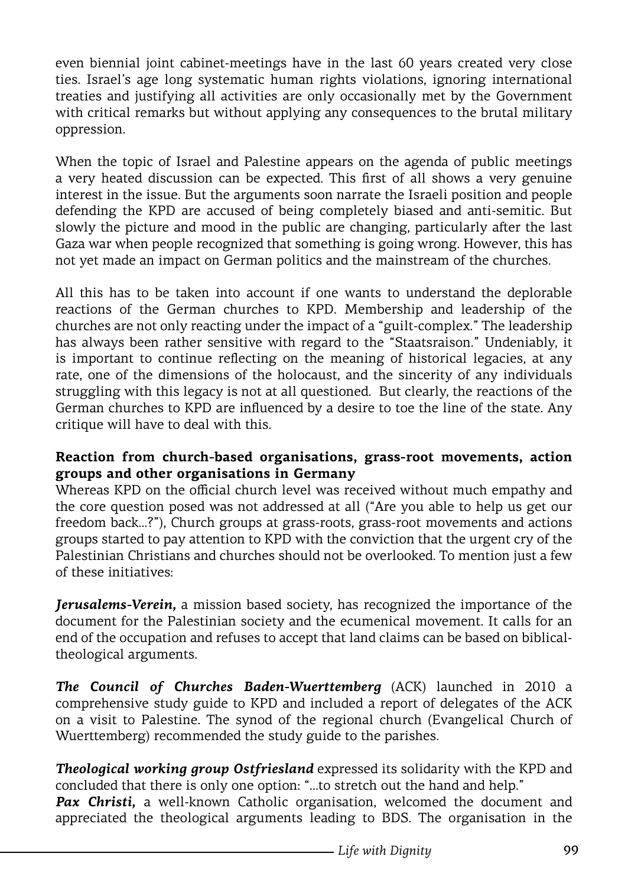even biennial joint cabinet-meetings have in the last 60 years created very close ties. Israel's age long systematic human rights violations, ignoring international treaties and justifying all activities are only occasionally met by the Government with critical remarks but without applying any consequences to the brutal military oppression.

When the topic of Israel and Palestine appears on the agenda of public meetings a very heated discussion can be expected. This first of all shows a very genuine interest in the issue. But the arguments soon narrate the Israeli position and people defending the KPD are accused of being completely biased and anti-semitic. But slowly the picture and mood in the public are changing, particularly after the last Gaza war when people recognized that something is going wrong. However, this has not yet made an impact on German politics and the mainstream of the churches.

All this has to be taken into account if one wants to understand the deplorable reactions of the German churches to KPD. Membership and leadership of the churches are not only reacting under the impact of a "guilt-complex." The leadership has always been rather sensitive with regard to the "Staatsraison." Undeniably, it is important to continue reflecting on the meaning of historical legacies, at any rate, one of the dimensions of the holocaust, and the sincerity of any individuals struggling with this legacy is not at all questioned. But clearly, the reactions of the German churches to KPD are influenced by a desire to toe the line of the state. Any critique will have to deal with this.

**Reaction from church-based organisations, grass-root movements, action groups and other organisations in Germany**

Whereas KPD on the official church level was received without much empathy and the core question posed was not addressed at all ("Are you able to help us get our freedom back...?"), Church groups at grass-roots, grass-root movements and actions groups started to pay attention to KPD with the conviction that the urgent cry of the Palestinian Christians and churches should not be overlooked. To mention just a few of these initiatives:

***Jerusalems-Verein,*** a mission based society, has recognized the importance of the document for the Palestinian society and the ecumenical movement. It calls for an end of the occupation and refuses to accept that land claims can be based on biblical-theological arguments.

***The Council of Churches Baden-Wuerttemberg*** (ACK) launched in 2010 a comprehensive study guide to KPD and included a report of delegates of the ACK on a visit to Palestine. The synod of the regional church (Evangelical Church of Wuerttemberg) recommended the study guide to the parishes.

***Theological working group Ostfriesland*** expressed its solidarity with the KPD and concluded that there is only one option: "...to stretch out the hand and help."

***Pax Christi,*** a well-known Catholic organisation, welcomed the document and appreciated the theological arguments leading to BDS. The organisation in the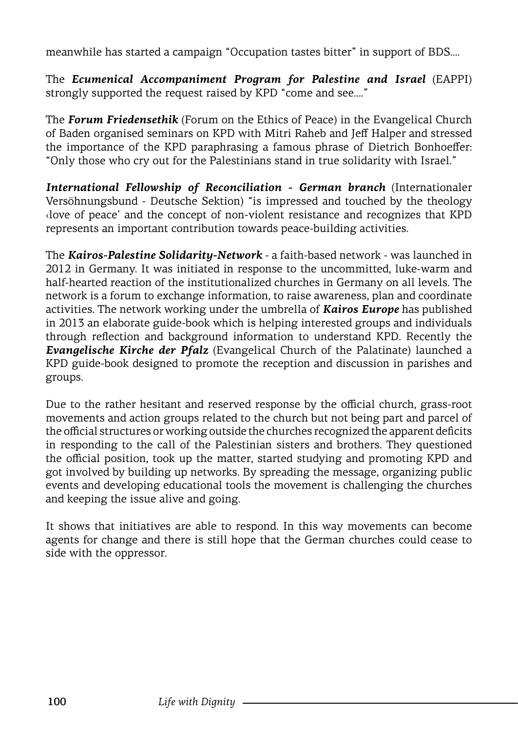meanwhile has started a campaign "Occupation tastes bitter" in support of BDS....

The ***Ecumenical Accompaniment Program for Palestine and Israel*** (EAPPI) strongly supported the request raised by KPD "come and see...."

The ***Forum Friedensethik*** (Forum on the Ethics of Peace) in the Evangelical Church of Baden organised seminars on KPD with Mitri Raheb and Jeff Halper and stressed the importance of the KPD paraphrasing a famous phrase of Dietrich Bonhoeffer: "Only those who cry out for the Palestinians stand in true solidarity with Israel."

***International Fellowship of Reconciliation - German branch*** (Internationaler Versöhnungsbund - Deutsche Sektion) "is impressed and touched by the theology ‹love of peace' and the concept of non-violent resistance and recognizes that KPD represents an important contribution towards peace-building activities.

The ***Kairos-Palestine Solidarity-Network*** - a faith-based network - was launched in 2012 in Germany. It was initiated in response to the uncommitted, luke-warm and half-hearted reaction of the institutionalized churches in Germany on all levels. The network is a forum to exchange information, to raise awareness, plan and coordinate activities. The network working under the umbrella of ***Kairos Europe*** has published in 2013 an elaborate guide-book which is helping interested groups and individuals through reflection and background information to understand KPD. Recently the ***Evangelische Kirche der Pfalz*** (Evangelical Church of the Palatinate) launched a KPD guide-book designed to promote the reception and discussion in parishes and groups.

Due to the rather hesitant and reserved response by the official church, grass-root movements and action groups related to the church but not being part and parcel of the official structures or working outside the churches recognized the apparent deficits in responding to the call of the Palestinian sisters and brothers. They questioned the official position, took up the matter, started studying and promoting KPD and got involved by building up networks. By spreading the message, organizing public events and developing educational tools the movement is challenging the churches and keeping the issue alive and going.

It shows that initiatives are able to respond. In this way movements can become agents for change and there is still hope that the German churches could cease to side with the oppressor.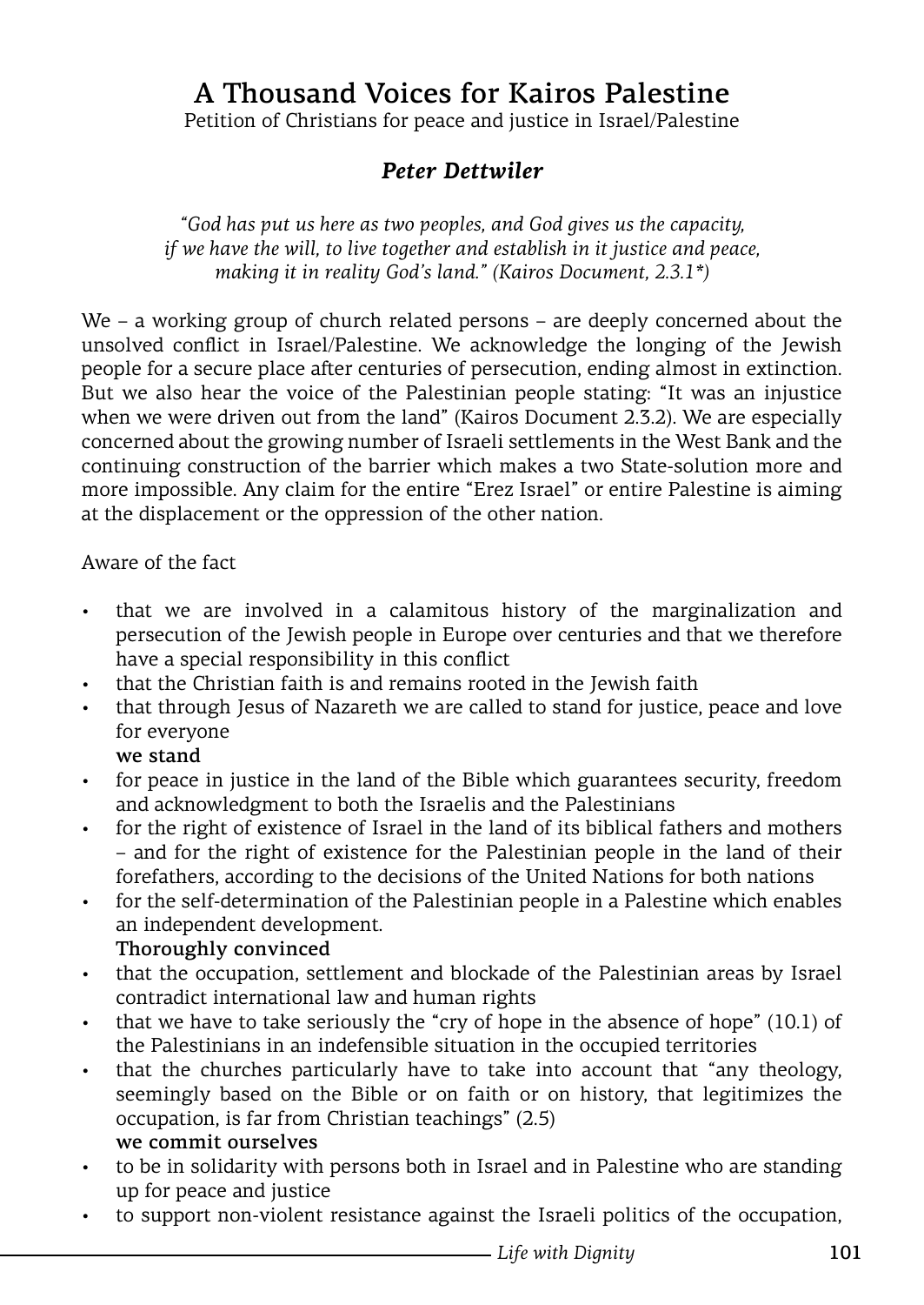# A Thousand Voices for Kairos Palestine

Petition of Christians for peace and justice in Israel/Palestine

### *Peter Dettwiler*

*"God has put us here as two peoples, and God gives us the capacity, if we have the will, to live together and establish in it justice and peace, making it in reality God's land." (Kairos Document, 2.3.1\*)*

We – a working group of church related persons – are deeply concerned about the unsolved conflict in Israel/Palestine. We acknowledge the longing of the Jewish people for a secure place after centuries of persecution, ending almost in extinction. But we also hear the voice of the Palestinian people stating: "It was an injustice when we were driven out from the land" (Kairos Document 2.3.2). We are especially concerned about the growing number of Israeli settlements in the West Bank and the continuing construction of the barrier which makes a two State-solution more and more impossible. Any claim for the entire "Erez Israel" or entire Palestine is aiming at the displacement or the oppression of the other nation.

Aware of the fact

- that we are involved in a calamitous history of the marginalization and persecution of the Jewish people in Europe over centuries and that we therefore have a special responsibility in this conflict
- that the Christian faith is and remains rooted in the Jewish faith
- that through Jesus of Nazareth we are called to stand for justice, peace and love for everyone

**we stand**

- for peace in justice in the land of the Bible which guarantees security, freedom and acknowledgment to both the Israelis and the Palestinians
- for the right of existence of Israel in the land of its biblical fathers and mothers – and for the right of existence for the Palestinian people in the land of their forefathers, according to the decisions of the United Nations for both nations
- for the self-determination of the Palestinian people in a Palestine which enables an independent development.

**Thoroughly convinced**

- that the occupation, settlement and blockade of the Palestinian areas by Israel contradict international law and human rights
- that we have to take seriously the "cry of hope in the absence of hope" (10.1) of the Palestinians in an indefensible situation in the occupied territories
- that the churches particularly have to take into account that "any theology, seemingly based on the Bible or on faith or on history, that legitimizes the occupation, is far from Christian teachings" (2.5)

**we commit ourselves**

- to be in solidarity with persons both in Israel and in Palestine who are standing up for peace and justice
- to support non-violent resistance against the Israeli politics of the occupation,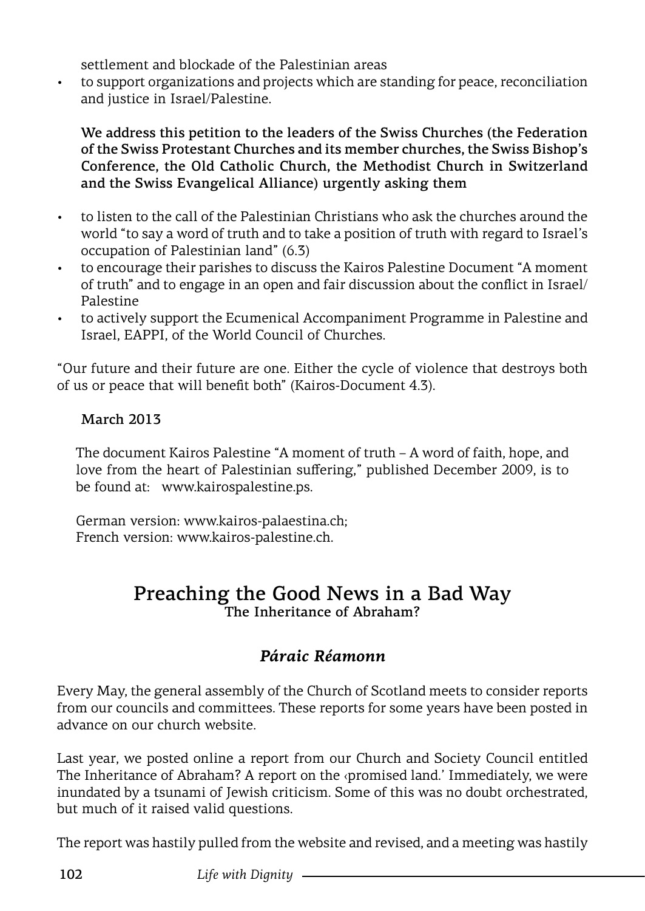settlement and blockade of the Palestinian areas

- to support organizations and projects which are standing for peace, reconciliation and justice in Israel/Palestine.

**We address this petition to the leaders of the Swiss Churches (the Federation of the Swiss Protestant Churches and its member churches, the Swiss Bishop's Conference, the Old Catholic Church, the Methodist Church in Switzerland and the Swiss Evangelical Alliance) urgently asking them**

- to listen to the call of the Palestinian Christians who ask the churches around the world "to say a word of truth and to take a position of truth with regard to Israel's occupation of Palestinian land" (6.3)
- to encourage their parishes to discuss the Kairos Palestine Document "A moment of truth" and to engage in an open and fair discussion about the conflict in Israel/ Palestine
- to actively support the Ecumenical Accompaniment Programme in Palestine and Israel, EAPPI, of the World Council of Churches.

"Our future and their future are one. Either the cycle of violence that destroys both of us or peace that will benefit both" (Kairos-Document 4.3).

**March 2013**

The document Kairos Palestine "A moment of truth – A word of faith, hope, and love from the heart of Palestinian suffering," published December 2009, is to be found at: www.kairospalestine.ps.

German version: www.kairos-palaestina.ch;
French version: www.kairos-palestine.ch.

## Preaching the Good News in a Bad Way

### The Inheritance of Abraham?

***Páraic Réamonn***

Every May, the general assembly of the Church of Scotland meets to consider reports from our councils and committees. These reports for some years have been posted in advance on our church website.

Last year, we posted online a report from our Church and Society Council entitled The Inheritance of Abraham? A report on the ‹promised land.' Immediately, we were inundated by a tsunami of Jewish criticism. Some of this was no doubt orchestrated, but much of it raised valid questions.

The report was hastily pulled from the website and revised, and a meeting was hastily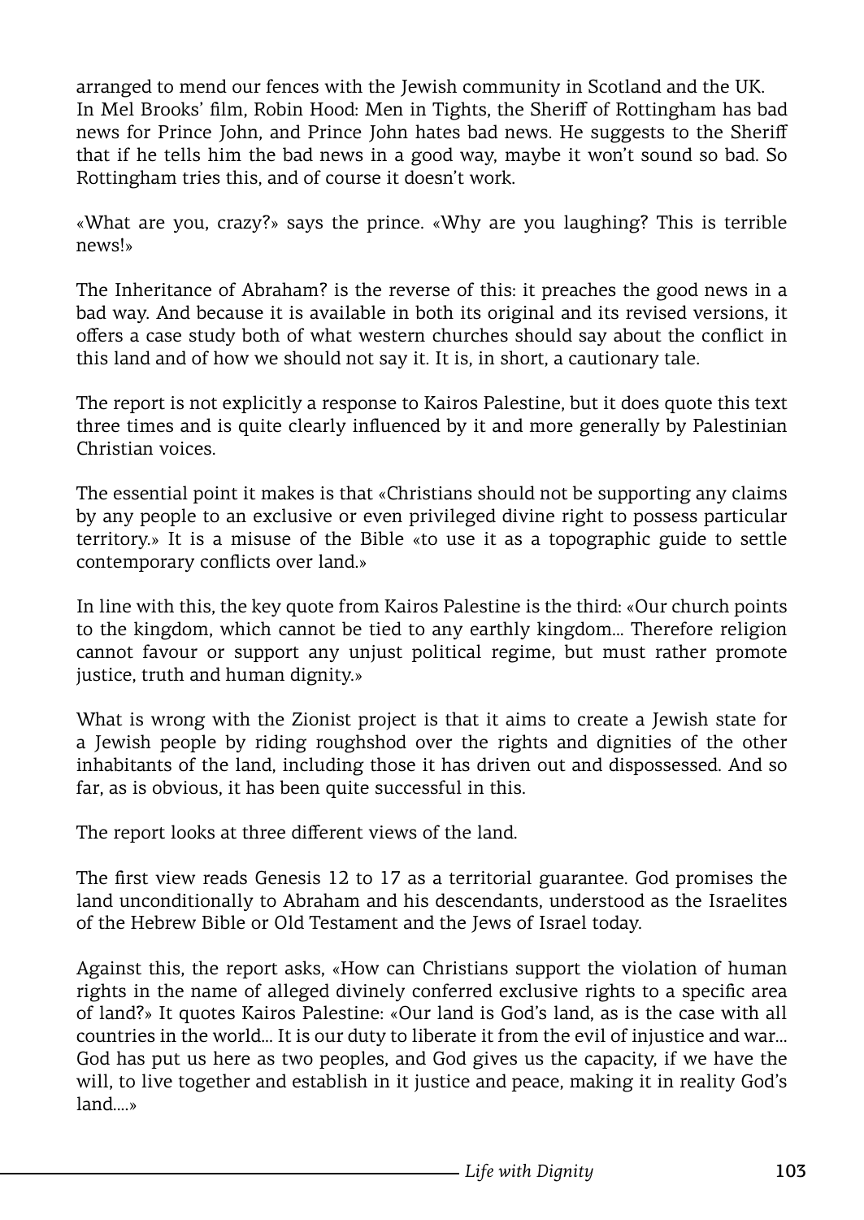arranged to mend our fences with the Jewish community in Scotland and the UK. In Mel Brooks' film, Robin Hood: Men in Tights, the Sheriff of Rottingham has bad news for Prince John, and Prince John hates bad news. He suggests to the Sheriff that if he tells him the bad news in a good way, maybe it won't sound so bad. So Rottingham tries this, and of course it doesn't work.

«What are you, crazy?» says the prince. «Why are you laughing? This is terrible news!»

The Inheritance of Abraham? is the reverse of this: it preaches the good news in a bad way. And because it is available in both its original and its revised versions, it offers a case study both of what western churches should say about the conflict in this land and of how we should not say it. It is, in short, a cautionary tale.

The report is not explicitly a response to Kairos Palestine, but it does quote this text three times and is quite clearly influenced by it and more generally by Palestinian Christian voices.

The essential point it makes is that «Christians should not be supporting any claims by any people to an exclusive or even privileged divine right to possess particular territory.» It is a misuse of the Bible «to use it as a topographic guide to settle contemporary conflicts over land.»

In line with this, the key quote from Kairos Palestine is the third: «Our church points to the kingdom, which cannot be tied to any earthly kingdom... Therefore religion cannot favour or support any unjust political regime, but must rather promote justice, truth and human dignity.»

What is wrong with the Zionist project is that it aims to create a Jewish state for a Jewish people by riding roughshod over the rights and dignities of the other inhabitants of the land, including those it has driven out and dispossessed. And so far, as is obvious, it has been quite successful in this.

The report looks at three different views of the land.

The first view reads Genesis 12 to 17 as a territorial guarantee. God promises the land unconditionally to Abraham and his descendants, understood as the Israelites of the Hebrew Bible or Old Testament and the Jews of Israel today.

Against this, the report asks, «How can Christians support the violation of human rights in the name of alleged divinely conferred exclusive rights to a specific area of land?» It quotes Kairos Palestine: «Our land is God's land, as is the case with all countries in the world... It is our duty to liberate it from the evil of injustice and war... God has put us here as two peoples, and God gives us the capacity, if we have the will, to live together and establish in it justice and peace, making it in reality God's land....»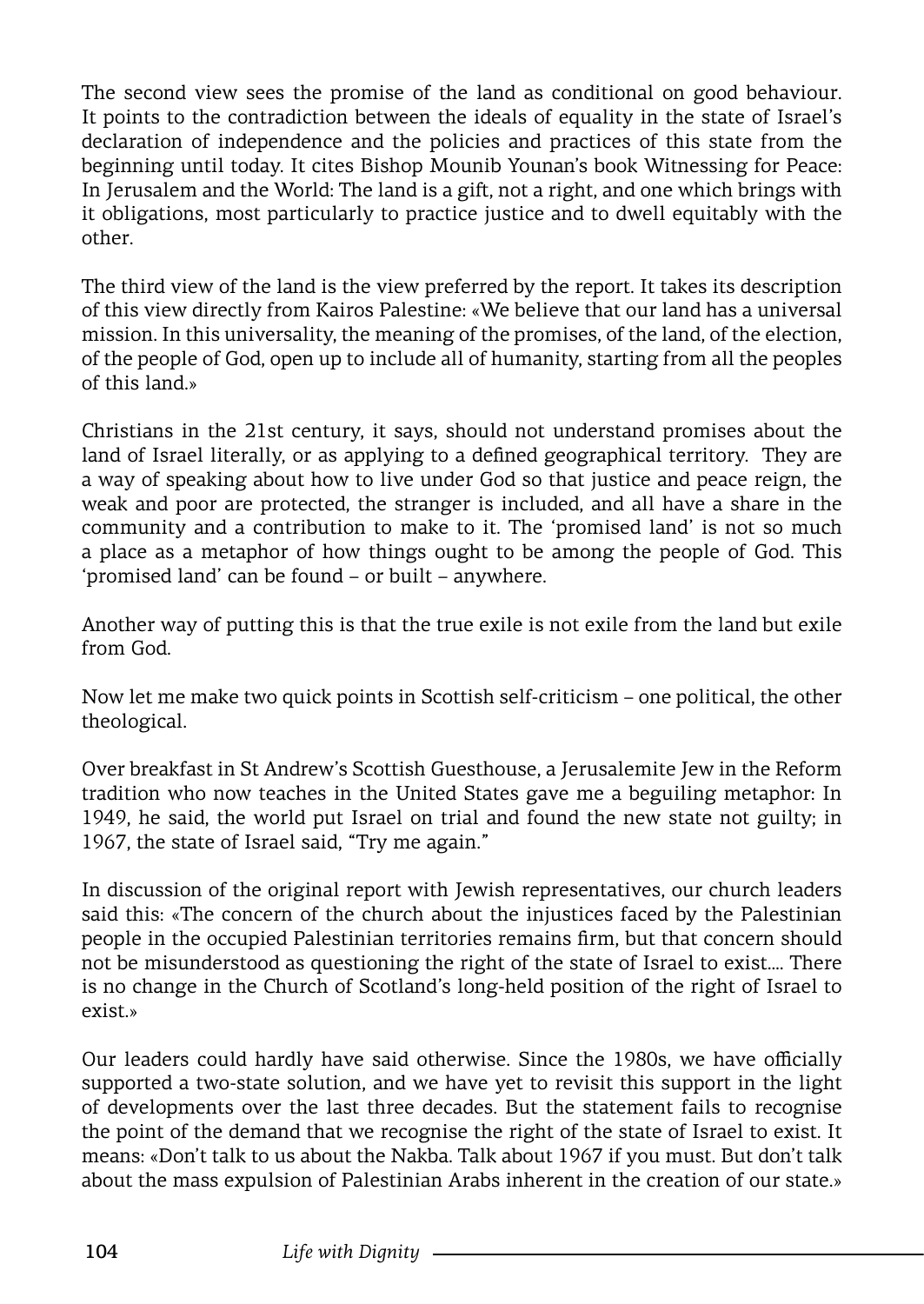The second view sees the promise of the land as conditional on good behaviour. It points to the contradiction between the ideals of equality in the state of Israel's declaration of independence and the policies and practices of this state from the beginning until today. It cites Bishop Mounib Younan's book Witnessing for Peace: In Jerusalem and the World: The land is a gift, not a right, and one which brings with it obligations, most particularly to practice justice and to dwell equitably with the other.

The third view of the land is the view preferred by the report. It takes its description of this view directly from Kairos Palestine: «We believe that our land has a universal mission. In this universality, the meaning of the promises, of the land, of the election, of the people of God, open up to include all of humanity, starting from all the peoples of this land.»

Christians in the 21st century, it says, should not understand promises about the land of Israel literally, or as applying to a defined geographical territory. They are a way of speaking about how to live under God so that justice and peace reign, the weak and poor are protected, the stranger is included, and all have a share in the community and a contribution to make to it. The 'promised land' is not so much a place as a metaphor of how things ought to be among the people of God. This 'promised land' can be found – or built – anywhere.

Another way of putting this is that the true exile is not exile from the land but exile from God.

Now let me make two quick points in Scottish self-criticism – one political, the other theological.

Over breakfast in St Andrew's Scottish Guesthouse, a Jerusalemite Jew in the Reform tradition who now teaches in the United States gave me a beguiling metaphor: In 1949, he said, the world put Israel on trial and found the new state not guilty; in 1967, the state of Israel said, "Try me again."

In discussion of the original report with Jewish representatives, our church leaders said this: «The concern of the church about the injustices faced by the Palestinian people in the occupied Palestinian territories remains firm, but that concern should not be misunderstood as questioning the right of the state of Israel to exist.... There is no change in the Church of Scotland's long-held position of the right of Israel to exist.»

Our leaders could hardly have said otherwise. Since the 1980s, we have officially supported a two-state solution, and we have yet to revisit this support in the light of developments over the last three decades. But the statement fails to recognise the point of the demand that we recognise the right of the state of Israel to exist. It means: «Don't talk to us about the Nakba. Talk about 1967 if you must. But don't talk about the mass expulsion of Palestinian Arabs inherent in the creation of our state.»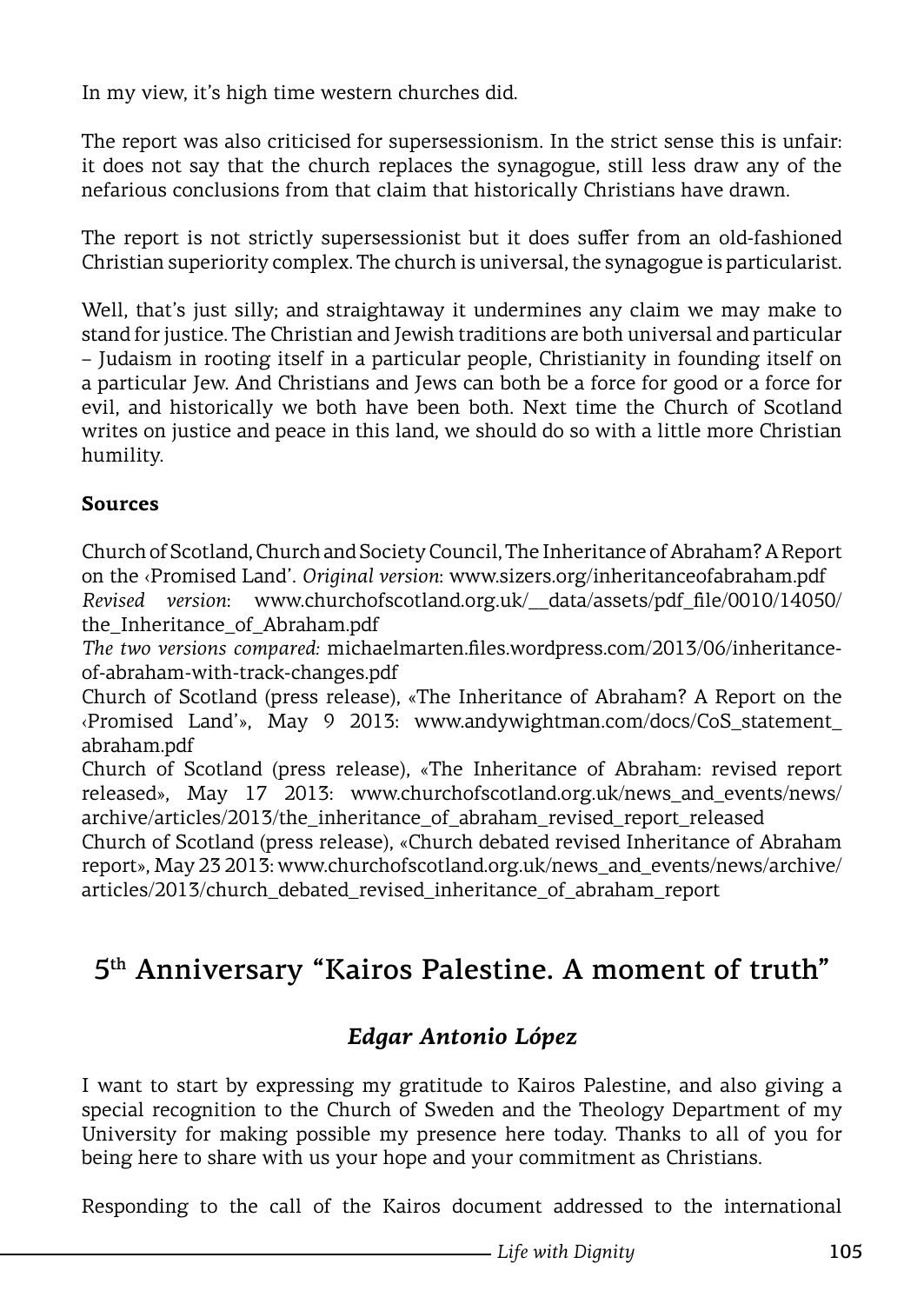In my view, it's high time western churches did.

The report was also criticised for supersessionism. In the strict sense this is unfair: it does not say that the church replaces the synagogue, still less draw any of the nefarious conclusions from that claim that historically Christians have drawn.

The report is not strictly supersessionist but it does suffer from an old-fashioned Christian superiority complex. The church is universal, the synagogue is particularist.

Well, that's just silly; and straightaway it undermines any claim we may make to stand for justice. The Christian and Jewish traditions are both universal and particular – Judaism in rooting itself in a particular people, Christianity in founding itself on a particular Jew. And Christians and Jews can both be a force for good or a force for evil, and historically we both have been both. Next time the Church of Scotland writes on justice and peace in this land, we should do so with a little more Christian humility.

**Sources**

Church of Scotland, Church and Society Council, The Inheritance of Abraham? A Report on the ‹Promised Land'. *Original version*: www.sizers.org/inheritanceofabraham.pdf
*Revised version*: www.churchofscotland.org.uk/__data/assets/pdf_file/0010/14050/the_Inheritance_of_Abraham.pdf
*The two versions compared:* michaelmarten.files.wordpress.com/2013/06/inheritance-of-abraham-with-track-changes.pdf
Church of Scotland (press release), «The Inheritance of Abraham? A Report on the ‹Promised Land'», May 9 2013: www.andywightman.com/docs/CoS_statement_abraham.pdf
Church of Scotland (press release), «The Inheritance of Abraham: revised report released», May 17 2013: www.churchofscotland.org.uk/news_and_events/news/archive/articles/2013/the_inheritance_of_abraham_revised_report_released
Church of Scotland (press release), «Church debated revised Inheritance of Abraham report», May 23 2013: www.churchofscotland.org.uk/news_and_events/news/archive/articles/2013/church_debated_revised_inheritance_of_abraham_report

## 5th Anniversary "Kairos Palestine. A moment of truth"

***Edgar Antonio López***

I want to start by expressing my gratitude to Kairos Palestine, and also giving a special recognition to the Church of Sweden and the Theology Department of my University for making possible my presence here today. Thanks to all of you for being here to share with us your hope and your commitment as Christians.

Responding to the call of the Kairos document addressed to the international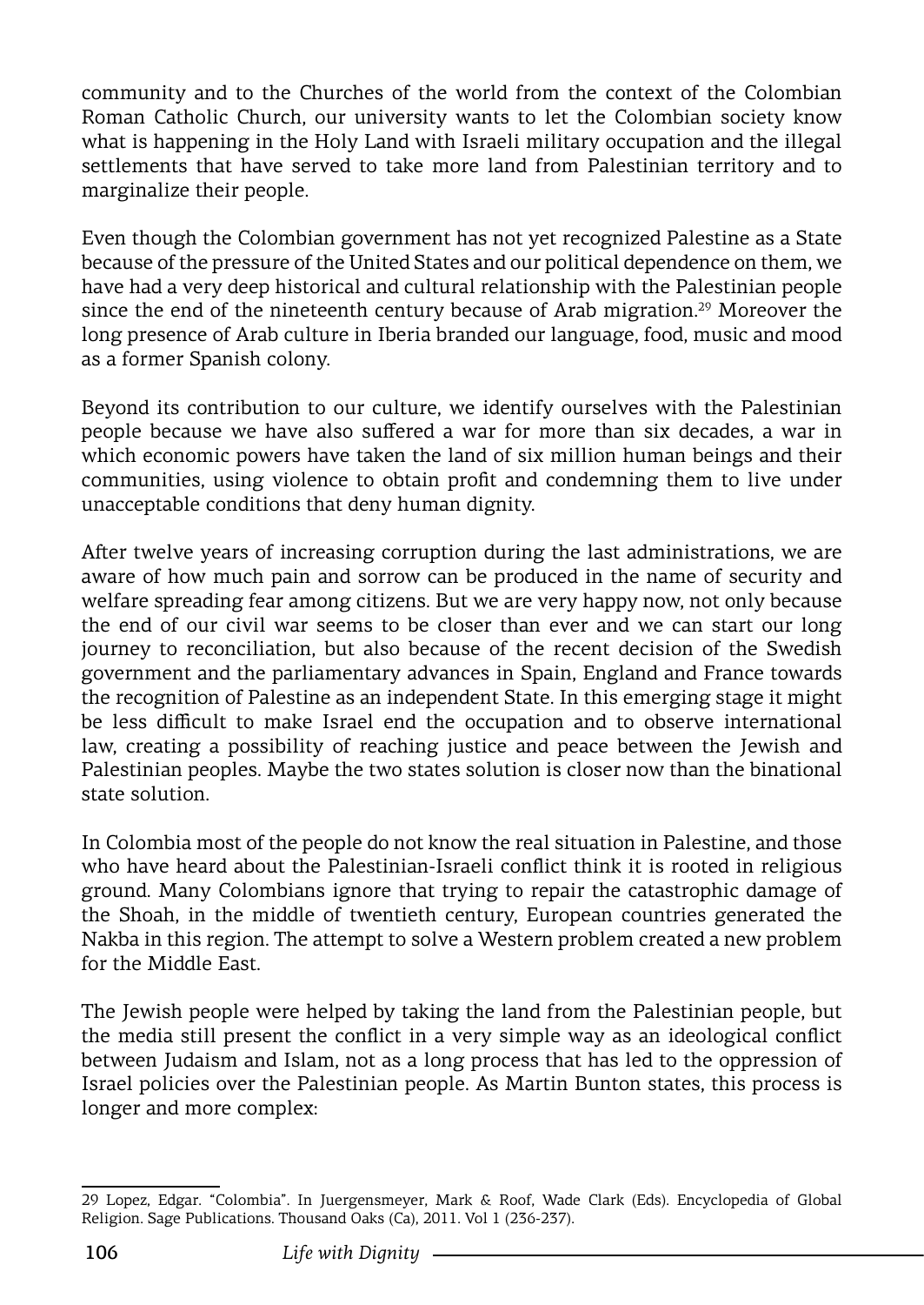community and to the Churches of the world from the context of the Colombian Roman Catholic Church, our university wants to let the Colombian society know what is happening in the Holy Land with Israeli military occupation and the illegal settlements that have served to take more land from Palestinian territory and to marginalize their people.

Even though the Colombian government has not yet recognized Palestine as a State because of the pressure of the United States and our political dependence on them, we have had a very deep historical and cultural relationship with the Palestinian people since the end of the nineteenth century because of Arab migration.[29] Moreover the long presence of Arab culture in Iberia branded our language, food, music and mood as a former Spanish colony.

Beyond its contribution to our culture, we identify ourselves with the Palestinian people because we have also suffered a war for more than six decades, a war in which economic powers have taken the land of six million human beings and their communities, using violence to obtain profit and condemning them to live under unacceptable conditions that deny human dignity.

After twelve years of increasing corruption during the last administrations, we are aware of how much pain and sorrow can be produced in the name of security and welfare spreading fear among citizens. But we are very happy now, not only because the end of our civil war seems to be closer than ever and we can start our long journey to reconciliation, but also because of the recent decision of the Swedish government and the parliamentary advances in Spain, England and France towards the recognition of Palestine as an independent State. In this emerging stage it might be less difficult to make Israel end the occupation and to observe international law, creating a possibility of reaching justice and peace between the Jewish and Palestinian peoples. Maybe the two states solution is closer now than the binational state solution.

In Colombia most of the people do not know the real situation in Palestine, and those who have heard about the Palestinian-Israeli conflict think it is rooted in religious ground. Many Colombians ignore that trying to repair the catastrophic damage of the Shoah, in the middle of twentieth century, European countries generated the Nakba in this region. The attempt to solve a Western problem created a new problem for the Middle East.

The Jewish people were helped by taking the land from the Palestinian people, but the media still present the conflict in a very simple way as an ideological conflict between Judaism and Islam, not as a long process that has led to the oppression of Israel policies over the Palestinian people. As Martin Bunton states, this process is longer and more complex:

---

29 Lopez, Edgar. "Colombia". In Juergensmeyer, Mark & Roof, Wade Clark (Eds). Encyclopedia of Global Religion. Sage Publications. Thousand Oaks (Ca), 2011. Vol 1 (236-237).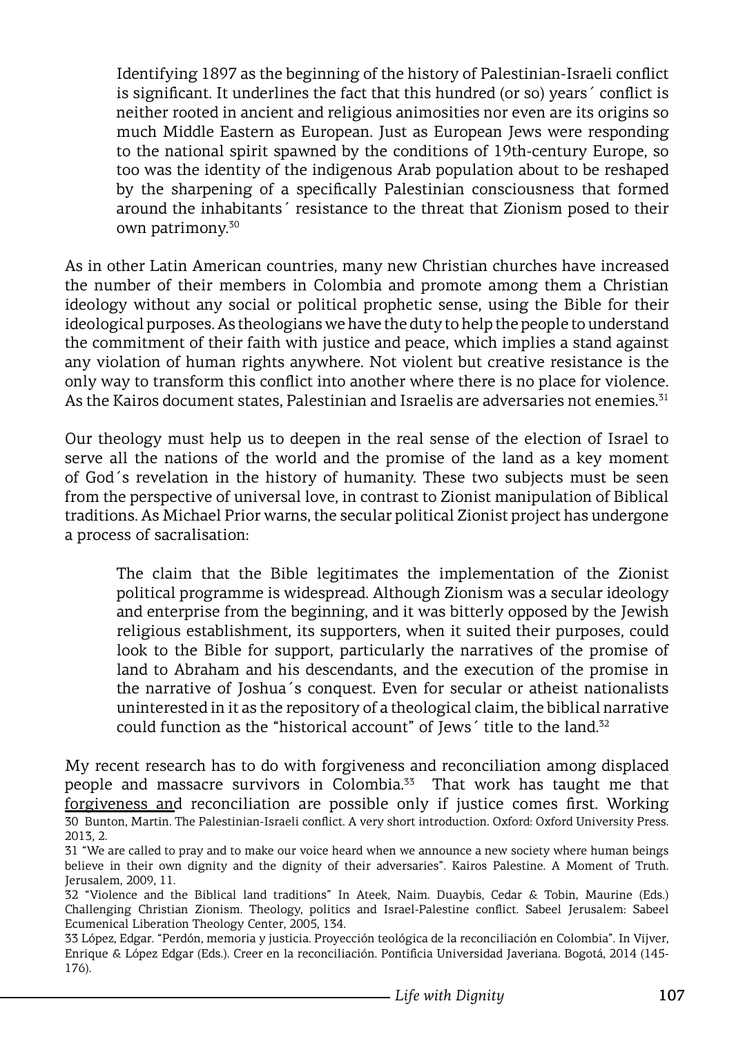> Identifying 1897 as the beginning of the history of Palestinian-Israeli conflict is significant. It underlines the fact that this hundred (or so) years´ conflict is neither rooted in ancient and religious animosities nor even are its origins so much Middle Eastern as European. Just as European Jews were responding to the national spirit spawned by the conditions of 19th-century Europe, so too was the identity of the indigenous Arab population about to be reshaped by the sharpening of a specifically Palestinian consciousness that formed around the inhabitants´ resistance to the threat that Zionism posed to their own patrimony.[30]

As in other Latin American countries, many new Christian churches have increased the number of their members in Colombia and promote among them a Christian ideology without any social or political prophetic sense, using the Bible for their ideological purposes. As theologians we have the duty to help the people to understand the commitment of their faith with justice and peace, which implies a stand against any violation of human rights anywhere. Not violent but creative resistance is the only way to transform this conflict into another where there is no place for violence. As the Kairos document states, Palestinian and Israelis are adversaries not enemies.[31]

Our theology must help us to deepen in the real sense of the election of Israel to serve all the nations of the world and the promise of the land as a key moment of God´s revelation in the history of humanity. These two subjects must be seen from the perspective of universal love, in contrast to Zionist manipulation of Biblical traditions. As Michael Prior warns, the secular political Zionist project has undergone a process of sacralisation:

> The claim that the Bible legitimates the implementation of the Zionist political programme is widespread. Although Zionism was a secular ideology and enterprise from the beginning, and it was bitterly opposed by the Jewish religious establishment, its supporters, when it suited their purposes, could look to the Bible for support, particularly the narratives of the promise of land to Abraham and his descendants, and the execution of the promise in the narrative of Joshua´s conquest. Even for secular or atheist nationalists uninterested in it as the repository of a theological claim, the biblical narrative could function as the "historical account" of Jews´ title to the land.[32]

My recent research has to do with forgiveness and reconciliation among displaced people and massacre survivors in Colombia.[33] That work has taught me that forgiveness and reconciliation are possible only if justice comes first. Working

30 Bunton, Martin. The Palestinian-Israeli conflict. A very short introduction. Oxford: Oxford University Press. 2013, 2.

31 "We are called to pray and to make our voice heard when we announce a new society where human beings believe in their own dignity and the dignity of their adversaries". Kairos Palestine. A Moment of Truth. Jerusalem, 2009, 11.

32 "Violence and the Biblical land traditions" In Ateek, Naim. Duaybis, Cedar & Tobin, Maurine (Eds.) Challenging Christian Zionism. Theology, politics and Israel-Palestine conflict. Sabeel Jerusalem: Sabeel Ecumenical Liberation Theology Center, 2005, 134.

33 López, Edgar. "Perdón, memoria y justicia. Proyección teológica de la reconciliación en Colombia". In Vijver, Enrique & López Edgar (Eds.). Creer en la reconciliación. Pontificia Universidad Javeriana. Bogotá, 2014 (145-176).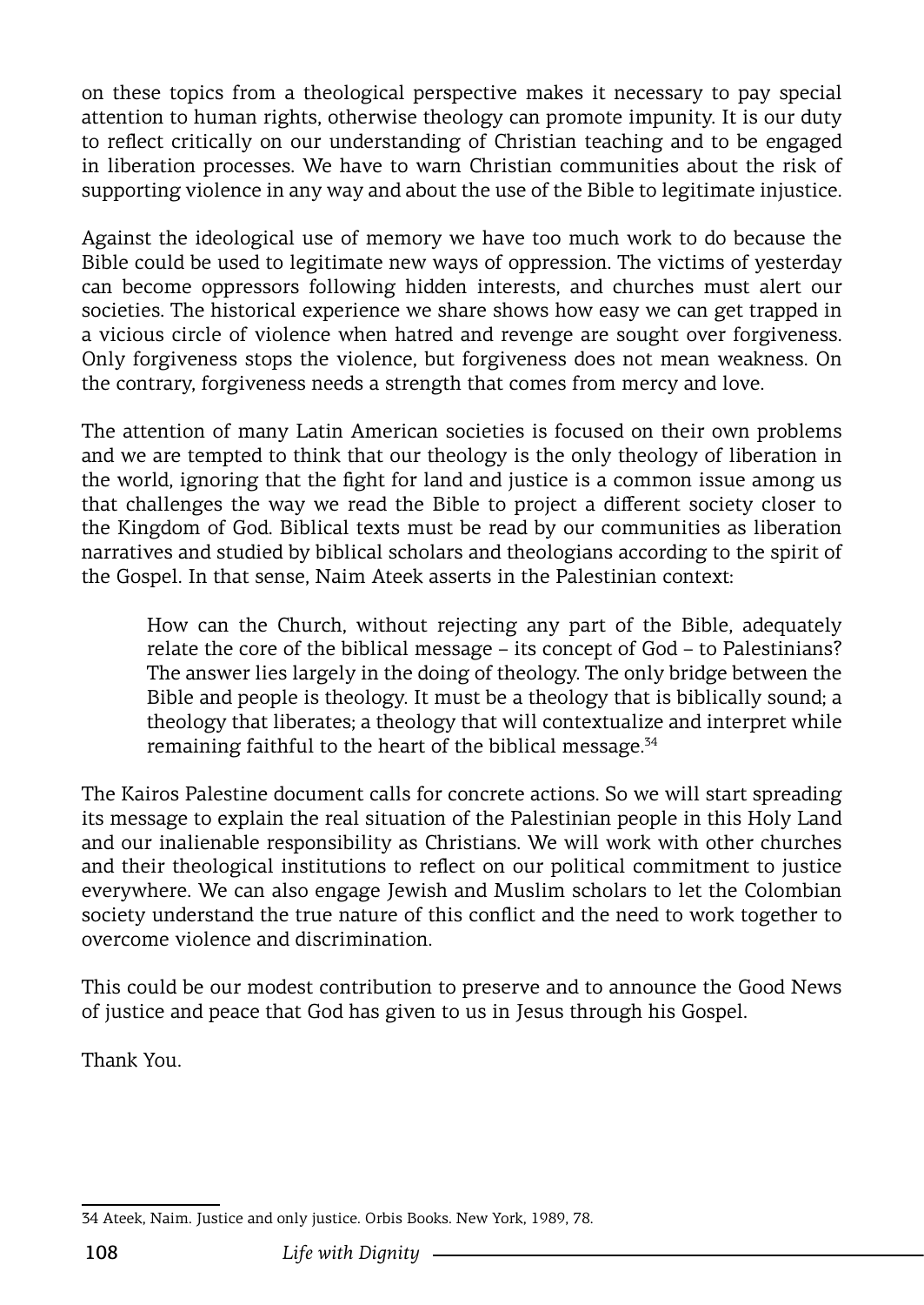on these topics from a theological perspective makes it necessary to pay special attention to human rights, otherwise theology can promote impunity. It is our duty to reflect critically on our understanding of Christian teaching and to be engaged in liberation processes. We have to warn Christian communities about the risk of supporting violence in any way and about the use of the Bible to legitimate injustice.

Against the ideological use of memory we have too much work to do because the Bible could be used to legitimate new ways of oppression. The victims of yesterday can become oppressors following hidden interests, and churches must alert our societies. The historical experience we share shows how easy we can get trapped in a vicious circle of violence when hatred and revenge are sought over forgiveness. Only forgiveness stops the violence, but forgiveness does not mean weakness. On the contrary, forgiveness needs a strength that comes from mercy and love.

The attention of many Latin American societies is focused on their own problems and we are tempted to think that our theology is the only theology of liberation in the world, ignoring that the fight for land and justice is a common issue among us that challenges the way we read the Bible to project a different society closer to the Kingdom of God. Biblical texts must be read by our communities as liberation narratives and studied by biblical scholars and theologians according to the spirit of the Gospel. In that sense, Naim Ateek asserts in the Palestinian context:

> How can the Church, without rejecting any part of the Bible, adequately relate the core of the biblical message – its concept of God – to Palestinians? The answer lies largely in the doing of theology. The only bridge between the Bible and people is theology. It must be a theology that is biblically sound; a theology that liberates; a theology that will contextualize and interpret while remaining faithful to the heart of the biblical message.[34]

The Kairos Palestine document calls for concrete actions. So we will start spreading its message to explain the real situation of the Palestinian people in this Holy Land and our inalienable responsibility as Christians. We will work with other churches and their theological institutions to reflect on our political commitment to justice everywhere. We can also engage Jewish and Muslim scholars to let the Colombian society understand the true nature of this conflict and the need to work together to overcome violence and discrimination.

This could be our modest contribution to preserve and to announce the Good News of justice and peace that God has given to us in Jesus through his Gospel.

Thank You.

---

34 Ateek, Naim. Justice and only justice. Orbis Books. New York, 1989, 78.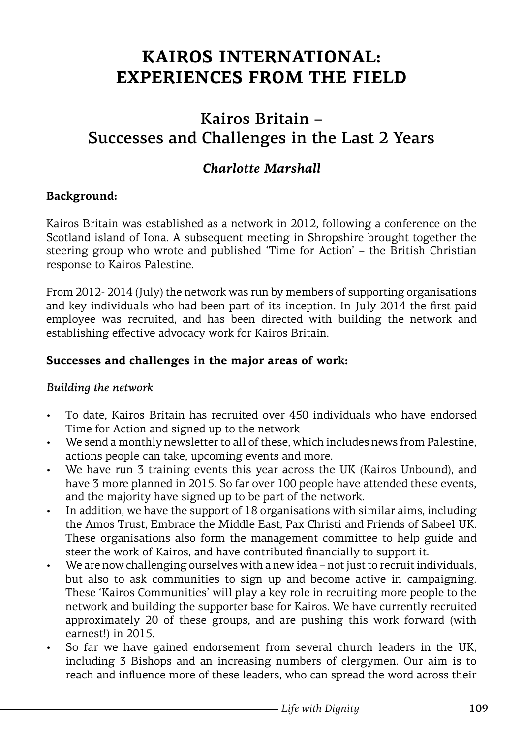# KAIROS INTERNATIONAL: EXPERIENCES FROM THE FIELD

## Kairos Britain – Successes and Challenges in the Last 2 Years

### *Charlotte Marshall*

**Background:**

Kairos Britain was established as a network in 2012, following a conference on the Scotland island of Iona. A subsequent meeting in Shropshire brought together the steering group who wrote and published 'Time for Action' – the British Christian response to Kairos Palestine.

From 2012- 2014 (July) the network was run by members of supporting organisations and key individuals who had been part of its inception. In July 2014 the first paid employee was recruited, and has been directed with building the network and establishing effective advocacy work for Kairos Britain.

**Successes and challenges in the major areas of work:**

*Building the network*

- To date, Kairos Britain has recruited over 450 individuals who have endorsed Time for Action and signed up to the network
- We send a monthly newsletter to all of these, which includes news from Palestine, actions people can take, upcoming events and more.
- We have run 3 training events this year across the UK (Kairos Unbound), and have 3 more planned in 2015. So far over 100 people have attended these events, and the majority have signed up to be part of the network.
- In addition, we have the support of 18 organisations with similar aims, including the Amos Trust, Embrace the Middle East, Pax Christi and Friends of Sabeel UK. These organisations also form the management committee to help guide and steer the work of Kairos, and have contributed financially to support it.
- We are now challenging ourselves with a new idea – not just to recruit individuals, but also to ask communities to sign up and become active in campaigning. These 'Kairos Communities' will play a key role in recruiting more people to the network and building the supporter base for Kairos. We have currently recruited approximately 20 of these groups, and are pushing this work forward (with earnest!) in 2015.
- So far we have gained endorsement from several church leaders in the UK, including 3 Bishops and an increasing numbers of clergymen. Our aim is to reach and influence more of these leaders, who can spread the word across their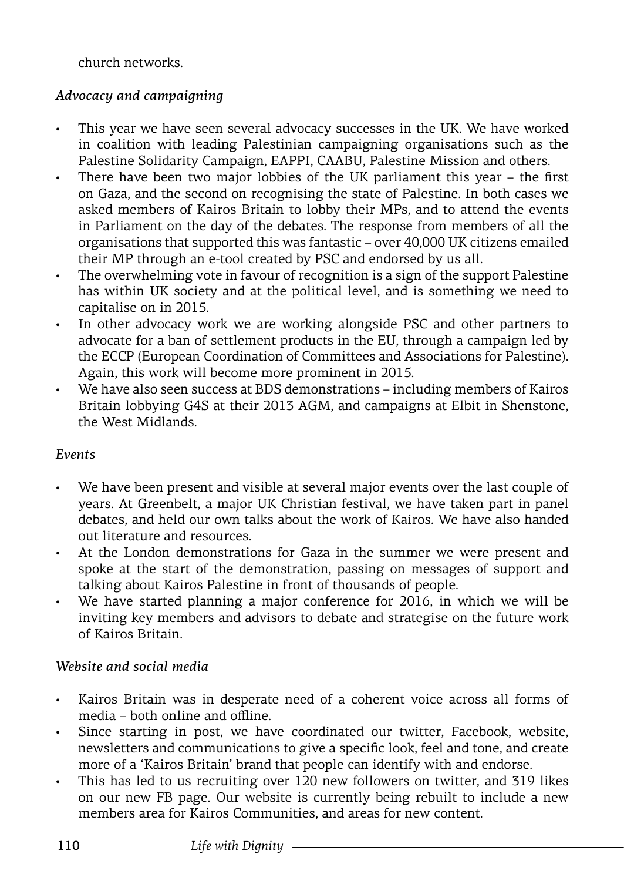church networks.

*Advocacy and campaigning*

- This year we have seen several advocacy successes in the UK. We have worked in coalition with leading Palestinian campaigning organisations such as the Palestine Solidarity Campaign, EAPPI, CAABU, Palestine Mission and others.
- There have been two major lobbies of the UK parliament this year – the first on Gaza, and the second on recognising the state of Palestine. In both cases we asked members of Kairos Britain to lobby their MPs, and to attend the events in Parliament on the day of the debates. The response from members of all the organisations that supported this was fantastic – over 40,000 UK citizens emailed their MP through an e-tool created by PSC and endorsed by us all.
- The overwhelming vote in favour of recognition is a sign of the support Palestine has within UK society and at the political level, and is something we need to capitalise on in 2015.
- In other advocacy work we are working alongside PSC and other partners to advocate for a ban of settlement products in the EU, through a campaign led by the ECCP (European Coordination of Committees and Associations for Palestine). Again, this work will become more prominent in 2015.
- We have also seen success at BDS demonstrations – including members of Kairos Britain lobbying G4S at their 2013 AGM, and campaigns at Elbit in Shenstone, the West Midlands.

*Events*

- We have been present and visible at several major events over the last couple of years. At Greenbelt, a major UK Christian festival, we have taken part in panel debates, and held our own talks about the work of Kairos. We have also handed out literature and resources.
- At the London demonstrations for Gaza in the summer we were present and spoke at the start of the demonstration, passing on messages of support and talking about Kairos Palestine in front of thousands of people.
- We have started planning a major conference for 2016, in which we will be inviting key members and advisors to debate and strategise on the future work of Kairos Britain.

*Website and social media*

- Kairos Britain was in desperate need of a coherent voice across all forms of media – both online and offline.
- Since starting in post, we have coordinated our twitter, Facebook, website, newsletters and communications to give a specific look, feel and tone, and create more of a 'Kairos Britain' brand that people can identify with and endorse.
- This has led to us recruiting over 120 new followers on twitter, and 319 likes on our new FB page. Our website is currently being rebuilt to include a new members area for Kairos Communities, and areas for new content.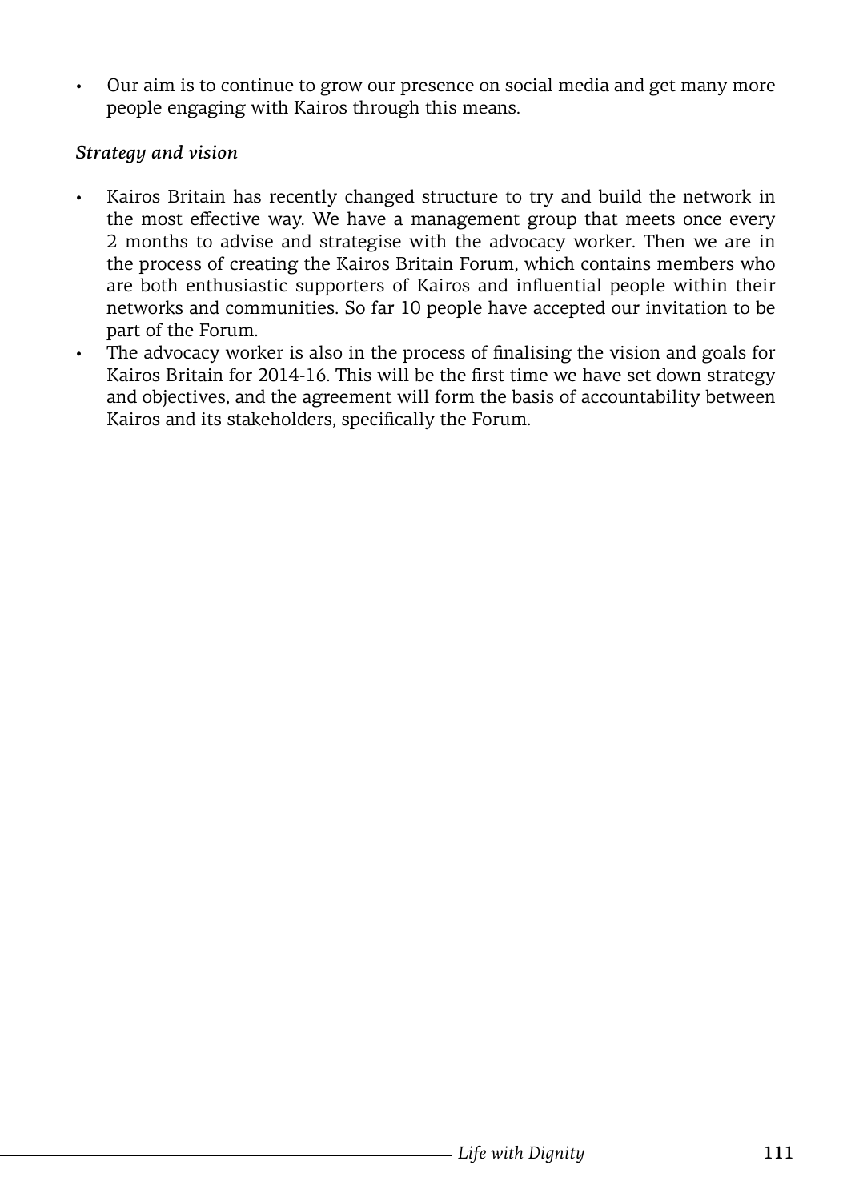- Our aim is to continue to grow our presence on social media and get many more people engaging with Kairos through this means.

*Strategy and vision*

- Kairos Britain has recently changed structure to try and build the network in the most effective way. We have a management group that meets once every 2 months to advise and strategise with the advocacy worker. Then we are in the process of creating the Kairos Britain Forum, which contains members who are both enthusiastic supporters of Kairos and influential people within their networks and communities. So far 10 people have accepted our invitation to be part of the Forum.
- The advocacy worker is also in the process of finalising the vision and goals for Kairos Britain for 2014-16. This will be the first time we have set down strategy and objectives, and the agreement will form the basis of accountability between Kairos and its stakeholders, specifically the Forum.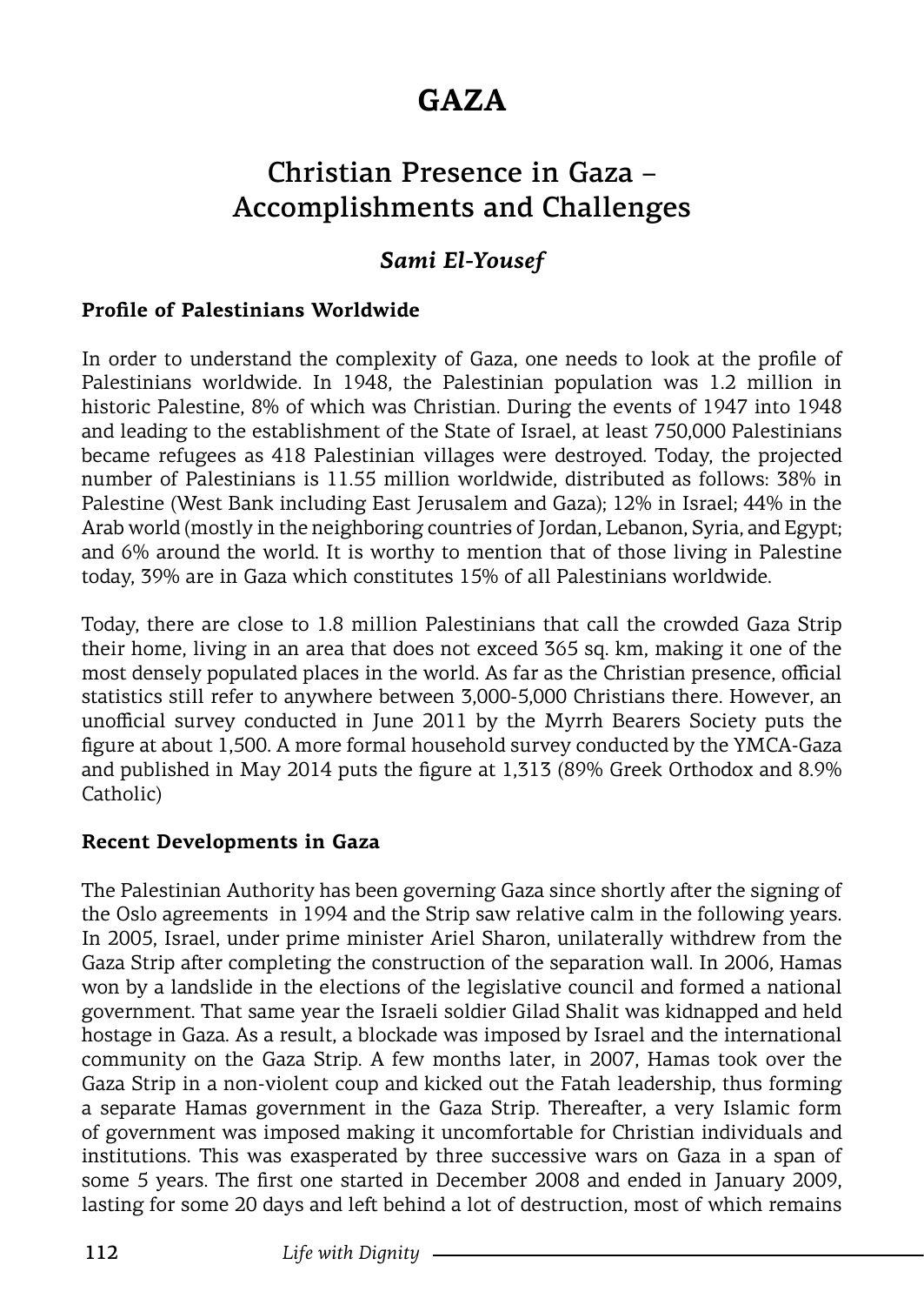# GAZA

## Christian Presence in Gaza – Accomplishments and Challenges

***Sami El-Yousef***

**Profile of Palestinians Worldwide**

In order to understand the complexity of Gaza, one needs to look at the profile of Palestinians worldwide. In 1948, the Palestinian population was 1.2 million in historic Palestine, 8% of which was Christian. During the events of 1947 into 1948 and leading to the establishment of the State of Israel, at least 750,000 Palestinians became refugees as 418 Palestinian villages were destroyed. Today, the projected number of Palestinians is 11.55 million worldwide, distributed as follows: 38% in Palestine (West Bank including East Jerusalem and Gaza); 12% in Israel; 44% in the Arab world (mostly in the neighboring countries of Jordan, Lebanon, Syria, and Egypt; and 6% around the world. It is worthy to mention that of those living in Palestine today, 39% are in Gaza which constitutes 15% of all Palestinians worldwide.

Today, there are close to 1.8 million Palestinians that call the crowded Gaza Strip their home, living in an area that does not exceed 365 sq. km, making it one of the most densely populated places in the world. As far as the Christian presence, official statistics still refer to anywhere between 3,000-5,000 Christians there. However, an unofficial survey conducted in June 2011 by the Myrrh Bearers Society puts the figure at about 1,500. A more formal household survey conducted by the YMCA-Gaza and published in May 2014 puts the figure at 1,313 (89% Greek Orthodox and 8.9% Catholic)

**Recent Developments in Gaza**

The Palestinian Authority has been governing Gaza since shortly after the signing of the Oslo agreements in 1994 and the Strip saw relative calm in the following years. In 2005, Israel, under prime minister Ariel Sharon, unilaterally withdrew from the Gaza Strip after completing the construction of the separation wall. In 2006, Hamas won by a landslide in the elections of the legislative council and formed a national government. That same year the Israeli soldier Gilad Shalit was kidnapped and held hostage in Gaza. As a result, a blockade was imposed by Israel and the international community on the Gaza Strip. A few months later, in 2007, Hamas took over the Gaza Strip in a non-violent coup and kicked out the Fatah leadership, thus forming a separate Hamas government in the Gaza Strip. Thereafter, a very Islamic form of government was imposed making it uncomfortable for Christian individuals and institutions. This was exasperated by three successive wars on Gaza in a span of some 5 years. The first one started in December 2008 and ended in January 2009, lasting for some 20 days and left behind a lot of destruction, most of which remains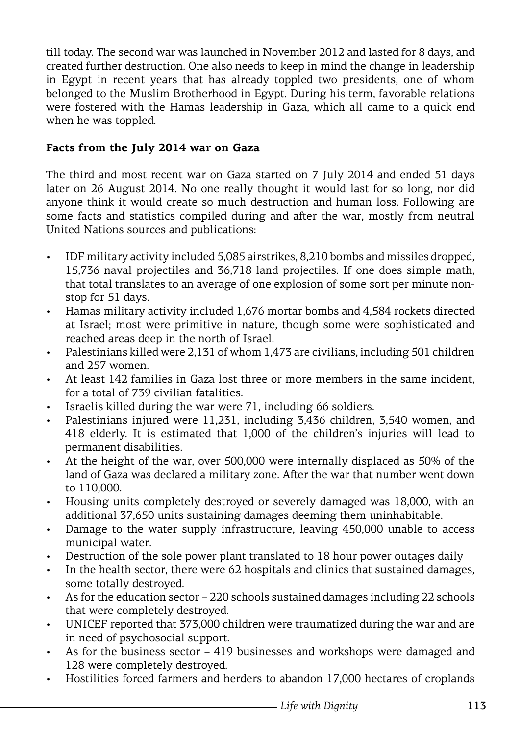till today. The second war was launched in November 2012 and lasted for 8 days, and created further destruction. One also needs to keep in mind the change in leadership in Egypt in recent years that has already toppled two presidents, one of whom belonged to the Muslim Brotherhood in Egypt. During his term, favorable relations were fostered with the Hamas leadership in Gaza, which all came to a quick end when he was toppled.

**Facts from the July 2014 war on Gaza**

The third and most recent war on Gaza started on 7 July 2014 and ended 51 days later on 26 August 2014. No one really thought it would last for so long, nor did anyone think it would create so much destruction and human loss. Following are some facts and statistics compiled during and after the war, mostly from neutral United Nations sources and publications:

- IDF military activity included 5,085 airstrikes, 8,210 bombs and missiles dropped, 15,736 naval projectiles and 36,718 land projectiles. If one does simple math, that total translates to an average of one explosion of some sort per minute non-stop for 51 days.
- Hamas military activity included 1,676 mortar bombs and 4,584 rockets directed at Israel; most were primitive in nature, though some were sophisticated and reached areas deep in the north of Israel.
- Palestinians killed were 2,131 of whom 1,473 are civilians, including 501 children and 257 women.
- At least 142 families in Gaza lost three or more members in the same incident, for a total of 739 civilian fatalities.
- Israelis killed during the war were 71, including 66 soldiers.
- Palestinians injured were 11,231, including 3,436 children, 3,540 women, and 418 elderly. It is estimated that 1,000 of the children's injuries will lead to permanent disabilities.
- At the height of the war, over 500,000 were internally displaced as 50% of the land of Gaza was declared a military zone. After the war that number went down to 110,000.
- Housing units completely destroyed or severely damaged was 18,000, with an additional 37,650 units sustaining damages deeming them uninhabitable.
- Damage to the water supply infrastructure, leaving 450,000 unable to access municipal water.
- Destruction of the sole power plant translated to 18 hour power outages daily
- In the health sector, there were 62 hospitals and clinics that sustained damages, some totally destroyed.
- As for the education sector – 220 schools sustained damages including 22 schools that were completely destroyed.
- UNICEF reported that 373,000 children were traumatized during the war and are in need of psychosocial support.
- As for the business sector – 419 businesses and workshops were damaged and 128 were completely destroyed.
- Hostilities forced farmers and herders to abandon 17,000 hectares of croplands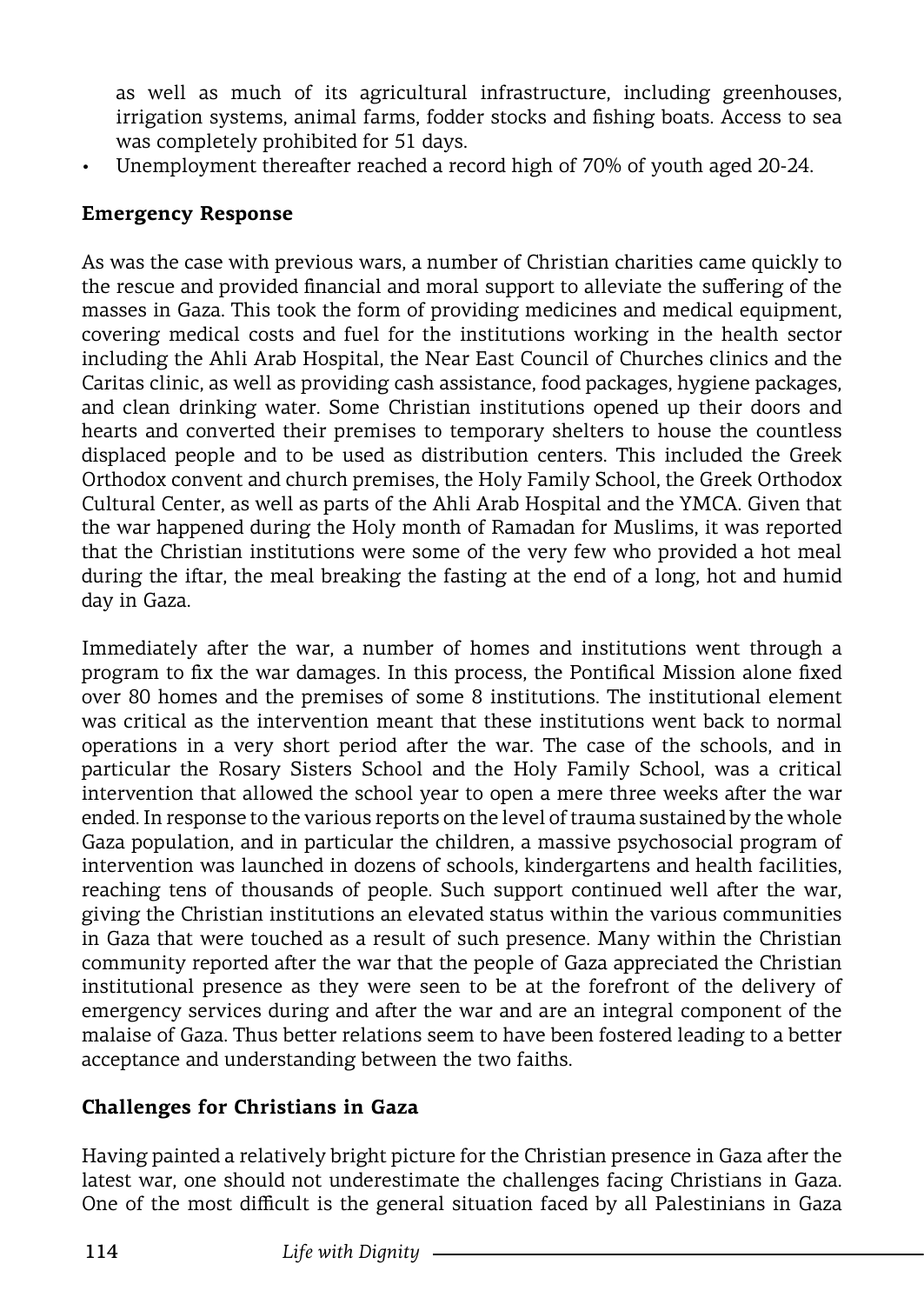as well as much of its agricultural infrastructure, including greenhouses, irrigation systems, animal farms, fodder stocks and fishing boats. Access to sea was completely prohibited for 51 days.

- Unemployment thereafter reached a record high of 70% of youth aged 20-24.

**Emergency Response**

As was the case with previous wars, a number of Christian charities came quickly to the rescue and provided financial and moral support to alleviate the suffering of the masses in Gaza. This took the form of providing medicines and medical equipment, covering medical costs and fuel for the institutions working in the health sector including the Ahli Arab Hospital, the Near East Council of Churches clinics and the Caritas clinic, as well as providing cash assistance, food packages, hygiene packages, and clean drinking water. Some Christian institutions opened up their doors and hearts and converted their premises to temporary shelters to house the countless displaced people and to be used as distribution centers. This included the Greek Orthodox convent and church premises, the Holy Family School, the Greek Orthodox Cultural Center, as well as parts of the Ahli Arab Hospital and the YMCA. Given that the war happened during the Holy month of Ramadan for Muslims, it was reported that the Christian institutions were some of the very few who provided a hot meal during the iftar, the meal breaking the fasting at the end of a long, hot and humid day in Gaza.

Immediately after the war, a number of homes and institutions went through a program to fix the war damages. In this process, the Pontifical Mission alone fixed over 80 homes and the premises of some 8 institutions. The institutional element was critical as the intervention meant that these institutions went back to normal operations in a very short period after the war. The case of the schools, and in particular the Rosary Sisters School and the Holy Family School, was a critical intervention that allowed the school year to open a mere three weeks after the war ended. In response to the various reports on the level of trauma sustained by the whole Gaza population, and in particular the children, a massive psychosocial program of intervention was launched in dozens of schools, kindergartens and health facilities, reaching tens of thousands of people. Such support continued well after the war, giving the Christian institutions an elevated status within the various communities in Gaza that were touched as a result of such presence. Many within the Christian community reported after the war that the people of Gaza appreciated the Christian institutional presence as they were seen to be at the forefront of the delivery of emergency services during and after the war and are an integral component of the malaise of Gaza. Thus better relations seem to have been fostered leading to a better acceptance and understanding between the two faiths.

**Challenges for Christians in Gaza**

Having painted a relatively bright picture for the Christian presence in Gaza after the latest war, one should not underestimate the challenges facing Christians in Gaza. One of the most difficult is the general situation faced by all Palestinians in Gaza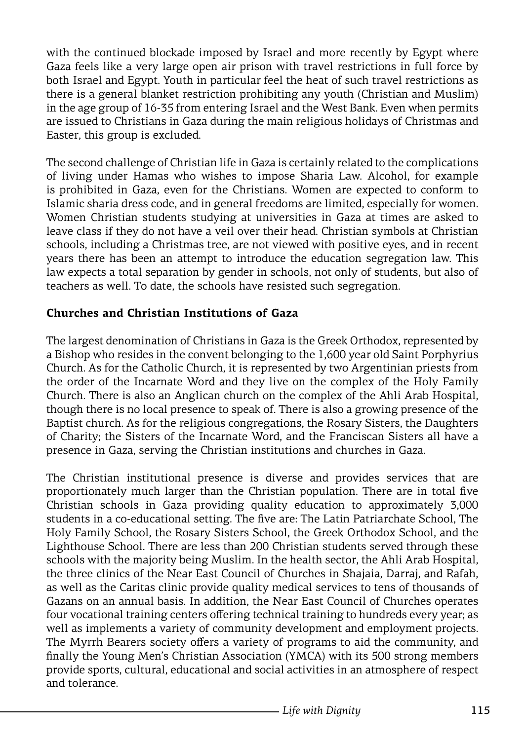with the continued blockade imposed by Israel and more recently by Egypt where Gaza feels like a very large open air prison with travel restrictions in full force by both Israel and Egypt. Youth in particular feel the heat of such travel restrictions as there is a general blanket restriction prohibiting any youth (Christian and Muslim) in the age group of 16-35 from entering Israel and the West Bank. Even when permits are issued to Christians in Gaza during the main religious holidays of Christmas and Easter, this group is excluded.

The second challenge of Christian life in Gaza is certainly related to the complications of living under Hamas who wishes to impose Sharia Law. Alcohol, for example is prohibited in Gaza, even for the Christians. Women are expected to conform to Islamic sharia dress code, and in general freedoms are limited, especially for women. Women Christian students studying at universities in Gaza at times are asked to leave class if they do not have a veil over their head. Christian symbols at Christian schools, including a Christmas tree, are not viewed with positive eyes, and in recent years there has been an attempt to introduce the education segregation law. This law expects a total separation by gender in schools, not only of students, but also of teachers as well. To date, the schools have resisted such segregation.

**Churches and Christian Institutions of Gaza**

The largest denomination of Christians in Gaza is the Greek Orthodox, represented by a Bishop who resides in the convent belonging to the 1,600 year old Saint Porphyrius Church. As for the Catholic Church, it is represented by two Argentinian priests from the order of the Incarnate Word and they live on the complex of the Holy Family Church. There is also an Anglican church on the complex of the Ahli Arab Hospital, though there is no local presence to speak of. There is also a growing presence of the Baptist church. As for the religious congregations, the Rosary Sisters, the Daughters of Charity; the Sisters of the Incarnate Word, and the Franciscan Sisters all have a presence in Gaza, serving the Christian institutions and churches in Gaza.

The Christian institutional presence is diverse and provides services that are proportionately much larger than the Christian population. There are in total five Christian schools in Gaza providing quality education to approximately 3,000 students in a co-educational setting. The five are: The Latin Patriarchate School, The Holy Family School, the Rosary Sisters School, the Greek Orthodox School, and the Lighthouse School. There are less than 200 Christian students served through these schools with the majority being Muslim. In the health sector, the Ahli Arab Hospital, the three clinics of the Near East Council of Churches in Shajaia, Darraj, and Rafah, as well as the Caritas clinic provide quality medical services to tens of thousands of Gazans on an annual basis. In addition, the Near East Council of Churches operates four vocational training centers offering technical training to hundreds every year; as well as implements a variety of community development and employment projects. The Myrrh Bearers society offers a variety of programs to aid the community, and finally the Young Men's Christian Association (YMCA) with its 500 strong members provide sports, cultural, educational and social activities in an atmosphere of respect and tolerance.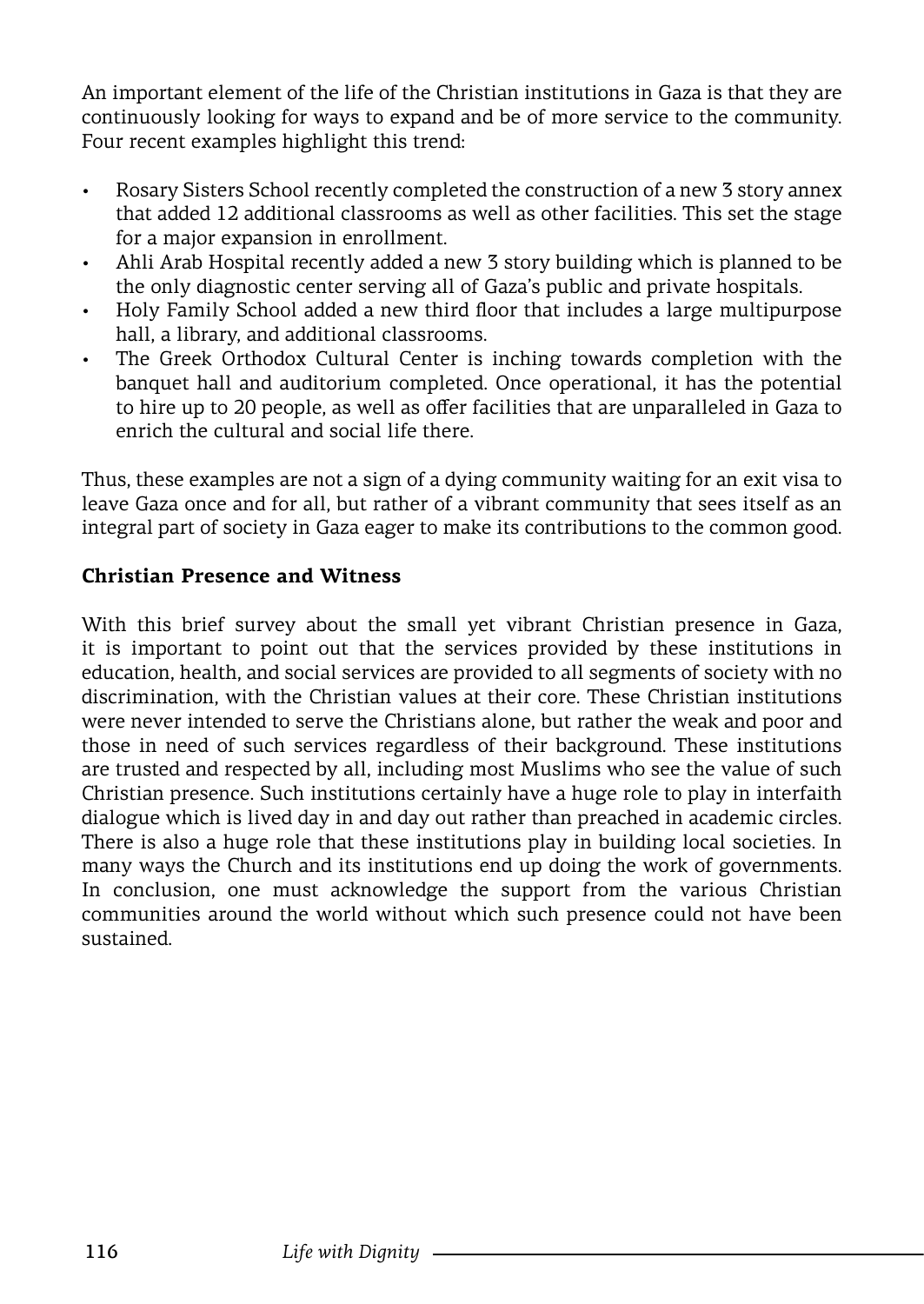An important element of the life of the Christian institutions in Gaza is that they are continuously looking for ways to expand and be of more service to the community. Four recent examples highlight this trend:

- Rosary Sisters School recently completed the construction of a new 3 story annex that added 12 additional classrooms as well as other facilities. This set the stage for a major expansion in enrollment.
- Ahli Arab Hospital recently added a new 3 story building which is planned to be the only diagnostic center serving all of Gaza's public and private hospitals.
- Holy Family School added a new third floor that includes a large multipurpose hall, a library, and additional classrooms.
- The Greek Orthodox Cultural Center is inching towards completion with the banquet hall and auditorium completed. Once operational, it has the potential to hire up to 20 people, as well as offer facilities that are unparalleled in Gaza to enrich the cultural and social life there.

Thus, these examples are not a sign of a dying community waiting for an exit visa to leave Gaza once and for all, but rather of a vibrant community that sees itself as an integral part of society in Gaza eager to make its contributions to the common good.

## Christian Presence and Witness

With this brief survey about the small yet vibrant Christian presence in Gaza, it is important to point out that the services provided by these institutions in education, health, and social services are provided to all segments of society with no discrimination, with the Christian values at their core. These Christian institutions were never intended to serve the Christians alone, but rather the weak and poor and those in need of such services regardless of their background. These institutions are trusted and respected by all, including most Muslims who see the value of such Christian presence. Such institutions certainly have a huge role to play in interfaith dialogue which is lived day in and day out rather than preached in academic circles. There is also a huge role that these institutions play in building local societies. In many ways the Church and its institutions end up doing the work of governments. In conclusion, one must acknowledge the support from the various Christian communities around the world without which such presence could not have been sustained.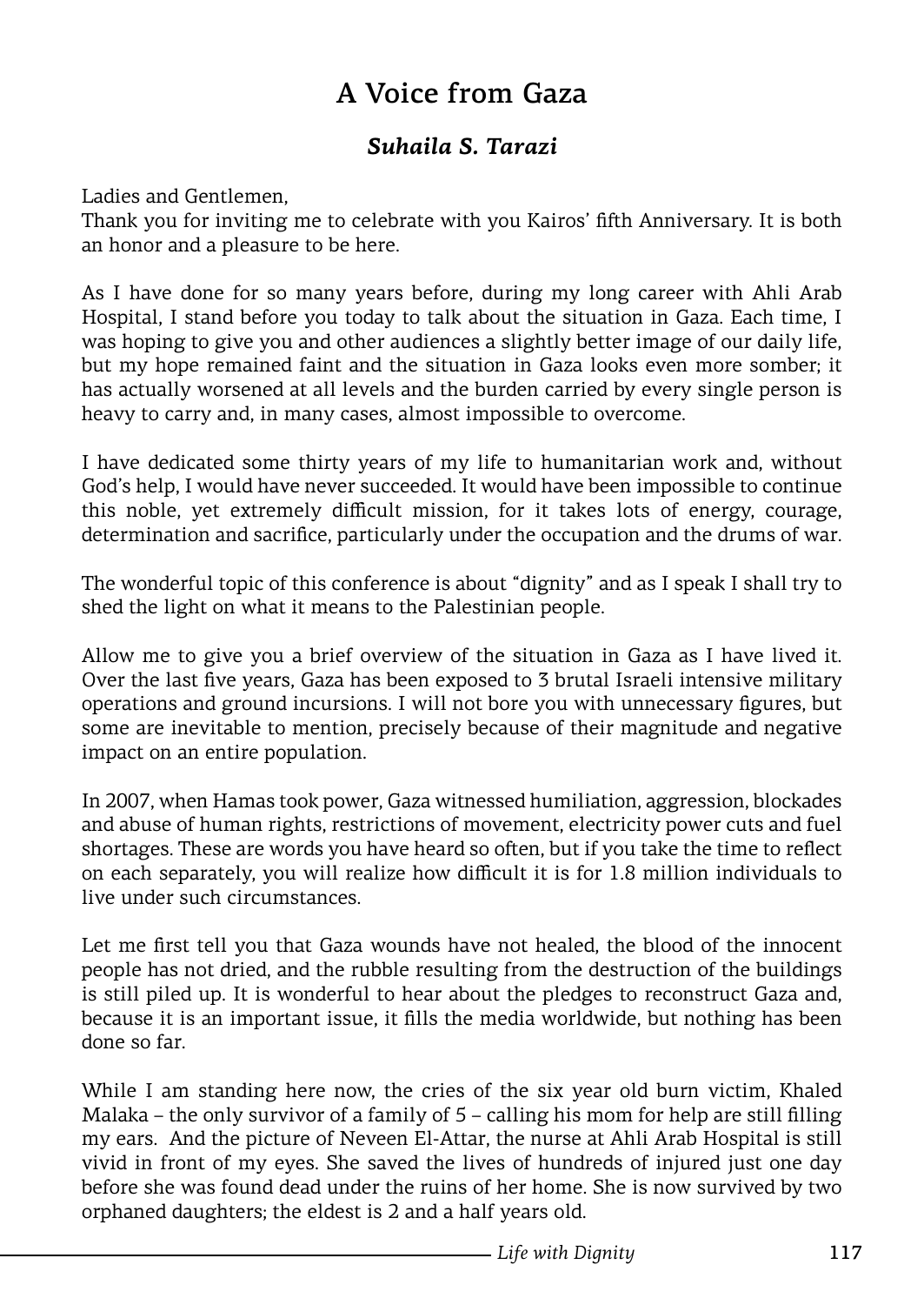# A Voice from Gaza

### *Suhaila S. Tarazi*

Ladies and Gentlemen,
Thank you for inviting me to celebrate with you Kairos' fifth Anniversary. It is both an honor and a pleasure to be here.

As I have done for so many years before, during my long career with Ahli Arab Hospital, I stand before you today to talk about the situation in Gaza. Each time, I was hoping to give you and other audiences a slightly better image of our daily life, but my hope remained faint and the situation in Gaza looks even more somber; it has actually worsened at all levels and the burden carried by every single person is heavy to carry and, in many cases, almost impossible to overcome.

I have dedicated some thirty years of my life to humanitarian work and, without God's help, I would have never succeeded. It would have been impossible to continue this noble, yet extremely difficult mission, for it takes lots of energy, courage, determination and sacrifice, particularly under the occupation and the drums of war.

The wonderful topic of this conference is about "dignity" and as I speak I shall try to shed the light on what it means to the Palestinian people.

Allow me to give you a brief overview of the situation in Gaza as I have lived it. Over the last five years, Gaza has been exposed to 3 brutal Israeli intensive military operations and ground incursions. I will not bore you with unnecessary figures, but some are inevitable to mention, precisely because of their magnitude and negative impact on an entire population.

In 2007, when Hamas took power, Gaza witnessed humiliation, aggression, blockades and abuse of human rights, restrictions of movement, electricity power cuts and fuel shortages. These are words you have heard so often, but if you take the time to reflect on each separately, you will realize how difficult it is for 1.8 million individuals to live under such circumstances.

Let me first tell you that Gaza wounds have not healed, the blood of the innocent people has not dried, and the rubble resulting from the destruction of the buildings is still piled up. It is wonderful to hear about the pledges to reconstruct Gaza and, because it is an important issue, it fills the media worldwide, but nothing has been done so far.

While I am standing here now, the cries of the six year old burn victim, Khaled Malaka – the only survivor of a family of 5 – calling his mom for help are still filling my ears. And the picture of Neveen El-Attar, the nurse at Ahli Arab Hospital is still vivid in front of my eyes. She saved the lives of hundreds of injured just one day before she was found dead under the ruins of her home. She is now survived by two orphaned daughters; the eldest is 2 and a half years old.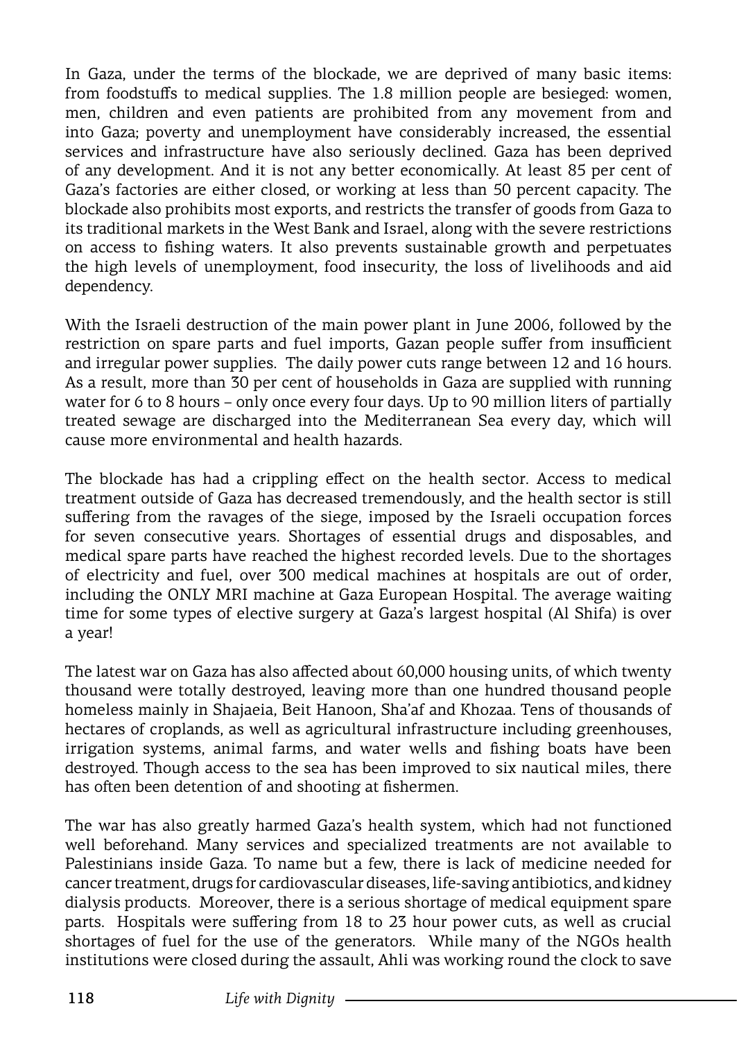In Gaza, under the terms of the blockade, we are deprived of many basic items: from foodstuffs to medical supplies. The 1.8 million people are besieged: women, men, children and even patients are prohibited from any movement from and into Gaza; poverty and unemployment have considerably increased, the essential services and infrastructure have also seriously declined. Gaza has been deprived of any development. And it is not any better economically. At least 85 per cent of Gaza's factories are either closed, or working at less than 50 percent capacity. The blockade also prohibits most exports, and restricts the transfer of goods from Gaza to its traditional markets in the West Bank and Israel, along with the severe restrictions on access to fishing waters. It also prevents sustainable growth and perpetuates the high levels of unemployment, food insecurity, the loss of livelihoods and aid dependency.

With the Israeli destruction of the main power plant in June 2006, followed by the restriction on spare parts and fuel imports, Gazan people suffer from insufficient and irregular power supplies. The daily power cuts range between 12 and 16 hours. As a result, more than 30 per cent of households in Gaza are supplied with running water for 6 to 8 hours – only once every four days. Up to 90 million liters of partially treated sewage are discharged into the Mediterranean Sea every day, which will cause more environmental and health hazards.

The blockade has had a crippling effect on the health sector. Access to medical treatment outside of Gaza has decreased tremendously, and the health sector is still suffering from the ravages of the siege, imposed by the Israeli occupation forces for seven consecutive years. Shortages of essential drugs and disposables, and medical spare parts have reached the highest recorded levels. Due to the shortages of electricity and fuel, over 300 medical machines at hospitals are out of order, including the ONLY MRI machine at Gaza European Hospital. The average waiting time for some types of elective surgery at Gaza's largest hospital (Al Shifa) is over a year!

The latest war on Gaza has also affected about 60,000 housing units, of which twenty thousand were totally destroyed, leaving more than one hundred thousand people homeless mainly in Shajaeia, Beit Hanoon, Sha'af and Khozaa. Tens of thousands of hectares of croplands, as well as agricultural infrastructure including greenhouses, irrigation systems, animal farms, and water wells and fishing boats have been destroyed. Though access to the sea has been improved to six nautical miles, there has often been detention of and shooting at fishermen.

The war has also greatly harmed Gaza's health system, which had not functioned well beforehand. Many services and specialized treatments are not available to Palestinians inside Gaza. To name but a few, there is lack of medicine needed for cancer treatment, drugs for cardiovascular diseases, life-saving antibiotics, and kidney dialysis products. Moreover, there is a serious shortage of medical equipment spare parts. Hospitals were suffering from 18 to 23 hour power cuts, as well as crucial shortages of fuel for the use of the generators. While many of the NGOs health institutions were closed during the assault, Ahli was working round the clock to save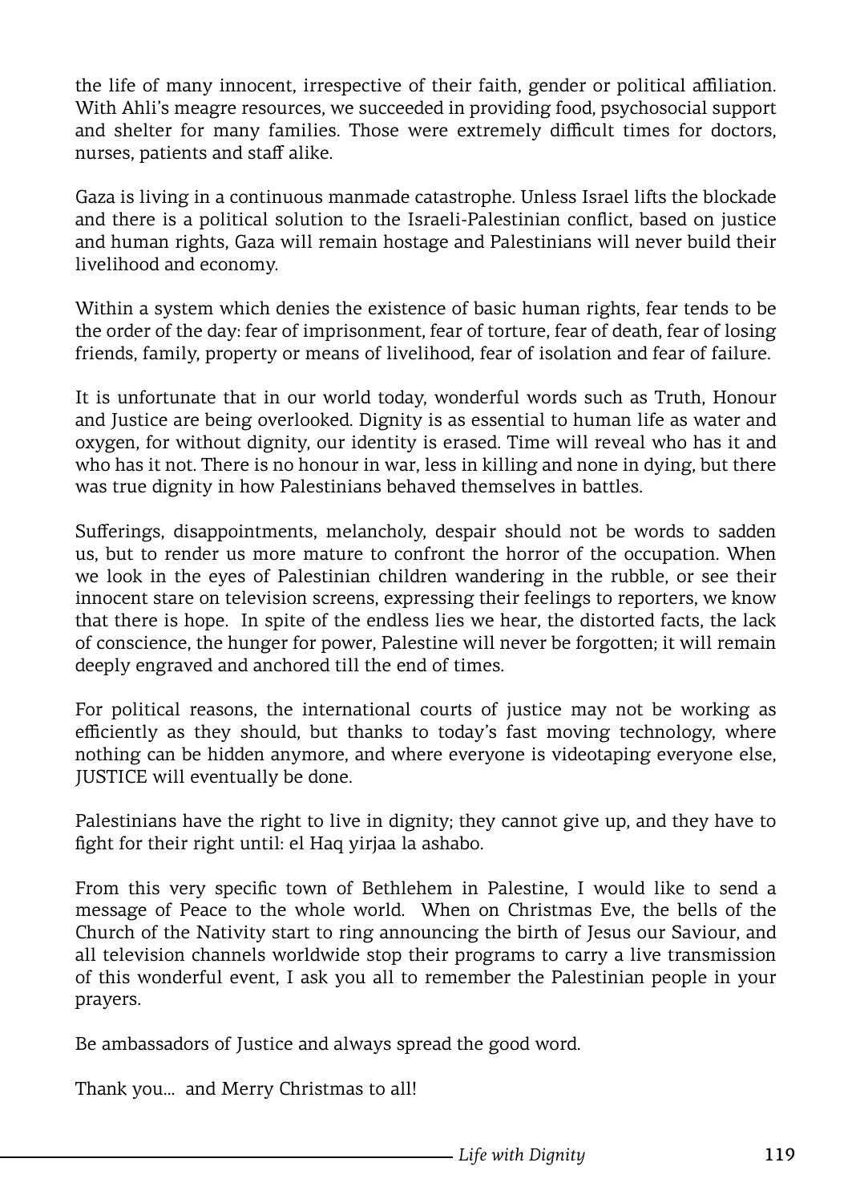the life of many innocent, irrespective of their faith, gender or political affiliation. With Ahli's meagre resources, we succeeded in providing food, psychosocial support and shelter for many families. Those were extremely difficult times for doctors, nurses, patients and staff alike.

Gaza is living in a continuous manmade catastrophe. Unless Israel lifts the blockade and there is a political solution to the Israeli-Palestinian conflict, based on justice and human rights, Gaza will remain hostage and Palestinians will never build their livelihood and economy.

Within a system which denies the existence of basic human rights, fear tends to be the order of the day: fear of imprisonment, fear of torture, fear of death, fear of losing friends, family, property or means of livelihood, fear of isolation and fear of failure.

It is unfortunate that in our world today, wonderful words such as Truth, Honour and Justice are being overlooked. Dignity is as essential to human life as water and oxygen, for without dignity, our identity is erased. Time will reveal who has it and who has it not. There is no honour in war, less in killing and none in dying, but there was true dignity in how Palestinians behaved themselves in battles.

Sufferings, disappointments, melancholy, despair should not be words to sadden us, but to render us more mature to confront the horror of the occupation. When we look in the eyes of Palestinian children wandering in the rubble, or see their innocent stare on television screens, expressing their feelings to reporters, we know that there is hope. In spite of the endless lies we hear, the distorted facts, the lack of conscience, the hunger for power, Palestine will never be forgotten; it will remain deeply engraved and anchored till the end of times.

For political reasons, the international courts of justice may not be working as efficiently as they should, but thanks to today's fast moving technology, where nothing can be hidden anymore, and where everyone is videotaping everyone else, JUSTICE will eventually be done.

Palestinians have the right to live in dignity; they cannot give up, and they have to fight for their right until: el Haq yirjaa la ashabo.

From this very specific town of Bethlehem in Palestine, I would like to send a message of Peace to the whole world. When on Christmas Eve, the bells of the Church of the Nativity start to ring announcing the birth of Jesus our Saviour, and all television channels worldwide stop their programs to carry a live transmission of this wonderful event, I ask you all to remember the Palestinian people in your prayers.

Be ambassadors of Justice and always spread the good word.

Thank you... and Merry Christmas to all!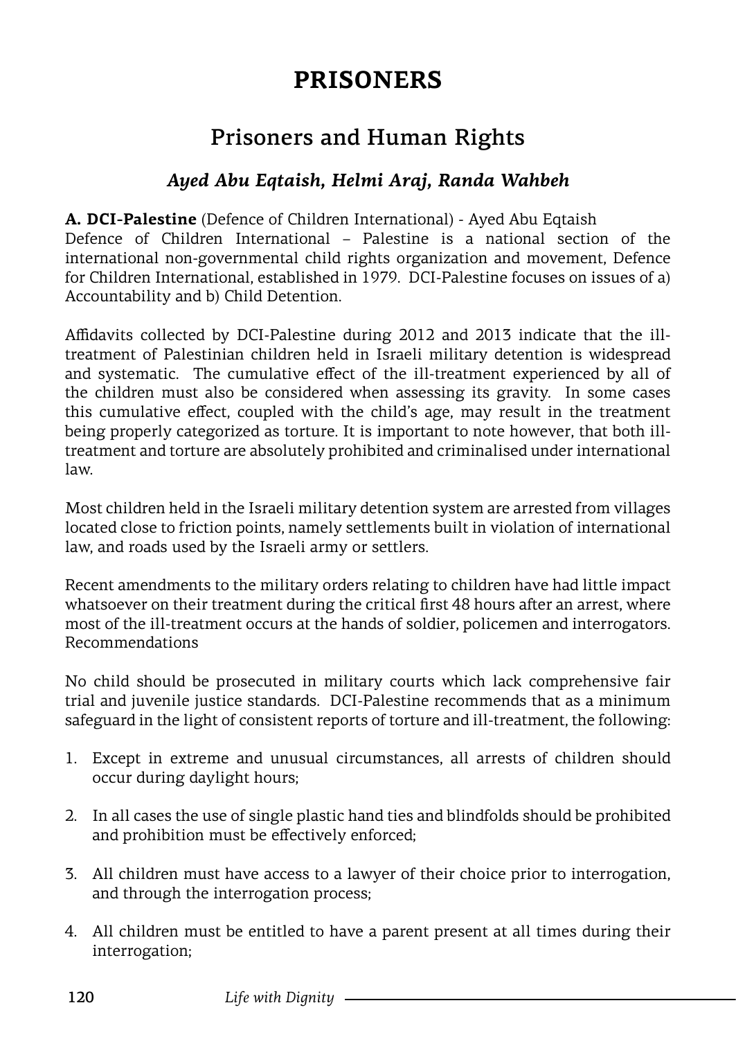# PRISONERS

## Prisoners and Human Rights

### *Ayed Abu Eqtaish, Helmi Araj, Randa Wahbeh*

**A. DCI-Palestine** (Defence of Children International) - Ayed Abu Eqtaish
Defence of Children International – Palestine is a national section of the international non-governmental child rights organization and movement, Defence for Children International, established in 1979. DCI-Palestine focuses on issues of a) Accountability and b) Child Detention.

Affidavits collected by DCI-Palestine during 2012 and 2013 indicate that the ill-treatment of Palestinian children held in Israeli military detention is widespread and systematic. The cumulative effect of the ill-treatment experienced by all of the children must also be considered when assessing its gravity. In some cases this cumulative effect, coupled with the child's age, may result in the treatment being properly categorized as torture. It is important to note however, that both ill-treatment and torture are absolutely prohibited and criminalised under international law.

Most children held in the Israeli military detention system are arrested from villages located close to friction points, namely settlements built in violation of international law, and roads used by the Israeli army or settlers.

Recent amendments to the military orders relating to children have had little impact whatsoever on their treatment during the critical first 48 hours after an arrest, where most of the ill-treatment occurs at the hands of soldier, policemen and interrogators.
Recommendations

No child should be prosecuted in military courts which lack comprehensive fair trial and juvenile justice standards. DCI-Palestine recommends that as a minimum safeguard in the light of consistent reports of torture and ill-treatment, the following:

1. Except in extreme and unusual circumstances, all arrests of children should occur during daylight hours;
2. In all cases the use of single plastic hand ties and blindfolds should be prohibited and prohibition must be effectively enforced;
3. All children must have access to a lawyer of their choice prior to interrogation, and through the interrogation process;
4. All children must be entitled to have a parent present at all times during their interrogation;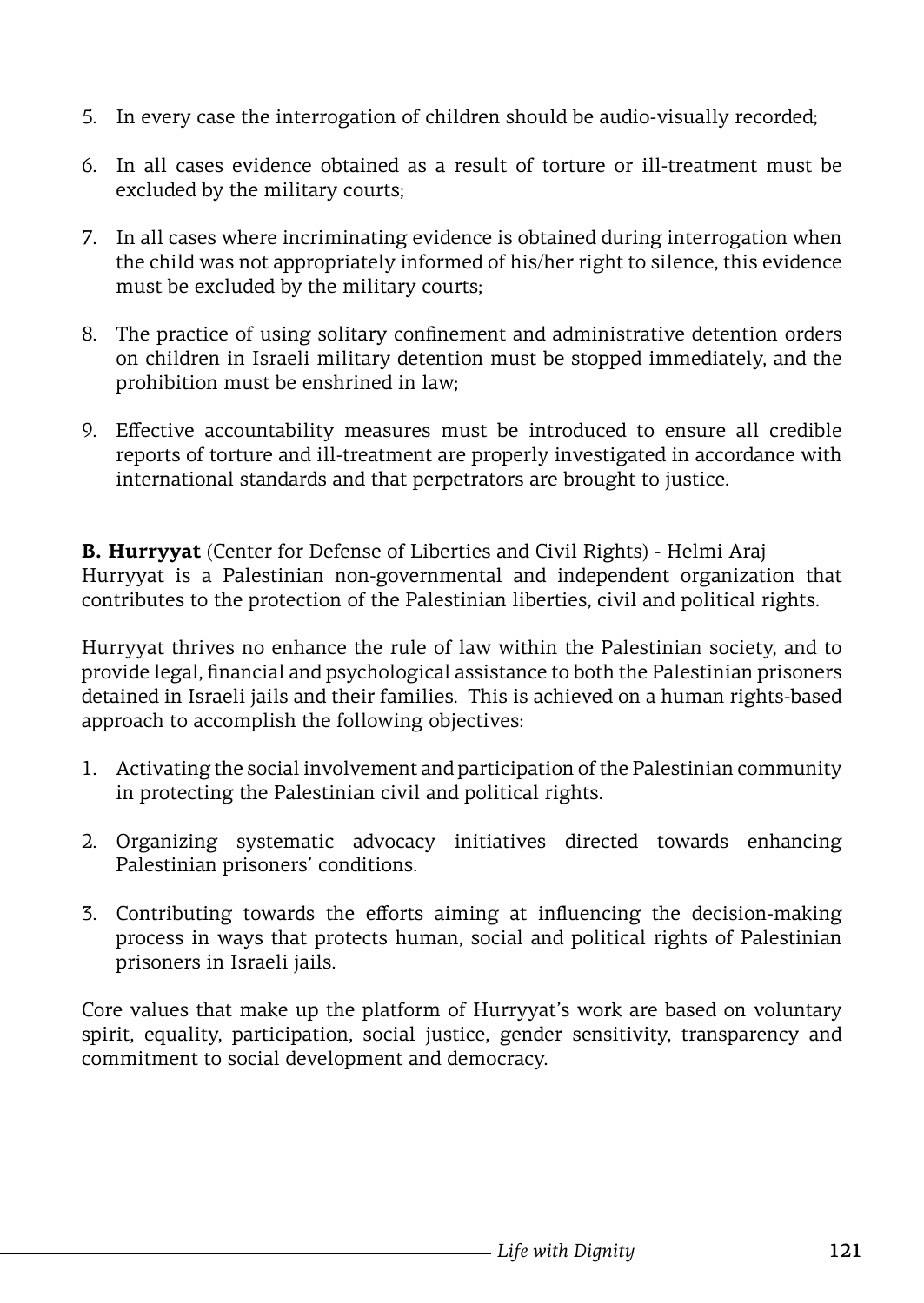5. In every case the interrogation of children should be audio-visually recorded;

6. In all cases evidence obtained as a result of torture or ill-treatment must be excluded by the military courts;

7. In all cases where incriminating evidence is obtained during interrogation when the child was not appropriately informed of his/her right to silence, this evidence must be excluded by the military courts;

8. The practice of using solitary confinement and administrative detention orders on children in Israeli military detention must be stopped immediately, and the prohibition must be enshrined in law;

9. Effective accountability measures must be introduced to ensure all credible reports of torture and ill-treatment are properly investigated in accordance with international standards and that perpetrators are brought to justice.

**B. Hurryyat** (Center for Defense of Liberties and Civil Rights) - Helmi Araj
Hurryyat is a Palestinian non-governmental and independent organization that contributes to the protection of the Palestinian liberties, civil and political rights.

Hurryyat thrives no enhance the rule of law within the Palestinian society, and to provide legal, financial and psychological assistance to both the Palestinian prisoners detained in Israeli jails and their families. This is achieved on a human rights-based approach to accomplish the following objectives:

1. Activating the social involvement and participation of the Palestinian community in protecting the Palestinian civil and political rights.

2. Organizing systematic advocacy initiatives directed towards enhancing Palestinian prisoners' conditions.

3. Contributing towards the efforts aiming at influencing the decision-making process in ways that protects human, social and political rights of Palestinian prisoners in Israeli jails.

Core values that make up the platform of Hurryyat's work are based on voluntary spirit, equality, participation, social justice, gender sensitivity, transparency and commitment to social development and democracy.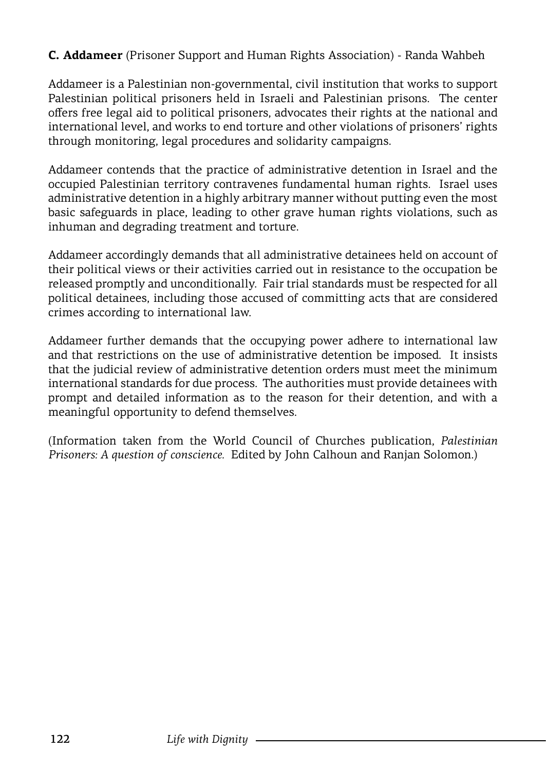**C. Addameer** (Prisoner Support and Human Rights Association) - Randa Wahbeh

Addameer is a Palestinian non-governmental, civil institution that works to support Palestinian political prisoners held in Israeli and Palestinian prisons. The center offers free legal aid to political prisoners, advocates their rights at the national and international level, and works to end torture and other violations of prisoners' rights through monitoring, legal procedures and solidarity campaigns.

Addameer contends that the practice of administrative detention in Israel and the occupied Palestinian territory contravenes fundamental human rights. Israel uses administrative detention in a highly arbitrary manner without putting even the most basic safeguards in place, leading to other grave human rights violations, such as inhuman and degrading treatment and torture.

Addameer accordingly demands that all administrative detainees held on account of their political views or their activities carried out in resistance to the occupation be released promptly and unconditionally. Fair trial standards must be respected for all political detainees, including those accused of committing acts that are considered crimes according to international law.

Addameer further demands that the occupying power adhere to international law and that restrictions on the use of administrative detention be imposed. It insists that the judicial review of administrative detention orders must meet the minimum international standards for due process. The authorities must provide detainees with prompt and detailed information as to the reason for their detention, and with a meaningful opportunity to defend themselves.

(Information taken from the World Council of Churches publication, *Palestinian Prisoners: A question of conscience.* Edited by John Calhoun and Ranjan Solomon.)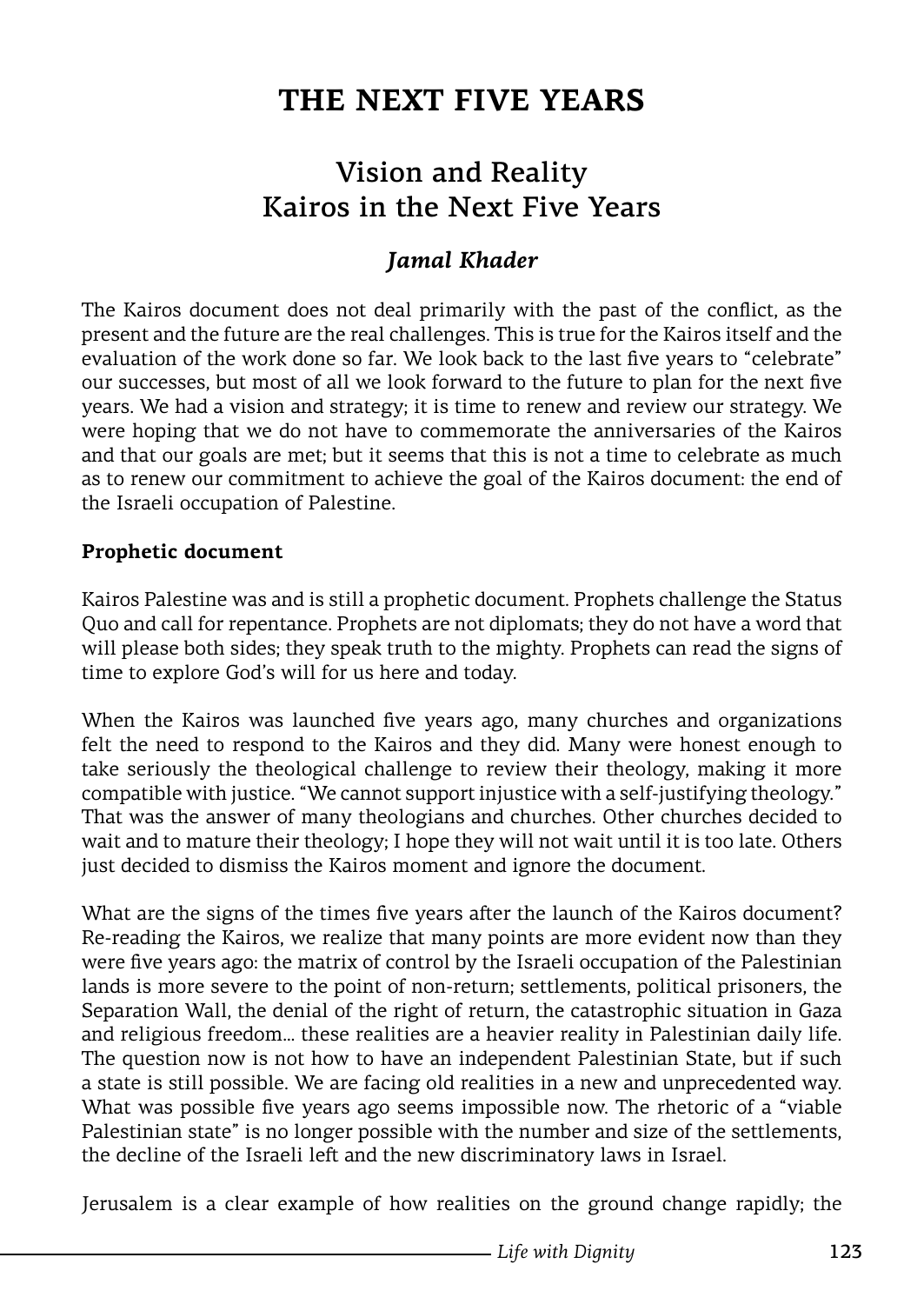# THE NEXT FIVE YEARS

## Vision and Reality
## Kairos in the Next Five Years

### *Jamal Khader*

The Kairos document does not deal primarily with the past of the conflict, as the present and the future are the real challenges. This is true for the Kairos itself and the evaluation of the work done so far. We look back to the last five years to "celebrate" our successes, but most of all we look forward to the future to plan for the next five years. We had a vision and strategy; it is time to renew and review our strategy. We were hoping that we do not have to commemorate the anniversaries of the Kairos and that our goals are met; but it seems that this is not a time to celebrate as much as to renew our commitment to achieve the goal of the Kairos document: the end of the Israeli occupation of Palestine.

**Prophetic document**

Kairos Palestine was and is still a prophetic document. Prophets challenge the Status Quo and call for repentance. Prophets are not diplomats; they do not have a word that will please both sides; they speak truth to the mighty. Prophets can read the signs of time to explore God's will for us here and today.

When the Kairos was launched five years ago, many churches and organizations felt the need to respond to the Kairos and they did. Many were honest enough to take seriously the theological challenge to review their theology, making it more compatible with justice. "We cannot support injustice with a self-justifying theology." That was the answer of many theologians and churches. Other churches decided to wait and to mature their theology; I hope they will not wait until it is too late. Others just decided to dismiss the Kairos moment and ignore the document.

What are the signs of the times five years after the launch of the Kairos document? Re-reading the Kairos, we realize that many points are more evident now than they were five years ago: the matrix of control by the Israeli occupation of the Palestinian lands is more severe to the point of non-return; settlements, political prisoners, the Separation Wall, the denial of the right of return, the catastrophic situation in Gaza and religious freedom... these realities are a heavier reality in Palestinian daily life. The question now is not how to have an independent Palestinian State, but if such a state is still possible. We are facing old realities in a new and unprecedented way. What was possible five years ago seems impossible now. The rhetoric of a "viable Palestinian state" is no longer possible with the number and size of the settlements, the decline of the Israeli left and the new discriminatory laws in Israel.

Jerusalem is a clear example of how realities on the ground change rapidly; the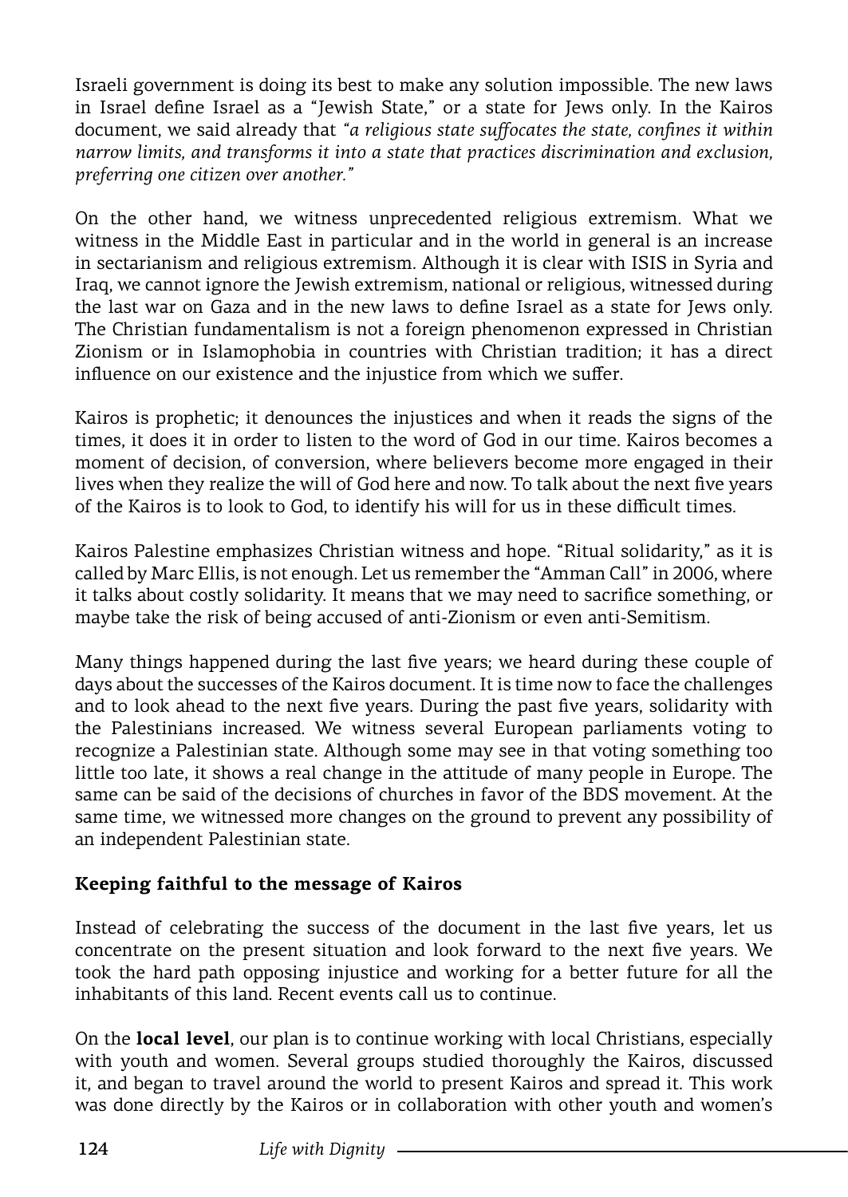Israeli government is doing its best to make any solution impossible. The new laws in Israel define Israel as a "Jewish State," or a state for Jews only. In the Kairos document, we said already that *"a religious state suffocates the state, confines it within narrow limits, and transforms it into a state that practices discrimination and exclusion, preferring one citizen over another."*

On the other hand, we witness unprecedented religious extremism. What we witness in the Middle East in particular and in the world in general is an increase in sectarianism and religious extremism. Although it is clear with ISIS in Syria and Iraq, we cannot ignore the Jewish extremism, national or religious, witnessed during the last war on Gaza and in the new laws to define Israel as a state for Jews only. The Christian fundamentalism is not a foreign phenomenon expressed in Christian Zionism or in Islamophobia in countries with Christian tradition; it has a direct influence on our existence and the injustice from which we suffer.

Kairos is prophetic; it denounces the injustices and when it reads the signs of the times, it does it in order to listen to the word of God in our time. Kairos becomes a moment of decision, of conversion, where believers become more engaged in their lives when they realize the will of God here and now. To talk about the next five years of the Kairos is to look to God, to identify his will for us in these difficult times.

Kairos Palestine emphasizes Christian witness and hope. "Ritual solidarity," as it is called by Marc Ellis, is not enough. Let us remember the "Amman Call" in 2006, where it talks about costly solidarity. It means that we may need to sacrifice something, or maybe take the risk of being accused of anti-Zionism or even anti-Semitism.

Many things happened during the last five years; we heard during these couple of days about the successes of the Kairos document. It is time now to face the challenges and to look ahead to the next five years. During the past five years, solidarity with the Palestinians increased. We witness several European parliaments voting to recognize a Palestinian state. Although some may see in that voting something too little too late, it shows a real change in the attitude of many people in Europe. The same can be said of the decisions of churches in favor of the BDS movement. At the same time, we witnessed more changes on the ground to prevent any possibility of an independent Palestinian state.

**Keeping faithful to the message of Kairos**

Instead of celebrating the success of the document in the last five years, let us concentrate on the present situation and look forward to the next five years. We took the hard path opposing injustice and working for a better future for all the inhabitants of this land. Recent events call us to continue.

On the **local level**, our plan is to continue working with local Christians, especially with youth and women. Several groups studied thoroughly the Kairos, discussed it, and began to travel around the world to present Kairos and spread it. This work was done directly by the Kairos or in collaboration with other youth and women's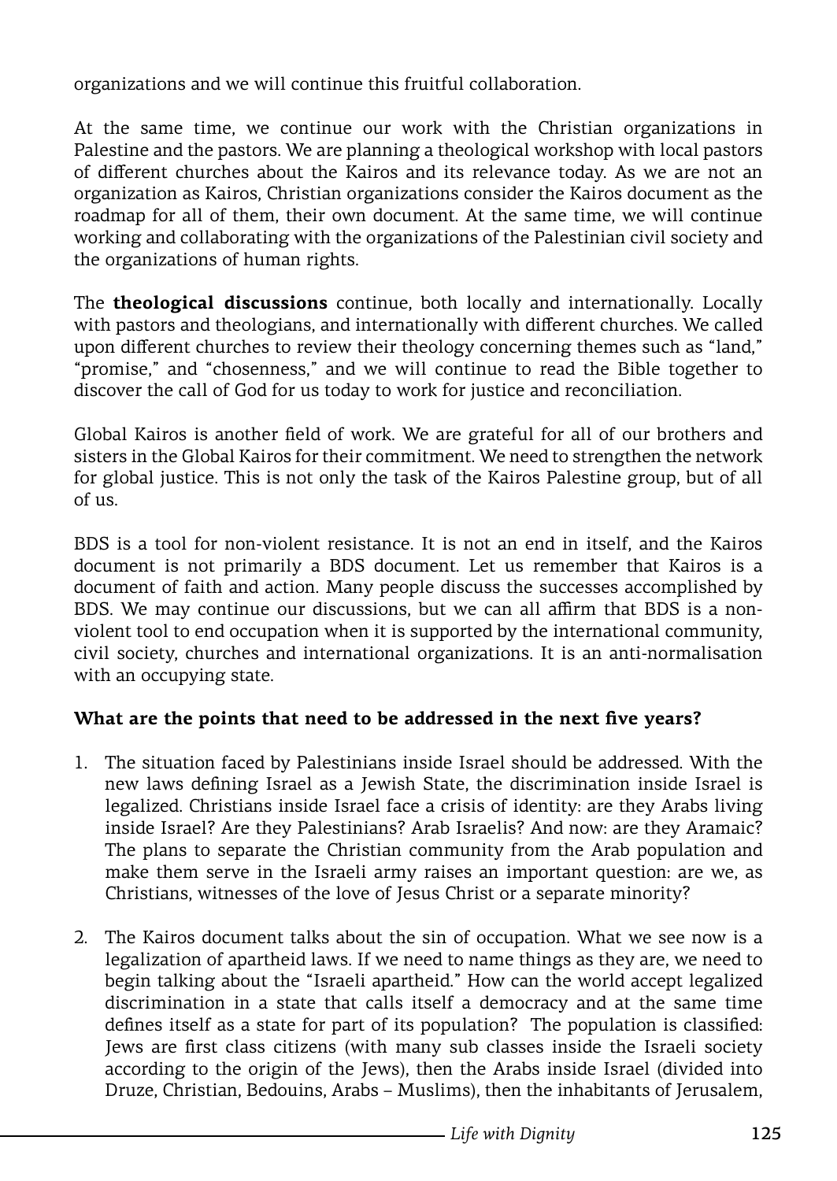organizations and we will continue this fruitful collaboration.

At the same time, we continue our work with the Christian organizations in Palestine and the pastors. We are planning a theological workshop with local pastors of different churches about the Kairos and its relevance today. As we are not an organization as Kairos, Christian organizations consider the Kairos document as the roadmap for all of them, their own document. At the same time, we will continue working and collaborating with the organizations of the Palestinian civil society and the organizations of human rights.

The **theological discussions** continue, both locally and internationally. Locally with pastors and theologians, and internationally with different churches. We called upon different churches to review their theology concerning themes such as "land," "promise," and "chosenness," and we will continue to read the Bible together to discover the call of God for us today to work for justice and reconciliation.

Global Kairos is another field of work. We are grateful for all of our brothers and sisters in the Global Kairos for their commitment. We need to strengthen the network for global justice. This is not only the task of the Kairos Palestine group, but of all of us.

BDS is a tool for non-violent resistance. It is not an end in itself, and the Kairos document is not primarily a BDS document. Let us remember that Kairos is a document of faith and action. Many people discuss the successes accomplished by BDS. We may continue our discussions, but we can all affirm that BDS is a non-violent tool to end occupation when it is supported by the international community, civil society, churches and international organizations. It is an anti-normalisation with an occupying state.

**What are the points that need to be addressed in the next five years?**

1. The situation faced by Palestinians inside Israel should be addressed. With the new laws defining Israel as a Jewish State, the discrimination inside Israel is legalized. Christians inside Israel face a crisis of identity: are they Arabs living inside Israel? Are they Palestinians? Arab Israelis? And now: are they Aramaic? The plans to separate the Christian community from the Arab population and make them serve in the Israeli army raises an important question: are we, as Christians, witnesses of the love of Jesus Christ or a separate minority?

2. The Kairos document talks about the sin of occupation. What we see now is a legalization of apartheid laws. If we need to name things as they are, we need to begin talking about the "Israeli apartheid." How can the world accept legalized discrimination in a state that calls itself a democracy and at the same time defines itself as a state for part of its population? The population is classified: Jews are first class citizens (with many sub classes inside the Israeli society according to the origin of the Jews), then the Arabs inside Israel (divided into Druze, Christian, Bedouins, Arabs – Muslims), then the inhabitants of Jerusalem,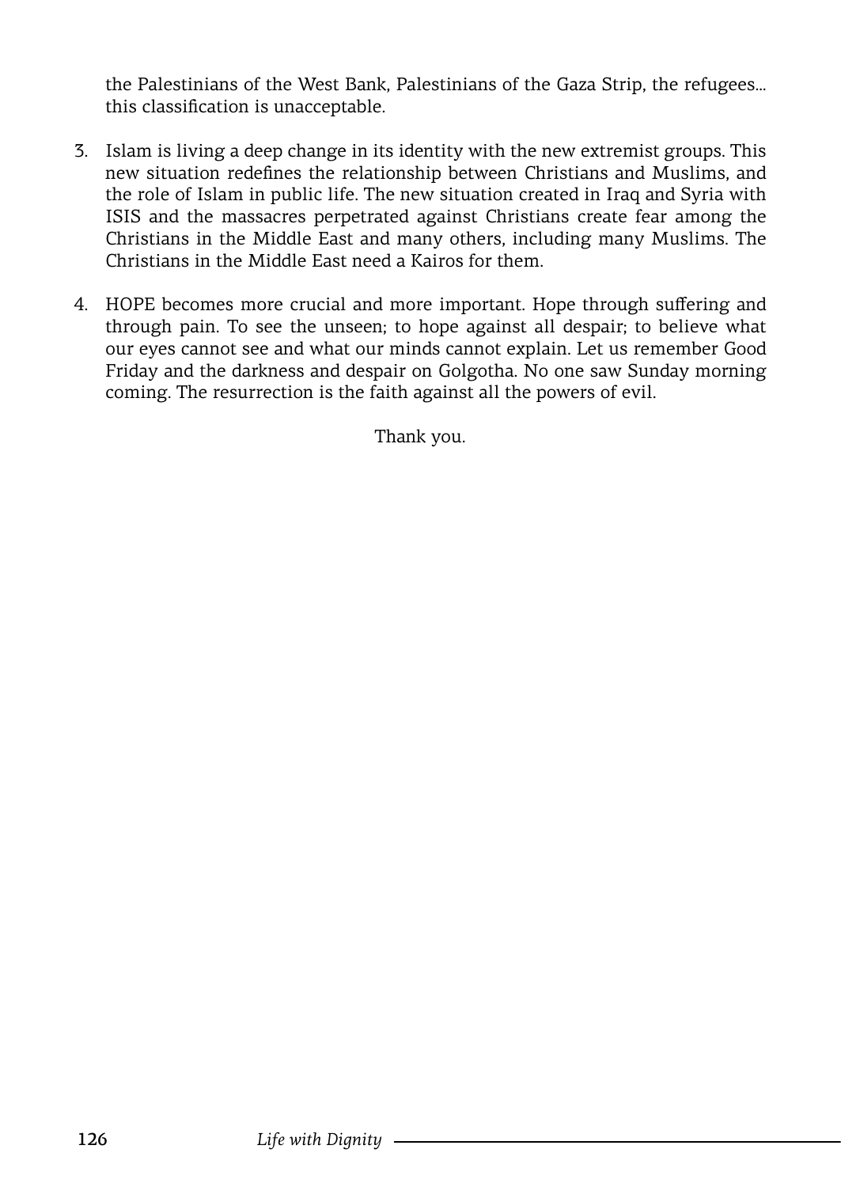the Palestinians of the West Bank, Palestinians of the Gaza Strip, the refugees... this classification is unacceptable.

3. Islam is living a deep change in its identity with the new extremist groups. This new situation redefines the relationship between Christians and Muslims, and the role of Islam in public life. The new situation created in Iraq and Syria with ISIS and the massacres perpetrated against Christians create fear among the Christians in the Middle East and many others, including many Muslims. The Christians in the Middle East need a Kairos for them.

4. HOPE becomes more crucial and more important. Hope through suffering and through pain. To see the unseen; to hope against all despair; to believe what our eyes cannot see and what our minds cannot explain. Let us remember Good Friday and the darkness and despair on Golgotha. No one saw Sunday morning coming. The resurrection is the faith against all the powers of evil.

Thank you.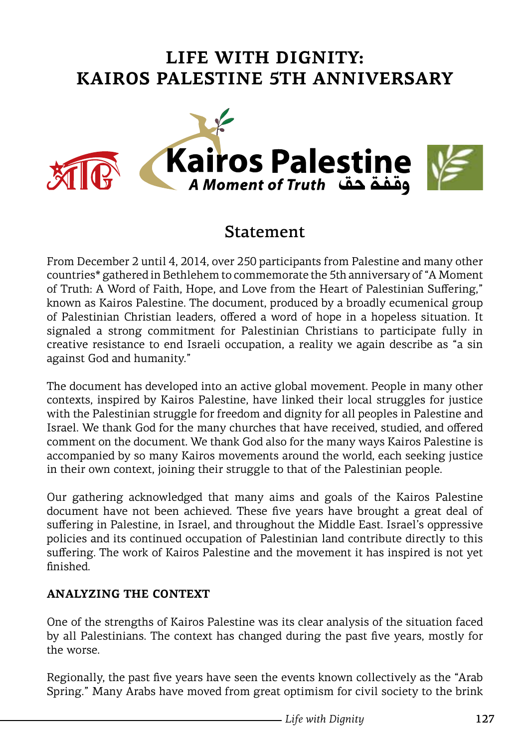# LIFE WITH DIGNITY: KAIROS PALESTINE 5TH ANNIVERSARY

Kairos Palestine
*A Moment of Truth* وقفة حق

## Statement

From December 2 until 4, 2014, over 250 participants from Palestine and many other countries* gathered in Bethlehem to commemorate the 5th anniversary of "A Moment of Truth: A Word of Faith, Hope, and Love from the Heart of Palestinian Suffering," known as Kairos Palestine. The document, produced by a broadly ecumenical group of Palestinian Christian leaders, offered a word of hope in a hopeless situation. It signaled a strong commitment for Palestinian Christians to participate fully in creative resistance to end Israeli occupation, a reality we again describe as "a sin against God and humanity."

The document has developed into an active global movement. People in many other contexts, inspired by Kairos Palestine, have linked their local struggles for justice with the Palestinian struggle for freedom and dignity for all peoples in Palestine and Israel. We thank God for the many churches that have received, studied, and offered comment on the document. We thank God also for the many ways Kairos Palestine is accompanied by so many Kairos movements around the world, each seeking justice in their own context, joining their struggle to that of the Palestinian people.

Our gathering acknowledged that many aims and goals of the Kairos Palestine document have not been achieved. These five years have brought a great deal of suffering in Palestine, in Israel, and throughout the Middle East. Israel's oppressive policies and its continued occupation of Palestinian land contribute directly to this suffering. The work of Kairos Palestine and the movement it has inspired is not yet finished.

### ANALYZING THE CONTEXT

One of the strengths of Kairos Palestine was its clear analysis of the situation faced by all Palestinians. The context has changed during the past five years, mostly for the worse.

Regionally, the past five years have seen the events known collectively as the "Arab Spring." Many Arabs have moved from great optimism for civil society to the brink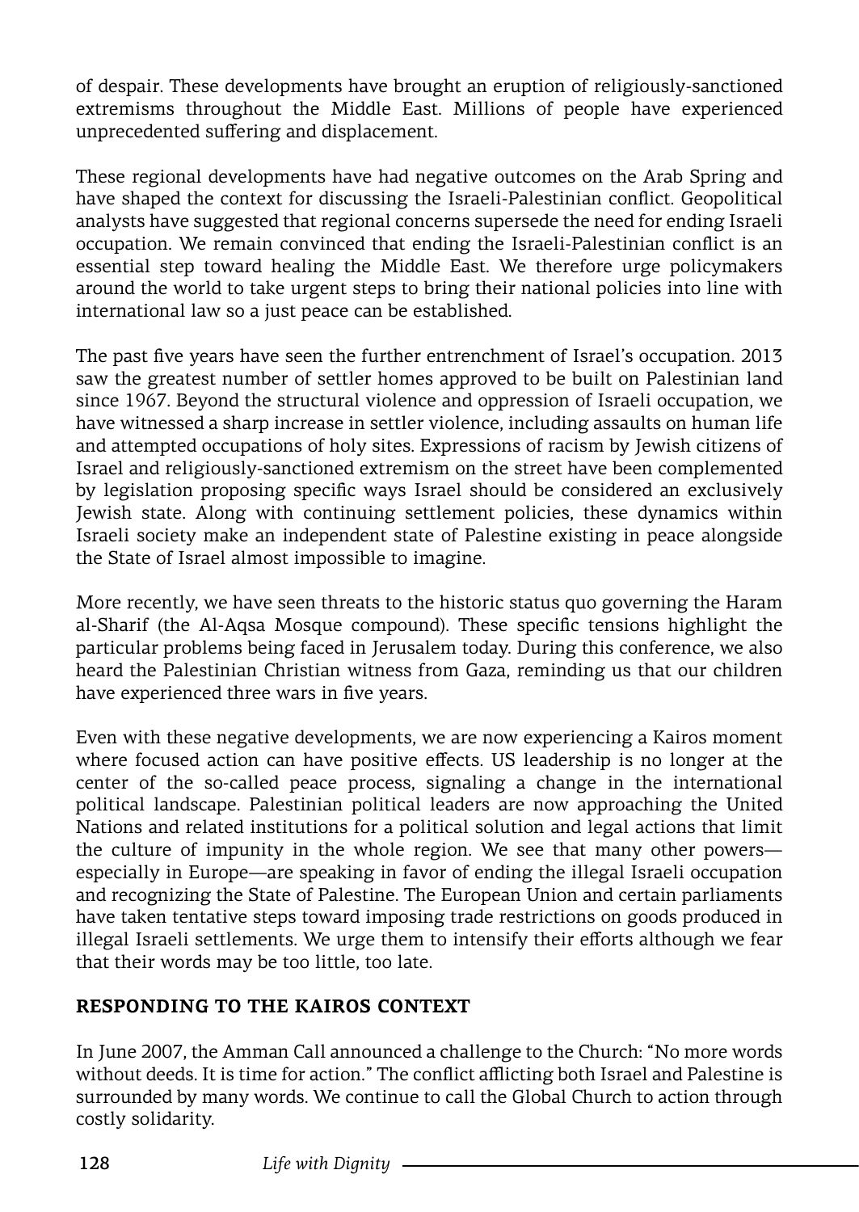of despair. These developments have brought an eruption of religiously-sanctioned extremisms throughout the Middle East. Millions of people have experienced unprecedented suffering and displacement.

These regional developments have had negative outcomes on the Arab Spring and have shaped the context for discussing the Israeli-Palestinian conflict. Geopolitical analysts have suggested that regional concerns supersede the need for ending Israeli occupation. We remain convinced that ending the Israeli-Palestinian conflict is an essential step toward healing the Middle East. We therefore urge policymakers around the world to take urgent steps to bring their national policies into line with international law so a just peace can be established.

The past five years have seen the further entrenchment of Israel's occupation. 2013 saw the greatest number of settler homes approved to be built on Palestinian land since 1967. Beyond the structural violence and oppression of Israeli occupation, we have witnessed a sharp increase in settler violence, including assaults on human life and attempted occupations of holy sites. Expressions of racism by Jewish citizens of Israel and religiously-sanctioned extremism on the street have been complemented by legislation proposing specific ways Israel should be considered an exclusively Jewish state. Along with continuing settlement policies, these dynamics within Israeli society make an independent state of Palestine existing in peace alongside the State of Israel almost impossible to imagine.

More recently, we have seen threats to the historic status quo governing the Haram al-Sharif (the Al-Aqsa Mosque compound). These specific tensions highlight the particular problems being faced in Jerusalem today. During this conference, we also heard the Palestinian Christian witness from Gaza, reminding us that our children have experienced three wars in five years.

Even with these negative developments, we are now experiencing a Kairos moment where focused action can have positive effects. US leadership is no longer at the center of the so-called peace process, signaling a change in the international political landscape. Palestinian political leaders are now approaching the United Nations and related institutions for a political solution and legal actions that limit the culture of impunity in the whole region. We see that many other powers—especially in Europe—are speaking in favor of ending the illegal Israeli occupation and recognizing the State of Palestine. The European Union and certain parliaments have taken tentative steps toward imposing trade restrictions on goods produced in illegal Israeli settlements. We urge them to intensify their efforts although we fear that their words may be too little, too late.

## RESPONDING TO THE KAIROS CONTEXT

In June 2007, the Amman Call announced a challenge to the Church: "No more words without deeds. It is time for action." The conflict afflicting both Israel and Palestine is surrounded by many words. We continue to call the Global Church to action through costly solidarity.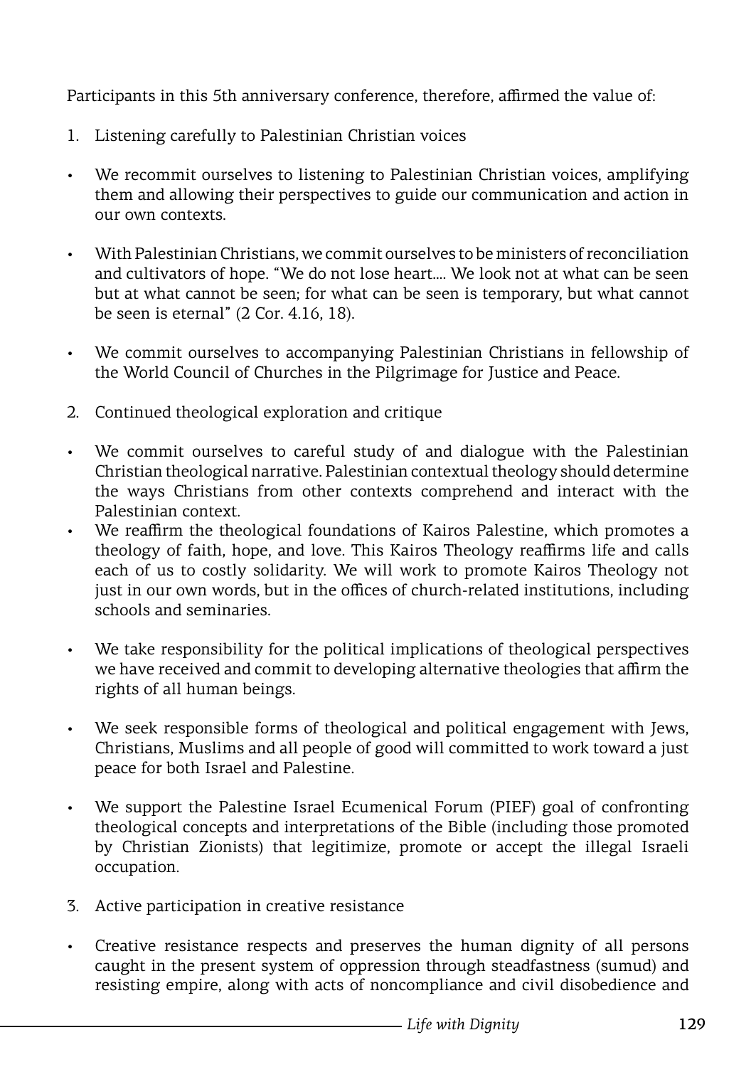Participants in this 5th anniversary conference, therefore, affirmed the value of:

1. Listening carefully to Palestinian Christian voices

- We recommit ourselves to listening to Palestinian Christian voices, amplifying them and allowing their perspectives to guide our communication and action in our own contexts.
- With Palestinian Christians, we commit ourselves to be ministers of reconciliation and cultivators of hope. "We do not lose heart.... We look not at what can be seen but at what cannot be seen; for what can be seen is temporary, but what cannot be seen is eternal" (2 Cor. 4.16, 18).
- We commit ourselves to accompanying Palestinian Christians in fellowship of the World Council of Churches in the Pilgrimage for Justice and Peace.

2. Continued theological exploration and critique

- We commit ourselves to careful study of and dialogue with the Palestinian Christian theological narrative. Palestinian contextual theology should determine the ways Christians from other contexts comprehend and interact with the Palestinian context.
- We reaffirm the theological foundations of Kairos Palestine, which promotes a theology of faith, hope, and love. This Kairos Theology reaffirms life and calls each of us to costly solidarity. We will work to promote Kairos Theology not just in our own words, but in the offices of church-related institutions, including schools and seminaries.
- We take responsibility for the political implications of theological perspectives we have received and commit to developing alternative theologies that affirm the rights of all human beings.
- We seek responsible forms of theological and political engagement with Jews, Christians, Muslims and all people of good will committed to work toward a just peace for both Israel and Palestine.
- We support the Palestine Israel Ecumenical Forum (PIEF) goal of confronting theological concepts and interpretations of the Bible (including those promoted by Christian Zionists) that legitimize, promote or accept the illegal Israeli occupation.

3. Active participation in creative resistance

- Creative resistance respects and preserves the human dignity of all persons caught in the present system of oppression through steadfastness (sumud) and resisting empire, along with acts of noncompliance and civil disobedience and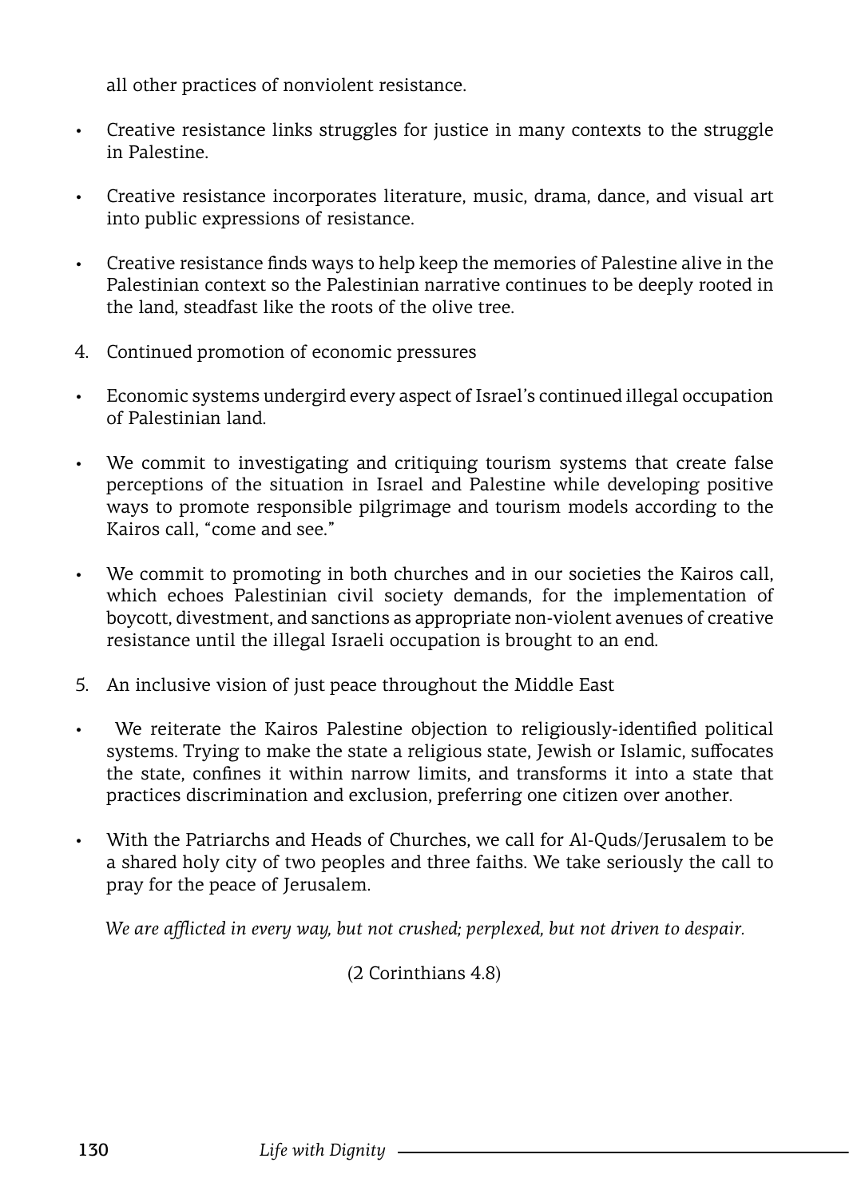all other practices of nonviolent resistance.

- Creative resistance links struggles for justice in many contexts to the struggle in Palestine.
- Creative resistance incorporates literature, music, drama, dance, and visual art into public expressions of resistance.
- Creative resistance finds ways to help keep the memories of Palestine alive in the Palestinian context so the Palestinian narrative continues to be deeply rooted in the land, steadfast like the roots of the olive tree.

4. Continued promotion of economic pressures

- Economic systems undergird every aspect of Israel's continued illegal occupation of Palestinian land.
- We commit to investigating and critiquing tourism systems that create false perceptions of the situation in Israel and Palestine while developing positive ways to promote responsible pilgrimage and tourism models according to the Kairos call, "come and see."
- We commit to promoting in both churches and in our societies the Kairos call, which echoes Palestinian civil society demands, for the implementation of boycott, divestment, and sanctions as appropriate non-violent avenues of creative resistance until the illegal Israeli occupation is brought to an end.

5. An inclusive vision of just peace throughout the Middle East

- We reiterate the Kairos Palestine objection to religiously-identified political systems. Trying to make the state a religious state, Jewish or Islamic, suffocates the state, confines it within narrow limits, and transforms it into a state that practices discrimination and exclusion, preferring one citizen over another.
- With the Patriarchs and Heads of Churches, we call for Al-Quds/Jerusalem to be a shared holy city of two peoples and three faiths. We take seriously the call to pray for the peace of Jerusalem.

*We are afflicted in every way, but not crushed; perplexed, but not driven to despair.*

(2 Corinthians 4.8)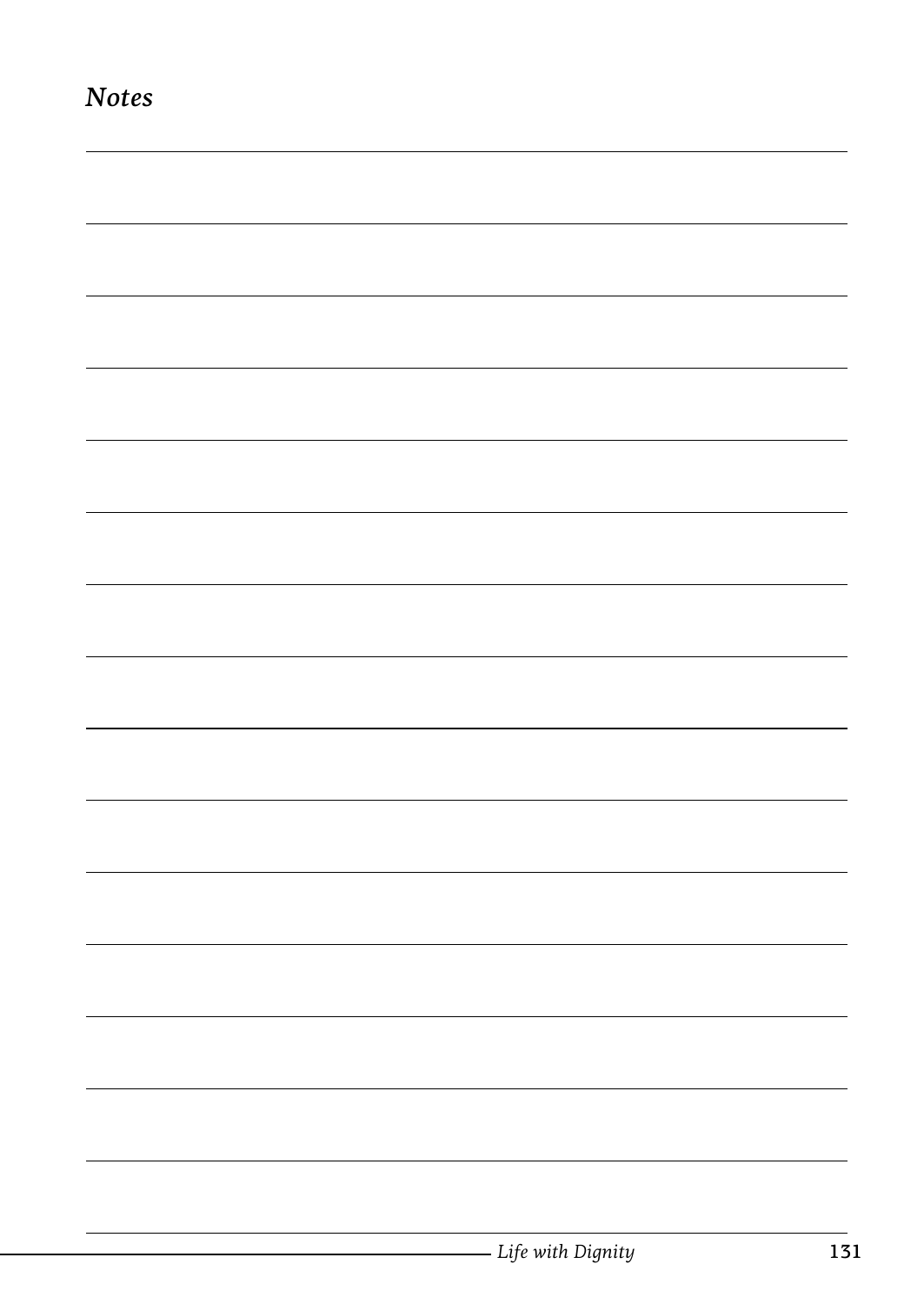*Notes*